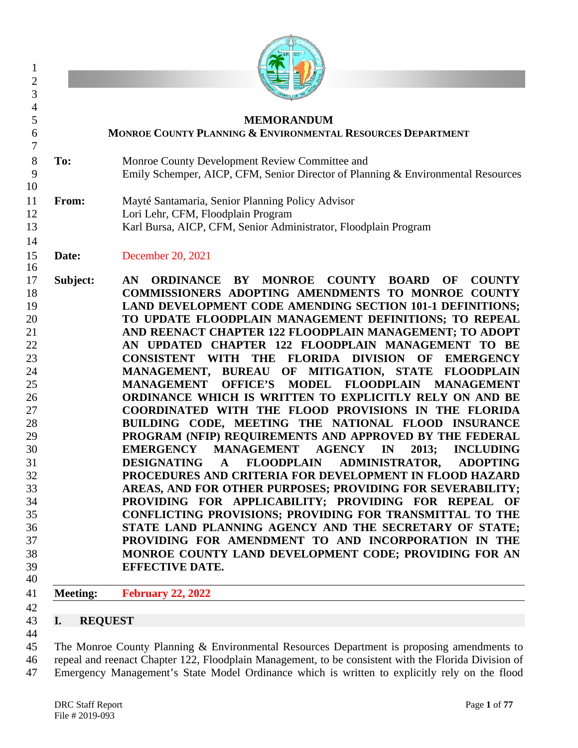# MEMORANDUM

**MONROE COUNTY PLANNING & ENVIRONMENTAL RESOURCES DEPARTMENT**

**To:** Monroe County Development Review Committee and
Emily Schemper, AICP, CFM, Senior Director of Planning & Environmental Resources

**From:** Mayté Santamaria, Senior Planning Policy Advisor
Lori Lehr, CFM, Floodplain Program
Karl Bursa, AICP, CFM, Senior Administrator, Floodplain Program

**Date:** December 20, 2021

**Subject:** **AN ORDINANCE BY MONROE COUNTY BOARD OF COUNTY COMMISSIONERS ADOPTING AMENDMENTS TO MONROE COUNTY LAND DEVELOPMENT CODE AMENDING SECTION 101-1 DEFINITIONS; TO UPDATE FLOODPLAIN MANAGEMENT DEFINITIONS; TO REPEAL AND REENACT CHAPTER 122 FLOODPLAIN MANAGEMENT; TO ADOPT AN UPDATED CHAPTER 122 FLOODPLAIN MANAGEMENT TO BE CONSISTENT WITH THE FLORIDA DIVISION OF EMERGENCY MANAGEMENT, BUREAU OF MITIGATION, STATE FLOODPLAIN MANAGEMENT OFFICE'S MODEL FLOODPLAIN MANAGEMENT ORDINANCE WHICH IS WRITTEN TO EXPLICITLY RELY ON AND BE COORDINATED WITH THE FLOOD PROVISIONS IN THE FLORIDA BUILDING CODE, MEETING THE NATIONAL FLOOD INSURANCE PROGRAM (NFIP) REQUIREMENTS AND APPROVED BY THE FEDERAL EMERGENCY MANAGEMENT AGENCY IN 2013; INCLUDING DESIGNATING A FLOODPLAIN ADMINISTRATOR, ADOPTING PROCEDURES AND CRITERIA FOR DEVELOPMENT IN FLOOD HAZARD AREAS, AND FOR OTHER PURPOSES; PROVIDING FOR SEVERABILITY; PROVIDING FOR APPLICABILITY; PROVIDING FOR REPEAL OF CONFLICTING PROVISIONS; PROVIDING FOR TRANSMITTAL TO THE STATE LAND PLANNING AGENCY AND THE SECRETARY OF STATE; PROVIDING FOR AMENDMENT TO AND INCORPORATION IN THE MONROE COUNTY LAND DEVELOPMENT CODE; PROVIDING FOR AN EFFECTIVE DATE.**

**Meeting:** **February 22, 2022**

## I. REQUEST

The Monroe County Planning & Environmental Resources Department is proposing amendments to repeal and reenact Chapter 122, Floodplain Management, to be consistent with the Florida Division of Emergency Management's State Model Ordinance which is written to explicitly rely on the flood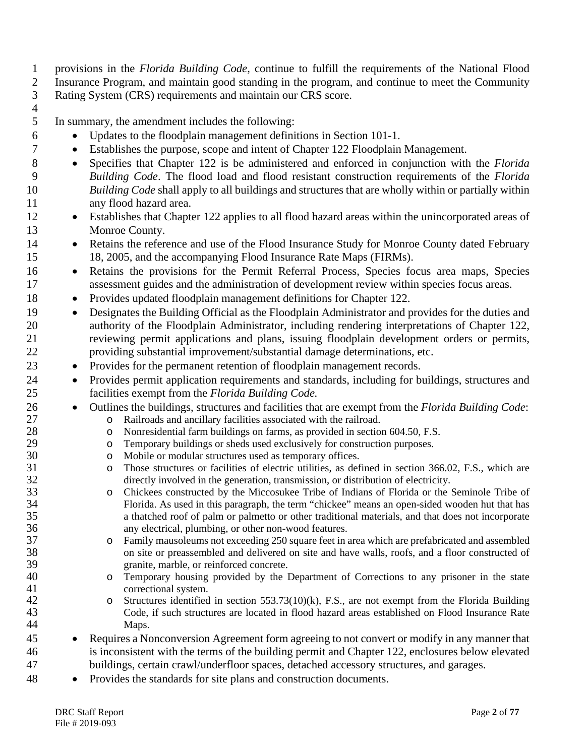provisions in the *Florida Building Code*, continue to fulfill the requirements of the National Flood Insurance Program, and maintain good standing in the program, and continue to meet the Community Rating System (CRS) requirements and maintain our CRS score.

In summary, the amendment includes the following:

- Updates to the floodplain management definitions in Section 101-1.
- Establishes the purpose, scope and intent of Chapter 122 Floodplain Management.
- Specifies that Chapter 122 is be administered and enforced in conjunction with the *Florida Building Code*. The flood load and flood resistant construction requirements of the *Florida Building Code* shall apply to all buildings and structures that are wholly within or partially within any flood hazard area.
- Establishes that Chapter 122 applies to all flood hazard areas within the unincorporated areas of Monroe County.
- Retains the reference and use of the Flood Insurance Study for Monroe County dated February 18, 2005, and the accompanying Flood Insurance Rate Maps (FIRMs).
- Retains the provisions for the Permit Referral Process, Species focus area maps, Species assessment guides and the administration of development review within species focus areas.
- Provides updated floodplain management definitions for Chapter 122.
- Designates the Building Official as the Floodplain Administrator and provides for the duties and authority of the Floodplain Administrator, including rendering interpretations of Chapter 122, reviewing permit applications and plans, issuing floodplain development orders or permits, providing substantial improvement/substantial damage determinations, etc.
- Provides for the permanent retention of floodplain management records.
- Provides permit application requirements and standards, including for buildings, structures and facilities exempt from the *Florida Building Code.*
- Outlines the buildings, structures and facilities that are exempt from the *Florida Building Code*:
  - Railroads and ancillary facilities associated with the railroad.
  - Nonresidential farm buildings on farms, as provided in section 604.50, F.S.
  - Temporary buildings or sheds used exclusively for construction purposes.
  - Mobile or modular structures used as temporary offices.
  - Those structures or facilities of electric utilities, as defined in section 366.02, F.S., which are directly involved in the generation, transmission, or distribution of electricity.
  - Chickees constructed by the Miccosukee Tribe of Indians of Florida or the Seminole Tribe of Florida. As used in this paragraph, the term "chickee" means an open-sided wooden hut that has a thatched roof of palm or palmetto or other traditional materials, and that does not incorporate any electrical, plumbing, or other non-wood features.
  - Family mausoleums not exceeding 250 square feet in area which are prefabricated and assembled on site or preassembled and delivered on site and have walls, roofs, and a floor constructed of granite, marble, or reinforced concrete.
  - Temporary housing provided by the Department of Corrections to any prisoner in the state correctional system.
  - Structures identified in section 553.73(10)(k), F.S., are not exempt from the Florida Building Code, if such structures are located in flood hazard areas established on Flood Insurance Rate Maps.
- Requires a Nonconversion Agreement form agreeing to not convert or modify in any manner that is inconsistent with the terms of the building permit and Chapter 122, enclosures below elevated buildings, certain crawl/underfloor spaces, detached accessory structures, and garages.
- Provides the standards for site plans and construction documents.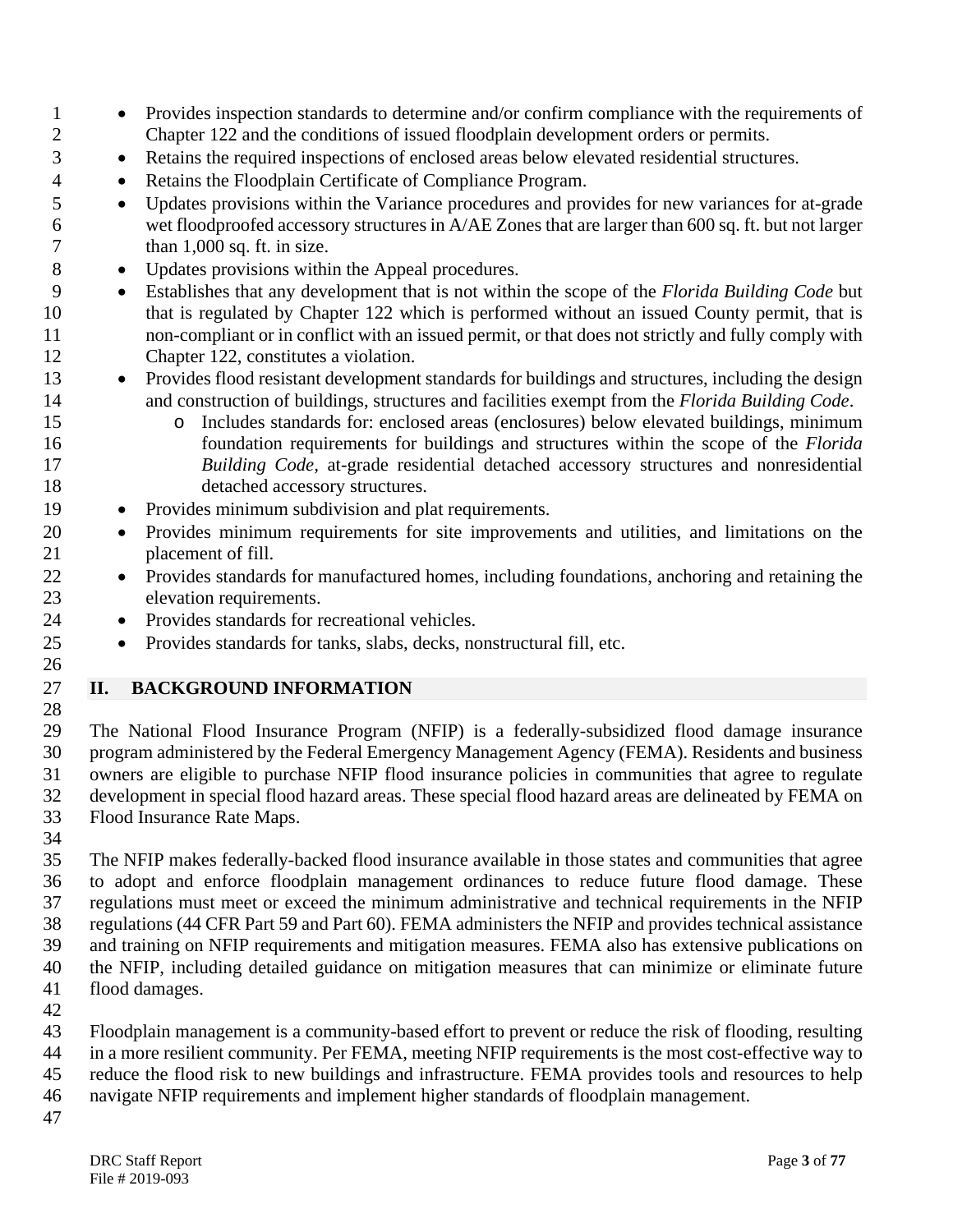- Provides inspection standards to determine and/or confirm compliance with the requirements of Chapter 122 and the conditions of issued floodplain development orders or permits.
- Retains the required inspections of enclosed areas below elevated residential structures.
- Retains the Floodplain Certificate of Compliance Program.
- Updates provisions within the Variance procedures and provides for new variances for at-grade wet floodproofed accessory structures in A/AE Zones that are larger than 600 sq. ft. but not larger than 1,000 sq. ft. in size.
- Updates provisions within the Appeal procedures.
- Establishes that any development that is not within the scope of the *Florida Building Code* but that is regulated by Chapter 122 which is performed without an issued County permit, that is non-compliant or in conflict with an issued permit, or that does not strictly and fully comply with Chapter 122, constitutes a violation.
- Provides flood resistant development standards for buildings and structures, including the design and construction of buildings, structures and facilities exempt from the *Florida Building Code*.
  - Includes standards for: enclosed areas (enclosures) below elevated buildings, minimum foundation requirements for buildings and structures within the scope of the *Florida Building Code*, at-grade residential detached accessory structures and nonresidential detached accessory structures.
- Provides minimum subdivision and plat requirements.
- Provides minimum requirements for site improvements and utilities, and limitations on the placement of fill.
- Provides standards for manufactured homes, including foundations, anchoring and retaining the elevation requirements.
- Provides standards for recreational vehicles.
- Provides standards for tanks, slabs, decks, nonstructural fill, etc.

## II. BACKGROUND INFORMATION

The National Flood Insurance Program (NFIP) is a federally-subsidized flood damage insurance program administered by the Federal Emergency Management Agency (FEMA). Residents and business owners are eligible to purchase NFIP flood insurance policies in communities that agree to regulate development in special flood hazard areas. These special flood hazard areas are delineated by FEMA on Flood Insurance Rate Maps.

The NFIP makes federally-backed flood insurance available in those states and communities that agree to adopt and enforce floodplain management ordinances to reduce future flood damage. These regulations must meet or exceed the minimum administrative and technical requirements in the NFIP regulations (44 CFR Part 59 and Part 60). FEMA administers the NFIP and provides technical assistance and training on NFIP requirements and mitigation measures. FEMA also has extensive publications on the NFIP, including detailed guidance on mitigation measures that can minimize or eliminate future flood damages.

Floodplain management is a community-based effort to prevent or reduce the risk of flooding, resulting in a more resilient community. Per FEMA, meeting NFIP requirements is the most cost-effective way to reduce the flood risk to new buildings and infrastructure. FEMA provides tools and resources to help navigate NFIP requirements and implement higher standards of floodplain management.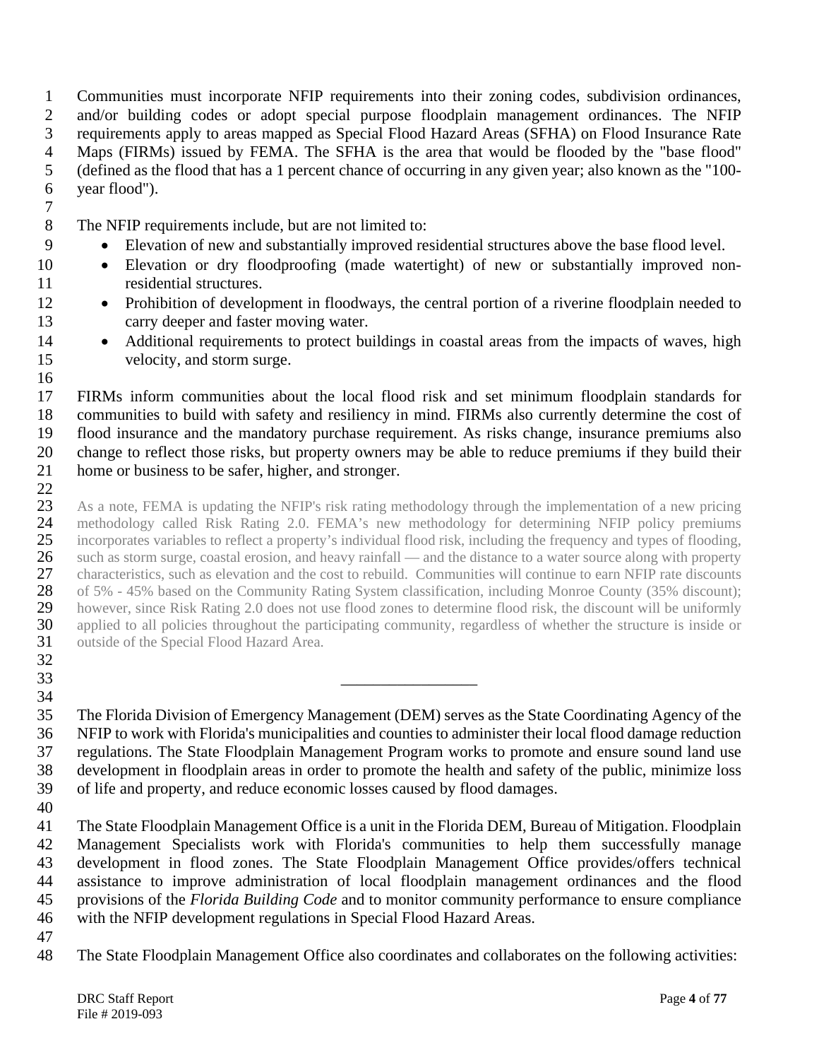Communities must incorporate NFIP requirements into their zoning codes, subdivision ordinances, and/or building codes or adopt special purpose floodplain management ordinances. The NFIP requirements apply to areas mapped as Special Flood Hazard Areas (SFHA) on Flood Insurance Rate Maps (FIRMs) issued by FEMA. The SFHA is the area that would be flooded by the "base flood" (defined as the flood that has a 1 percent chance of occurring in any given year; also known as the "100-year flood").

The NFIP requirements include, but are not limited to:

- Elevation of new and substantially improved residential structures above the base flood level.
- Elevation or dry floodproofing (made watertight) of new or substantially improved non-residential structures.
- Prohibition of development in floodways, the central portion of a riverine floodplain needed to carry deeper and faster moving water.
- Additional requirements to protect buildings in coastal areas from the impacts of waves, high velocity, and storm surge.

FIRMs inform communities about the local flood risk and set minimum floodplain standards for communities to build with safety and resiliency in mind. FIRMs also currently determine the cost of flood insurance and the mandatory purchase requirement. As risks change, insurance premiums also change to reflect those risks, but property owners may be able to reduce premiums if they build their home or business to be safer, higher, and stronger.

As a note, FEMA is updating the NFIP's risk rating methodology through the implementation of a new pricing methodology called Risk Rating 2.0. FEMA's new methodology for determining NFIP policy premiums incorporates variables to reflect a property's individual flood risk, including the frequency and types of flooding, such as storm surge, coastal erosion, and heavy rainfall — and the distance to a water source along with property characteristics, such as elevation and the cost to rebuild. Communities will continue to earn NFIP rate discounts of 5% - 45% based on the Community Rating System classification, including Monroe County (35% discount); however, since Risk Rating 2.0 does not use flood zones to determine flood risk, the discount will be uniformly applied to all policies throughout the participating community, regardless of whether the structure is inside or outside of the Special Flood Hazard Area.

---

The Florida Division of Emergency Management (DEM) serves as the State Coordinating Agency of the NFIP to work with Florida's municipalities and counties to administer their local flood damage reduction regulations. The State Floodplain Management Program works to promote and ensure sound land use development in floodplain areas in order to promote the health and safety of the public, minimize loss of life and property, and reduce economic losses caused by flood damages.

The State Floodplain Management Office is a unit in the Florida DEM, Bureau of Mitigation. Floodplain Management Specialists work with Florida's communities to help them successfully manage development in flood zones. The State Floodplain Management Office provides/offers technical assistance to improve administration of local floodplain management ordinances and the flood provisions of the *Florida Building Code* and to monitor community performance to ensure compliance with the NFIP development regulations in Special Flood Hazard Areas.

The State Floodplain Management Office also coordinates and collaborates on the following activities: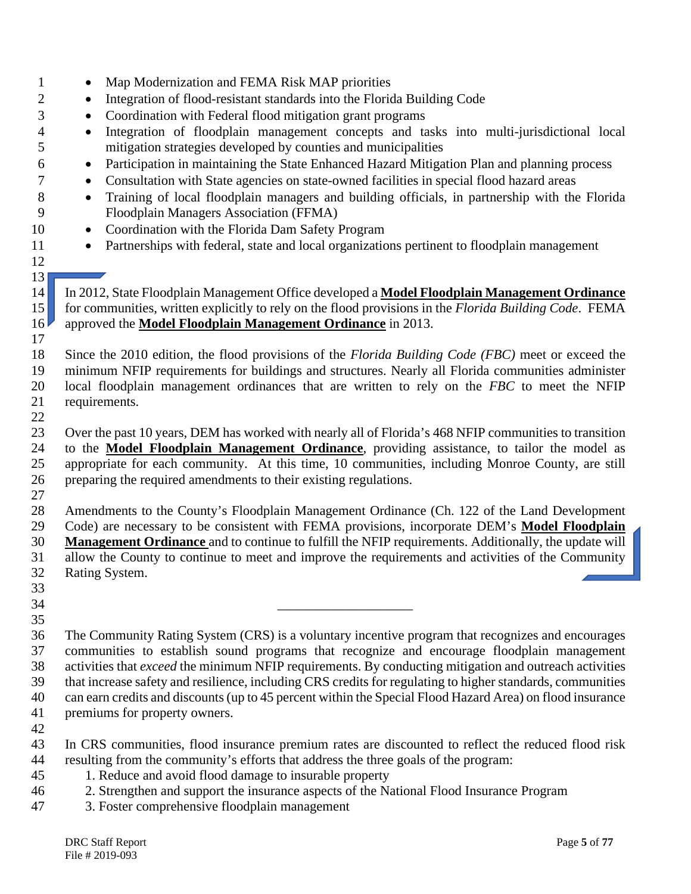- Map Modernization and FEMA Risk MAP priorities
- Integration of flood-resistant standards into the Florida Building Code
- Coordination with Federal flood mitigation grant programs
- Integration of floodplain management concepts and tasks into multi-jurisdictional local mitigation strategies developed by counties and municipalities
- Participation in maintaining the State Enhanced Hazard Mitigation Plan and planning process
- Consultation with State agencies on state-owned facilities in special flood hazard areas
- Training of local floodplain managers and building officials, in partnership with the Florida Floodplain Managers Association (FFMA)
- Coordination with the Florida Dam Safety Program
- Partnerships with federal, state and local organizations pertinent to floodplain management

In 2012, State Floodplain Management Office developed a **Model Floodplain Management Ordinance** for communities, written explicitly to rely on the flood provisions in the *Florida Building Code*. FEMA approved the **Model Floodplain Management Ordinance** in 2013.

Since the 2010 edition, the flood provisions of the *Florida Building Code (FBC)* meet or exceed the minimum NFIP requirements for buildings and structures. Nearly all Florida communities administer local floodplain management ordinances that are written to rely on the *FBC* to meet the NFIP requirements.

Over the past 10 years, DEM has worked with nearly all of Florida's 468 NFIP communities to transition to the **Model Floodplain Management Ordinance**, providing assistance, to tailor the model as appropriate for each community. At this time, 10 communities, including Monroe County, are still preparing the required amendments to their existing regulations.

Amendments to the County's Floodplain Management Ordinance (Ch. 122 of the Land Development Code) are necessary to be consistent with FEMA provisions, incorporate DEM's **Model Floodplain Management Ordinance** and to continue to fulfill the NFIP requirements. Additionally, the update will allow the County to continue to meet and improve the requirements and activities of the Community Rating System.

---

The Community Rating System (CRS) is a voluntary incentive program that recognizes and encourages communities to establish sound programs that recognize and encourage floodplain management activities that *exceed* the minimum NFIP requirements. By conducting mitigation and outreach activities that increase safety and resilience, including CRS credits for regulating to higher standards, communities can earn credits and discounts (up to 45 percent within the Special Flood Hazard Area) on flood insurance premiums for property owners.

In CRS communities, flood insurance premium rates are discounted to reflect the reduced flood risk resulting from the community's efforts that address the three goals of the program:

1. Reduce and avoid flood damage to insurable property
2. Strengthen and support the insurance aspects of the National Flood Insurance Program
3. Foster comprehensive floodplain management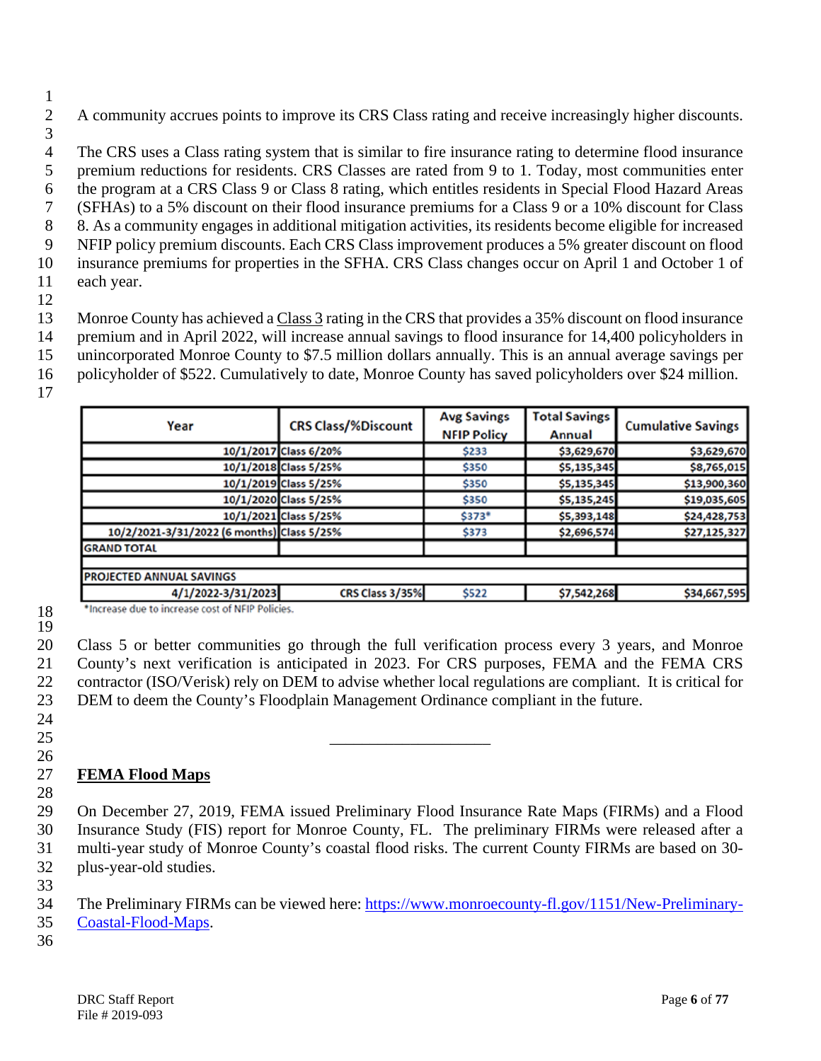A community accrues points to improve its CRS Class rating and receive increasingly higher discounts.

The CRS uses a Class rating system that is similar to fire insurance rating to determine flood insurance premium reductions for residents. CRS Classes are rated from 9 to 1. Today, most communities enter the program at a CRS Class 9 or Class 8 rating, which entitles residents in Special Flood Hazard Areas (SFHAs) to a 5% discount on their flood insurance premiums for a Class 9 or a 10% discount for Class 8. As a community engages in additional mitigation activities, its residents become eligible for increased NFIP policy premium discounts. Each CRS Class improvement produces a 5% greater discount on flood insurance premiums for properties in the SFHA. CRS Class changes occur on April 1 and October 1 of each year.

Monroe County has achieved a Class 3 rating in the CRS that provides a 35% discount on flood insurance premium and in April 2022, will increase annual savings to flood insurance for 14,400 policyholders in unincorporated Monroe County to $7.5 million dollars annually. This is an annual average savings per policyholder of $522. Cumulatively to date, Monroe County has saved policyholders over $24 million.

| Year | CRS Class/%Discount | Avg Savings NFIP Policy | Total Savings Annual | Cumulative Savings |
|---|---|---|---|---|
| 10/1/2017 | Class 6/20% | $233 | $3,629,670 | $3,629,670 |
| 10/1/2018 | Class 5/25% | $350 | $5,135,345 | $8,765,015 |
| 10/1/2019 | Class 5/25% | $350 | $5,135,345 | $13,900,360 |
| 10/1/2020 | Class 5/25% | $350 | $5,135,245 | $19,035,605 |
| 10/1/2021 | Class 5/25% | $373* | $5,393,148 | $24,428,753 |
| 10/2/2021-3/31/2022 (6 months) | Class 5/25% | $373 | $2,696,574 | $27,125,327 |
| GRAND TOTAL | | | | |
| | | | | |
| PROJECTED ANNUAL SAVINGS | | | | |
| 4/1/2022-3/31/2023 | CRS Class 3/35% | $522 | $7,542,268 | $34,667,595 |

*Increase due to increase cost of NFIP Policies.

Class 5 or better communities go through the full verification process every 3 years, and Monroe County's next verification is anticipated in 2023. For CRS purposes, FEMA and the FEMA CRS contractor (ISO/Verisk) rely on DEM to advise whether local regulations are compliant. It is critical for DEM to deem the County's Floodplain Management Ordinance compliant in the future.

---

## FEMA Flood Maps

On December 27, 2019, FEMA issued Preliminary Flood Insurance Rate Maps (FIRMs) and a Flood Insurance Study (FIS) report for Monroe County, FL. The preliminary FIRMs were released after a multi-year study of Monroe County's coastal flood risks. The current County FIRMs are based on 30-plus-year-old studies.

The Preliminary FIRMs can be viewed here: https://www.monroecounty-fl.gov/1151/New-Preliminary-Coastal-Flood-Maps.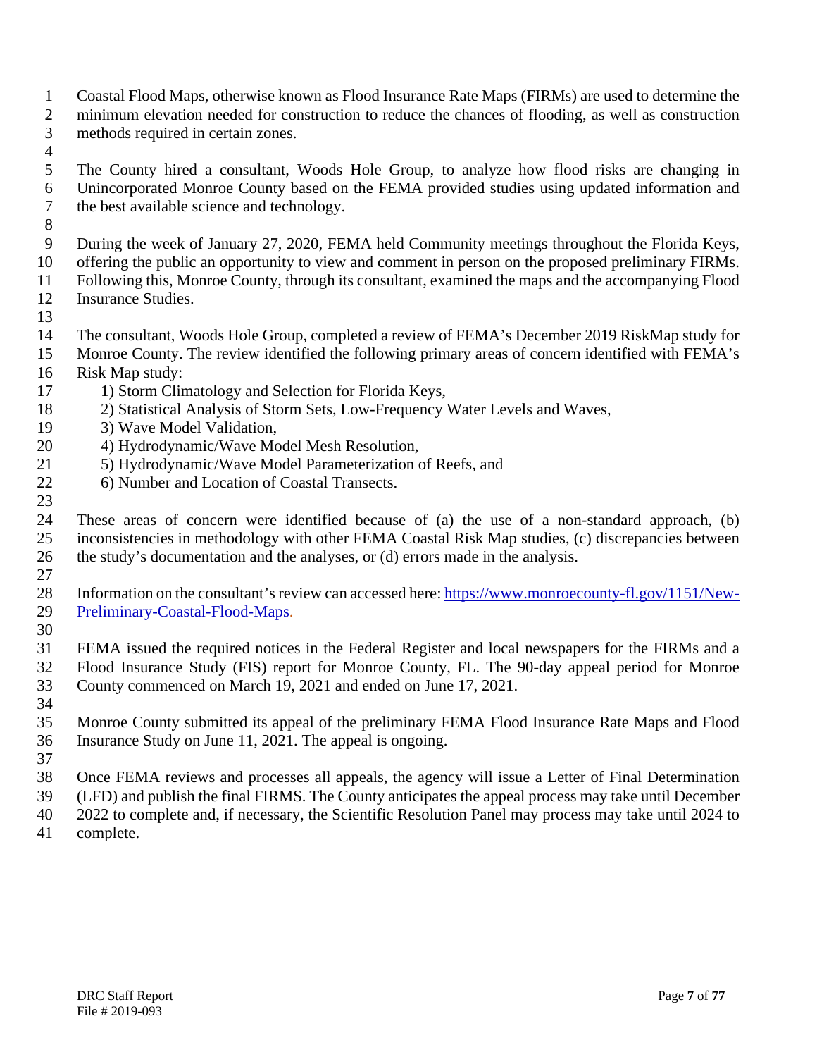Coastal Flood Maps, otherwise known as Flood Insurance Rate Maps (FIRMs) are used to determine the minimum elevation needed for construction to reduce the chances of flooding, as well as construction methods required in certain zones.

The County hired a consultant, Woods Hole Group, to analyze how flood risks are changing in Unincorporated Monroe County based on the FEMA provided studies using updated information and the best available science and technology.

During the week of January 27, 2020, FEMA held Community meetings throughout the Florida Keys, offering the public an opportunity to view and comment in person on the proposed preliminary FIRMs. Following this, Monroe County, through its consultant, examined the maps and the accompanying Flood Insurance Studies.

The consultant, Woods Hole Group, completed a review of FEMA's December 2019 RiskMap study for Monroe County. The review identified the following primary areas of concern identified with FEMA's Risk Map study:

1) Storm Climatology and Selection for Florida Keys,
2) Statistical Analysis of Storm Sets, Low-Frequency Water Levels and Waves,
3) Wave Model Validation,
4) Hydrodynamic/Wave Model Mesh Resolution,
5) Hydrodynamic/Wave Model Parameterization of Reefs, and
6) Number and Location of Coastal Transects.

These areas of concern were identified because of (a) the use of a non-standard approach, (b) inconsistencies in methodology with other FEMA Coastal Risk Map studies, (c) discrepancies between the study's documentation and the analyses, or (d) errors made in the analysis.

Information on the consultant's review can accessed here: https://www.monroecounty-fl.gov/1151/New-Preliminary-Coastal-Flood-Maps.

FEMA issued the required notices in the Federal Register and local newspapers for the FIRMs and a Flood Insurance Study (FIS) report for Monroe County, FL. The 90-day appeal period for Monroe County commenced on March 19, 2021 and ended on June 17, 2021.

Monroe County submitted its appeal of the preliminary FEMA Flood Insurance Rate Maps and Flood Insurance Study on June 11, 2021. The appeal is ongoing.

Once FEMA reviews and processes all appeals, the agency will issue a Letter of Final Determination (LFD) and publish the final FIRMS. The County anticipates the appeal process may take until December 2022 to complete and, if necessary, the Scientific Resolution Panel may process may take until 2024 to complete.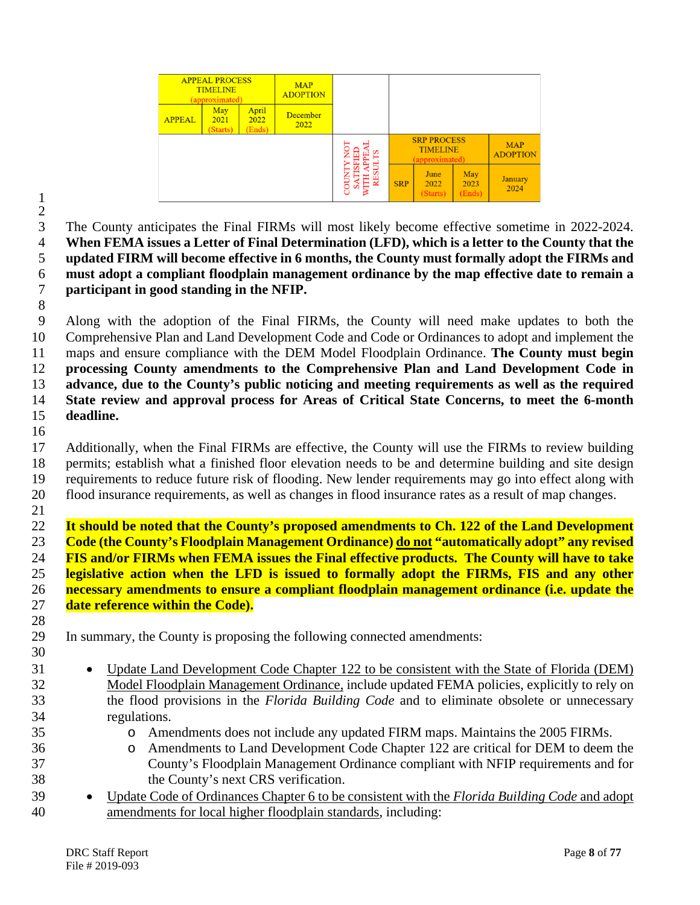| APPEAL PROCESS TIMELINE (approximated) | | | MAP ADOPTION | | | | | |
|---|---|---|---|---|---|---|---|---|
| APPEAL | May 2021 (Starts) | April 2022 (Ends) | December 2022 | | | | | |
| | | | | COUNTY NOT SATISFIED WITH APPEAL RESULTS | SRP PROCESS TIMELINE (approximated) | | | MAP ADOPTION |
| | | | | | SRP | June 2022 (Starts) | May 2023 (Ends) | January 2024 |

The County anticipates the Final FIRMs will most likely become effective sometime in 2022-2024. **When FEMA issues a Letter of Final Determination (LFD), which is a letter to the County that the updated FIRM will become effective in 6 months, the County must formally adopt the FIRMs and must adopt a compliant floodplain management ordinance by the map effective date to remain a participant in good standing in the NFIP.**

Along with the adoption of the Final FIRMs, the County will need make updates to both the Comprehensive Plan and Land Development Code and Code or Ordinances to adopt and implement the maps and ensure compliance with the DEM Model Floodplain Ordinance. **The County must begin processing County amendments to the Comprehensive Plan and Land Development Code in advance, due to the County's public noticing and meeting requirements as well as the required State review and approval process for Areas of Critical State Concerns, to meet the 6-month deadline.**

Additionally, when the Final FIRMs are effective, the County will use the FIRMs to review building permits; establish what a finished floor elevation needs to be and determine building and site design requirements to reduce future risk of flooding. New lender requirements may go into effect along with flood insurance requirements, as well as changes in flood insurance rates as a result of map changes.

**It should be noted that the County's proposed amendments to Ch. 122 of the Land Development Code (the County's Floodplain Management Ordinance) do not "automatically adopt" any revised FIS and/or FIRMs when FEMA issues the Final effective products. The County will have to take legislative action when the LFD is issued to formally adopt the FIRMs, FIS and any other necessary amendments to ensure a compliant floodplain management ordinance (i.e. update the date reference within the Code).**

In summary, the County is proposing the following connected amendments:

- Update Land Development Code Chapter 122 to be consistent with the State of Florida (DEM) Model Floodplain Management Ordinance, include updated FEMA policies, explicitly to rely on the flood provisions in the *Florida Building Code* and to eliminate obsolete or unnecessary regulations.
  - Amendments does not include any updated FIRM maps. Maintains the 2005 FIRMs.
  - Amendments to Land Development Code Chapter 122 are critical for DEM to deem the County's Floodplain Management Ordinance compliant with NFIP requirements and for the County's next CRS verification.
- Update Code of Ordinances Chapter 6 to be consistent with the *Florida Building Code* and adopt amendments for local higher floodplain standards, including: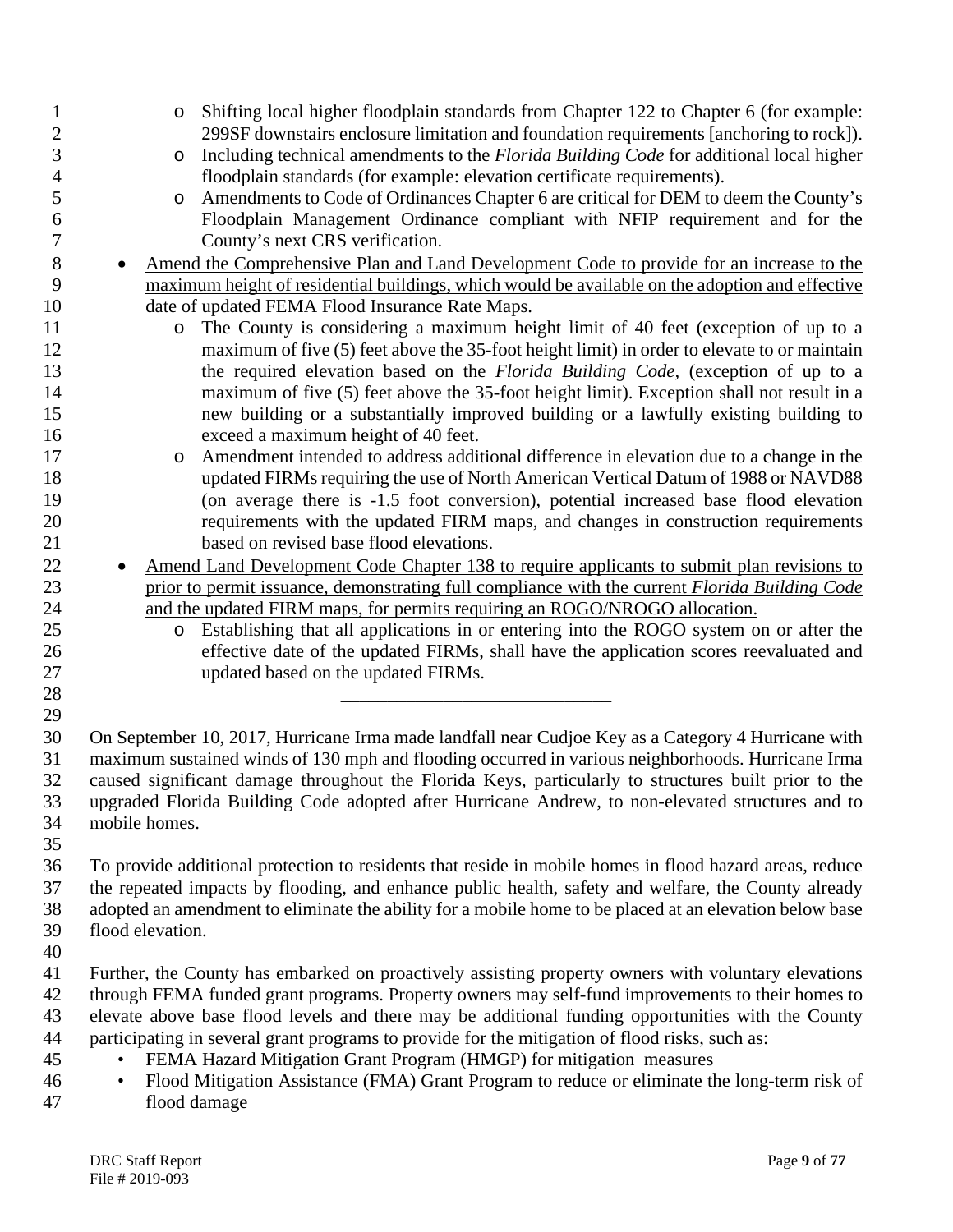- Shifting local higher floodplain standards from Chapter 122 to Chapter 6 (for example: 299SF downstairs enclosure limitation and foundation requirements [anchoring to rock]).
  - Including technical amendments to the *Florida Building Code* for additional local higher floodplain standards (for example: elevation certificate requirements).
  - Amendments to Code of Ordinances Chapter 6 are critical for DEM to deem the County's Floodplain Management Ordinance compliant with NFIP requirement and for the County's next CRS verification.
- <u>Amend the Comprehensive Plan and Land Development Code to provide for an increase to the maximum height of residential buildings, which would be available on the adoption and effective date of updated FEMA Flood Insurance Rate Maps.</u>
  - The County is considering a maximum height limit of 40 feet (exception of up to a maximum of five (5) feet above the 35-foot height limit) in order to elevate to or maintain the required elevation based on the *Florida Building Code*, (exception of up to a maximum of five (5) feet above the 35-foot height limit). Exception shall not result in a new building or a substantially improved building or a lawfully existing building to exceed a maximum height of 40 feet.
  - Amendment intended to address additional difference in elevation due to a change in the updated FIRMs requiring the use of North American Vertical Datum of 1988 or NAVD88 (on average there is -1.5 foot conversion), potential increased base flood elevation requirements with the updated FIRM maps, and changes in construction requirements based on revised base flood elevations.
- <u>Amend Land Development Code Chapter 138 to require applicants to submit plan revisions to prior to permit issuance, demonstrating full compliance with the current *Florida Building Code* and the updated FIRM maps, for permits requiring an ROGO/NROGO allocation.</u>
  - Establishing that all applications in or entering into the ROGO system on or after the effective date of the updated FIRMs, shall have the application scores reevaluated and updated based on the updated FIRMs.

---

On September 10, 2017, Hurricane Irma made landfall near Cudjoe Key as a Category 4 Hurricane with maximum sustained winds of 130 mph and flooding occurred in various neighborhoods. Hurricane Irma caused significant damage throughout the Florida Keys, particularly to structures built prior to the upgraded Florida Building Code adopted after Hurricane Andrew, to non-elevated structures and to mobile homes.

To provide additional protection to residents that reside in mobile homes in flood hazard areas, reduce the repeated impacts by flooding, and enhance public health, safety and welfare, the County already adopted an amendment to eliminate the ability for a mobile home to be placed at an elevation below base flood elevation.

Further, the County has embarked on proactively assisting property owners with voluntary elevations through FEMA funded grant programs. Property owners may self-fund improvements to their homes to elevate above base flood levels and there may be additional funding opportunities with the County participating in several grant programs to provide for the mitigation of flood risks, such as:

- FEMA Hazard Mitigation Grant Program (HMGP) for mitigation measures
- Flood Mitigation Assistance (FMA) Grant Program to reduce or eliminate the long-term risk of flood damage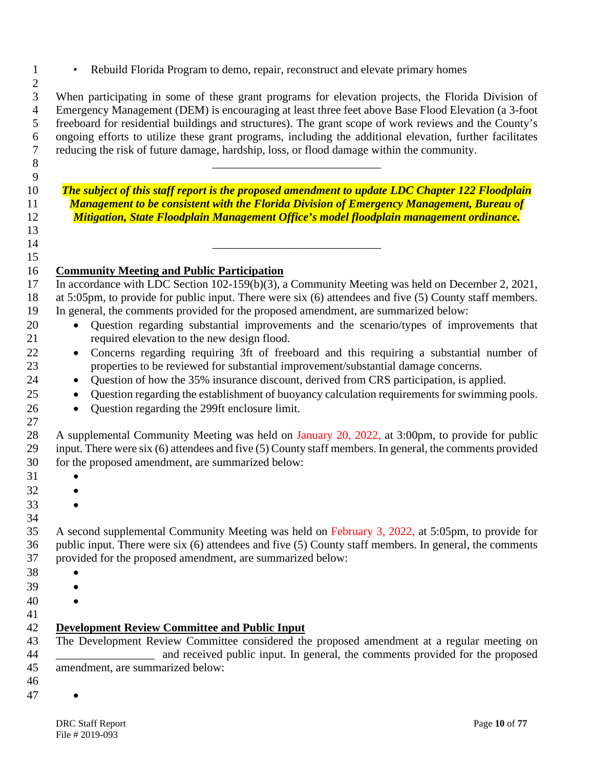- Rebuild Florida Program to demo, repair, reconstruct and elevate primary homes

When participating in some of these grant programs for elevation projects, the Florida Division of Emergency Management (DEM) is encouraging at least three feet above Base Flood Elevation (a 3-foot freeboard for residential buildings and structures). The grant scope of work reviews and the County's ongoing efforts to utilize these grant programs, including the additional elevation, further facilitates reducing the risk of future damage, hardship, loss, or flood damage within the community.

_____________________________

***The subject of this staff report is the proposed amendment to update LDC Chapter 122 Floodplain Management to be consistent with the Florida Division of Emergency Management, Bureau of Mitigation, State Floodplain Management Office's model floodplain management ordinance.***

_____________________________

## Community Meeting and Public Participation

In accordance with LDC Section 102-159(b)(3), a Community Meeting was held on December 2, 2021, at 5:05pm, to provide for public input. There were six (6) attendees and five (5) County staff members. In general, the comments provided for the proposed amendment, are summarized below:

- Question regarding substantial improvements and the scenario/types of improvements that required elevation to the new design flood.
- Concerns regarding requiring 3ft of freeboard and this requiring a substantial number of properties to be reviewed for substantial improvement/substantial damage concerns.
- Question of how the 35% insurance discount, derived from CRS participation, is applied.
- Question regarding the establishment of buoyancy calculation requirements for swimming pools.
- Question regarding the 299ft enclosure limit.

A supplemental Community Meeting was held on January 20, 2022, at 3:00pm, to provide for public input. There were six (6) attendees and five (5) County staff members. In general, the comments provided for the proposed amendment, are summarized below:

- 
- 
- 

A second supplemental Community Meeting was held on February 3, 2022, at 5:05pm, to provide for public input. There were six (6) attendees and five (5) County staff members. In general, the comments provided for the proposed amendment, are summarized below:

- 
- 
- 

## Development Review Committee and Public Input

The Development Review Committee considered the proposed amendment at a regular meeting on _________________ and received public input. In general, the comments provided for the proposed amendment, are summarized below:

- 

DRC Staff Report
File # 2019-093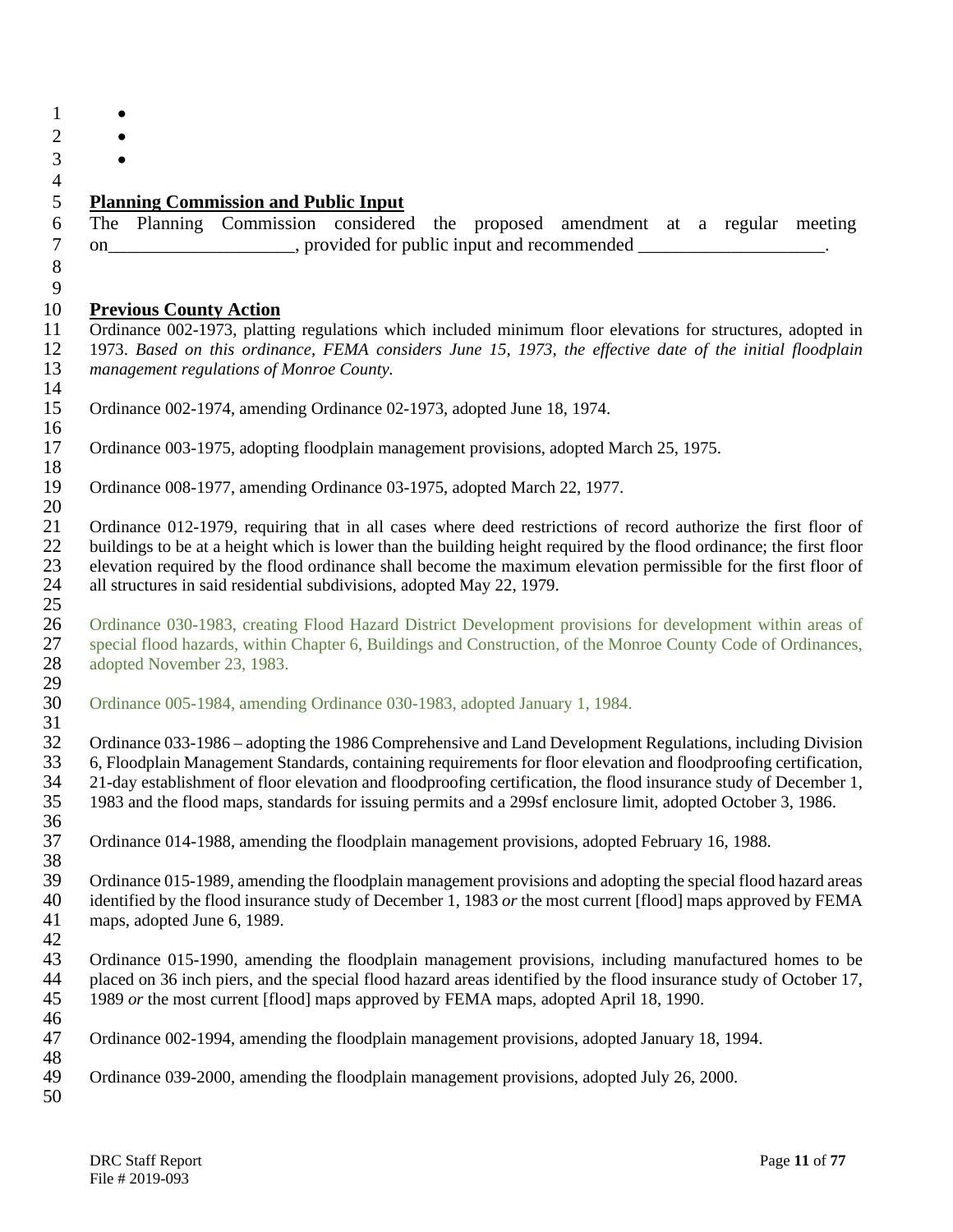- 
- 
- 

**Planning Commission and Public Input**

The Planning Commission considered the proposed amendment at a regular meeting on____________________, provided for public input and recommended ____________________.

**Previous County Action**

Ordinance 002-1973, platting regulations which included minimum floor elevations for structures, adopted in 1973. *Based on this ordinance, FEMA considers June 15, 1973, the effective date of the initial floodplain management regulations of Monroe County.*

Ordinance 002-1974, amending Ordinance 02-1973, adopted June 18, 1974.

Ordinance 003-1975, adopting floodplain management provisions, adopted March 25, 1975.

Ordinance 008-1977, amending Ordinance 03-1975, adopted March 22, 1977.

Ordinance 012-1979, requiring that in all cases where deed restrictions of record authorize the first floor of buildings to be at a height which is lower than the building height required by the flood ordinance; the first floor elevation required by the flood ordinance shall become the maximum elevation permissible for the first floor of all structures in said residential subdivisions, adopted May 22, 1979.

Ordinance 030-1983, creating Flood Hazard District Development provisions for development within areas of special flood hazards, within Chapter 6, Buildings and Construction, of the Monroe County Code of Ordinances, adopted November 23, 1983.

Ordinance 005-1984, amending Ordinance 030-1983, adopted January 1, 1984.

Ordinance 033-1986 – adopting the 1986 Comprehensive and Land Development Regulations, including Division 6, Floodplain Management Standards, containing requirements for floor elevation and floodproofing certification, 21-day establishment of floor elevation and floodproofing certification, the flood insurance study of December 1, 1983 and the flood maps, standards for issuing permits and a 299sf enclosure limit, adopted October 3, 1986.

Ordinance 014-1988, amending the floodplain management provisions, adopted February 16, 1988.

Ordinance 015-1989, amending the floodplain management provisions and adopting the special flood hazard areas identified by the flood insurance study of December 1, 1983 *or* the most current [flood] maps approved by FEMA maps, adopted June 6, 1989.

Ordinance 015-1990, amending the floodplain management provisions, including manufactured homes to be placed on 36 inch piers, and the special flood hazard areas identified by the flood insurance study of October 17, 1989 *or* the most current [flood] maps approved by FEMA maps, adopted April 18, 1990.

Ordinance 002-1994, amending the floodplain management provisions, adopted January 18, 1994.

Ordinance 039-2000, amending the floodplain management provisions, adopted July 26, 2000.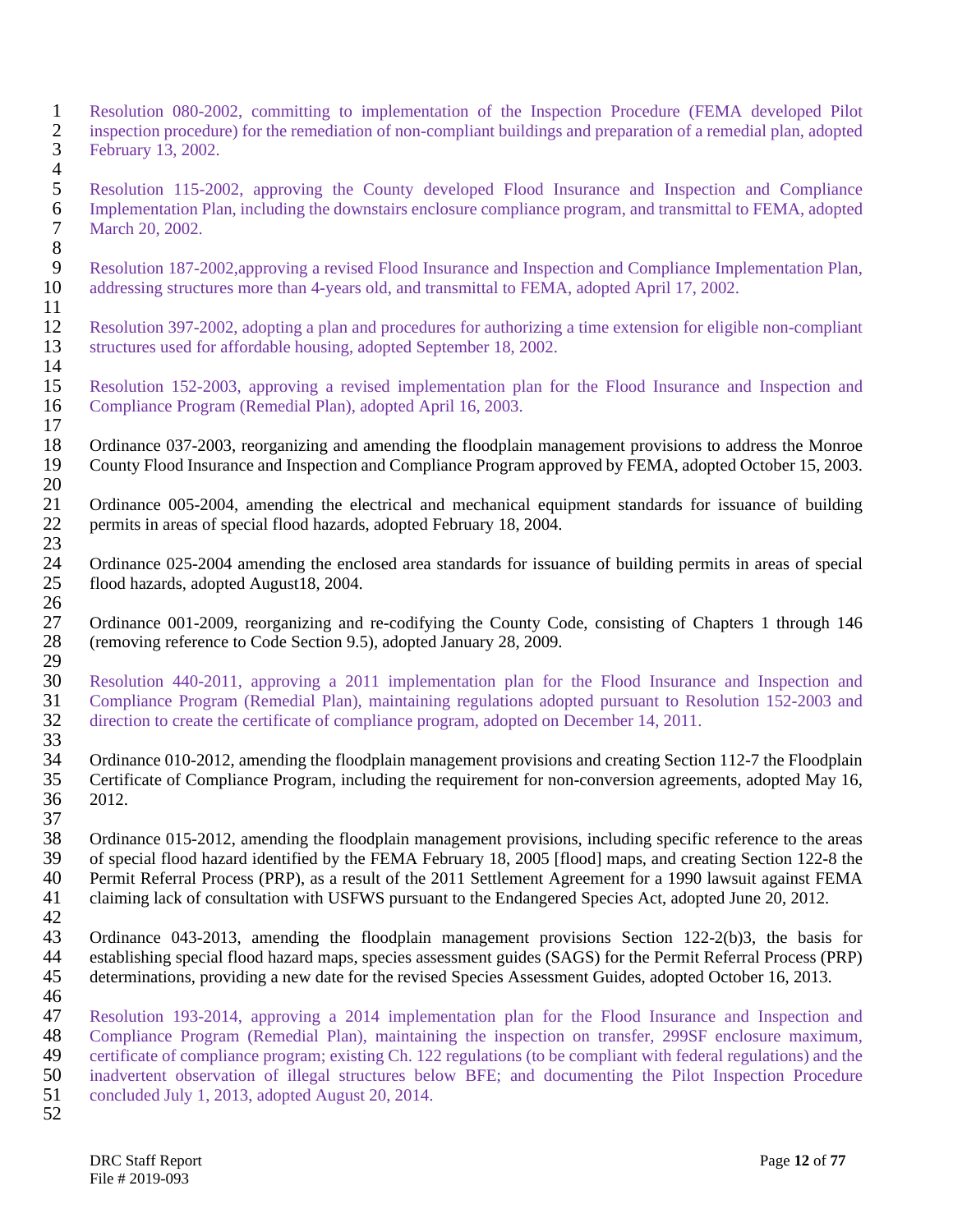Resolution 080-2002, committing to implementation of the Inspection Procedure (FEMA developed Pilot inspection procedure) for the remediation of non-compliant buildings and preparation of a remedial plan, adopted February 13, 2002.

Resolution 115-2002, approving the County developed Flood Insurance and Inspection and Compliance Implementation Plan, including the downstairs enclosure compliance program, and transmittal to FEMA, adopted March 20, 2002.

Resolution 187-2002,approving a revised Flood Insurance and Inspection and Compliance Implementation Plan, addressing structures more than 4-years old, and transmittal to FEMA, adopted April 17, 2002.

Resolution 397-2002, adopting a plan and procedures for authorizing a time extension for eligible non-compliant structures used for affordable housing, adopted September 18, 2002.

Resolution 152-2003, approving a revised implementation plan for the Flood Insurance and Inspection and Compliance Program (Remedial Plan), adopted April 16, 2003.

Ordinance 037-2003, reorganizing and amending the floodplain management provisions to address the Monroe County Flood Insurance and Inspection and Compliance Program approved by FEMA, adopted October 15, 2003.

Ordinance 005-2004, amending the electrical and mechanical equipment standards for issuance of building permits in areas of special flood hazards, adopted February 18, 2004.

Ordinance 025-2004 amending the enclosed area standards for issuance of building permits in areas of special flood hazards, adopted August18, 2004.

Ordinance 001-2009, reorganizing and re-codifying the County Code, consisting of Chapters 1 through 146 (removing reference to Code Section 9.5), adopted January 28, 2009.

Resolution 440-2011, approving a 2011 implementation plan for the Flood Insurance and Inspection and Compliance Program (Remedial Plan), maintaining regulations adopted pursuant to Resolution 152-2003 and direction to create the certificate of compliance program, adopted on December 14, 2011.

Ordinance 010-2012, amending the floodplain management provisions and creating Section 112-7 the Floodplain Certificate of Compliance Program, including the requirement for non-conversion agreements, adopted May 16, 2012.

Ordinance 015-2012, amending the floodplain management provisions, including specific reference to the areas of special flood hazard identified by the FEMA February 18, 2005 [flood] maps, and creating Section 122-8 the Permit Referral Process (PRP), as a result of the 2011 Settlement Agreement for a 1990 lawsuit against FEMA claiming lack of consultation with USFWS pursuant to the Endangered Species Act, adopted June 20, 2012.

Ordinance 043-2013, amending the floodplain management provisions Section 122-2(b)3, the basis for establishing special flood hazard maps, species assessment guides (SAGS) for the Permit Referral Process (PRP) determinations, providing a new date for the revised Species Assessment Guides, adopted October 16, 2013.

Resolution 193-2014, approving a 2014 implementation plan for the Flood Insurance and Inspection and Compliance Program (Remedial Plan), maintaining the inspection on transfer, 299SF enclosure maximum, certificate of compliance program; existing Ch. 122 regulations (to be compliant with federal regulations) and the inadvertent observation of illegal structures below BFE; and documenting the Pilot Inspection Procedure concluded July 1, 2013, adopted August 20, 2014.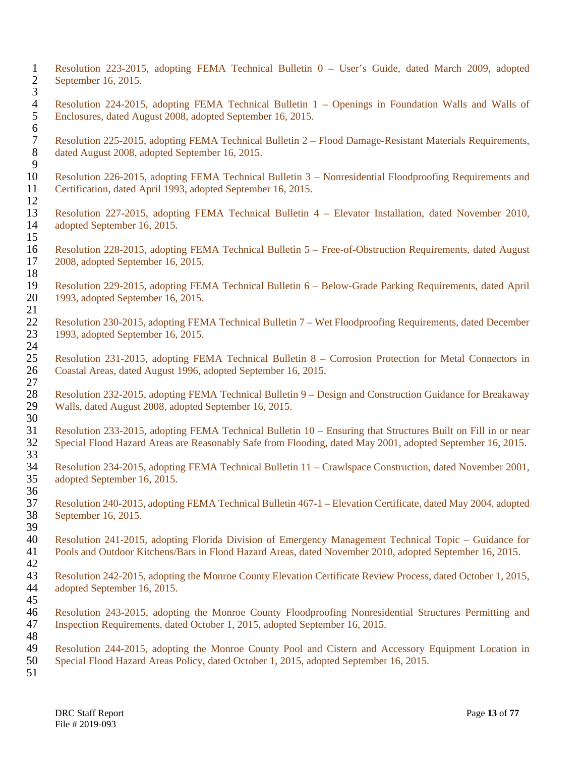Resolution 223-2015, adopting FEMA Technical Bulletin 0 – User's Guide, dated March 2009, adopted September 16, 2015.

Resolution 224-2015, adopting FEMA Technical Bulletin 1 – Openings in Foundation Walls and Walls of Enclosures, dated August 2008, adopted September 16, 2015.

Resolution 225-2015, adopting FEMA Technical Bulletin 2 – Flood Damage-Resistant Materials Requirements, dated August 2008, adopted September 16, 2015.

Resolution 226-2015, adopting FEMA Technical Bulletin 3 – Nonresidential Floodproofing Requirements and Certification, dated April 1993, adopted September 16, 2015.

Resolution 227-2015, adopting FEMA Technical Bulletin 4 – Elevator Installation, dated November 2010, adopted September 16, 2015.

Resolution 228-2015, adopting FEMA Technical Bulletin 5 – Free-of-Obstruction Requirements, dated August 2008, adopted September 16, 2015.

Resolution 229-2015, adopting FEMA Technical Bulletin 6 – Below-Grade Parking Requirements, dated April 1993, adopted September 16, 2015.

Resolution 230-2015, adopting FEMA Technical Bulletin 7 – Wet Floodproofing Requirements, dated December 1993, adopted September 16, 2015.

Resolution 231-2015, adopting FEMA Technical Bulletin 8 – Corrosion Protection for Metal Connectors in Coastal Areas, dated August 1996, adopted September 16, 2015.

Resolution 232-2015, adopting FEMA Technical Bulletin 9 – Design and Construction Guidance for Breakaway Walls, dated August 2008, adopted September 16, 2015.

Resolution 233-2015, adopting FEMA Technical Bulletin 10 – Ensuring that Structures Built on Fill in or near Special Flood Hazard Areas are Reasonably Safe from Flooding, dated May 2001, adopted September 16, 2015.

Resolution 234-2015, adopting FEMA Technical Bulletin 11 – Crawlspace Construction, dated November 2001, adopted September 16, 2015.

Resolution 240-2015, adopting FEMA Technical Bulletin 467-1 – Elevation Certificate, dated May 2004, adopted September 16, 2015.

Resolution 241-2015, adopting Florida Division of Emergency Management Technical Topic – Guidance for Pools and Outdoor Kitchens/Bars in Flood Hazard Areas, dated November 2010, adopted September 16, 2015.

Resolution 242-2015, adopting the Monroe County Elevation Certificate Review Process, dated October 1, 2015, adopted September 16, 2015.

Resolution 243-2015, adopting the Monroe County Floodproofing Nonresidential Structures Permitting and Inspection Requirements, dated October 1, 2015, adopted September 16, 2015.

Resolution 244-2015, adopting the Monroe County Pool and Cistern and Accessory Equipment Location in Special Flood Hazard Areas Policy, dated October 1, 2015, adopted September 16, 2015.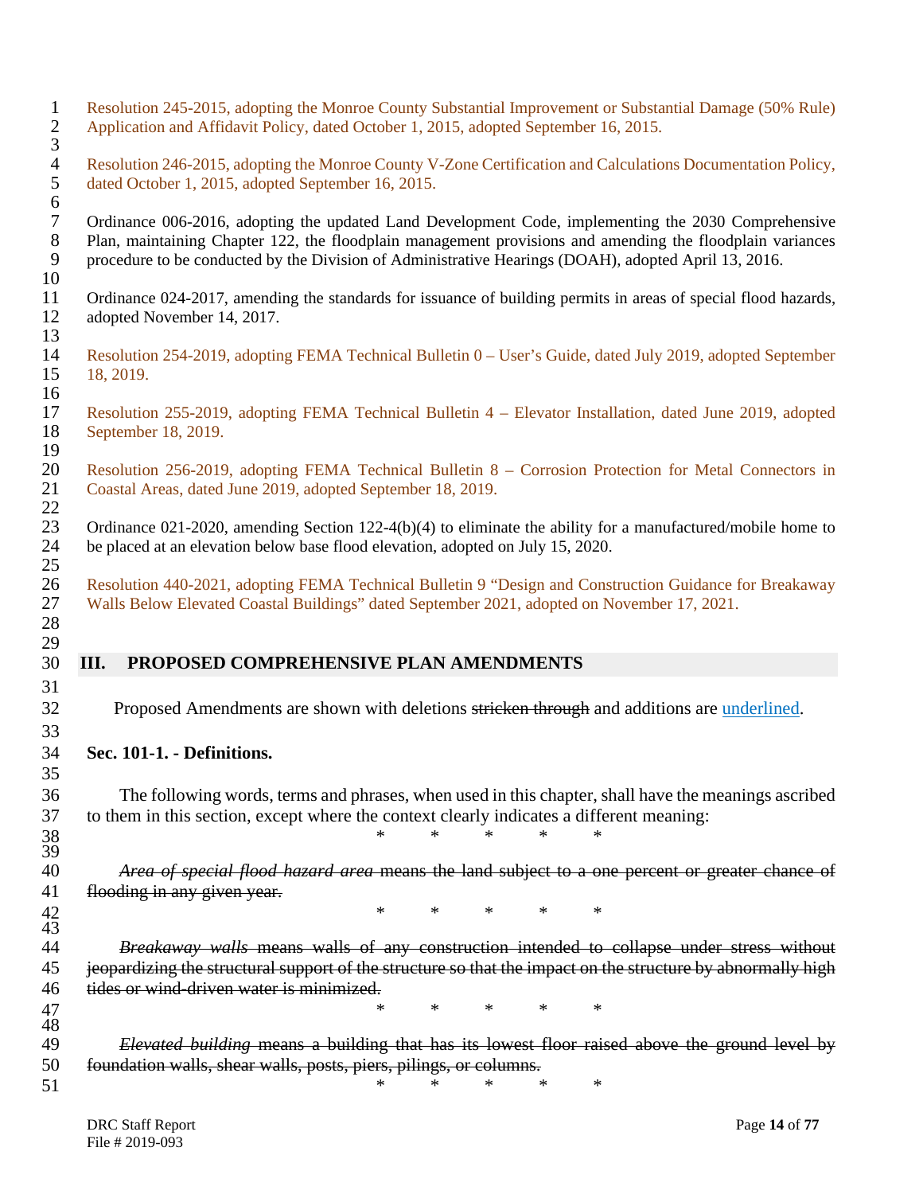Resolution 245-2015, adopting the Monroe County Substantial Improvement or Substantial Damage (50% Rule) Application and Affidavit Policy, dated October 1, 2015, adopted September 16, 2015.

Resolution 246-2015, adopting the Monroe County V-Zone Certification and Calculations Documentation Policy, dated October 1, 2015, adopted September 16, 2015.

Ordinance 006-2016, adopting the updated Land Development Code, implementing the 2030 Comprehensive Plan, maintaining Chapter 122, the floodplain management provisions and amending the floodplain variances procedure to be conducted by the Division of Administrative Hearings (DOAH), adopted April 13, 2016.

Ordinance 024-2017, amending the standards for issuance of building permits in areas of special flood hazards, adopted November 14, 2017.

Resolution 254-2019, adopting FEMA Technical Bulletin 0 – User's Guide, dated July 2019, adopted September 18, 2019.

Resolution 255-2019, adopting FEMA Technical Bulletin 4 – Elevator Installation, dated June 2019, adopted September 18, 2019.

Resolution 256-2019, adopting FEMA Technical Bulletin 8 – Corrosion Protection for Metal Connectors in Coastal Areas, dated June 2019, adopted September 18, 2019.

Ordinance 021-2020, amending Section 122-4(b)(4) to eliminate the ability for a manufactured/mobile home to be placed at an elevation below base flood elevation, adopted on July 15, 2020.

Resolution 440-2021, adopting FEMA Technical Bulletin 9 "Design and Construction Guidance for Breakaway Walls Below Elevated Coastal Buildings" dated September 2021, adopted on November 17, 2021.

## III. PROPOSED COMPREHENSIVE PLAN AMENDMENTS

Proposed Amendments are shown with deletions ~~stricken through~~ and additions are <u>underlined</u>.

**Sec. 101-1. - Definitions.**

The following words, terms and phrases, when used in this chapter, shall have the meanings ascribed to them in this section, except where the context clearly indicates a different meaning:

\* \* \* \* \*

~~*Area of special flood hazard area* means the land subject to a one percent or greater chance of flooding in any given year.~~

\* \* \* \* \*

~~*Breakaway walls* means walls of any construction intended to collapse under stress without jeopardizing the structural support of the structure so that the impact on the structure by abnormally high tides or wind-driven water is minimized.~~

\* \* \* \* \*

~~*Elevated building* means a building that has its lowest floor raised above the ground level by foundation walls, shear walls, posts, piers, pilings, or columns.~~

\* \* \* \* \*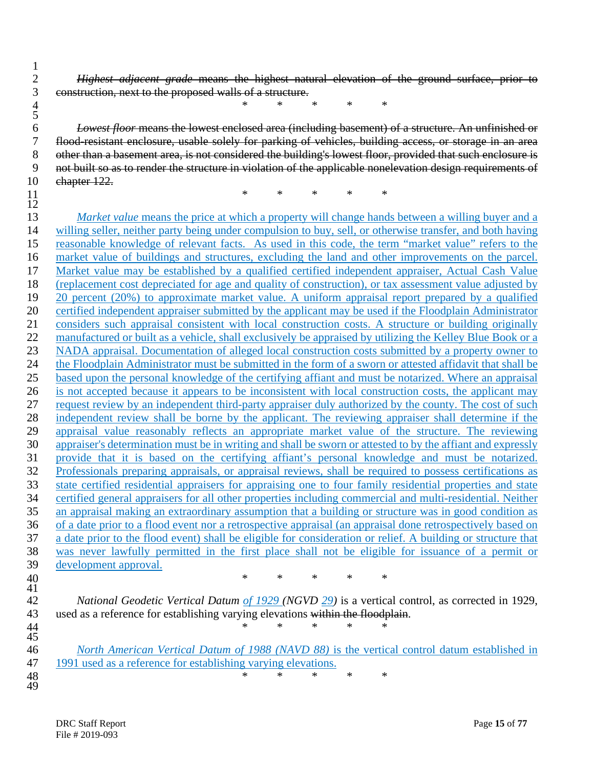~~*Highest adjacent grade* means the highest natural elevation of the ground surface, prior to construction, next to the proposed walls of a structure.~~

\* \* \* \* \*

~~*Lowest floor* means the lowest enclosed area (including basement) of a structure. An unfinished or flood-resistant enclosure, usable solely for parking of vehicles, building access, or storage in an area other than a basement area, is not considered the building's lowest floor, provided that such enclosure is not built so as to render the structure in violation of the applicable nonelevation design requirements of chapter 122.~~

\* \* \* \* \*

<u>*Market value* means the price at which a property will change hands between a willing buyer and a willing seller, neither party being under compulsion to buy, sell, or otherwise transfer, and both having reasonable knowledge of relevant facts. As used in this code, the term "market value" refers to the market value of buildings and structures, excluding the land and other improvements on the parcel. Market value may be established by a qualified certified independent appraiser, Actual Cash Value (replacement cost depreciated for age and quality of construction), or tax assessment value adjusted by 20 percent (20%) to approximate market value. A uniform appraisal report prepared by a qualified certified independent appraiser submitted by the applicant may be used if the Floodplain Administrator considers such appraisal consistent with local construction costs. A structure or building originally manufactured or built as a vehicle, shall exclusively be appraised by utilizing the Kelley Blue Book or a NADA appraisal. Documentation of alleged local construction costs submitted by a property owner to the Floodplain Administrator must be submitted in the form of a sworn or attested affidavit that shall be based upon the personal knowledge of the certifying affiant and must be notarized. Where an appraisal is not accepted because it appears to be inconsistent with local construction costs, the applicant may request review by an independent third-party appraiser duly authorized by the county. The cost of such independent review shall be borne by the applicant. The reviewing appraiser shall determine if the appraisal value reasonably reflects an appropriate market value of the structure. The reviewing appraiser's determination must be in writing and shall be sworn or attested to by the affiant and expressly provide that it is based on the certifying affiant's personal knowledge and must be notarized. Professionals preparing appraisals, or appraisal reviews, shall be required to possess certifications as state certified residential appraisers for appraising one to four family residential properties and state certified general appraisers for all other properties including commercial and multi-residential. Neither an appraisal making an extraordinary assumption that a building or structure was in good condition as of a date prior to a flood event nor a retrospective appraisal (an appraisal done retrospectively based on a date prior to the flood event) shall be eligible for consideration or relief. A building or structure that was never lawfully permitted in the first place shall not be eligible for issuance of a permit or development approval.</u>

\* \* \* \* \*

*National Geodetic Vertical Datum <u>of 1929</u> (NGVD <u>29</u>)* is a vertical control, as corrected in 1929, used as a reference for establishing varying elevations ~~within the floodplain~~.

\* \* \* \* \*

<u>*North American Vertical Datum of 1988 (NAVD 88)* is the vertical control datum established in 1991 used as a reference for establishing varying elevations.</u>

\* \* \* \* \*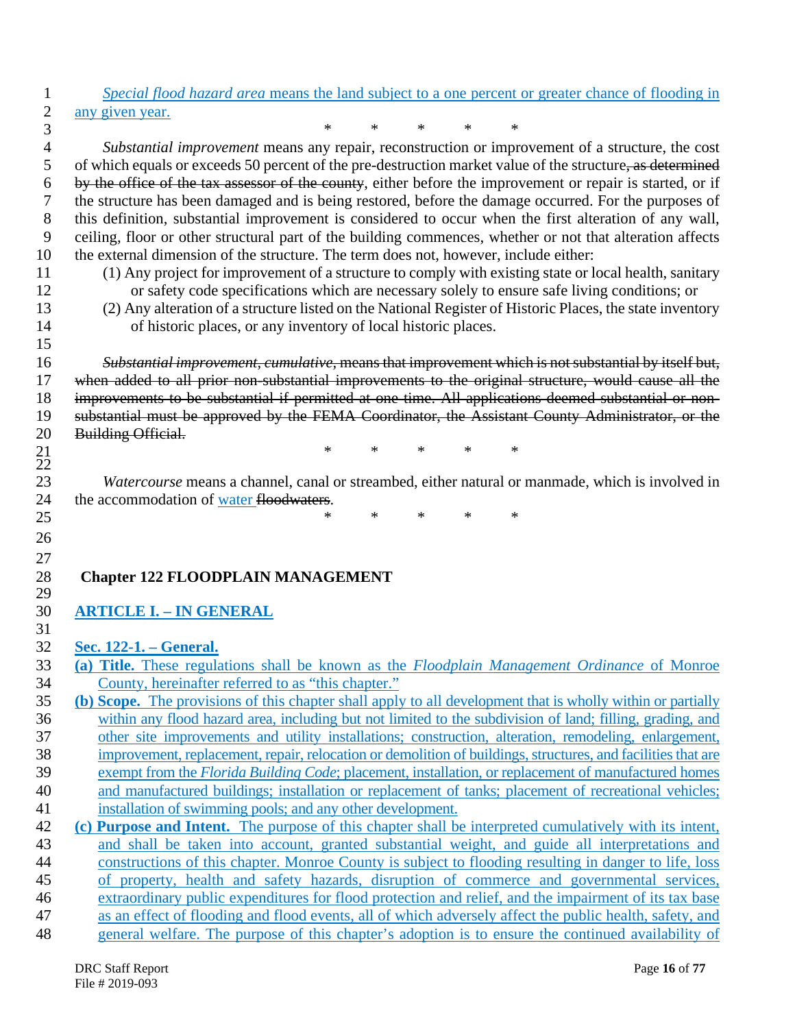*Special flood hazard area* means the land subject to a one percent or greater chance of flooding in any given year.

\*     \*     \*     \*     \*

*Substantial improvement* means any repair, reconstruction or improvement of a structure, the cost of which equals or exceeds 50 percent of the pre-destruction market value of the structure~~, as determined by the office of the tax assessor of the county~~, either before the improvement or repair is started, or if the structure has been damaged and is being restored, before the damage occurred. For the purposes of this definition, substantial improvement is considered to occur when the first alteration of any wall, ceiling, floor or other structural part of the building commences, whether or not that alteration affects the external dimension of the structure. The term does not, however, include either:

(1) Any project for improvement of a structure to comply with existing state or local health, sanitary or safety code specifications which are necessary solely to ensure safe living conditions; or

(2) Any alteration of a structure listed on the National Register of Historic Places, the state inventory of historic places, or any inventory of local historic places.

~~*Substantial improvement, cumulative*, means that improvement which is not substantial by itself but, when added to all prior non-substantial improvements to the original structure, would cause all the improvements to be substantial if permitted at one time. All applications deemed substantial or non-substantial must be approved by the FEMA Coordinator, the Assistant County Administrator, or the Building Official.~~

\*     \*     \*     \*     \*

*Watercourse* means a channel, canal or streambed, either natural or manmade, which is involved in the accommodation of water ~~floodwaters~~.

\*     \*     \*     \*     \*

## Chapter 122 FLOODPLAIN MANAGEMENT

### ARTICLE I. – IN GENERAL

### Sec. 122-1. – General.

**(a) Title.** These regulations shall be known as the *Floodplain Management Ordinance* of Monroe County, hereinafter referred to as "this chapter."

**(b) Scope.** The provisions of this chapter shall apply to all development that is wholly within or partially within any flood hazard area, including but not limited to the subdivision of land; filling, grading, and other site improvements and utility installations; construction, alteration, remodeling, enlargement, improvement, replacement, repair, relocation or demolition of buildings, structures, and facilities that are exempt from the *Florida Building Code*; placement, installation, or replacement of manufactured homes and manufactured buildings; installation or replacement of tanks; placement of recreational vehicles; installation of swimming pools; and any other development.

**(c) Purpose and Intent.** The purpose of this chapter shall be interpreted cumulatively with its intent, and shall be taken into account, granted substantial weight, and guide all interpretations and constructions of this chapter. Monroe County is subject to flooding resulting in danger to life, loss of property, health and safety hazards, disruption of commerce and governmental services, extraordinary public expenditures for flood protection and relief, and the impairment of its tax base as an effect of flooding and flood events, all of which adversely affect the public health, safety, and general welfare. The purpose of this chapter's adoption is to ensure the continued availability of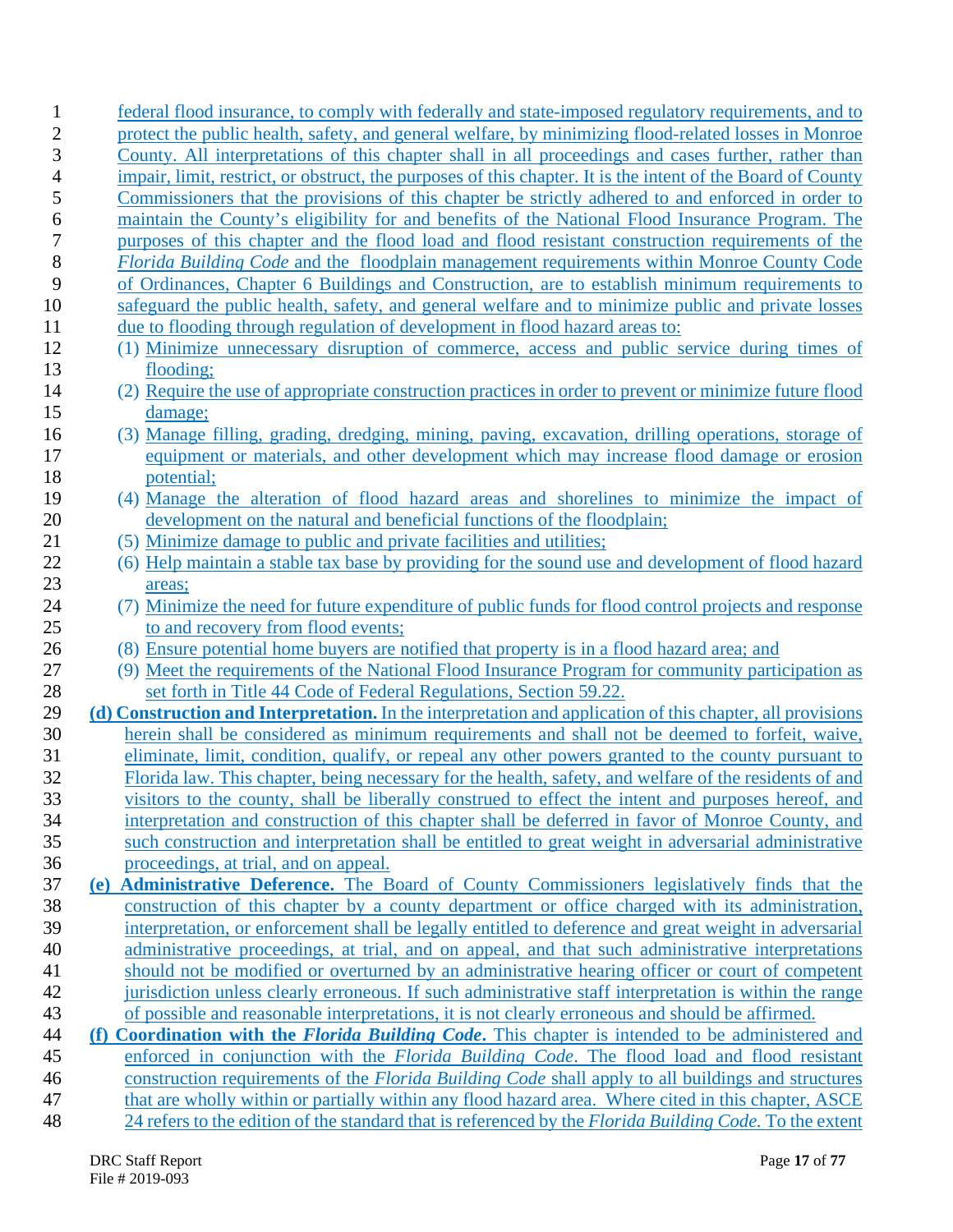federal flood insurance, to comply with federally and state-imposed regulatory requirements, and to protect the public health, safety, and general welfare, by minimizing flood-related losses in Monroe County. All interpretations of this chapter shall in all proceedings and cases further, rather than impair, limit, restrict, or obstruct, the purposes of this chapter. It is the intent of the Board of County Commissioners that the provisions of this chapter be strictly adhered to and enforced in order to maintain the County's eligibility for and benefits of the National Flood Insurance Program. The purposes of this chapter and the flood load and flood resistant construction requirements of the *Florida Building Code* and the floodplain management requirements within Monroe County Code of Ordinances, Chapter 6 Buildings and Construction, are to establish minimum requirements to safeguard the public health, safety, and general welfare and to minimize public and private losses due to flooding through regulation of development in flood hazard areas to:

(1) Minimize unnecessary disruption of commerce, access and public service during times of flooding;
(2) Require the use of appropriate construction practices in order to prevent or minimize future flood damage;
(3) Manage filling, grading, dredging, mining, paving, excavation, drilling operations, storage of equipment or materials, and other development which may increase flood damage or erosion potential;
(4) Manage the alteration of flood hazard areas and shorelines to minimize the impact of development on the natural and beneficial functions of the floodplain;
(5) Minimize damage to public and private facilities and utilities;
(6) Help maintain a stable tax base by providing for the sound use and development of flood hazard areas;
(7) Minimize the need for future expenditure of public funds for flood control projects and response to and recovery from flood events;
(8) Ensure potential home buyers are notified that property is in a flood hazard area; and
(9) Meet the requirements of the National Flood Insurance Program for community participation as set forth in Title 44 Code of Federal Regulations, Section 59.22.

**(d) Construction and Interpretation.** In the interpretation and application of this chapter, all provisions herein shall be considered as minimum requirements and shall not be deemed to forfeit, waive, eliminate, limit, condition, qualify, or repeal any other powers granted to the county pursuant to Florida law. This chapter, being necessary for the health, safety, and welfare of the residents of and visitors to the county, shall be liberally construed to effect the intent and purposes hereof, and interpretation and construction of this chapter shall be deferred in favor of Monroe County, and such construction and interpretation shall be entitled to great weight in adversarial administrative proceedings, at trial, and on appeal.

**(e) Administrative Deference.** The Board of County Commissioners legislatively finds that the construction of this chapter by a county department or office charged with its administration, interpretation, or enforcement shall be legally entitled to deference and great weight in adversarial administrative proceedings, at trial, and on appeal, and that such administrative interpretations should not be modified or overturned by an administrative hearing officer or court of competent jurisdiction unless clearly erroneous. If such administrative staff interpretation is within the range of possible and reasonable interpretations, it is not clearly erroneous and should be affirmed.

**(f) Coordination with the *Florida Building Code*.** This chapter is intended to be administered and enforced in conjunction with the *Florida Building Code*. The flood load and flood resistant construction requirements of the *Florida Building Code* shall apply to all buildings and structures that are wholly within or partially within any flood hazard area. Where cited in this chapter, ASCE 24 refers to the edition of the standard that is referenced by the *Florida Building Code.* To the extent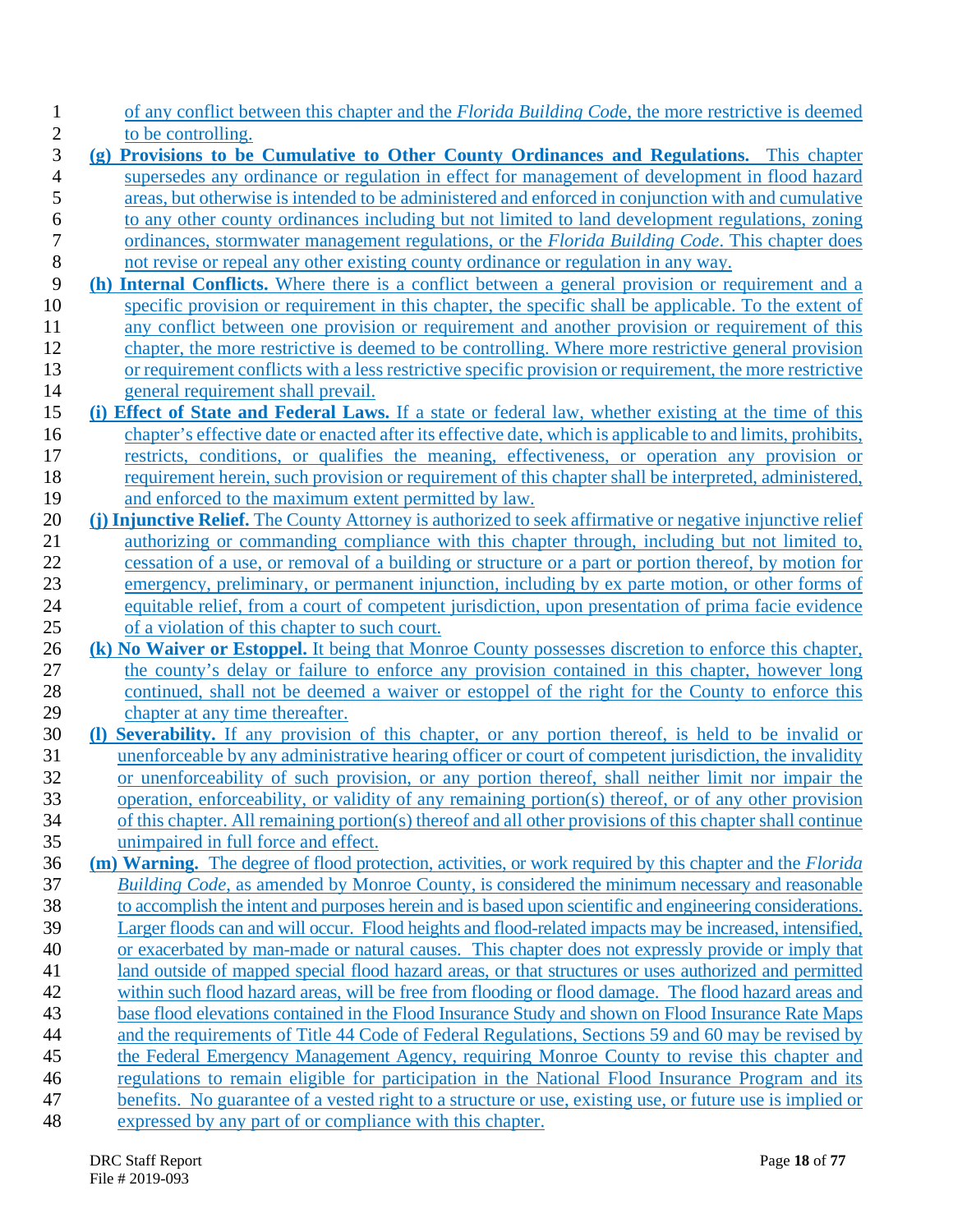of any conflict between this chapter and the *Florida Building Code*, the more restrictive is deemed to be controlling.

**(g) Provisions to be Cumulative to Other County Ordinances and Regulations.** This chapter supersedes any ordinance or regulation in effect for management of development in flood hazard areas, but otherwise is intended to be administered and enforced in conjunction with and cumulative to any other county ordinances including but not limited to land development regulations, zoning ordinances, stormwater management regulations, or the *Florida Building Code*. This chapter does not revise or repeal any other existing county ordinance or regulation in any way.

**(h) Internal Conflicts.** Where there is a conflict between a general provision or requirement and a specific provision or requirement in this chapter, the specific shall be applicable. To the extent of any conflict between one provision or requirement and another provision or requirement of this chapter, the more restrictive is deemed to be controlling. Where more restrictive general provision or requirement conflicts with a less restrictive specific provision or requirement, the more restrictive general requirement shall prevail.

**(i) Effect of State and Federal Laws.** If a state or federal law, whether existing at the time of this chapter's effective date or enacted after its effective date, which is applicable to and limits, prohibits, restricts, conditions, or qualifies the meaning, effectiveness, or operation any provision or requirement herein, such provision or requirement of this chapter shall be interpreted, administered, and enforced to the maximum extent permitted by law.

**(j) Injunctive Relief.** The County Attorney is authorized to seek affirmative or negative injunctive relief authorizing or commanding compliance with this chapter through, including but not limited to, cessation of a use, or removal of a building or structure or a part or portion thereof, by motion for emergency, preliminary, or permanent injunction, including by ex parte motion, or other forms of equitable relief, from a court of competent jurisdiction, upon presentation of prima facie evidence of a violation of this chapter to such court.

**(k) No Waiver or Estoppel.** It being that Monroe County possesses discretion to enforce this chapter, the county's delay or failure to enforce any provision contained in this chapter, however long continued, shall not be deemed a waiver or estoppel of the right for the County to enforce this chapter at any time thereafter.

**(l) Severability.** If any provision of this chapter, or any portion thereof, is held to be invalid or unenforceable by any administrative hearing officer or court of competent jurisdiction, the invalidity or unenforceability of such provision, or any portion thereof, shall neither limit nor impair the operation, enforceability, or validity of any remaining portion(s) thereof, or of any other provision of this chapter. All remaining portion(s) thereof and all other provisions of this chapter shall continue unimpaired in full force and effect.

**(m) Warning.** The degree of flood protection, activities, or work required by this chapter and the *Florida Building Code*, as amended by Monroe County, is considered the minimum necessary and reasonable to accomplish the intent and purposes herein and is based upon scientific and engineering considerations. Larger floods can and will occur. Flood heights and flood-related impacts may be increased, intensified, or exacerbated by man-made or natural causes. This chapter does not expressly provide or imply that land outside of mapped special flood hazard areas, or that structures or uses authorized and permitted within such flood hazard areas, will be free from flooding or flood damage. The flood hazard areas and base flood elevations contained in the Flood Insurance Study and shown on Flood Insurance Rate Maps and the requirements of Title 44 Code of Federal Regulations, Sections 59 and 60 may be revised by the Federal Emergency Management Agency, requiring Monroe County to revise this chapter and regulations to remain eligible for participation in the National Flood Insurance Program and its benefits. No guarantee of a vested right to a structure or use, existing use, or future use is implied or expressed by any part of or compliance with this chapter.

DRC Staff Report
File # 2019-093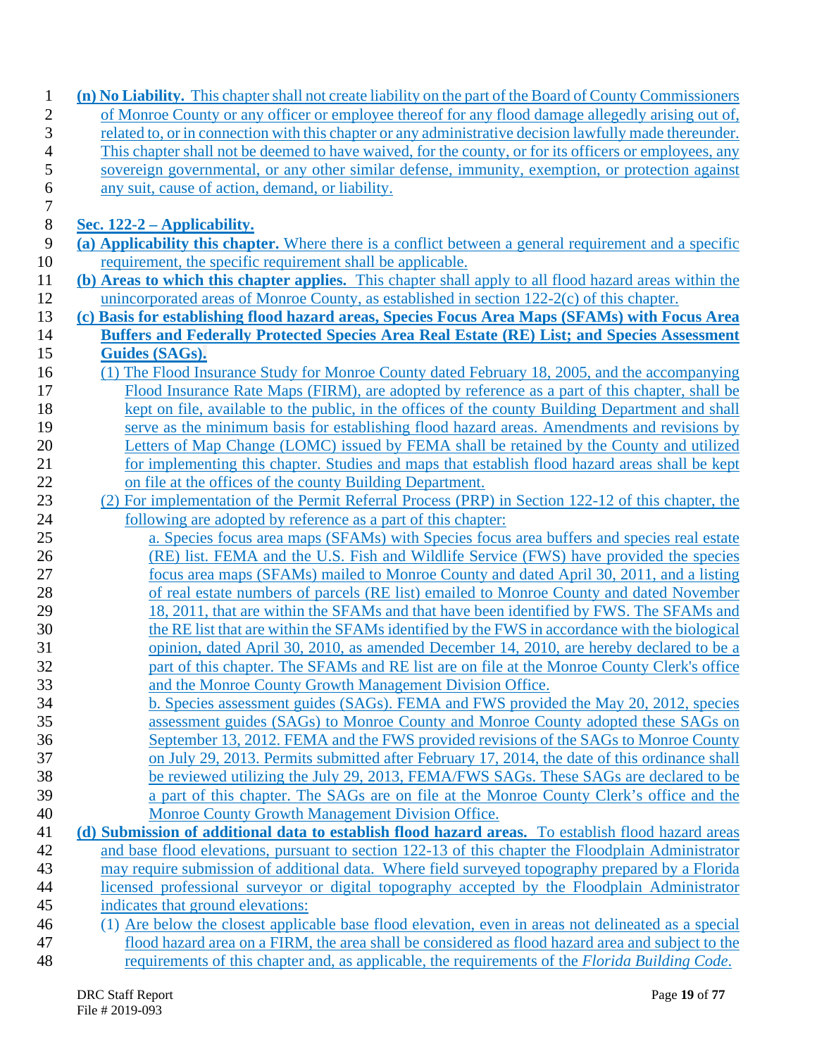**(n) No Liability.** This chapter shall not create liability on the part of the Board of County Commissioners of Monroe County or any officer or employee thereof for any flood damage allegedly arising out of, related to, or in connection with this chapter or any administrative decision lawfully made thereunder. This chapter shall not be deemed to have waived, for the county, or for its officers or employees, any sovereign governmental, or any other similar defense, immunity, exemption, or protection against any suit, cause of action, demand, or liability.

**Sec. 122-2 – Applicability.**

**(a) Applicability this chapter.** Where there is a conflict between a general requirement and a specific requirement, the specific requirement shall be applicable.

**(b) Areas to which this chapter applies.** This chapter shall apply to all flood hazard areas within the unincorporated areas of Monroe County, as established in section 122-2(c) of this chapter.

**(c) Basis for establishing flood hazard areas, Species Focus Area Maps (SFAMs) with Focus Area Buffers and Federally Protected Species Area Real Estate (RE) List; and Species Assessment Guides (SAGs).**

(1) The Flood Insurance Study for Monroe County dated February 18, 2005, and the accompanying Flood Insurance Rate Maps (FIRM), are adopted by reference as a part of this chapter, shall be kept on file, available to the public, in the offices of the county Building Department and shall serve as the minimum basis for establishing flood hazard areas. Amendments and revisions by Letters of Map Change (LOMC) issued by FEMA shall be retained by the County and utilized for implementing this chapter. Studies and maps that establish flood hazard areas shall be kept on file at the offices of the county Building Department.

(2) For implementation of the Permit Referral Process (PRP) in Section 122-12 of this chapter, the following are adopted by reference as a part of this chapter:

a. Species focus area maps (SFAMs) with Species focus area buffers and species real estate (RE) list. FEMA and the U.S. Fish and Wildlife Service (FWS) have provided the species focus area maps (SFAMs) mailed to Monroe County and dated April 30, 2011, and a listing of real estate numbers of parcels (RE list) emailed to Monroe County and dated November 18, 2011, that are within the SFAMs and that have been identified by FWS. The SFAMs and the RE list that are within the SFAMs identified by the FWS in accordance with the biological opinion, dated April 30, 2010, as amended December 14, 2010, are hereby declared to be a part of this chapter. The SFAMs and RE list are on file at the Monroe County Clerk's office and the Monroe County Growth Management Division Office.

b. Species assessment guides (SAGs). FEMA and FWS provided the May 20, 2012, species assessment guides (SAGs) to Monroe County and Monroe County adopted these SAGs on September 13, 2012. FEMA and the FWS provided revisions of the SAGs to Monroe County on July 29, 2013. Permits submitted after February 17, 2014, the date of this ordinance shall be reviewed utilizing the July 29, 2013, FEMA/FWS SAGs. These SAGs are declared to be a part of this chapter. The SAGs are on file at the Monroe County Clerk's office and the Monroe County Growth Management Division Office.

**(d) Submission of additional data to establish flood hazard areas.** To establish flood hazard areas and base flood elevations, pursuant to section 122-13 of this chapter the Floodplain Administrator may require submission of additional data. Where field surveyed topography prepared by a Florida licensed professional surveyor or digital topography accepted by the Floodplain Administrator indicates that ground elevations:

(1) Are below the closest applicable base flood elevation, even in areas not delineated as a special flood hazard area on a FIRM, the area shall be considered as flood hazard area and subject to the requirements of this chapter and, as applicable, the requirements of the *Florida Building Code*.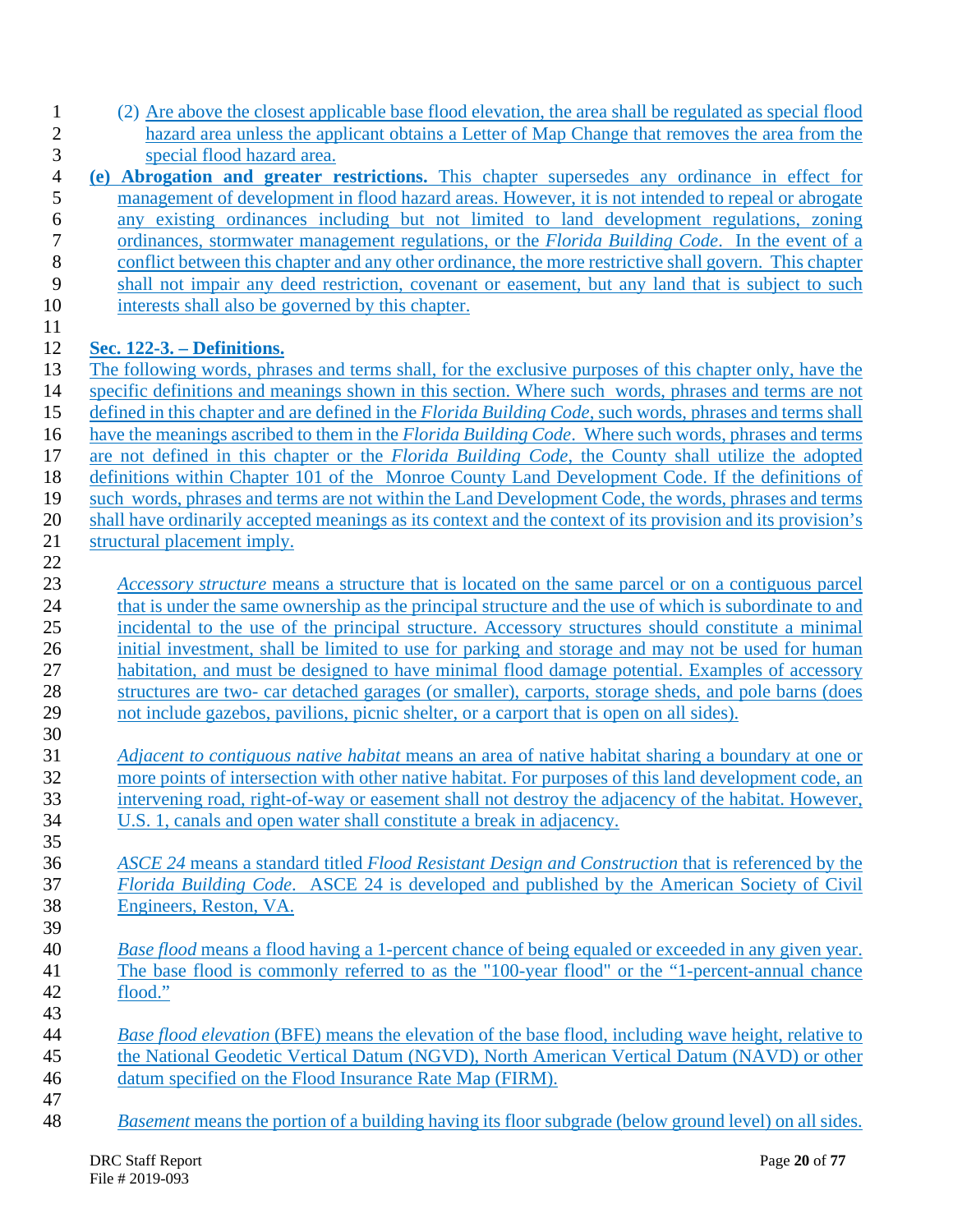(2) Are above the closest applicable base flood elevation, the area shall be regulated as special flood hazard area unless the applicant obtains a Letter of Map Change that removes the area from the special flood hazard area.

**(e) Abrogation and greater restrictions.** This chapter supersedes any ordinance in effect for management of development in flood hazard areas. However, it is not intended to repeal or abrogate any existing ordinances including but not limited to land development regulations, zoning ordinances, stormwater management regulations, or the *Florida Building Code*. In the event of a conflict between this chapter and any other ordinance, the more restrictive shall govern. This chapter shall not impair any deed restriction, covenant or easement, but any land that is subject to such interests shall also be governed by this chapter.

**Sec. 122-3. – Definitions.**

The following words, phrases and terms shall, for the exclusive purposes of this chapter only, have the specific definitions and meanings shown in this section. Where such words, phrases and terms are not defined in this chapter and are defined in the *Florida Building Code*, such words, phrases and terms shall have the meanings ascribed to them in the *Florida Building Code*. Where such words, phrases and terms are not defined in this chapter or the *Florida Building Code*, the County shall utilize the adopted definitions within Chapter 101 of the Monroe County Land Development Code. If the definitions of such words, phrases and terms are not within the Land Development Code, the words, phrases and terms shall have ordinarily accepted meanings as its context and the context of its provision and its provision's structural placement imply.

*Accessory structure* means a structure that is located on the same parcel or on a contiguous parcel that is under the same ownership as the principal structure and the use of which is subordinate to and incidental to the use of the principal structure. Accessory structures should constitute a minimal initial investment, shall be limited to use for parking and storage and may not be used for human habitation, and must be designed to have minimal flood damage potential. Examples of accessory structures are two- car detached garages (or smaller), carports, storage sheds, and pole barns (does not include gazebos, pavilions, picnic shelter, or a carport that is open on all sides).

*Adjacent to contiguous native habitat* means an area of native habitat sharing a boundary at one or more points of intersection with other native habitat. For purposes of this land development code, an intervening road, right-of-way or easement shall not destroy the adjacency of the habitat. However, U.S. 1, canals and open water shall constitute a break in adjacency.

*ASCE 24* means a standard titled *Flood Resistant Design and Construction* that is referenced by the *Florida Building Code*. ASCE 24 is developed and published by the American Society of Civil Engineers, Reston, VA.

*Base flood* means a flood having a 1-percent chance of being equaled or exceeded in any given year. The base flood is commonly referred to as the "100-year flood" or the "1-percent-annual chance flood."

*Base flood elevation* (BFE) means the elevation of the base flood, including wave height, relative to the National Geodetic Vertical Datum (NGVD), North American Vertical Datum (NAVD) or other datum specified on the Flood Insurance Rate Map (FIRM).

*Basement* means the portion of a building having its floor subgrade (below ground level) on all sides.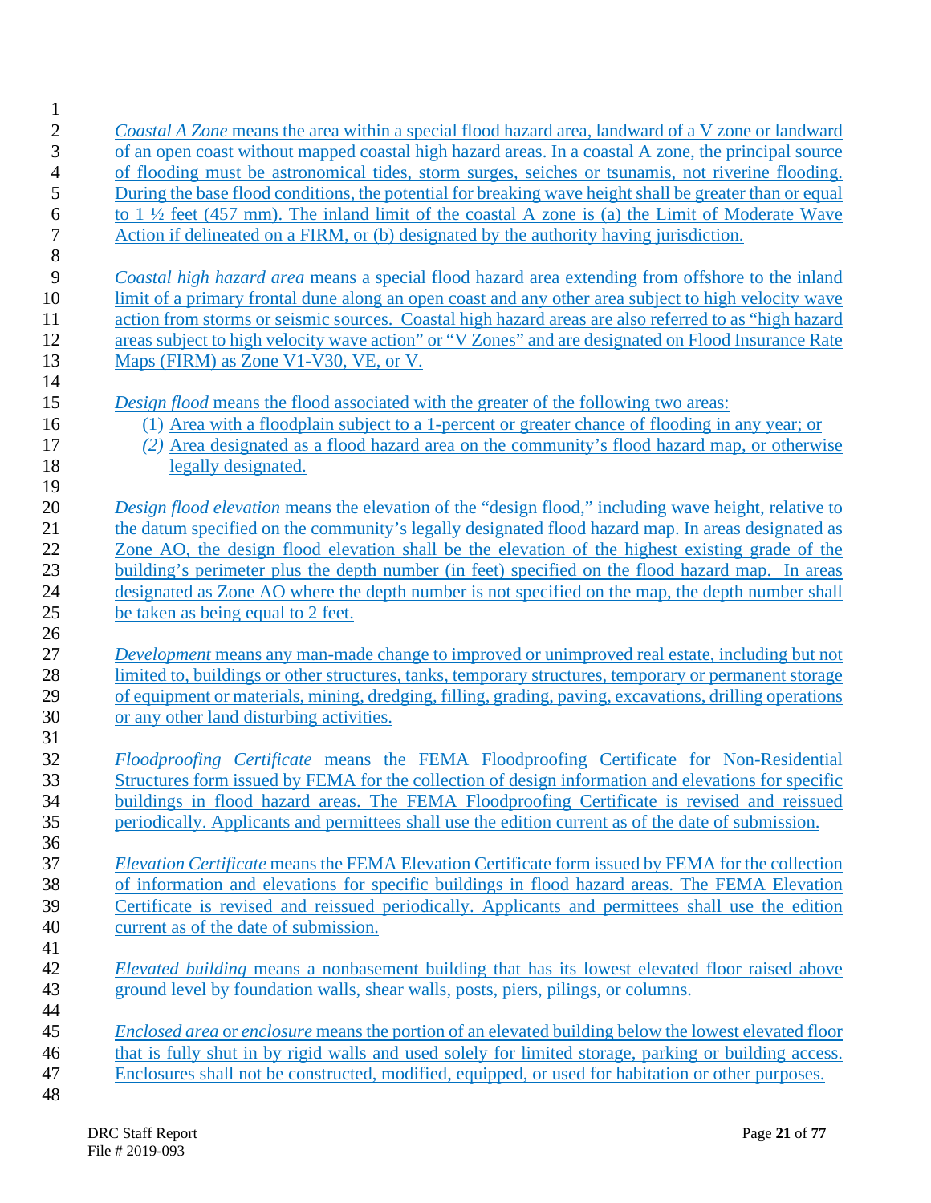*Coastal A Zone* means the area within a special flood hazard area, landward of a V zone or landward of an open coast without mapped coastal high hazard areas. In a coastal A zone, the principal source of flooding must be astronomical tides, storm surges, seiches or tsunamis, not riverine flooding. During the base flood conditions, the potential for breaking wave height shall be greater than or equal to 1 ½ feet (457 mm). The inland limit of the coastal A zone is (a) the Limit of Moderate Wave Action if delineated on a FIRM, or (b) designated by the authority having jurisdiction.

*Coastal high hazard area* means a special flood hazard area extending from offshore to the inland limit of a primary frontal dune along an open coast and any other area subject to high velocity wave action from storms or seismic sources. Coastal high hazard areas are also referred to as "high hazard areas subject to high velocity wave action" or "V Zones" and are designated on Flood Insurance Rate Maps (FIRM) as Zone V1-V30, VE, or V.

*Design flood* means the flood associated with the greater of the following two areas:

(1) Area with a floodplain subject to a 1-percent or greater chance of flooding in any year; or

*(2)* Area designated as a flood hazard area on the community's flood hazard map, or otherwise legally designated.

*Design flood elevation* means the elevation of the "design flood," including wave height, relative to the datum specified on the community's legally designated flood hazard map. In areas designated as Zone AO, the design flood elevation shall be the elevation of the highest existing grade of the building's perimeter plus the depth number (in feet) specified on the flood hazard map. In areas designated as Zone AO where the depth number is not specified on the map, the depth number shall be taken as being equal to 2 feet.

*Development* means any man-made change to improved or unimproved real estate, including but not limited to, buildings or other structures, tanks, temporary structures, temporary or permanent storage of equipment or materials, mining, dredging, filling, grading, paving, excavations, drilling operations or any other land disturbing activities.

*Floodproofing Certificate* means the FEMA Floodproofing Certificate for Non-Residential Structures form issued by FEMA for the collection of design information and elevations for specific buildings in flood hazard areas. The FEMA Floodproofing Certificate is revised and reissued periodically. Applicants and permittees shall use the edition current as of the date of submission.

*Elevation Certificate* means the FEMA Elevation Certificate form issued by FEMA for the collection of information and elevations for specific buildings in flood hazard areas. The FEMA Elevation Certificate is revised and reissued periodically. Applicants and permittees shall use the edition current as of the date of submission.

*Elevated building* means a nonbasement building that has its lowest elevated floor raised above ground level by foundation walls, shear walls, posts, piers, pilings, or columns.

*Enclosed area* or *enclosure* means the portion of an elevated building below the lowest elevated floor that is fully shut in by rigid walls and used solely for limited storage, parking or building access. Enclosures shall not be constructed, modified, equipped, or used for habitation or other purposes.

DRC Staff Report
File # 2019-093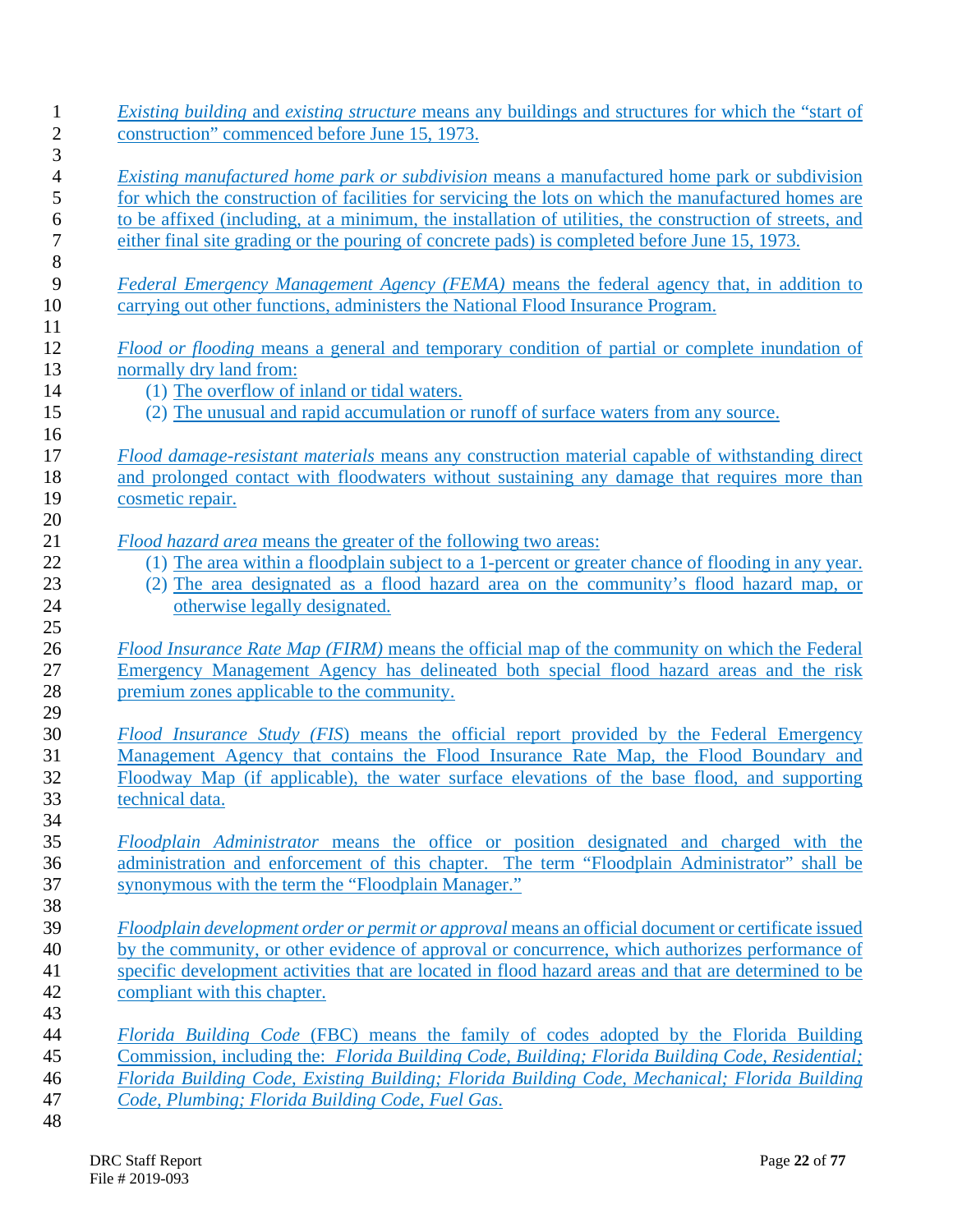*Existing building* and *existing structure* means any buildings and structures for which the "start of construction" commenced before June 15, 1973.

*Existing manufactured home park or subdivision* means a manufactured home park or subdivision for which the construction of facilities for servicing the lots on which the manufactured homes are to be affixed (including, at a minimum, the installation of utilities, the construction of streets, and either final site grading or the pouring of concrete pads) is completed before June 15, 1973.

*Federal Emergency Management Agency (FEMA)* means the federal agency that, in addition to carrying out other functions, administers the National Flood Insurance Program.

*Flood or flooding* means a general and temporary condition of partial or complete inundation of normally dry land from:

(1) The overflow of inland or tidal waters.
(2) The unusual and rapid accumulation or runoff of surface waters from any source.

*Flood damage-resistant materials* means any construction material capable of withstanding direct and prolonged contact with floodwaters without sustaining any damage that requires more than cosmetic repair.

*Flood hazard area* means the greater of the following two areas:

(1) The area within a floodplain subject to a 1-percent or greater chance of flooding in any year.
(2) The area designated as a flood hazard area on the community's flood hazard map, or otherwise legally designated.

*Flood Insurance Rate Map (FIRM)* means the official map of the community on which the Federal Emergency Management Agency has delineated both special flood hazard areas and the risk premium zones applicable to the community.

*Flood Insurance Study (FIS*) means the official report provided by the Federal Emergency Management Agency that contains the Flood Insurance Rate Map, the Flood Boundary and Floodway Map (if applicable), the water surface elevations of the base flood, and supporting technical data.

*Floodplain Administrator* means the office or position designated and charged with the administration and enforcement of this chapter. The term "Floodplain Administrator" shall be synonymous with the term the "Floodplain Manager."

*Floodplain development order or permit or approval* means an official document or certificate issued by the community, or other evidence of approval or concurrence, which authorizes performance of specific development activities that are located in flood hazard areas and that are determined to be compliant with this chapter.

*Florida Building Code* (FBC) means the family of codes adopted by the Florida Building Commission, including the: *Florida Building Code, Building; Florida Building Code, Residential; Florida Building Code, Existing Building; Florida Building Code, Mechanical; Florida Building Code, Plumbing; Florida Building Code, Fuel Gas.*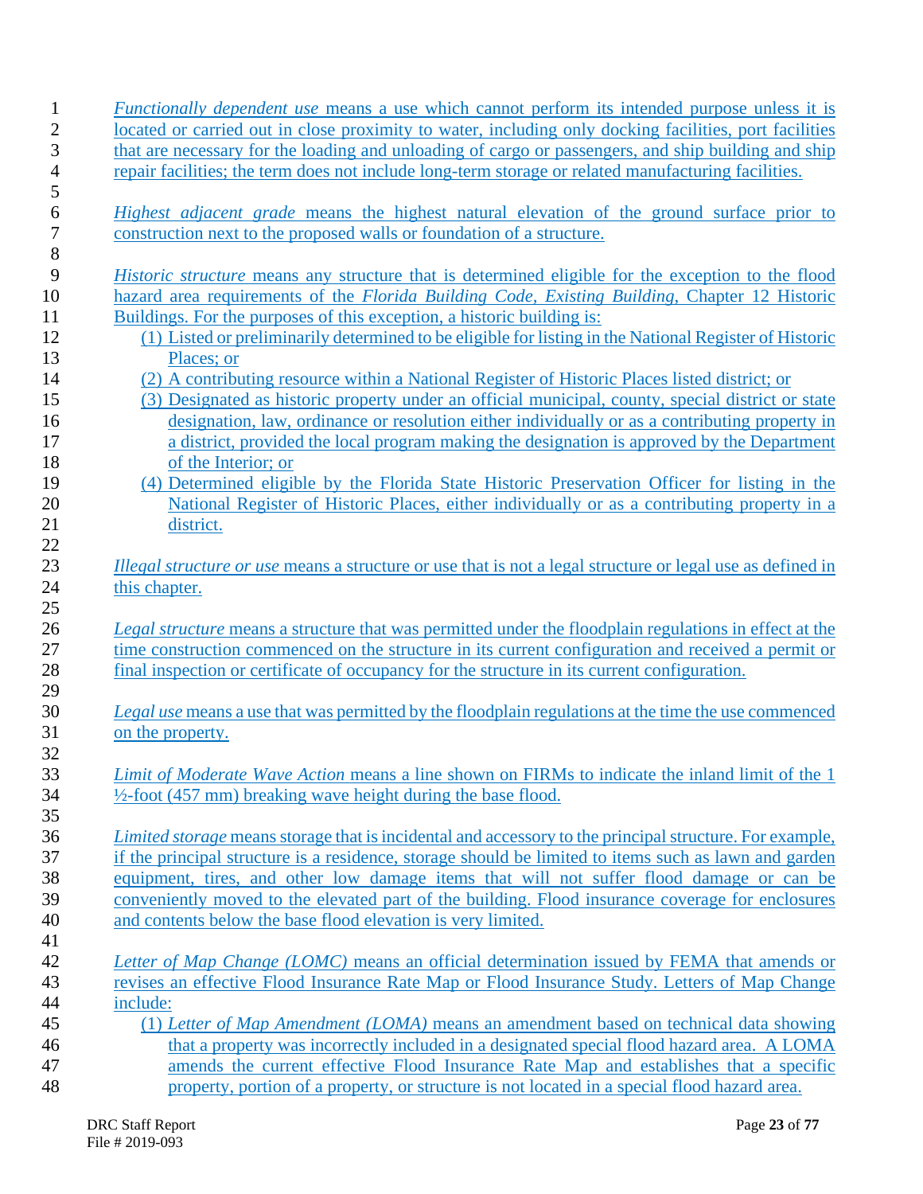*Functionally dependent use* means a use which cannot perform its intended purpose unless it is located or carried out in close proximity to water, including only docking facilities, port facilities that are necessary for the loading and unloading of cargo or passengers, and ship building and ship repair facilities; the term does not include long-term storage or related manufacturing facilities.

*Highest adjacent grade* means the highest natural elevation of the ground surface prior to construction next to the proposed walls or foundation of a structure.

*Historic structure* means any structure that is determined eligible for the exception to the flood hazard area requirements of the *Florida Building Code, Existing Building*, Chapter 12 Historic Buildings. For the purposes of this exception, a historic building is:

(1) Listed or preliminarily determined to be eligible for listing in the National Register of Historic Places; or

(2) A contributing resource within a National Register of Historic Places listed district; or

(3) Designated as historic property under an official municipal, county, special district or state designation, law, ordinance or resolution either individually or as a contributing property in a district, provided the local program making the designation is approved by the Department of the Interior; or

(4) Determined eligible by the Florida State Historic Preservation Officer for listing in the National Register of Historic Places, either individually or as a contributing property in a district.

*Illegal structure or use* means a structure or use that is not a legal structure or legal use as defined in this chapter.

*Legal structure* means a structure that was permitted under the floodplain regulations in effect at the time construction commenced on the structure in its current configuration and received a permit or final inspection or certificate of occupancy for the structure in its current configuration.

*Legal use* means a use that was permitted by the floodplain regulations at the time the use commenced on the property.

*Limit of Moderate Wave Action* means a line shown on FIRMs to indicate the inland limit of the 1 ½-foot (457 mm) breaking wave height during the base flood.

*Limited storage* means storage that is incidental and accessory to the principal structure. For example, if the principal structure is a residence, storage should be limited to items such as lawn and garden equipment, tires, and other low damage items that will not suffer flood damage or can be conveniently moved to the elevated part of the building. Flood insurance coverage for enclosures and contents below the base flood elevation is very limited.

*Letter of Map Change (LOMC)* means an official determination issued by FEMA that amends or revises an effective Flood Insurance Rate Map or Flood Insurance Study. Letters of Map Change include:

(1) *Letter of Map Amendment (LOMA)* means an amendment based on technical data showing that a property was incorrectly included in a designated special flood hazard area. A LOMA amends the current effective Flood Insurance Rate Map and establishes that a specific property, portion of a property, or structure is not located in a special flood hazard area.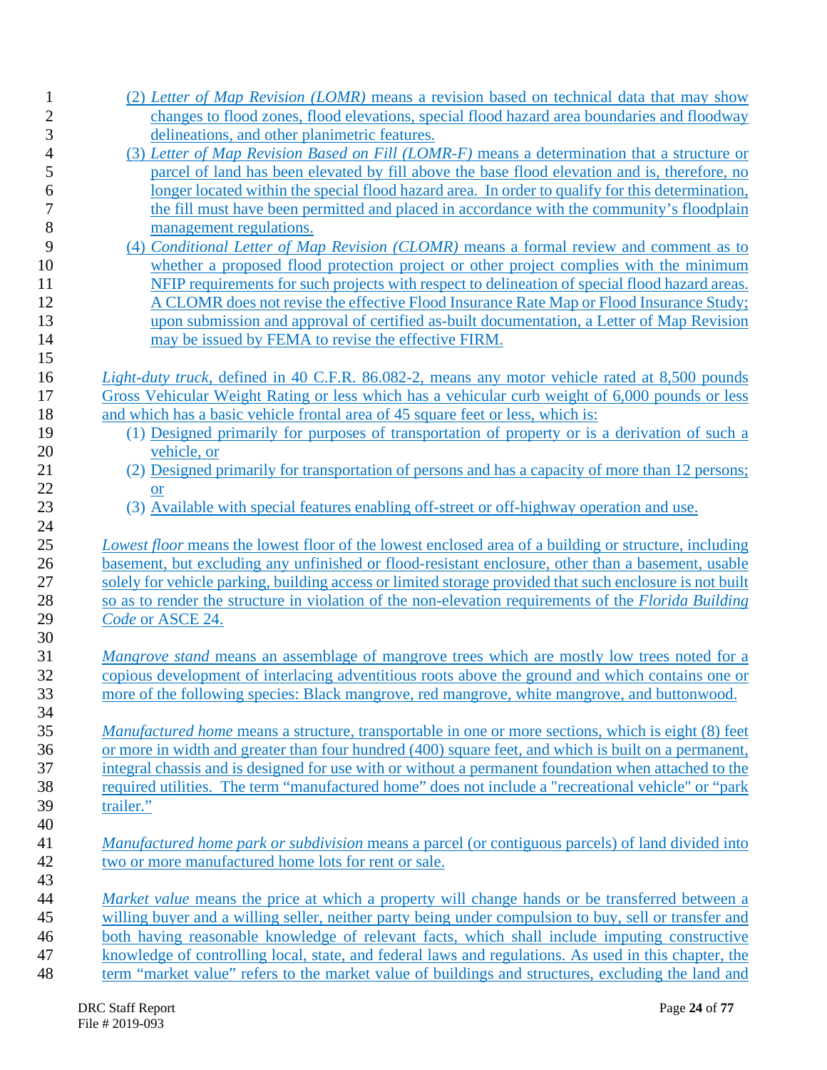(2) *Letter of Map Revision (LOMR)* means a revision based on technical data that may show changes to flood zones, flood elevations, special flood hazard area boundaries and floodway delineations, and other planimetric features.

(3) *Letter of Map Revision Based on Fill (LOMR-F)* means a determination that a structure or parcel of land has been elevated by fill above the base flood elevation and is, therefore, no longer located within the special flood hazard area. In order to qualify for this determination, the fill must have been permitted and placed in accordance with the community's floodplain management regulations.

(4) *Conditional Letter of Map Revision (CLOMR)* means a formal review and comment as to whether a proposed flood protection project or other project complies with the minimum NFIP requirements for such projects with respect to delineation of special flood hazard areas. A CLOMR does not revise the effective Flood Insurance Rate Map or Flood Insurance Study; upon submission and approval of certified as-built documentation, a Letter of Map Revision may be issued by FEMA to revise the effective FIRM.

*Light-duty truck*, defined in 40 C.F.R. 86.082-2, means any motor vehicle rated at 8,500 pounds Gross Vehicular Weight Rating or less which has a vehicular curb weight of 6,000 pounds or less and which has a basic vehicle frontal area of 45 square feet or less, which is:

(1) Designed primarily for purposes of transportation of property or is a derivation of such a vehicle, or

(2) Designed primarily for transportation of persons and has a capacity of more than 12 persons; or

(3) Available with special features enabling off-street or off-highway operation and use.

*Lowest floor* means the lowest floor of the lowest enclosed area of a building or structure, including basement, but excluding any unfinished or flood-resistant enclosure, other than a basement, usable solely for vehicle parking, building access or limited storage provided that such enclosure is not built so as to render the structure in violation of the non-elevation requirements of the *Florida Building Code* or ASCE 24.

*Mangrove stand* means an assemblage of mangrove trees which are mostly low trees noted for a copious development of interlacing adventitious roots above the ground and which contains one or more of the following species: Black mangrove, red mangrove, white mangrove, and buttonwood.

*Manufactured home* means a structure, transportable in one or more sections, which is eight (8) feet or more in width and greater than four hundred (400) square feet, and which is built on a permanent, integral chassis and is designed for use with or without a permanent foundation when attached to the required utilities. The term "manufactured home" does not include a "recreational vehicle" or "park trailer."

*Manufactured home park or subdivision* means a parcel (or contiguous parcels) of land divided into two or more manufactured home lots for rent or sale.

*Market value* means the price at which a property will change hands or be transferred between a willing buyer and a willing seller, neither party being under compulsion to buy, sell or transfer and both having reasonable knowledge of relevant facts, which shall include imputing constructive knowledge of controlling local, state, and federal laws and regulations. As used in this chapter, the term "market value" refers to the market value of buildings and structures, excluding the land and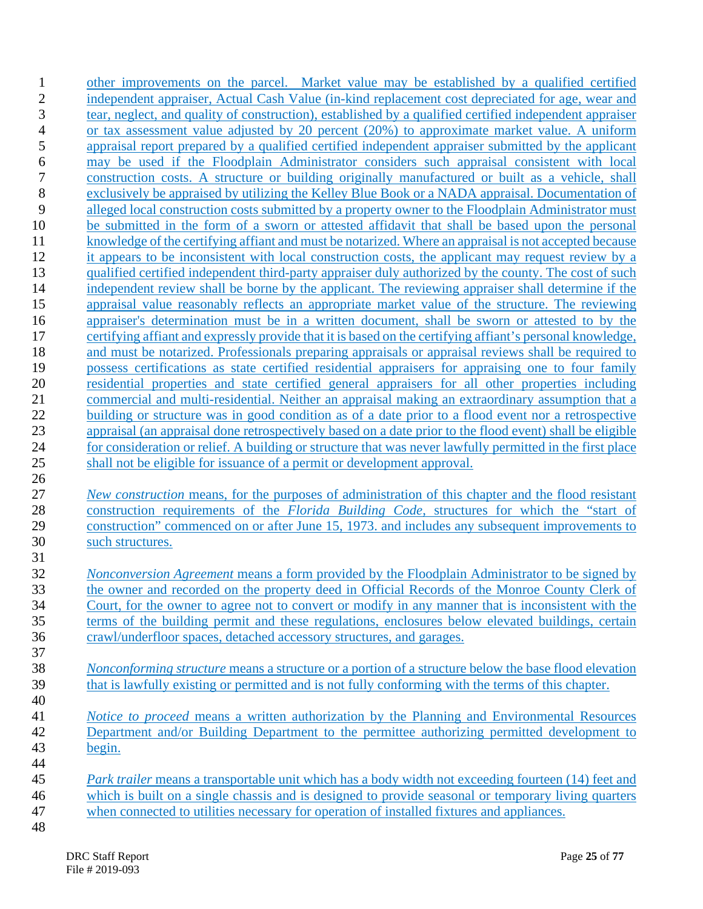other improvements on the parcel. Market value may be established by a qualified certified independent appraiser, Actual Cash Value (in-kind replacement cost depreciated for age, wear and tear, neglect, and quality of construction), established by a qualified certified independent appraiser or tax assessment value adjusted by 20 percent (20%) to approximate market value. A uniform appraisal report prepared by a qualified certified independent appraiser submitted by the applicant may be used if the Floodplain Administrator considers such appraisal consistent with local construction costs. A structure or building originally manufactured or built as a vehicle, shall exclusively be appraised by utilizing the Kelley Blue Book or a NADA appraisal. Documentation of alleged local construction costs submitted by a property owner to the Floodplain Administrator must be submitted in the form of a sworn or attested affidavit that shall be based upon the personal knowledge of the certifying affiant and must be notarized. Where an appraisal is not accepted because it appears to be inconsistent with local construction costs, the applicant may request review by a qualified certified independent third-party appraiser duly authorized by the county. The cost of such independent review shall be borne by the applicant. The reviewing appraiser shall determine if the appraisal value reasonably reflects an appropriate market value of the structure. The reviewing appraiser's determination must be in a written document, shall be sworn or attested to by the certifying affiant and expressly provide that it is based on the certifying affiant's personal knowledge, and must be notarized. Professionals preparing appraisals or appraisal reviews shall be required to possess certifications as state certified residential appraisers for appraising one to four family residential properties and state certified general appraisers for all other properties including commercial and multi-residential. Neither an appraisal making an extraordinary assumption that a building or structure was in good condition as of a date prior to a flood event nor a retrospective appraisal (an appraisal done retrospectively based on a date prior to the flood event) shall be eligible for consideration or relief. A building or structure that was never lawfully permitted in the first place shall not be eligible for issuance of a permit or development approval.

*New construction* means, for the purposes of administration of this chapter and the flood resistant construction requirements of the *Florida Building Code*, structures for which the "start of construction" commenced on or after June 15, 1973. and includes any subsequent improvements to such structures.

*Nonconversion Agreement* means a form provided by the Floodplain Administrator to be signed by the owner and recorded on the property deed in Official Records of the Monroe County Clerk of Court, for the owner to agree not to convert or modify in any manner that is inconsistent with the terms of the building permit and these regulations, enclosures below elevated buildings, certain crawl/underfloor spaces, detached accessory structures, and garages.

*Nonconforming structure* means a structure or a portion of a structure below the base flood elevation that is lawfully existing or permitted and is not fully conforming with the terms of this chapter.

*Notice to proceed* means a written authorization by the Planning and Environmental Resources Department and/or Building Department to the permittee authorizing permitted development to begin.

*Park trailer* means a transportable unit which has a body width not exceeding fourteen (14) feet and which is built on a single chassis and is designed to provide seasonal or temporary living quarters when connected to utilities necessary for operation of installed fixtures and appliances.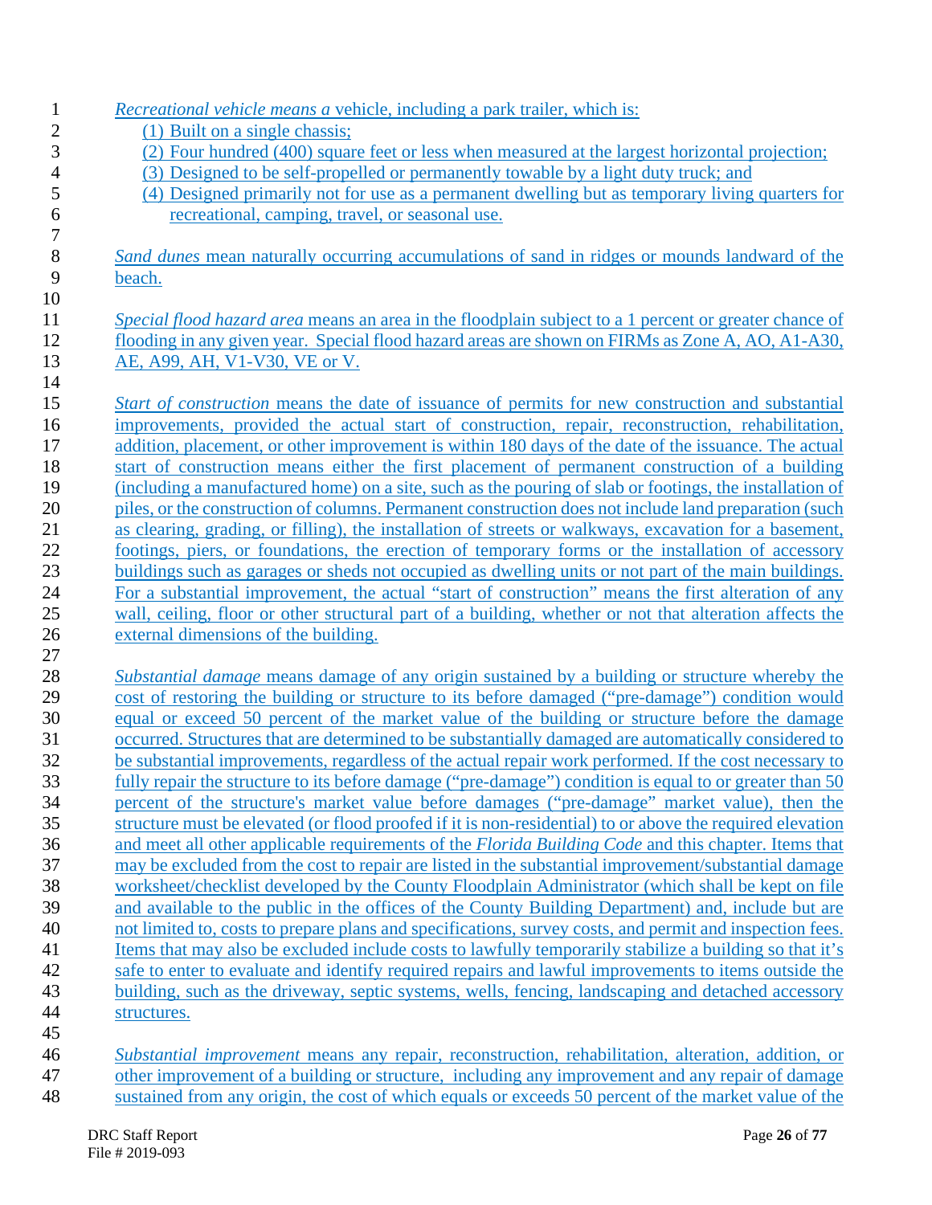*Recreational vehicle means a* vehicle, including a park trailer, which is:

(1) Built on a single chassis;
(2) Four hundred (400) square feet or less when measured at the largest horizontal projection;
(3) Designed to be self-propelled or permanently towable by a light duty truck; and
(4) Designed primarily not for use as a permanent dwelling but as temporary living quarters for recreational, camping, travel, or seasonal use.

*Sand dunes* mean naturally occurring accumulations of sand in ridges or mounds landward of the beach.

*Special flood hazard area* means an area in the floodplain subject to a 1 percent or greater chance of flooding in any given year. Special flood hazard areas are shown on FIRMs as Zone A, AO, A1-A30, AE, A99, AH, V1-V30, VE or V.

*Start of construction* means the date of issuance of permits for new construction and substantial improvements, provided the actual start of construction, repair, reconstruction, rehabilitation, addition, placement, or other improvement is within 180 days of the date of the issuance. The actual start of construction means either the first placement of permanent construction of a building (including a manufactured home) on a site, such as the pouring of slab or footings, the installation of piles, or the construction of columns. Permanent construction does not include land preparation (such as clearing, grading, or filling), the installation of streets or walkways, excavation for a basement, footings, piers, or foundations, the erection of temporary forms or the installation of accessory buildings such as garages or sheds not occupied as dwelling units or not part of the main buildings. For a substantial improvement, the actual "start of construction" means the first alteration of any wall, ceiling, floor or other structural part of a building, whether or not that alteration affects the external dimensions of the building.

*Substantial damage* means damage of any origin sustained by a building or structure whereby the cost of restoring the building or structure to its before damaged ("pre-damage") condition would equal or exceed 50 percent of the market value of the building or structure before the damage occurred. Structures that are determined to be substantially damaged are automatically considered to be substantial improvements, regardless of the actual repair work performed. If the cost necessary to fully repair the structure to its before damage ("pre-damage") condition is equal to or greater than 50 percent of the structure's market value before damages ("pre-damage" market value), then the structure must be elevated (or flood proofed if it is non-residential) to or above the required elevation and meet all other applicable requirements of the *Florida Building Code* and this chapter. Items that may be excluded from the cost to repair are listed in the substantial improvement/substantial damage worksheet/checklist developed by the County Floodplain Administrator (which shall be kept on file and available to the public in the offices of the County Building Department) and, include but are not limited to, costs to prepare plans and specifications, survey costs, and permit and inspection fees. Items that may also be excluded include costs to lawfully temporarily stabilize a building so that it's safe to enter to evaluate and identify required repairs and lawful improvements to items outside the building, such as the driveway, septic systems, wells, fencing, landscaping and detached accessory structures.

*Substantial improvement* means any repair, reconstruction, rehabilitation, alteration, addition, or other improvement of a building or structure, including any improvement and any repair of damage sustained from any origin, the cost of which equals or exceeds 50 percent of the market value of the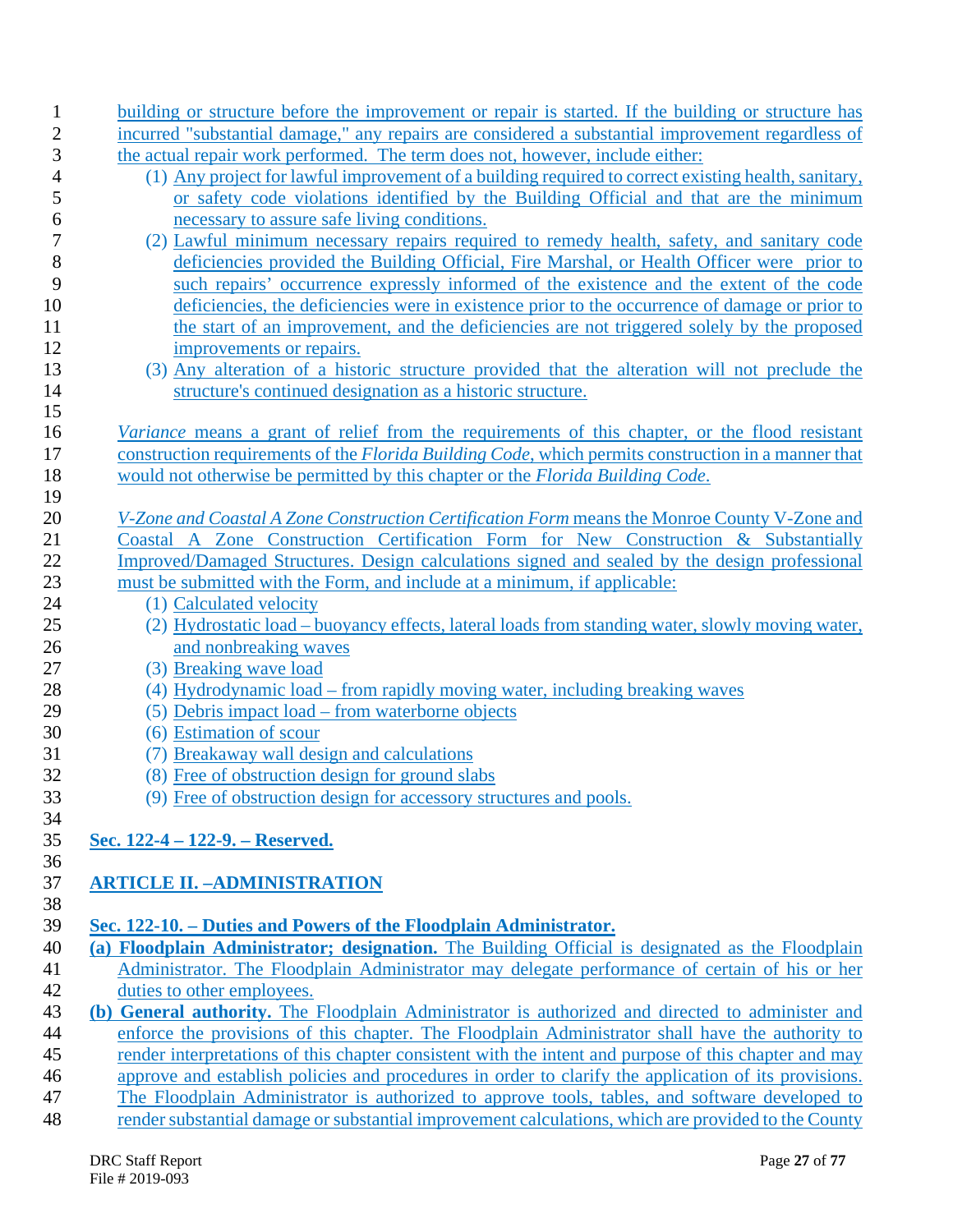building or structure before the improvement or repair is started. If the building or structure has incurred "substantial damage," any repairs are considered a substantial improvement regardless of the actual repair work performed. The term does not, however, include either:

(1) Any project for lawful improvement of a building required to correct existing health, sanitary, or safety code violations identified by the Building Official and that are the minimum necessary to assure safe living conditions.

(2) Lawful minimum necessary repairs required to remedy health, safety, and sanitary code deficiencies provided the Building Official, Fire Marshal, or Health Officer were prior to such repairs' occurrence expressly informed of the existence and the extent of the code deficiencies, the deficiencies were in existence prior to the occurrence of damage or prior to the start of an improvement, and the deficiencies are not triggered solely by the proposed improvements or repairs.

(3) Any alteration of a historic structure provided that the alteration will not preclude the structure's continued designation as a historic structure.

*Variance* means a grant of relief from the requirements of this chapter, or the flood resistant construction requirements of the *Florida Building Code*, which permits construction in a manner that would not otherwise be permitted by this chapter or the *Florida Building Code*.

*V-Zone and Coastal A Zone Construction Certification Form* means the Monroe County V-Zone and Coastal A Zone Construction Certification Form for New Construction & Substantially Improved/Damaged Structures. Design calculations signed and sealed by the design professional must be submitted with the Form, and include at a minimum, if applicable:

(1) Calculated velocity
(2) Hydrostatic load – buoyancy effects, lateral loads from standing water, slowly moving water, and nonbreaking waves
(3) Breaking wave load
(4) Hydrodynamic load – from rapidly moving water, including breaking waves
(5) Debris impact load – from waterborne objects
(6) Estimation of scour
(7) Breakaway wall design and calculations
(8) Free of obstruction design for ground slabs
(9) Free of obstruction design for accessory structures and pools.

**Sec. 122-4 – 122-9. – Reserved.**

## ARTICLE II. –ADMINISTRATION

### Sec. 122-10. – Duties and Powers of the Floodplain Administrator.

**(a) Floodplain Administrator; designation.** The Building Official is designated as the Floodplain Administrator. The Floodplain Administrator may delegate performance of certain of his or her duties to other employees.

**(b) General authority.** The Floodplain Administrator is authorized and directed to administer and enforce the provisions of this chapter. The Floodplain Administrator shall have the authority to render interpretations of this chapter consistent with the intent and purpose of this chapter and may approve and establish policies and procedures in order to clarify the application of its provisions. The Floodplain Administrator is authorized to approve tools, tables, and software developed to render substantial damage or substantial improvement calculations, which are provided to the County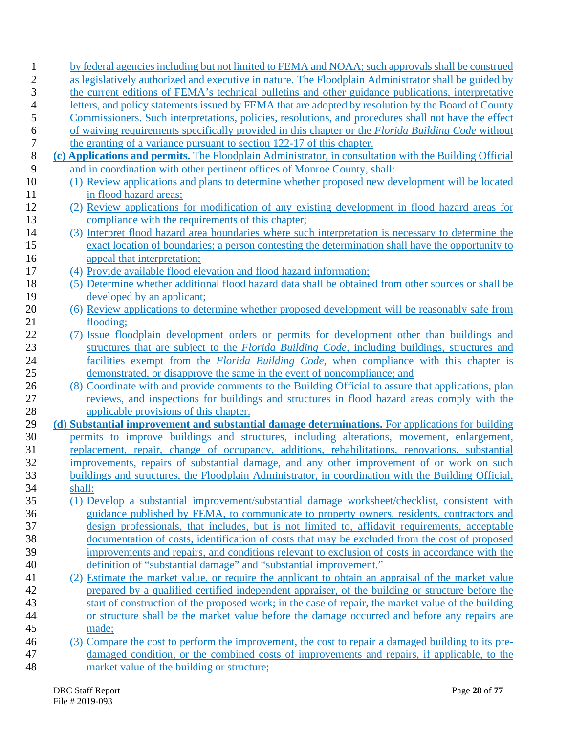by federal agencies including but not limited to FEMA and NOAA; such approvals shall be construed as legislatively authorized and executive in nature. The Floodplain Administrator shall be guided by the current editions of FEMA's technical bulletins and other guidance publications, interpretative letters, and policy statements issued by FEMA that are adopted by resolution by the Board of County Commissioners. Such interpretations, policies, resolutions, and procedures shall not have the effect of waiving requirements specifically provided in this chapter or the *Florida Building Code* without the granting of a variance pursuant to section 122-17 of this chapter.

**(c) Applications and permits.** The Floodplain Administrator, in consultation with the Building Official and in coordination with other pertinent offices of Monroe County, shall:

(1) Review applications and plans to determine whether proposed new development will be located in flood hazard areas;

(2) Review applications for modification of any existing development in flood hazard areas for compliance with the requirements of this chapter;

(3) Interpret flood hazard area boundaries where such interpretation is necessary to determine the exact location of boundaries; a person contesting the determination shall have the opportunity to appeal that interpretation;

(4) Provide available flood elevation and flood hazard information;

(5) Determine whether additional flood hazard data shall be obtained from other sources or shall be developed by an applicant;

(6) Review applications to determine whether proposed development will be reasonably safe from flooding;

(7) Issue floodplain development orders or permits for development other than buildings and structures that are subject to the *Florida Building Code*, including buildings, structures and facilities exempt from the *Florida Building Code*, when compliance with this chapter is demonstrated, or disapprove the same in the event of noncompliance; and

(8) Coordinate with and provide comments to the Building Official to assure that applications, plan reviews, and inspections for buildings and structures in flood hazard areas comply with the applicable provisions of this chapter.

**(d) Substantial improvement and substantial damage determinations.** For applications for building permits to improve buildings and structures, including alterations, movement, enlargement, replacement, repair, change of occupancy, additions, rehabilitations, renovations, substantial improvements, repairs of substantial damage, and any other improvement of or work on such buildings and structures, the Floodplain Administrator, in coordination with the Building Official, shall:

(1) Develop a substantial improvement/substantial damage worksheet/checklist, consistent with guidance published by FEMA, to communicate to property owners, residents, contractors and design professionals, that includes, but is not limited to, affidavit requirements, acceptable documentation of costs, identification of costs that may be excluded from the cost of proposed improvements and repairs, and conditions relevant to exclusion of costs in accordance with the definition of "substantial damage" and "substantial improvement."

(2) Estimate the market value, or require the applicant to obtain an appraisal of the market value prepared by a qualified certified independent appraiser, of the building or structure before the start of construction of the proposed work; in the case of repair, the market value of the building or structure shall be the market value before the damage occurred and before any repairs are made;

(3) Compare the cost to perform the improvement, the cost to repair a damaged building to its pre-damaged condition, or the combined costs of improvements and repairs, if applicable, to the market value of the building or structure;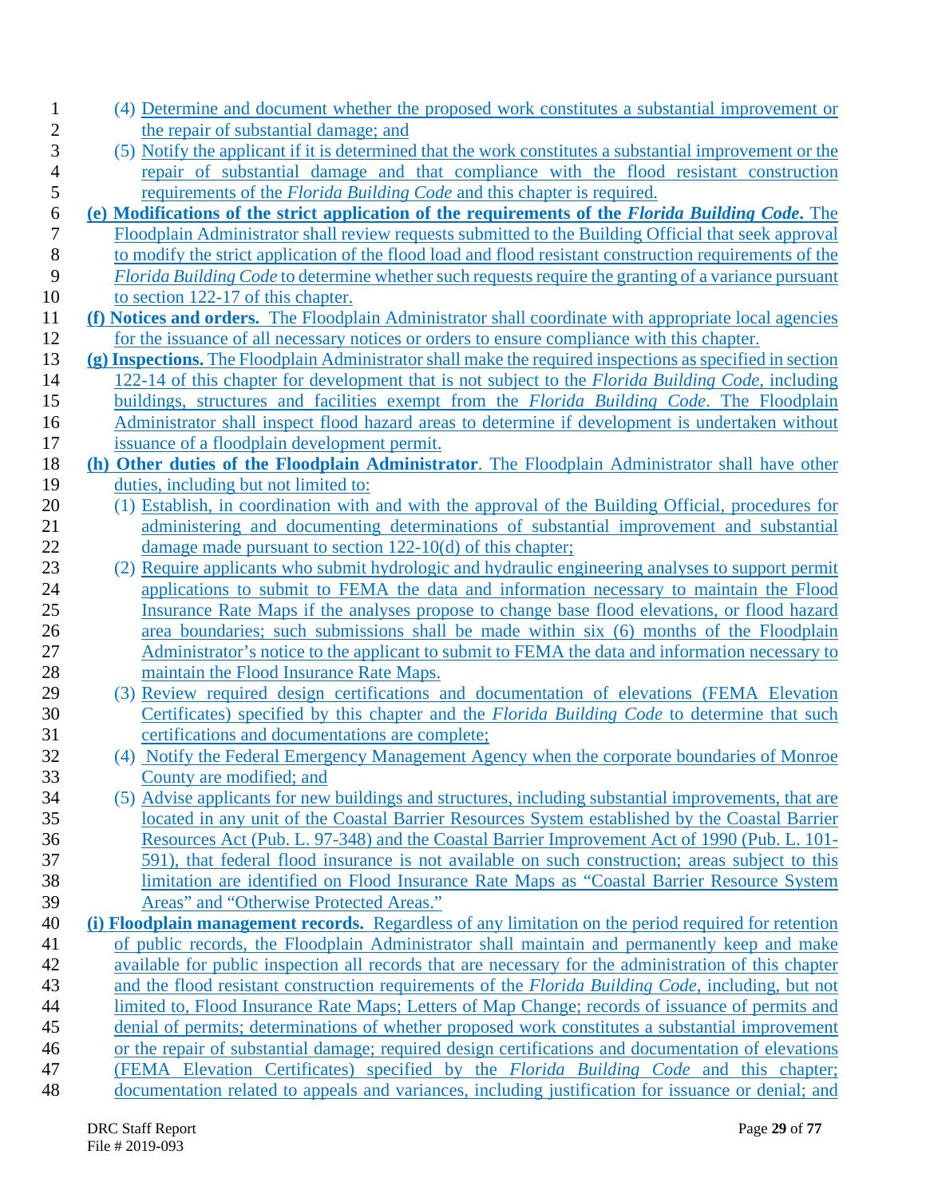(4) Determine and document whether the proposed work constitutes a substantial improvement or the repair of substantial damage; and

(5) Notify the applicant if it is determined that the work constitutes a substantial improvement or the repair of substantial damage and that compliance with the flood resistant construction requirements of the *Florida Building Code* and this chapter is required.

**(e) Modifications of the strict application of the requirements of the *Florida Building Code*.** The Floodplain Administrator shall review requests submitted to the Building Official that seek approval to modify the strict application of the flood load and flood resistant construction requirements of the *Florida Building Code* to determine whether such requests require the granting of a variance pursuant to section 122-17 of this chapter.

**(f) Notices and orders.** The Floodplain Administrator shall coordinate with appropriate local agencies for the issuance of all necessary notices or orders to ensure compliance with this chapter.

**(g) Inspections.** The Floodplain Administrator shall make the required inspections as specified in section 122-14 of this chapter for development that is not subject to the *Florida Building Code*, including buildings, structures and facilities exempt from the *Florida Building Code*. The Floodplain Administrator shall inspect flood hazard areas to determine if development is undertaken without issuance of a floodplain development permit.

**(h) Other duties of the Floodplain Administrator**. The Floodplain Administrator shall have other duties, including but not limited to:

(1) Establish, in coordination with and with the approval of the Building Official, procedures for administering and documenting determinations of substantial improvement and substantial damage made pursuant to section 122-10(d) of this chapter;

(2) Require applicants who submit hydrologic and hydraulic engineering analyses to support permit applications to submit to FEMA the data and information necessary to maintain the Flood Insurance Rate Maps if the analyses propose to change base flood elevations, or flood hazard area boundaries; such submissions shall be made within six (6) months of the Floodplain Administrator's notice to the applicant to submit to FEMA the data and information necessary to maintain the Flood Insurance Rate Maps.

(3) Review required design certifications and documentation of elevations (FEMA Elevation Certificates) specified by this chapter and the *Florida Building Code* to determine that such certifications and documentations are complete;

(4) Notify the Federal Emergency Management Agency when the corporate boundaries of Monroe County are modified; and

(5) Advise applicants for new buildings and structures, including substantial improvements, that are located in any unit of the Coastal Barrier Resources System established by the Coastal Barrier Resources Act (Pub. L. 97-348) and the Coastal Barrier Improvement Act of 1990 (Pub. L. 101-591), that federal flood insurance is not available on such construction; areas subject to this limitation are identified on Flood Insurance Rate Maps as "Coastal Barrier Resource System Areas" and "Otherwise Protected Areas."

**(i) Floodplain management records.** Regardless of any limitation on the period required for retention of public records, the Floodplain Administrator shall maintain and permanently keep and make available for public inspection all records that are necessary for the administration of this chapter and the flood resistant construction requirements of the *Florida Building Code*, including, but not limited to, Flood Insurance Rate Maps; Letters of Map Change; records of issuance of permits and denial of permits; determinations of whether proposed work constitutes a substantial improvement or the repair of substantial damage; required design certifications and documentation of elevations (FEMA Elevation Certificates) specified by the *Florida Building Code* and this chapter; documentation related to appeals and variances, including justification for issuance or denial; and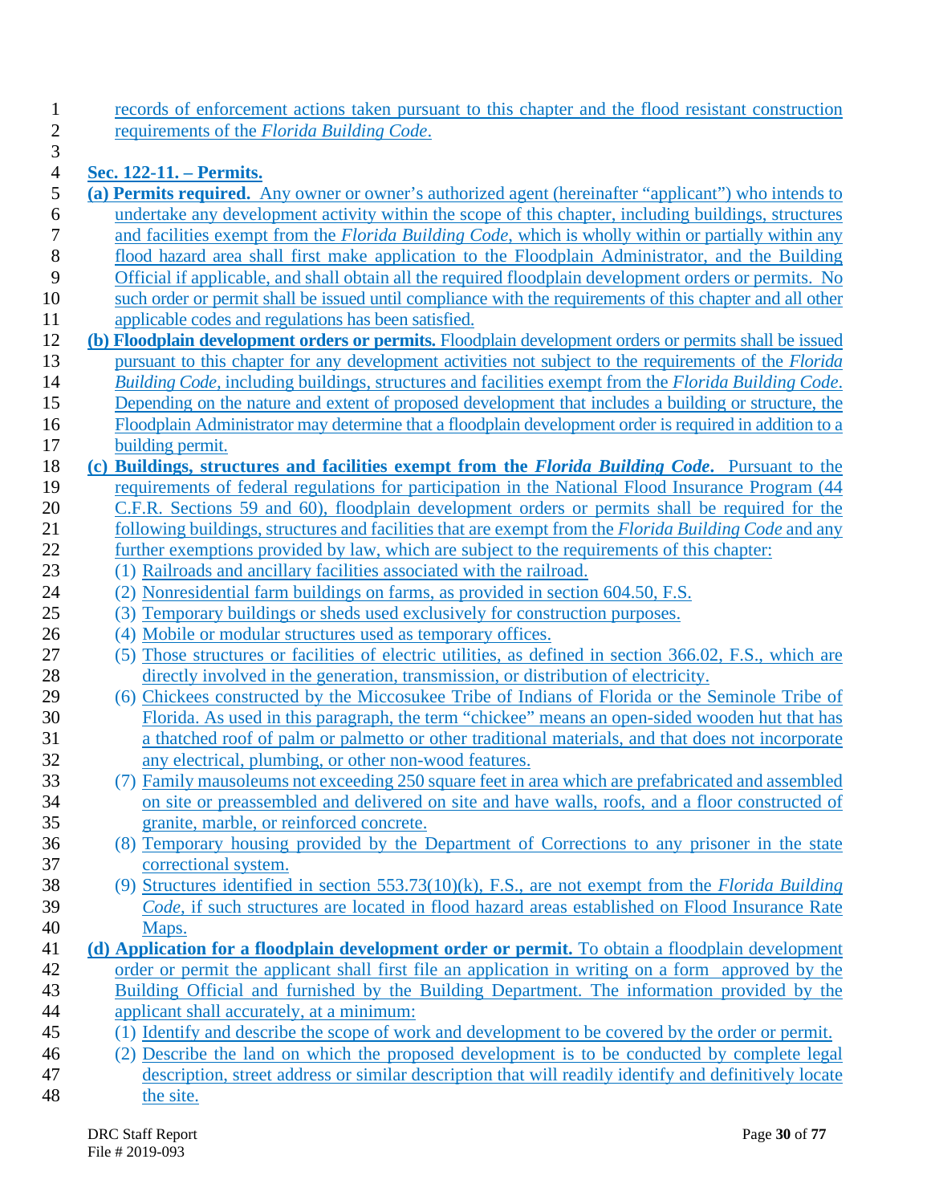records of enforcement actions taken pursuant to this chapter and the flood resistant construction requirements of the *Florida Building Code*.

**Sec. 122-11. – Permits.**

**(a) Permits required.** Any owner or owner's authorized agent (hereinafter "applicant") who intends to undertake any development activity within the scope of this chapter, including buildings, structures and facilities exempt from the *Florida Building Code*, which is wholly within or partially within any flood hazard area shall first make application to the Floodplain Administrator, and the Building Official if applicable, and shall obtain all the required floodplain development orders or permits. No such order or permit shall be issued until compliance with the requirements of this chapter and all other applicable codes and regulations has been satisfied.

**(b) Floodplain development orders or permits.** Floodplain development orders or permits shall be issued pursuant to this chapter for any development activities not subject to the requirements of the *Florida Building Code*, including buildings, structures and facilities exempt from the *Florida Building Code*. Depending on the nature and extent of proposed development that includes a building or structure, the Floodplain Administrator may determine that a floodplain development order is required in addition to a building permit.

**(c) Buildings, structures and facilities exempt from the *Florida Building Code*.** Pursuant to the requirements of federal regulations for participation in the National Flood Insurance Program (44 C.F.R. Sections 59 and 60), floodplain development orders or permits shall be required for the following buildings, structures and facilities that are exempt from the *Florida Building Code* and any further exemptions provided by law, which are subject to the requirements of this chapter:

(1) Railroads and ancillary facilities associated with the railroad.

(2) Nonresidential farm buildings on farms, as provided in section 604.50, F.S.

(3) Temporary buildings or sheds used exclusively for construction purposes.

(4) Mobile or modular structures used as temporary offices.

(5) Those structures or facilities of electric utilities, as defined in section 366.02, F.S., which are directly involved in the generation, transmission, or distribution of electricity.

(6) Chickees constructed by the Miccosukee Tribe of Indians of Florida or the Seminole Tribe of Florida. As used in this paragraph, the term "chickee" means an open-sided wooden hut that has a thatched roof of palm or palmetto or other traditional materials, and that does not incorporate any electrical, plumbing, or other non-wood features.

(7) Family mausoleums not exceeding 250 square feet in area which are prefabricated and assembled on site or preassembled and delivered on site and have walls, roofs, and a floor constructed of granite, marble, or reinforced concrete.

(8) Temporary housing provided by the Department of Corrections to any prisoner in the state correctional system.

(9) Structures identified in section 553.73(10)(k), F.S., are not exempt from the *Florida Building Code*, if such structures are located in flood hazard areas established on Flood Insurance Rate Maps.

**(d) Application for a floodplain development order or permit.** To obtain a floodplain development order or permit the applicant shall first file an application in writing on a form approved by the Building Official and furnished by the Building Department. The information provided by the applicant shall accurately, at a minimum:

(1) Identify and describe the scope of work and development to be covered by the order or permit.

(2) Describe the land on which the proposed development is to be conducted by complete legal description, street address or similar description that will readily identify and definitively locate the site.

DRC Staff Report
File # 2019-093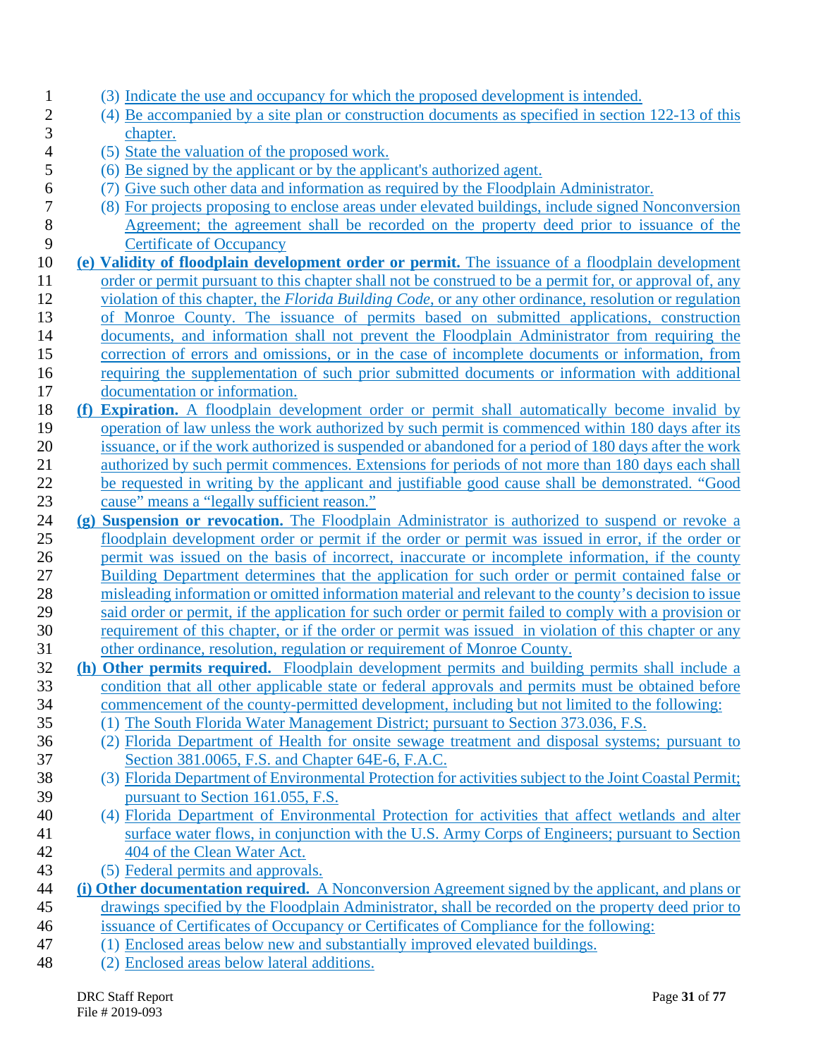(3) Indicate the use and occupancy for which the proposed development is intended.

(4) Be accompanied by a site plan or construction documents as specified in section 122-13 of this chapter.

(5) State the valuation of the proposed work.

(6) Be signed by the applicant or by the applicant's authorized agent.

(7) Give such other data and information as required by the Floodplain Administrator.

(8) For projects proposing to enclose areas under elevated buildings, include signed Nonconversion Agreement; the agreement shall be recorded on the property deed prior to issuance of the Certificate of Occupancy

**(e) Validity of floodplain development order or permit.** The issuance of a floodplain development order or permit pursuant to this chapter shall not be construed to be a permit for, or approval of, any violation of this chapter, the *Florida Building Code*, or any other ordinance, resolution or regulation of Monroe County. The issuance of permits based on submitted applications, construction documents, and information shall not prevent the Floodplain Administrator from requiring the correction of errors and omissions, or in the case of incomplete documents or information, from requiring the supplementation of such prior submitted documents or information with additional documentation or information.

**(f) Expiration.** A floodplain development order or permit shall automatically become invalid by operation of law unless the work authorized by such permit is commenced within 180 days after its issuance, or if the work authorized is suspended or abandoned for a period of 180 days after the work authorized by such permit commences. Extensions for periods of not more than 180 days each shall be requested in writing by the applicant and justifiable good cause shall be demonstrated. "Good cause" means a "legally sufficient reason."

**(g) Suspension or revocation.** The Floodplain Administrator is authorized to suspend or revoke a floodplain development order or permit if the order or permit was issued in error, if the order or permit was issued on the basis of incorrect, inaccurate or incomplete information, if the county Building Department determines that the application for such order or permit contained false or misleading information or omitted information material and relevant to the county's decision to issue said order or permit, if the application for such order or permit failed to comply with a provision or requirement of this chapter, or if the order or permit was issued in violation of this chapter or any other ordinance, resolution, regulation or requirement of Monroe County.

**(h) Other permits required.** Floodplain development permits and building permits shall include a condition that all other applicable state or federal approvals and permits must be obtained before commencement of the county-permitted development, including but not limited to the following:

(1) The South Florida Water Management District; pursuant to Section 373.036, F.S.

(2) Florida Department of Health for onsite sewage treatment and disposal systems; pursuant to Section 381.0065, F.S. and Chapter 64E-6, F.A.C.

(3) Florida Department of Environmental Protection for activities subject to the Joint Coastal Permit; pursuant to Section 161.055, F.S.

(4) Florida Department of Environmental Protection for activities that affect wetlands and alter surface water flows, in conjunction with the U.S. Army Corps of Engineers; pursuant to Section 404 of the Clean Water Act.

(5) Federal permits and approvals.

**(i) Other documentation required.** A Nonconversion Agreement signed by the applicant, and plans or drawings specified by the Floodplain Administrator, shall be recorded on the property deed prior to issuance of Certificates of Occupancy or Certificates of Compliance for the following:

(1) Enclosed areas below new and substantially improved elevated buildings.

(2) Enclosed areas below lateral additions.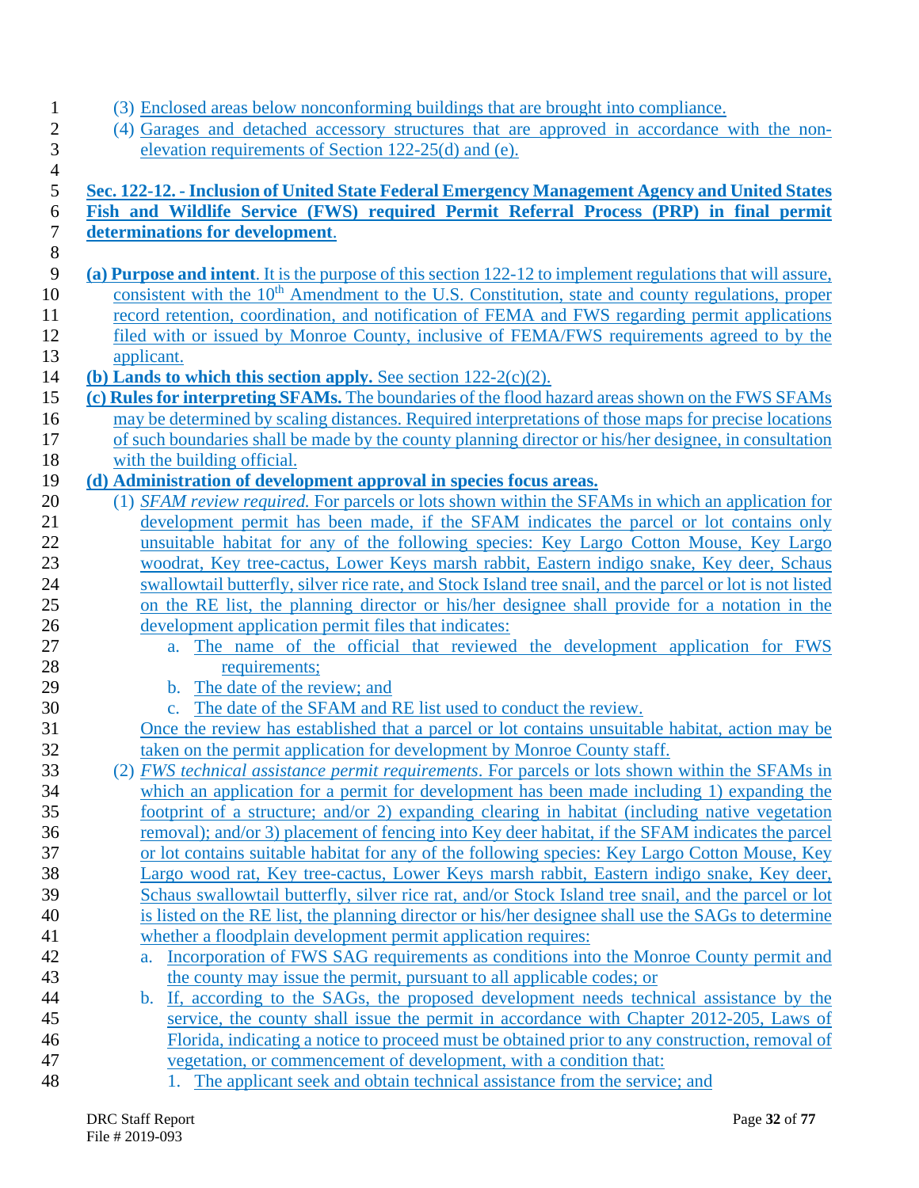(3) Enclosed areas below nonconforming buildings that are brought into compliance.

(4) Garages and detached accessory structures that are approved in accordance with the non-elevation requirements of Section 122-25(d) and (e).

**Sec. 122-12. - Inclusion of United State Federal Emergency Management Agency and United States Fish and Wildlife Service (FWS) required Permit Referral Process (PRP) in final permit determinations for development.**

**(a) Purpose and intent**. It is the purpose of this section 122-12 to implement regulations that will assure, consistent with the 10th Amendment to the U.S. Constitution, state and county regulations, proper record retention, coordination, and notification of FEMA and FWS regarding permit applications filed with or issued by Monroe County, inclusive of FEMA/FWS requirements agreed to by the applicant.

**(b) Lands to which this section apply.** See section 122-2(c)(2).

**(c) Rules for interpreting SFAMs.** The boundaries of the flood hazard areas shown on the FWS SFAMs may be determined by scaling distances. Required interpretations of those maps for precise locations of such boundaries shall be made by the county planning director or his/her designee, in consultation with the building official.

**(d) Administration of development approval in species focus areas.**

(1) *SFAM review required.* For parcels or lots shown within the SFAMs in which an application for development permit has been made, if the SFAM indicates the parcel or lot contains only unsuitable habitat for any of the following species: Key Largo Cotton Mouse, Key Largo woodrat, Key tree-cactus, Lower Keys marsh rabbit, Eastern indigo snake, Key deer, Schaus swallowtail butterfly, silver rice rate, and Stock Island tree snail, and the parcel or lot is not listed on the RE list, the planning director or his/her designee shall provide for a notation in the development application permit files that indicates:

a. The name of the official that reviewed the development application for FWS requirements;

b. The date of the review; and

c. The date of the SFAM and RE list used to conduct the review.

Once the review has established that a parcel or lot contains unsuitable habitat, action may be taken on the permit application for development by Monroe County staff.

(2) *FWS technical assistance permit requirements*. For parcels or lots shown within the SFAMs in which an application for a permit for development has been made including 1) expanding the footprint of a structure; and/or 2) expanding clearing in habitat (including native vegetation removal); and/or 3) placement of fencing into Key deer habitat, if the SFAM indicates the parcel or lot contains suitable habitat for any of the following species: Key Largo Cotton Mouse, Key Largo wood rat, Key tree-cactus, Lower Keys marsh rabbit, Eastern indigo snake, Key deer, Schaus swallowtail butterfly, silver rice rat, and/or Stock Island tree snail, and the parcel or lot is listed on the RE list, the planning director or his/her designee shall use the SAGs to determine whether a floodplain development permit application requires:

a. Incorporation of FWS SAG requirements as conditions into the Monroe County permit and the county may issue the permit, pursuant to all applicable codes; or

b. If, according to the SAGs, the proposed development needs technical assistance by the service, the county shall issue the permit in accordance with Chapter 2012-205, Laws of Florida, indicating a notice to proceed must be obtained prior to any construction, removal of vegetation, or commencement of development, with a condition that:

1. The applicant seek and obtain technical assistance from the service; and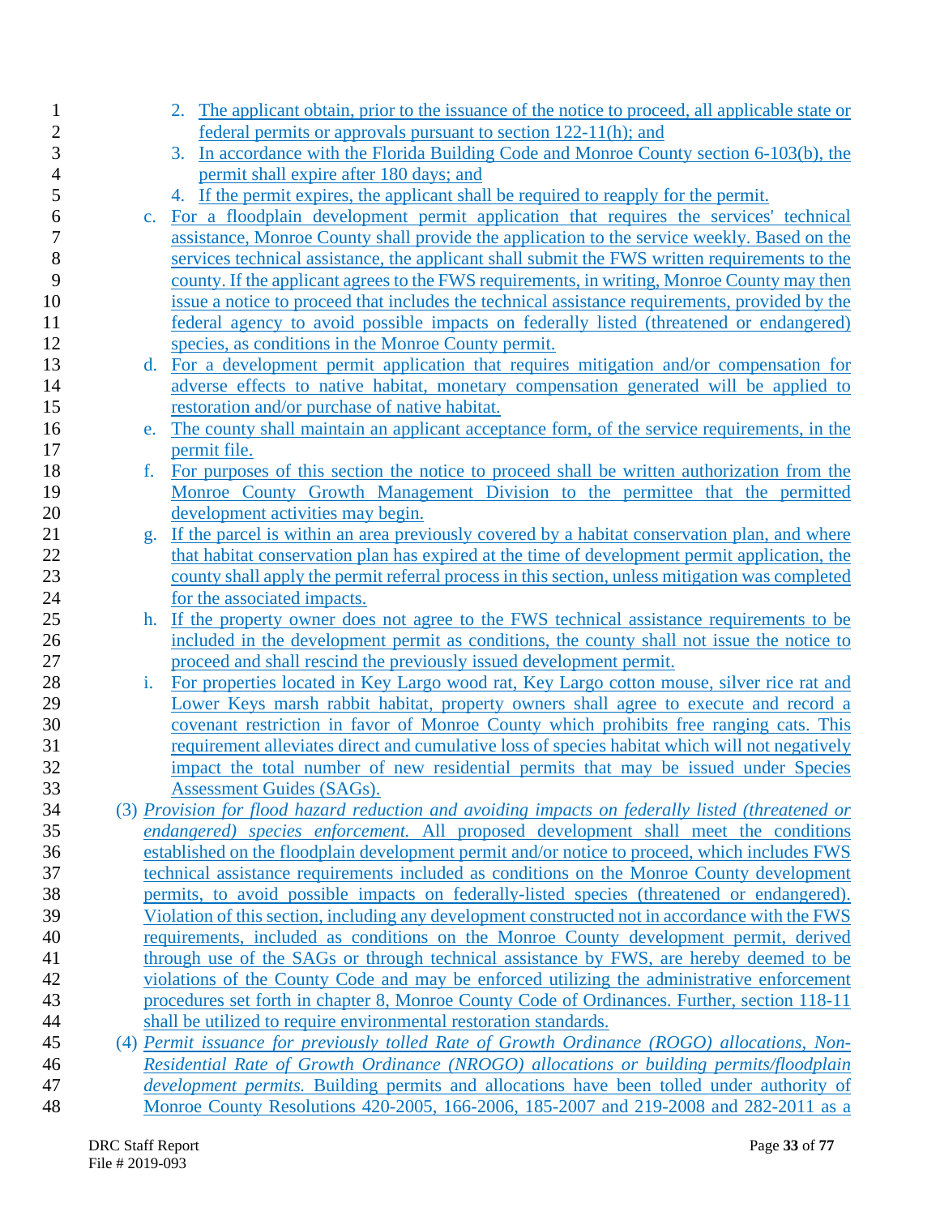2. The applicant obtain, prior to the issuance of the notice to proceed, all applicable state or federal permits or approvals pursuant to section 122-11(h); and
3. In accordance with the Florida Building Code and Monroe County section 6-103(b), the permit shall expire after 180 days; and
4. If the permit expires, the applicant shall be required to reapply for the permit.

c. For a floodplain development permit application that requires the services' technical assistance, Monroe County shall provide the application to the service weekly. Based on the services technical assistance, the applicant shall submit the FWS written requirements to the county. If the applicant agrees to the FWS requirements, in writing, Monroe County may then issue a notice to proceed that includes the technical assistance requirements, provided by the federal agency to avoid possible impacts on federally listed (threatened or endangered) species, as conditions in the Monroe County permit.

d. For a development permit application that requires mitigation and/or compensation for adverse effects to native habitat, monetary compensation generated will be applied to restoration and/or purchase of native habitat.

e. The county shall maintain an applicant acceptance form, of the service requirements, in the permit file.

f. For purposes of this section the notice to proceed shall be written authorization from the Monroe County Growth Management Division to the permittee that the permitted development activities may begin.

g. If the parcel is within an area previously covered by a habitat conservation plan, and where that habitat conservation plan has expired at the time of development permit application, the county shall apply the permit referral process in this section, unless mitigation was completed for the associated impacts.

h. If the property owner does not agree to the FWS technical assistance requirements to be included in the development permit as conditions, the county shall not issue the notice to proceed and shall rescind the previously issued development permit.

i. For properties located in Key Largo wood rat, Key Largo cotton mouse, silver rice rat and Lower Keys marsh rabbit habitat, property owners shall agree to execute and record a covenant restriction in favor of Monroe County which prohibits free ranging cats. This requirement alleviates direct and cumulative loss of species habitat which will not negatively impact the total number of new residential permits that may be issued under Species Assessment Guides (SAGs).

(3) *Provision for flood hazard reduction and avoiding impacts on federally listed (threatened or endangered) species enforcement.* All proposed development shall meet the conditions established on the floodplain development permit and/or notice to proceed, which includes FWS technical assistance requirements included as conditions on the Monroe County development permits, to avoid possible impacts on federally-listed species (threatened or endangered). Violation of this section, including any development constructed not in accordance with the FWS requirements, included as conditions on the Monroe County development permit, derived through use of the SAGs or through technical assistance by FWS, are hereby deemed to be violations of the County Code and may be enforced utilizing the administrative enforcement procedures set forth in chapter 8, Monroe County Code of Ordinances. Further, section 118-11 shall be utilized to require environmental restoration standards.

(4) *Permit issuance for previously tolled Rate of Growth Ordinance (ROGO) allocations, Non-Residential Rate of Growth Ordinance (NROGO) allocations or building permits/floodplain development permits.* Building permits and allocations have been tolled under authority of Monroe County Resolutions 420-2005, 166-2006, 185-2007 and 219-2008 and 282-2011 as a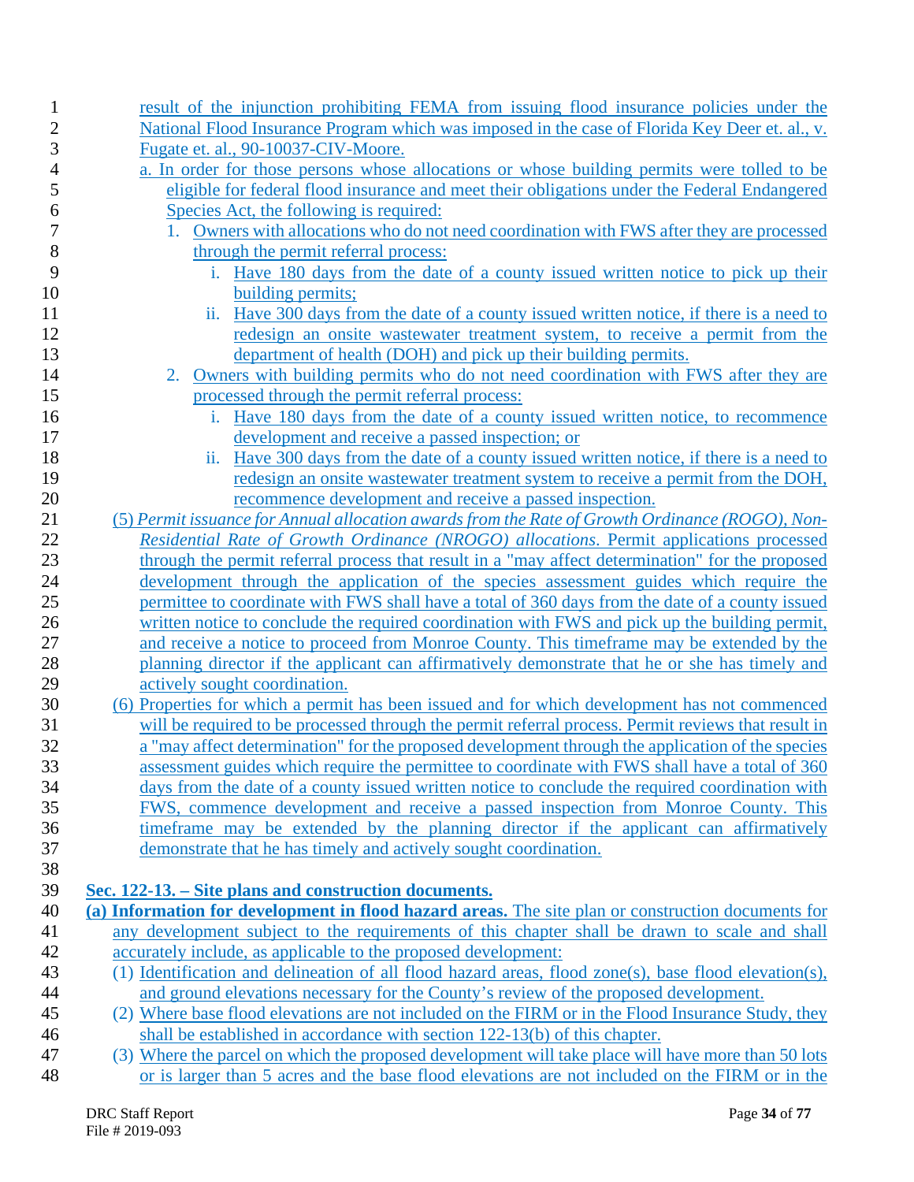result of the injunction prohibiting FEMA from issuing flood insurance policies under the National Flood Insurance Program which was imposed in the case of Florida Key Deer et. al., v. Fugate et. al., 90-10037-CIV-Moore.

a. In order for those persons whose allocations or whose building permits were tolled to be eligible for federal flood insurance and meet their obligations under the Federal Endangered Species Act, the following is required:

1. Owners with allocations who do not need coordination with FWS after they are processed through the permit referral process:
   i. Have 180 days from the date of a county issued written notice to pick up their building permits;
   ii. Have 300 days from the date of a county issued written notice, if there is a need to redesign an onsite wastewater treatment system, to receive a permit from the department of health (DOH) and pick up their building permits.
2. Owners with building permits who do not need coordination with FWS after they are processed through the permit referral process:
   i. Have 180 days from the date of a county issued written notice, to recommence development and receive a passed inspection; or
   ii. Have 300 days from the date of a county issued written notice, if there is a need to redesign an onsite wastewater treatment system to receive a permit from the DOH, recommence development and receive a passed inspection.

(5) *Permit issuance for Annual allocation awards from the Rate of Growth Ordinance (ROGO), Non-Residential Rate of Growth Ordinance (NROGO) allocations.* Permit applications processed through the permit referral process that result in a "may affect determination" for the proposed development through the application of the species assessment guides which require the permittee to coordinate with FWS shall have a total of 360 days from the date of a county issued written notice to conclude the required coordination with FWS and pick up the building permit, and receive a notice to proceed from Monroe County. This timeframe may be extended by the planning director if the applicant can affirmatively demonstrate that he or she has timely and actively sought coordination.

(6) Properties for which a permit has been issued and for which development has not commenced will be required to be processed through the permit referral process. Permit reviews that result in a "may affect determination" for the proposed development through the application of the species assessment guides which require the permittee to coordinate with FWS shall have a total of 360 days from the date of a county issued written notice to conclude the required coordination with FWS, commence development and receive a passed inspection from Monroe County. This timeframe may be extended by the planning director if the applicant can affirmatively demonstrate that he has timely and actively sought coordination.

**Sec. 122-13. – Site plans and construction documents.**

**(a) Information for development in flood hazard areas.** The site plan or construction documents for any development subject to the requirements of this chapter shall be drawn to scale and shall accurately include, as applicable to the proposed development:

(1) Identification and delineation of all flood hazard areas, flood zone(s), base flood elevation(s), and ground elevations necessary for the County's review of the proposed development.

(2) Where base flood elevations are not included on the FIRM or in the Flood Insurance Study, they shall be established in accordance with section 122-13(b) of this chapter.

(3) Where the parcel on which the proposed development will take place will have more than 50 lots or is larger than 5 acres and the base flood elevations are not included on the FIRM or in the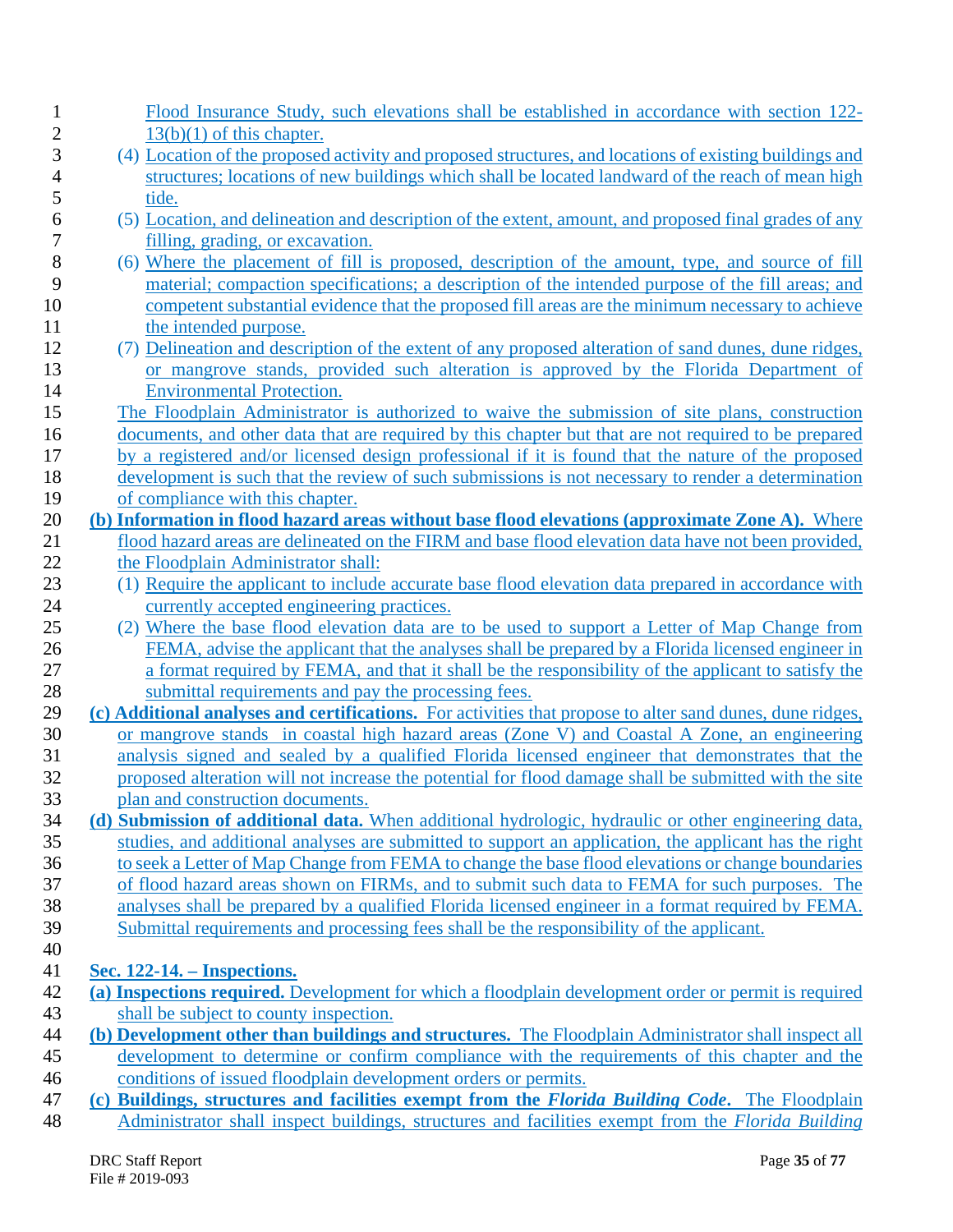Flood Insurance Study, such elevations shall be established in accordance with section 122-13(b)(1) of this chapter.

(4) Location of the proposed activity and proposed structures, and locations of existing buildings and structures; locations of new buildings which shall be located landward of the reach of mean high tide.

(5) Location, and delineation and description of the extent, amount, and proposed final grades of any filling, grading, or excavation.

(6) Where the placement of fill is proposed, description of the amount, type, and source of fill material; compaction specifications; a description of the intended purpose of the fill areas; and competent substantial evidence that the proposed fill areas are the minimum necessary to achieve the intended purpose.

(7) Delineation and description of the extent of any proposed alteration of sand dunes, dune ridges, or mangrove stands, provided such alteration is approved by the Florida Department of Environmental Protection.

The Floodplain Administrator is authorized to waive the submission of site plans, construction documents, and other data that are required by this chapter but that are not required to be prepared by a registered and/or licensed design professional if it is found that the nature of the proposed development is such that the review of such submissions is not necessary to render a determination of compliance with this chapter.

**(b) Information in flood hazard areas without base flood elevations (approximate Zone A).** Where flood hazard areas are delineated on the FIRM and base flood elevation data have not been provided, the Floodplain Administrator shall:

(1) Require the applicant to include accurate base flood elevation data prepared in accordance with currently accepted engineering practices.

(2) Where the base flood elevation data are to be used to support a Letter of Map Change from FEMA, advise the applicant that the analyses shall be prepared by a Florida licensed engineer in a format required by FEMA, and that it shall be the responsibility of the applicant to satisfy the submittal requirements and pay the processing fees.

**(c) Additional analyses and certifications.** For activities that propose to alter sand dunes, dune ridges, or mangrove stands in coastal high hazard areas (Zone V) and Coastal A Zone, an engineering analysis signed and sealed by a qualified Florida licensed engineer that demonstrates that the proposed alteration will not increase the potential for flood damage shall be submitted with the site plan and construction documents.

**(d) Submission of additional data.** When additional hydrologic, hydraulic or other engineering data, studies, and additional analyses are submitted to support an application, the applicant has the right to seek a Letter of Map Change from FEMA to change the base flood elevations or change boundaries of flood hazard areas shown on FIRMs, and to submit such data to FEMA for such purposes. The analyses shall be prepared by a qualified Florida licensed engineer in a format required by FEMA. Submittal requirements and processing fees shall be the responsibility of the applicant.

## Sec. 122-14. – Inspections.

**(a) Inspections required.** Development for which a floodplain development order or permit is required shall be subject to county inspection.

**(b) Development other than buildings and structures.** The Floodplain Administrator shall inspect all development to determine or confirm compliance with the requirements of this chapter and the conditions of issued floodplain development orders or permits.

**(c) Buildings, structures and facilities exempt from the *Florida Building Code*.** The Floodplain Administrator shall inspect buildings, structures and facilities exempt from the *Florida Building*

DRC Staff Report
File # 2019-093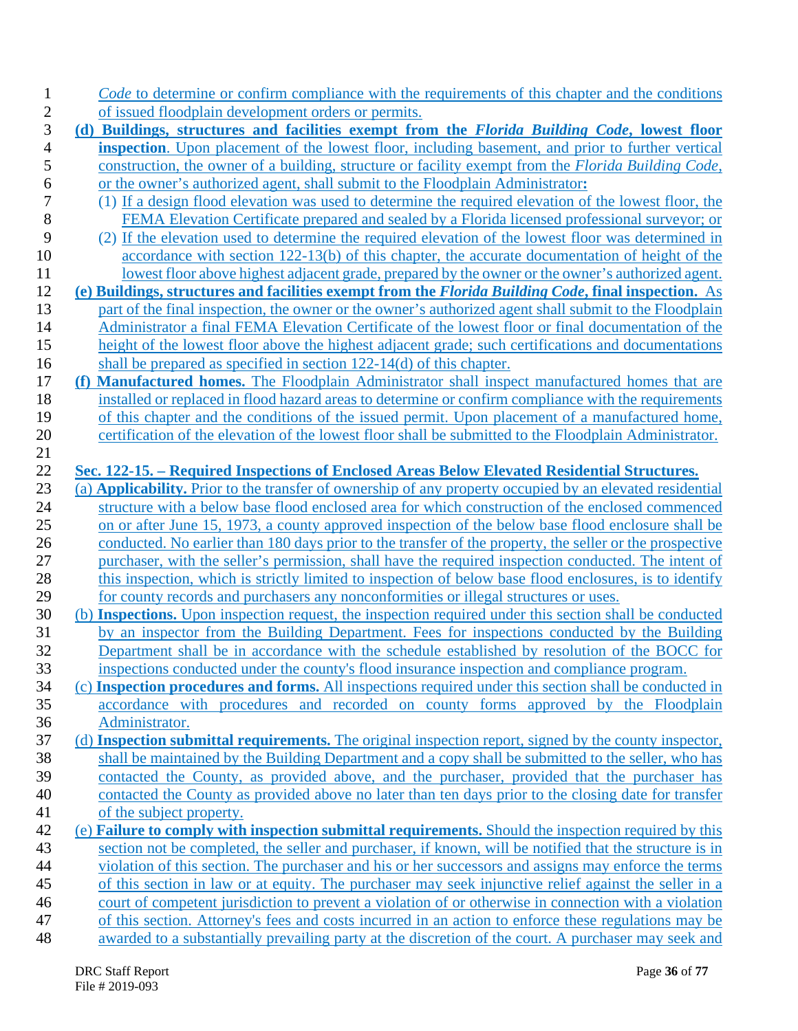*Code* to determine or confirm compliance with the requirements of this chapter and the conditions of issued floodplain development orders or permits.

**(d) Buildings, structures and facilities exempt from the *Florida Building Code*, lowest floor inspection**. Upon placement of the lowest floor, including basement, and prior to further vertical construction, the owner of a building, structure or facility exempt from the *Florida Building Code*, or the owner's authorized agent, shall submit to the Floodplain Administrator**:**

(1) If a design flood elevation was used to determine the required elevation of the lowest floor, the FEMA Elevation Certificate prepared and sealed by a Florida licensed professional surveyor; or

(2) If the elevation used to determine the required elevation of the lowest floor was determined in accordance with section 122-13(b) of this chapter, the accurate documentation of height of the lowest floor above highest adjacent grade, prepared by the owner or the owner's authorized agent.

**(e) Buildings, structures and facilities exempt from the *Florida Building Code*, final inspection.** As part of the final inspection, the owner or the owner's authorized agent shall submit to the Floodplain Administrator a final FEMA Elevation Certificate of the lowest floor or final documentation of the height of the lowest floor above the highest adjacent grade; such certifications and documentations shall be prepared as specified in section 122-14(d) of this chapter.

**(f) Manufactured homes.** The Floodplain Administrator shall inspect manufactured homes that are installed or replaced in flood hazard areas to determine or confirm compliance with the requirements of this chapter and the conditions of the issued permit. Upon placement of a manufactured home, certification of the elevation of the lowest floor shall be submitted to the Floodplain Administrator.

## Sec. 122-15. – Required Inspections of Enclosed Areas Below Elevated Residential Structures.

(a) **Applicability.** Prior to the transfer of ownership of any property occupied by an elevated residential structure with a below base flood enclosed area for which construction of the enclosed commenced on or after June 15, 1973, a county approved inspection of the below base flood enclosure shall be conducted. No earlier than 180 days prior to the transfer of the property, the seller or the prospective purchaser, with the seller's permission, shall have the required inspection conducted. The intent of this inspection, which is strictly limited to inspection of below base flood enclosures, is to identify for county records and purchasers any nonconformities or illegal structures or uses.

(b) **Inspections.** Upon inspection request, the inspection required under this section shall be conducted by an inspector from the Building Department. Fees for inspections conducted by the Building Department shall be in accordance with the schedule established by resolution of the BOCC for inspections conducted under the county's flood insurance inspection and compliance program.

(c) **Inspection procedures and forms.** All inspections required under this section shall be conducted in accordance with procedures and recorded on county forms approved by the Floodplain Administrator.

(d) **Inspection submittal requirements.** The original inspection report, signed by the county inspector, shall be maintained by the Building Department and a copy shall be submitted to the seller, who has contacted the County, as provided above, and the purchaser, provided that the purchaser has contacted the County as provided above no later than ten days prior to the closing date for transfer of the subject property.

(e) **Failure to comply with inspection submittal requirements.** Should the inspection required by this section not be completed, the seller and purchaser, if known, will be notified that the structure is in violation of this section. The purchaser and his or her successors and assigns may enforce the terms of this section in law or at equity. The purchaser may seek injunctive relief against the seller in a court of competent jurisdiction to prevent a violation of or otherwise in connection with a violation of this section. Attorney's fees and costs incurred in an action to enforce these regulations may be awarded to a substantially prevailing party at the discretion of the court. A purchaser may seek and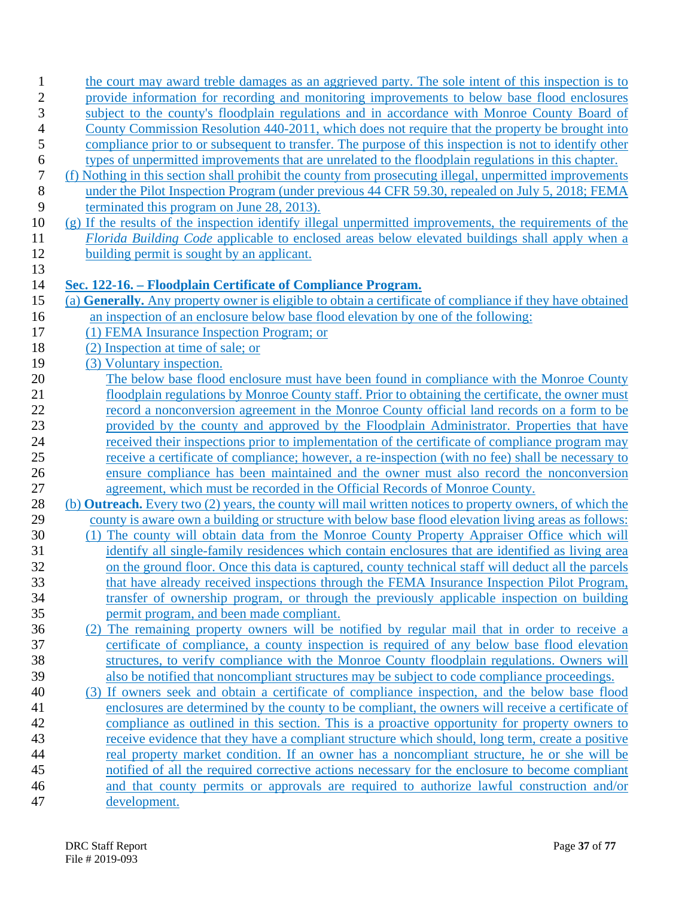the court may award treble damages as an aggrieved party. The sole intent of this inspection is to provide information for recording and monitoring improvements to below base flood enclosures subject to the county's floodplain regulations and in accordance with Monroe County Board of County Commission Resolution 440-2011, which does not require that the property be brought into compliance prior to or subsequent to transfer. The purpose of this inspection is not to identify other types of unpermitted improvements that are unrelated to the floodplain regulations in this chapter.

(f) Nothing in this section shall prohibit the county from prosecuting illegal, unpermitted improvements under the Pilot Inspection Program (under previous 44 CFR 59.30, repealed on July 5, 2018; FEMA terminated this program on June 28, 2013).

(g) If the results of the inspection identify illegal unpermitted improvements, the requirements of the *Florida Building Code* applicable to enclosed areas below elevated buildings shall apply when a building permit is sought by an applicant.

## Sec. 122-16. – Floodplain Certificate of Compliance Program.

(a) **Generally.** Any property owner is eligible to obtain a certificate of compliance if they have obtained an inspection of an enclosure below base flood elevation by one of the following:

(1) FEMA Insurance Inspection Program; or

(2) Inspection at time of sale; or

(3) Voluntary inspection.

The below base flood enclosure must have been found in compliance with the Monroe County floodplain regulations by Monroe County staff. Prior to obtaining the certificate, the owner must record a nonconversion agreement in the Monroe County official land records on a form to be provided by the county and approved by the Floodplain Administrator. Properties that have received their inspections prior to implementation of the certificate of compliance program may receive a certificate of compliance; however, a re-inspection (with no fee) shall be necessary to ensure compliance has been maintained and the owner must also record the nonconversion agreement, which must be recorded in the Official Records of Monroe County.

(b) **Outreach.** Every two (2) years, the county will mail written notices to property owners, of which the county is aware own a building or structure with below base flood elevation living areas as follows:

(1) The county will obtain data from the Monroe County Property Appraiser Office which will identify all single-family residences which contain enclosures that are identified as living area on the ground floor. Once this data is captured, county technical staff will deduct all the parcels that have already received inspections through the FEMA Insurance Inspection Pilot Program, transfer of ownership program, or through the previously applicable inspection on building permit program, and been made compliant.

(2) The remaining property owners will be notified by regular mail that in order to receive a certificate of compliance, a county inspection is required of any below base flood elevation structures, to verify compliance with the Monroe County floodplain regulations. Owners will also be notified that noncompliant structures may be subject to code compliance proceedings.

(3) If owners seek and obtain a certificate of compliance inspection, and the below base flood enclosures are determined by the county to be compliant, the owners will receive a certificate of compliance as outlined in this section. This is a proactive opportunity for property owners to receive evidence that they have a compliant structure which should, long term, create a positive real property market condition. If an owner has a noncompliant structure, he or she will be notified of all the required corrective actions necessary for the enclosure to become compliant and that county permits or approvals are required to authorize lawful construction and/or development.

DRC Staff Report
File # 2019-093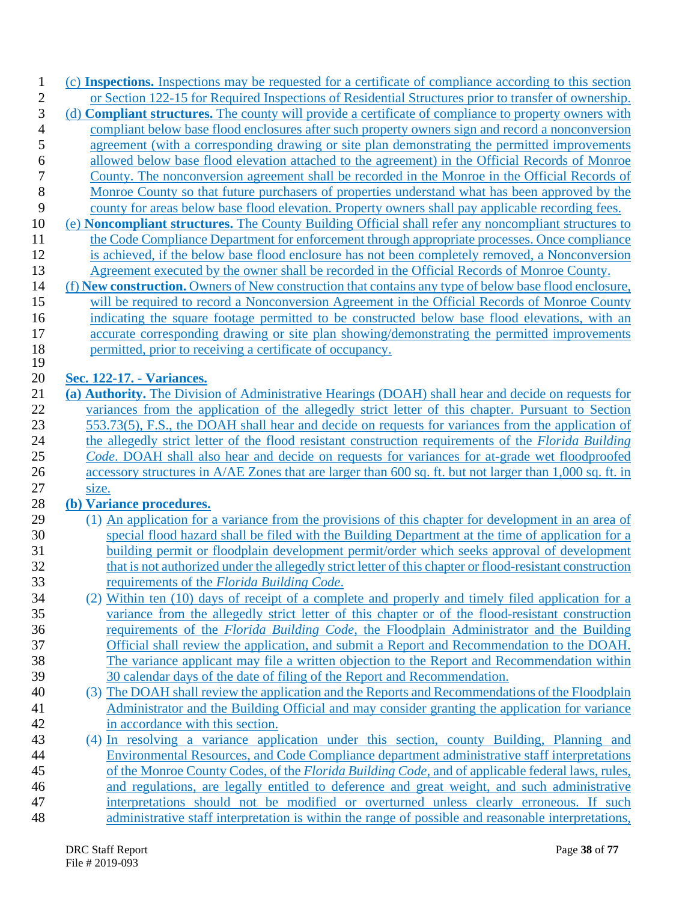(c) **Inspections.** Inspections may be requested for a certificate of compliance according to this section or Section 122-15 for Required Inspections of Residential Structures prior to transfer of ownership.

(d) **Compliant structures.** The county will provide a certificate of compliance to property owners with compliant below base flood enclosures after such property owners sign and record a nonconversion agreement (with a corresponding drawing or site plan demonstrating the permitted improvements allowed below base flood elevation attached to the agreement) in the Official Records of Monroe County. The nonconversion agreement shall be recorded in the Monroe in the Official Records of Monroe County so that future purchasers of properties understand what has been approved by the county for areas below base flood elevation. Property owners shall pay applicable recording fees.

(e) **Noncompliant structures.** The County Building Official shall refer any noncompliant structures to the Code Compliance Department for enforcement through appropriate processes. Once compliance is achieved, if the below base flood enclosure has not been completely removed, a Nonconversion Agreement executed by the owner shall be recorded in the Official Records of Monroe County.

(f) **New construction.** Owners of New construction that contains any type of below base flood enclosure, will be required to record a Nonconversion Agreement in the Official Records of Monroe County indicating the square footage permitted to be constructed below base flood elevations, with an accurate corresponding drawing or site plan showing/demonstrating the permitted improvements permitted, prior to receiving a certificate of occupancy.

**Sec. 122-17. - Variances.**

**(a) Authority.** The Division of Administrative Hearings (DOAH) shall hear and decide on requests for variances from the application of the allegedly strict letter of this chapter. Pursuant to Section 553.73(5), F.S., the DOAH shall hear and decide on requests for variances from the application of the allegedly strict letter of the flood resistant construction requirements of the *Florida Building Code*. DOAH shall also hear and decide on requests for variances for at-grade wet floodproofed accessory structures in A/AE Zones that are larger than 600 sq. ft. but not larger than 1,000 sq. ft. in size.

**(b) Variance procedures.**

(1) An application for a variance from the provisions of this chapter for development in an area of special flood hazard shall be filed with the Building Department at the time of application for a building permit or floodplain development permit/order which seeks approval of development that is not authorized under the allegedly strict letter of this chapter or flood-resistant construction requirements of the *Florida Building Code*.

(2) Within ten (10) days of receipt of a complete and properly and timely filed application for a variance from the allegedly strict letter of this chapter or of the flood-resistant construction requirements of the *Florida Building Code*, the Floodplain Administrator and the Building Official shall review the application, and submit a Report and Recommendation to the DOAH. The variance applicant may file a written objection to the Report and Recommendation within 30 calendar days of the date of filing of the Report and Recommendation.

(3) The DOAH shall review the application and the Reports and Recommendations of the Floodplain Administrator and the Building Official and may consider granting the application for variance in accordance with this section.

(4) In resolving a variance application under this section, county Building, Planning and Environmental Resources, and Code Compliance department administrative staff interpretations of the Monroe County Codes, of the *Florida Building Code*, and of applicable federal laws, rules, and regulations, are legally entitled to deference and great weight, and such administrative interpretations should not be modified or overturned unless clearly erroneous. If such administrative staff interpretation is within the range of possible and reasonable interpretations,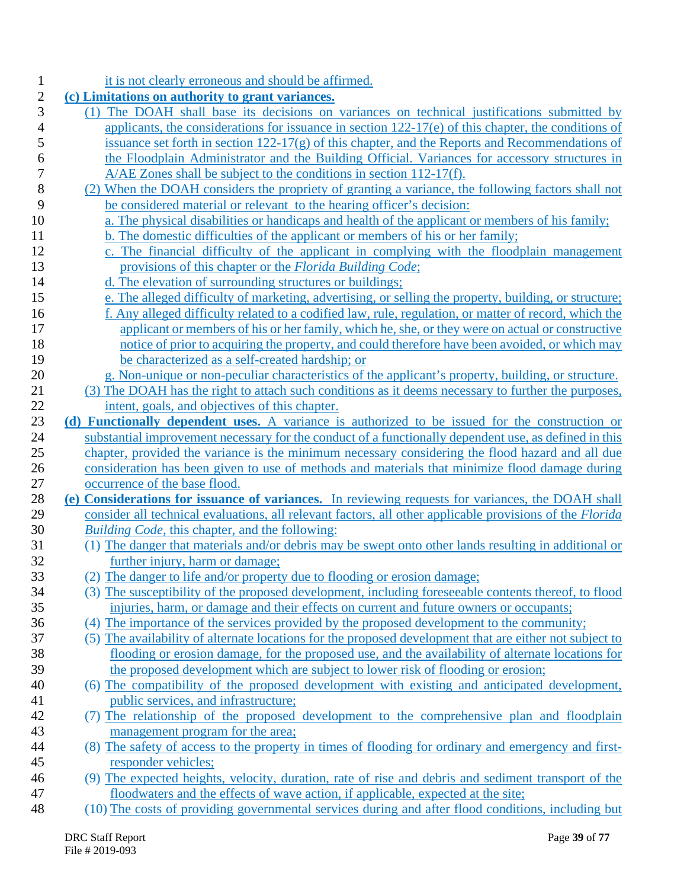it is not clearly erroneous and should be affirmed.

**(c) Limitations on authority to grant variances.**

(1) The DOAH shall base its decisions on variances on technical justifications submitted by applicants, the considerations for issuance in section 122-17(e) of this chapter, the conditions of issuance set forth in section 122-17(g) of this chapter, and the Reports and Recommendations of the Floodplain Administrator and the Building Official. Variances for accessory structures in A/AE Zones shall be subject to the conditions in section 112-17(f).

(2) When the DOAH considers the propriety of granting a variance, the following factors shall not be considered material or relevant to the hearing officer's decision:

a. The physical disabilities or handicaps and health of the applicant or members of his family;

b. The domestic difficulties of the applicant or members of his or her family;

c. The financial difficulty of the applicant in complying with the floodplain management provisions of this chapter or the *Florida Building Code*;

d. The elevation of surrounding structures or buildings;

e. The alleged difficulty of marketing, advertising, or selling the property, building, or structure;

f. Any alleged difficulty related to a codified law, rule, regulation, or matter of record, which the applicant or members of his or her family, which he, she, or they were on actual or constructive notice of prior to acquiring the property, and could therefore have been avoided, or which may be characterized as a self-created hardship; or

g. Non-unique or non-peculiar characteristics of the applicant's property, building, or structure.

(3) The DOAH has the right to attach such conditions as it deems necessary to further the purposes, intent, goals, and objectives of this chapter.

**(d) Functionally dependent uses.** A variance is authorized to be issued for the construction or substantial improvement necessary for the conduct of a functionally dependent use, as defined in this chapter, provided the variance is the minimum necessary considering the flood hazard and all due consideration has been given to use of methods and materials that minimize flood damage during occurrence of the base flood.

**(e) Considerations for issuance of variances.** In reviewing requests for variances, the DOAH shall consider all technical evaluations, all relevant factors, all other applicable provisions of the *Florida Building Code*, this chapter, and the following:

(1) The danger that materials and/or debris may be swept onto other lands resulting in additional or further injury, harm or damage;

(2) The danger to life and/or property due to flooding or erosion damage;

(3) The susceptibility of the proposed development, including foreseeable contents thereof, to flood injuries, harm, or damage and their effects on current and future owners or occupants;

(4) The importance of the services provided by the proposed development to the community;

(5) The availability of alternate locations for the proposed development that are either not subject to flooding or erosion damage, for the proposed use, and the availability of alternate locations for the proposed development which are subject to lower risk of flooding or erosion;

(6) The compatibility of the proposed development with existing and anticipated development, public services, and infrastructure;

(7) The relationship of the proposed development to the comprehensive plan and floodplain management program for the area;

(8) The safety of access to the property in times of flooding for ordinary and emergency and first-responder vehicles;

(9) The expected heights, velocity, duration, rate of rise and debris and sediment transport of the floodwaters and the effects of wave action, if applicable, expected at the site;

(10) The costs of providing governmental services during and after flood conditions, including but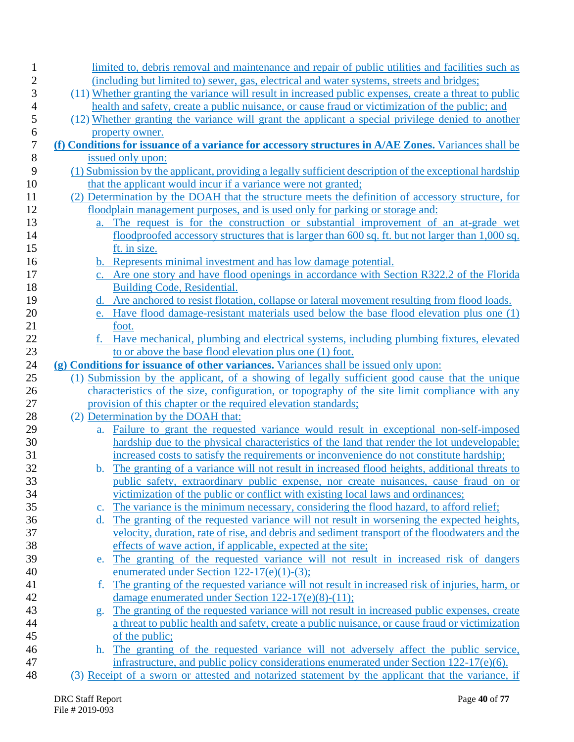limited to, debris removal and maintenance and repair of public utilities and facilities such as (including but limited to) sewer, gas, electrical and water systems, streets and bridges;

(11) Whether granting the variance will result in increased public expenses, create a threat to public health and safety, create a public nuisance, or cause fraud or victimization of the public; and

(12) Whether granting the variance will grant the applicant a special privilege denied to another property owner.

**(f) Conditions for issuance of a variance for accessory structures in A/AE Zones.** Variances shall be issued only upon:

(1) Submission by the applicant, providing a legally sufficient description of the exceptional hardship that the applicant would incur if a variance were not granted;

(2) Determination by the DOAH that the structure meets the definition of accessory structure, for floodplain management purposes, and is used only for parking or storage and:

- a. The request is for the construction or substantial improvement of an at-grade wet floodproofed accessory structures that is larger than 600 sq. ft. but not larger than 1,000 sq. ft. in size.
- b. Represents minimal investment and has low damage potential.
- c. Are one story and have flood openings in accordance with Section R322.2 of the Florida Building Code, Residential.
- d. Are anchored to resist flotation, collapse or lateral movement resulting from flood loads.
- e. Have flood damage-resistant materials used below the base flood elevation plus one (1) foot.
- f. Have mechanical, plumbing and electrical systems, including plumbing fixtures, elevated to or above the base flood elevation plus one (1) foot.

**(g) Conditions for issuance of other variances.** Variances shall be issued only upon:

(1) Submission by the applicant, of a showing of legally sufficient good cause that the unique characteristics of the size, configuration, or topography of the site limit compliance with any provision of this chapter or the required elevation standards;

(2) Determination by the DOAH that:

- a. Failure to grant the requested variance would result in exceptional non-self-imposed hardship due to the physical characteristics of the land that render the lot undevelopable; increased costs to satisfy the requirements or inconvenience do not constitute hardship;
- b. The granting of a variance will not result in increased flood heights, additional threats to public safety, extraordinary public expense, nor create nuisances, cause fraud on or victimization of the public or conflict with existing local laws and ordinances;
- c. The variance is the minimum necessary, considering the flood hazard, to afford relief;
- d. The granting of the requested variance will not result in worsening the expected heights, velocity, duration, rate of rise, and debris and sediment transport of the floodwaters and the effects of wave action, if applicable, expected at the site;
- e. The granting of the requested variance will not result in increased risk of dangers enumerated under Section 122-17(e)(1)-(3);
- f. The granting of the requested variance will not result in increased risk of injuries, harm, or damage enumerated under Section 122-17(e)(8)-(11);
- g. The granting of the requested variance will not result in increased public expenses, create a threat to public health and safety, create a public nuisance, or cause fraud or victimization of the public;
- h. The granting of the requested variance will not adversely affect the public service, infrastructure, and public policy considerations enumerated under Section 122-17(e)(6).

(3) Receipt of a sworn or attested and notarized statement by the applicant that the variance, if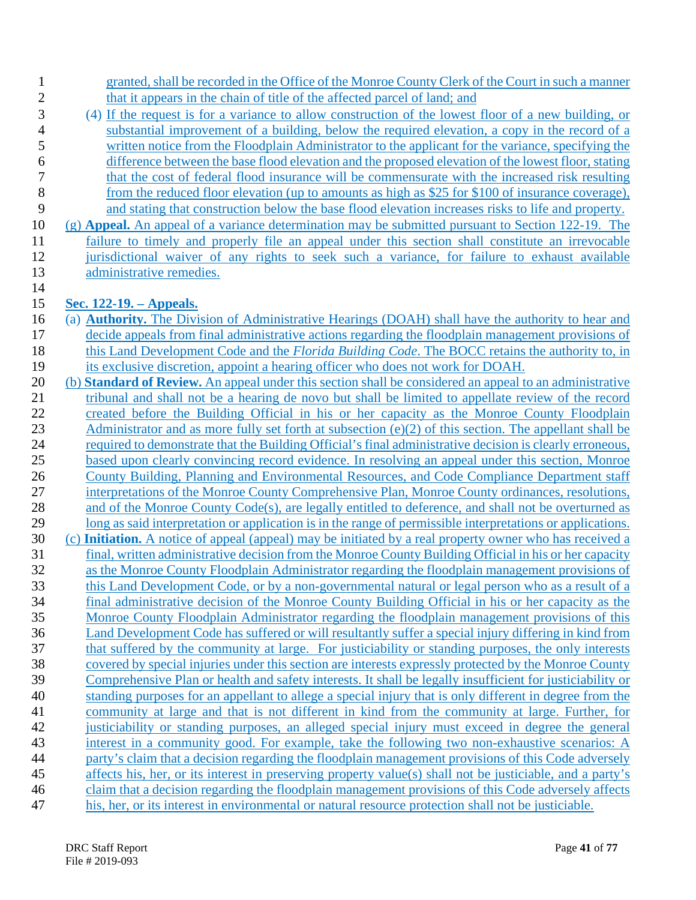granted, shall be recorded in the Office of the Monroe County Clerk of the Court in such a manner that it appears in the chain of title of the affected parcel of land; and

(4) If the request is for a variance to allow construction of the lowest floor of a new building, or substantial improvement of a building, below the required elevation, a copy in the record of a written notice from the Floodplain Administrator to the applicant for the variance, specifying the difference between the base flood elevation and the proposed elevation of the lowest floor, stating that the cost of federal flood insurance will be commensurate with the increased risk resulting from the reduced floor elevation (up to amounts as high as $25 for $100 of insurance coverage), and stating that construction below the base flood elevation increases risks to life and property.

(g) **Appeal.** An appeal of a variance determination may be submitted pursuant to Section 122-19. The failure to timely and properly file an appeal under this section shall constitute an irrevocable jurisdictional waiver of any rights to seek such a variance, for failure to exhaust available administrative remedies.

**Sec. 122-19. – Appeals.**

(a) **Authority.** The Division of Administrative Hearings (DOAH) shall have the authority to hear and decide appeals from final administrative actions regarding the floodplain management provisions of this Land Development Code and the *Florida Building Code*. The BOCC retains the authority to, in its exclusive discretion, appoint a hearing officer who does not work for DOAH.

(b) **Standard of Review.** An appeal under this section shall be considered an appeal to an administrative tribunal and shall not be a hearing de novo but shall be limited to appellate review of the record created before the Building Official in his or her capacity as the Monroe County Floodplain Administrator and as more fully set forth at subsection (e)(2) of this section. The appellant shall be required to demonstrate that the Building Official's final administrative decision is clearly erroneous, based upon clearly convincing record evidence. In resolving an appeal under this section, Monroe County Building, Planning and Environmental Resources, and Code Compliance Department staff interpretations of the Monroe County Comprehensive Plan, Monroe County ordinances, resolutions, and of the Monroe County Code(s), are legally entitled to deference, and shall not be overturned as long as said interpretation or application is in the range of permissible interpretations or applications.

(c) **Initiation.** A notice of appeal (appeal) may be initiated by a real property owner who has received a final, written administrative decision from the Monroe County Building Official in his or her capacity as the Monroe County Floodplain Administrator regarding the floodplain management provisions of this Land Development Code, or by a non-governmental natural or legal person who as a result of a final administrative decision of the Monroe County Building Official in his or her capacity as the Monroe County Floodplain Administrator regarding the floodplain management provisions of this Land Development Code has suffered or will resultantly suffer a special injury differing in kind from that suffered by the community at large. For justiciability or standing purposes, the only interests covered by special injuries under this section are interests expressly protected by the Monroe County Comprehensive Plan or health and safety interests. It shall be legally insufficient for justiciability or standing purposes for an appellant to allege a special injury that is only different in degree from the community at large and that is not different in kind from the community at large. Further, for justiciability or standing purposes, an alleged special injury must exceed in degree the general interest in a community good. For example, take the following two non-exhaustive scenarios: A party's claim that a decision regarding the floodplain management provisions of this Code adversely affects his, her, or its interest in preserving property value(s) shall not be justiciable, and a party's claim that a decision regarding the floodplain management provisions of this Code adversely affects his, her, or its interest in environmental or natural resource protection shall not be justiciable.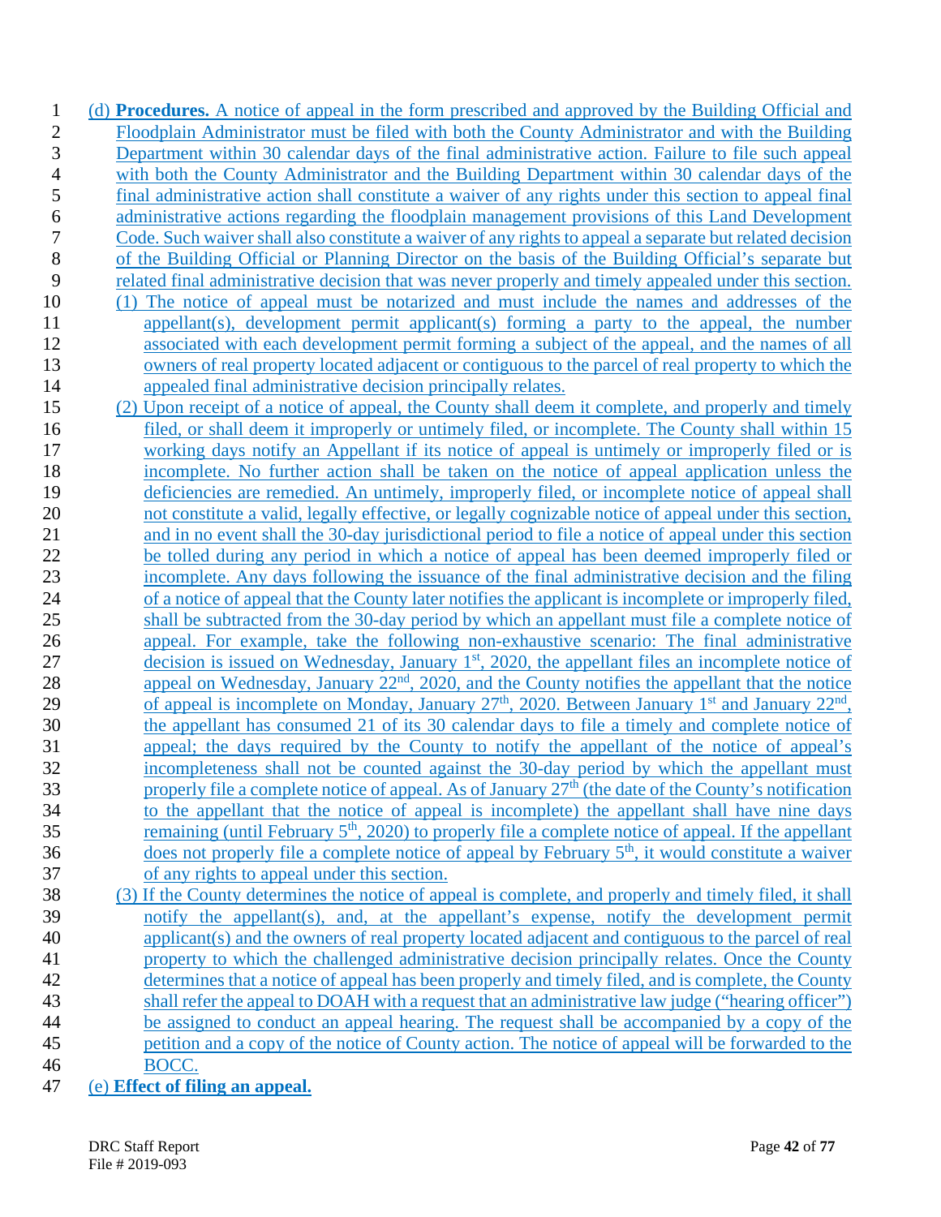(d) **Procedures.** A notice of appeal in the form prescribed and approved by the Building Official and Floodplain Administrator must be filed with both the County Administrator and with the Building Department within 30 calendar days of the final administrative action. Failure to file such appeal with both the County Administrator and the Building Department within 30 calendar days of the final administrative action shall constitute a waiver of any rights under this section to appeal final administrative actions regarding the floodplain management provisions of this Land Development Code. Such waiver shall also constitute a waiver of any rights to appeal a separate but related decision of the Building Official or Planning Director on the basis of the Building Official's separate but related final administrative decision that was never properly and timely appealed under this section.

(1) The notice of appeal must be notarized and must include the names and addresses of the appellant(s), development permit applicant(s) forming a party to the appeal, the number associated with each development permit forming a subject of the appeal, and the names of all owners of real property located adjacent or contiguous to the parcel of real property to which the appealed final administrative decision principally relates.

(2) Upon receipt of a notice of appeal, the County shall deem it complete, and properly and timely filed, or shall deem it improperly or untimely filed, or incomplete. The County shall within 15 working days notify an Appellant if its notice of appeal is untimely or improperly filed or is incomplete. No further action shall be taken on the notice of appeal application unless the deficiencies are remedied. An untimely, improperly filed, or incomplete notice of appeal shall not constitute a valid, legally effective, or legally cognizable notice of appeal under this section, and in no event shall the 30-day jurisdictional period to file a notice of appeal under this section be tolled during any period in which a notice of appeal has been deemed improperly filed or incomplete. Any days following the issuance of the final administrative decision and the filing of a notice of appeal that the County later notifies the applicant is incomplete or improperly filed, shall be subtracted from the 30-day period by which an appellant must file a complete notice of appeal. For example, take the following non-exhaustive scenario: The final administrative decision is issued on Wednesday, January 1st, 2020, the appellant files an incomplete notice of appeal on Wednesday, January 22nd, 2020, and the County notifies the appellant that the notice of appeal is incomplete on Monday, January 27th, 2020. Between January 1st and January 22nd, the appellant has consumed 21 of its 30 calendar days to file a timely and complete notice of appeal; the days required by the County to notify the appellant of the notice of appeal's incompleteness shall not be counted against the 30-day period by which the appellant must properly file a complete notice of appeal. As of January 27th (the date of the County's notification to the appellant that the notice of appeal is incomplete) the appellant shall have nine days remaining (until February 5th, 2020) to properly file a complete notice of appeal. If the appellant does not properly file a complete notice of appeal by February 5th, it would constitute a waiver of any rights to appeal under this section.

(3) If the County determines the notice of appeal is complete, and properly and timely filed, it shall notify the appellant(s), and, at the appellant's expense, notify the development permit applicant(s) and the owners of real property located adjacent and contiguous to the parcel of real property to which the challenged administrative decision principally relates. Once the County determines that a notice of appeal has been properly and timely filed, and is complete, the County shall refer the appeal to DOAH with a request that an administrative law judge ("hearing officer") be assigned to conduct an appeal hearing. The request shall be accompanied by a copy of the petition and a copy of the notice of County action. The notice of appeal will be forwarded to the BOCC.

(e) **Effect of filing an appeal.**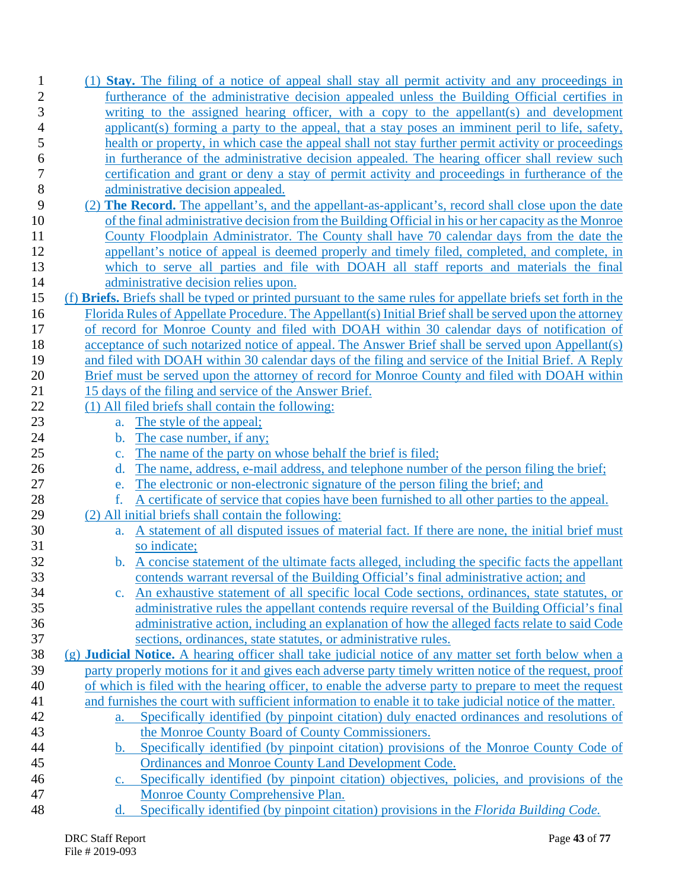(1) **Stay.** The filing of a notice of appeal shall stay all permit activity and any proceedings in furtherance of the administrative decision appealed unless the Building Official certifies in writing to the assigned hearing officer, with a copy to the appellant(s) and development applicant(s) forming a party to the appeal, that a stay poses an imminent peril to life, safety, health or property, in which case the appeal shall not stay further permit activity or proceedings in furtherance of the administrative decision appealed. The hearing officer shall review such certification and grant or deny a stay of permit activity and proceedings in furtherance of the administrative decision appealed.

(2) **The Record.** The appellant's, and the appellant-as-applicant's, record shall close upon the date of the final administrative decision from the Building Official in his or her capacity as the Monroe County Floodplain Administrator. The County shall have 70 calendar days from the date the appellant's notice of appeal is deemed properly and timely filed, completed, and complete, in which to serve all parties and file with DOAH all staff reports and materials the final administrative decision relies upon.

(f) **Briefs.** Briefs shall be typed or printed pursuant to the same rules for appellate briefs set forth in the Florida Rules of Appellate Procedure. The Appellant(s) Initial Brief shall be served upon the attorney of record for Monroe County and filed with DOAH within 30 calendar days of notification of acceptance of such notarized notice of appeal. The Answer Brief shall be served upon Appellant(s) and filed with DOAH within 30 calendar days of the filing and service of the Initial Brief. A Reply Brief must be served upon the attorney of record for Monroe County and filed with DOAH within 15 days of the filing and service of the Answer Brief.

(1) All filed briefs shall contain the following:

a. The style of the appeal;
b. The case number, if any;
c. The name of the party on whose behalf the brief is filed;
d. The name, address, e-mail address, and telephone number of the person filing the brief;
e. The electronic or non-electronic signature of the person filing the brief; and
f. A certificate of service that copies have been furnished to all other parties to the appeal.

(2) All initial briefs shall contain the following:

a. A statement of all disputed issues of material fact. If there are none, the initial brief must so indicate;
b. A concise statement of the ultimate facts alleged, including the specific facts the appellant contends warrant reversal of the Building Official's final administrative action; and
c. An exhaustive statement of all specific local Code sections, ordinances, state statutes, or administrative rules the appellant contends require reversal of the Building Official's final administrative action, including an explanation of how the alleged facts relate to said Code sections, ordinances, state statutes, or administrative rules.

(g) **Judicial Notice.** A hearing officer shall take judicial notice of any matter set forth below when a party properly motions for it and gives each adverse party timely written notice of the request, proof of which is filed with the hearing officer, to enable the adverse party to prepare to meet the request and furnishes the court with sufficient information to enable it to take judicial notice of the matter.

a. Specifically identified (by pinpoint citation) duly enacted ordinances and resolutions of the Monroe County Board of County Commissioners.
b. Specifically identified (by pinpoint citation) provisions of the Monroe County Code of Ordinances and Monroe County Land Development Code.
c. Specifically identified (by pinpoint citation) objectives, policies, and provisions of the Monroe County Comprehensive Plan.
d. Specifically identified (by pinpoint citation) provisions in the *Florida Building Code.*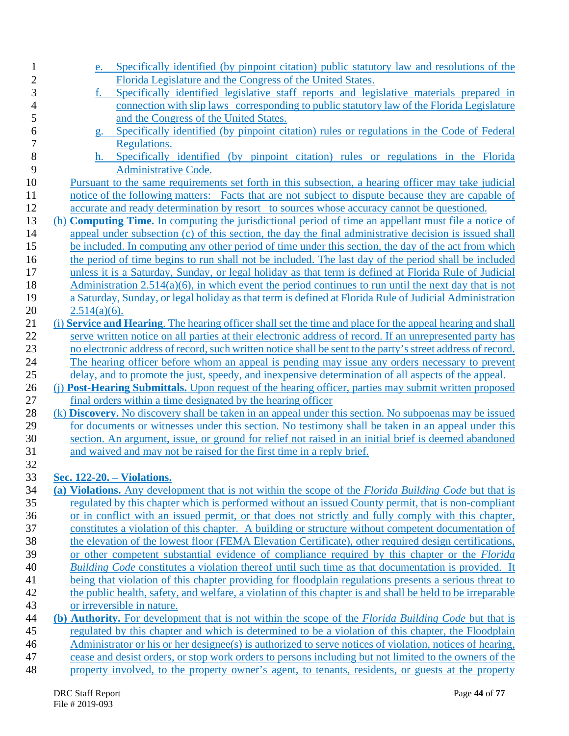e. Specifically identified (by pinpoint citation) public statutory law and resolutions of the Florida Legislature and the Congress of the United States.

f. Specifically identified legislative staff reports and legislative materials prepared in connection with slip laws corresponding to public statutory law of the Florida Legislature and the Congress of the United States.

g. Specifically identified (by pinpoint citation) rules or regulations in the Code of Federal Regulations.

h. Specifically identified (by pinpoint citation) rules or regulations in the Florida Administrative Code.

Pursuant to the same requirements set forth in this subsection, a hearing officer may take judicial notice of the following matters: Facts that are not subject to dispute because they are capable of accurate and ready determination by resort to sources whose accuracy cannot be questioned.

(h) **Computing Time.** In computing the jurisdictional period of time an appellant must file a notice of appeal under subsection (c) of this section, the day the final administrative decision is issued shall be included. In computing any other period of time under this section, the day of the act from which the period of time begins to run shall not be included. The last day of the period shall be included unless it is a Saturday, Sunday, or legal holiday as that term is defined at Florida Rule of Judicial Administration 2.514(a)(6), in which event the period continues to run until the next day that is not a Saturday, Sunday, or legal holiday as that term is defined at Florida Rule of Judicial Administration 2.514(a)(6).

(i) **Service and Hearing**. The hearing officer shall set the time and place for the appeal hearing and shall serve written notice on all parties at their electronic address of record. If an unrepresented party has no electronic address of record, such written notice shall be sent to the party's street address of record. The hearing officer before whom an appeal is pending may issue any orders necessary to prevent delay, and to promote the just, speedy, and inexpensive determination of all aspects of the appeal.

(j) **Post-Hearing Submittals.** Upon request of the hearing officer, parties may submit written proposed final orders within a time designated by the hearing officer

(k) **Discovery.** No discovery shall be taken in an appeal under this section. No subpoenas may be issued for documents or witnesses under this section. No testimony shall be taken in an appeal under this section. An argument, issue, or ground for relief not raised in an initial brief is deemed abandoned and waived and may not be raised for the first time in a reply brief.

**Sec. 122-20. – Violations.**

**(a) Violations.** Any development that is not within the scope of the *Florida Building Code* but that is regulated by this chapter which is performed without an issued County permit, that is non-compliant or in conflict with an issued permit, or that does not strictly and fully comply with this chapter, constitutes a violation of this chapter. A building or structure without competent documentation of the elevation of the lowest floor (FEMA Elevation Certificate), other required design certifications, or other competent substantial evidence of compliance required by this chapter or the *Florida Building Code* constitutes a violation thereof until such time as that documentation is provided. It being that violation of this chapter providing for floodplain regulations presents a serious threat to the public health, safety, and welfare, a violation of this chapter is and shall be held to be irreparable or irreversible in nature.

**(b) Authority.** For development that is not within the scope of the *Florida Building Code* but that is regulated by this chapter and which is determined to be a violation of this chapter, the Floodplain Administrator or his or her designee(s) is authorized to serve notices of violation, notices of hearing, cease and desist orders, or stop work orders to persons including but not limited to the owners of the property involved, to the property owner's agent, to tenants, residents, or guests at the property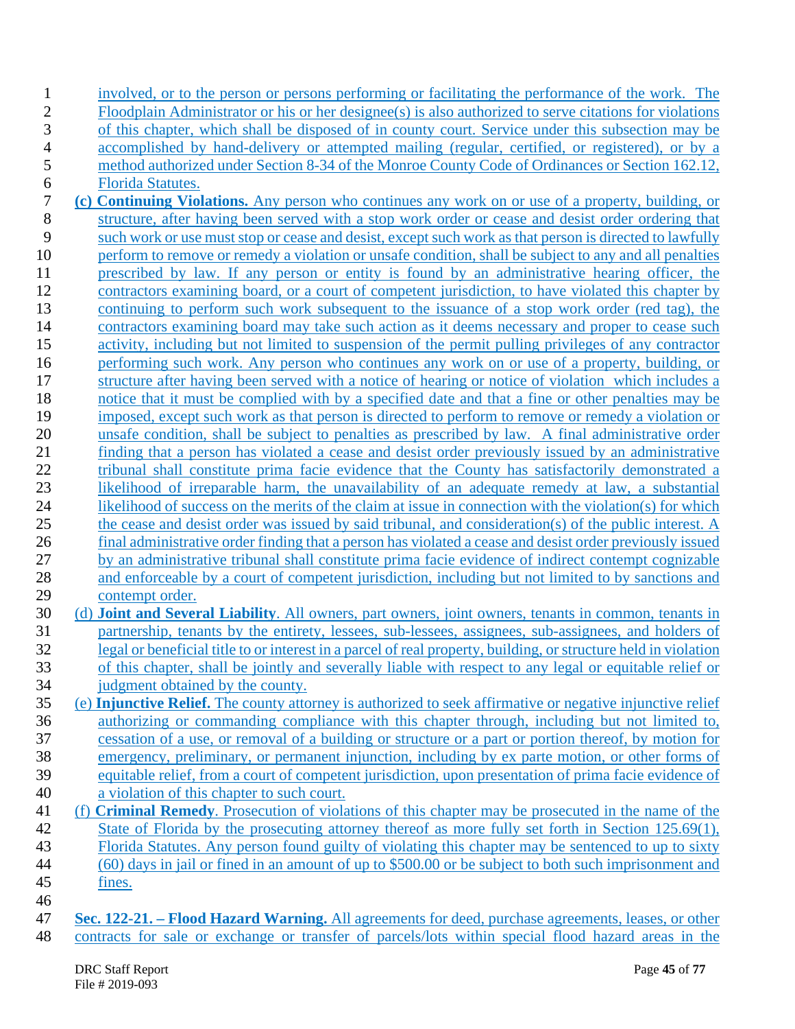involved, or to the person or persons performing or facilitating the performance of the work. The Floodplain Administrator or his or her designee(s) is also authorized to serve citations for violations of this chapter, which shall be disposed of in county court. Service under this subsection may be accomplished by hand-delivery or attempted mailing (regular, certified, or registered), or by a method authorized under Section 8-34 of the Monroe County Code of Ordinances or Section 162.12, Florida Statutes.

**(c) Continuing Violations.** Any person who continues any work on or use of a property, building, or structure, after having been served with a stop work order or cease and desist order ordering that such work or use must stop or cease and desist, except such work as that person is directed to lawfully perform to remove or remedy a violation or unsafe condition, shall be subject to any and all penalties prescribed by law. If any person or entity is found by an administrative hearing officer, the contractors examining board, or a court of competent jurisdiction, to have violated this chapter by continuing to perform such work subsequent to the issuance of a stop work order (red tag), the contractors examining board may take such action as it deems necessary and proper to cease such activity, including but not limited to suspension of the permit pulling privileges of any contractor performing such work. Any person who continues any work on or use of a property, building, or structure after having been served with a notice of hearing or notice of violation which includes a notice that it must be complied with by a specified date and that a fine or other penalties may be imposed, except such work as that person is directed to perform to remove or remedy a violation or unsafe condition, shall be subject to penalties as prescribed by law. A final administrative order finding that a person has violated a cease and desist order previously issued by an administrative tribunal shall constitute prima facie evidence that the County has satisfactorily demonstrated a likelihood of irreparable harm, the unavailability of an adequate remedy at law, a substantial likelihood of success on the merits of the claim at issue in connection with the violation(s) for which the cease and desist order was issued by said tribunal, and consideration(s) of the public interest. A final administrative order finding that a person has violated a cease and desist order previously issued by an administrative tribunal shall constitute prima facie evidence of indirect contempt cognizable and enforceable by a court of competent jurisdiction, including but not limited to by sanctions and contempt order.

(d) **Joint and Several Liability**. All owners, part owners, joint owners, tenants in common, tenants in partnership, tenants by the entirety, lessees, sub-lessees, assignees, sub-assignees, and holders of legal or beneficial title to or interest in a parcel of real property, building, or structure held in violation of this chapter, shall be jointly and severally liable with respect to any legal or equitable relief or judgment obtained by the county.

(e) **Injunctive Relief.** The county attorney is authorized to seek affirmative or negative injunctive relief authorizing or commanding compliance with this chapter through, including but not limited to, cessation of a use, or removal of a building or structure or a part or portion thereof, by motion for emergency, preliminary, or permanent injunction, including by ex parte motion, or other forms of equitable relief, from a court of competent jurisdiction, upon presentation of prima facie evidence of a violation of this chapter to such court.

(f) **Criminal Remedy**. Prosecution of violations of this chapter may be prosecuted in the name of the State of Florida by the prosecuting attorney thereof as more fully set forth in Section 125.69(1), Florida Statutes. Any person found guilty of violating this chapter may be sentenced to up to sixty (60) days in jail or fined in an amount of up to $500.00 or be subject to both such imprisonment and fines.

**Sec. 122-21. – Flood Hazard Warning.** All agreements for deed, purchase agreements, leases, or other contracts for sale or exchange or transfer of parcels/lots within special flood hazard areas in the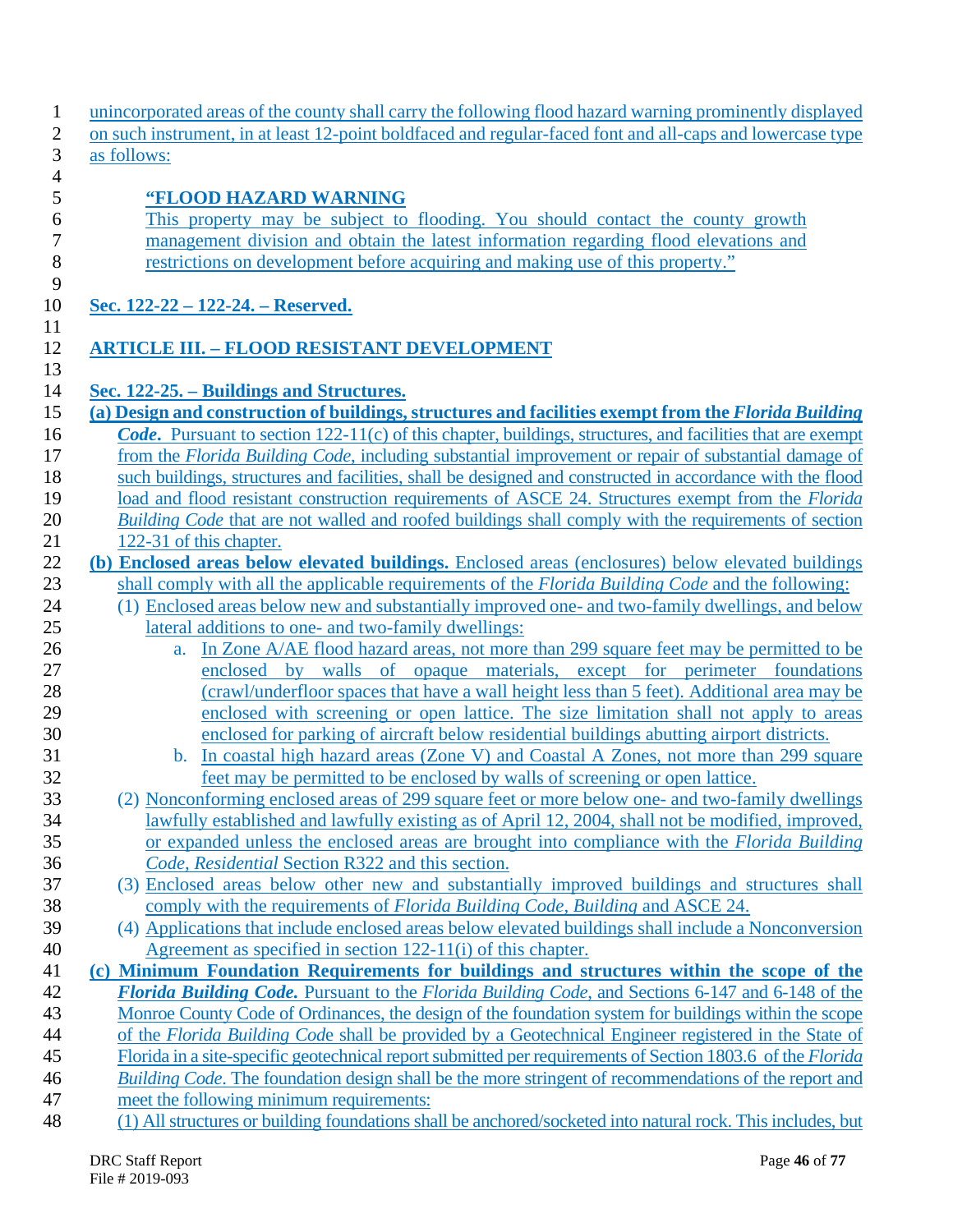unincorporated areas of the county shall carry the following flood hazard warning prominently displayed on such instrument, in at least 12-point boldfaced and regular-faced font and all-caps and lowercase type as follows:

> **"FLOOD HAZARD WARNING**
> This property may be subject to flooding. You should contact the county growth management division and obtain the latest information regarding flood elevations and restrictions on development before acquiring and making use of this property."

**Sec. 122-22 – 122-24. – Reserved.**

## ARTICLE III. – FLOOD RESISTANT DEVELOPMENT

**Sec. 122-25. – Buildings and Structures.**

**(a) Design and construction of buildings, structures and facilities exempt from the *Florida Building Code*.** Pursuant to section 122-11(c) of this chapter, buildings, structures, and facilities that are exempt from the *Florida Building Code*, including substantial improvement or repair of substantial damage of such buildings, structures and facilities, shall be designed and constructed in accordance with the flood load and flood resistant construction requirements of ASCE 24. Structures exempt from the *Florida Building Code* that are not walled and roofed buildings shall comply with the requirements of section 122-31 of this chapter.

**(b) Enclosed areas below elevated buildings.** Enclosed areas (enclosures) below elevated buildings shall comply with all the applicable requirements of the *Florida Building Code* and the following:

(1) Enclosed areas below new and substantially improved one- and two-family dwellings, and below lateral additions to one- and two-family dwellings:

a. In Zone A/AE flood hazard areas, not more than 299 square feet may be permitted to be enclosed by walls of opaque materials, except for perimeter foundations (crawl/underfloor spaces that have a wall height less than 5 feet). Additional area may be enclosed with screening or open lattice. The size limitation shall not apply to areas enclosed for parking of aircraft below residential buildings abutting airport districts.

b. In coastal high hazard areas (Zone V) and Coastal A Zones, not more than 299 square feet may be permitted to be enclosed by walls of screening or open lattice.

(2) Nonconforming enclosed areas of 299 square feet or more below one- and two-family dwellings lawfully established and lawfully existing as of April 12, 2004, shall not be modified, improved, or expanded unless the enclosed areas are brought into compliance with the *Florida Building Code, Residential* Section R322 and this section.

(3) Enclosed areas below other new and substantially improved buildings and structures shall comply with the requirements of *Florida Building Code, Building* and ASCE 24.

(4) Applications that include enclosed areas below elevated buildings shall include a Nonconversion Agreement as specified in section 122-11(i) of this chapter.

**(c) Minimum Foundation Requirements for buildings and structures within the scope of the *Florida Building Code.*** Pursuant to the *Florida Building Code*, and Sections 6-147 and 6-148 of the Monroe County Code of Ordinances, the design of the foundation system for buildings within the scope of the *Florida Building Code* shall be provided by a Geotechnical Engineer registered in the State of Florida in a site-specific geotechnical report submitted per requirements of Section 1803.6 of the *Florida Building Code*. The foundation design shall be the more stringent of recommendations of the report and meet the following minimum requirements:

(1) All structures or building foundations shall be anchored/socketed into natural rock. This includes, but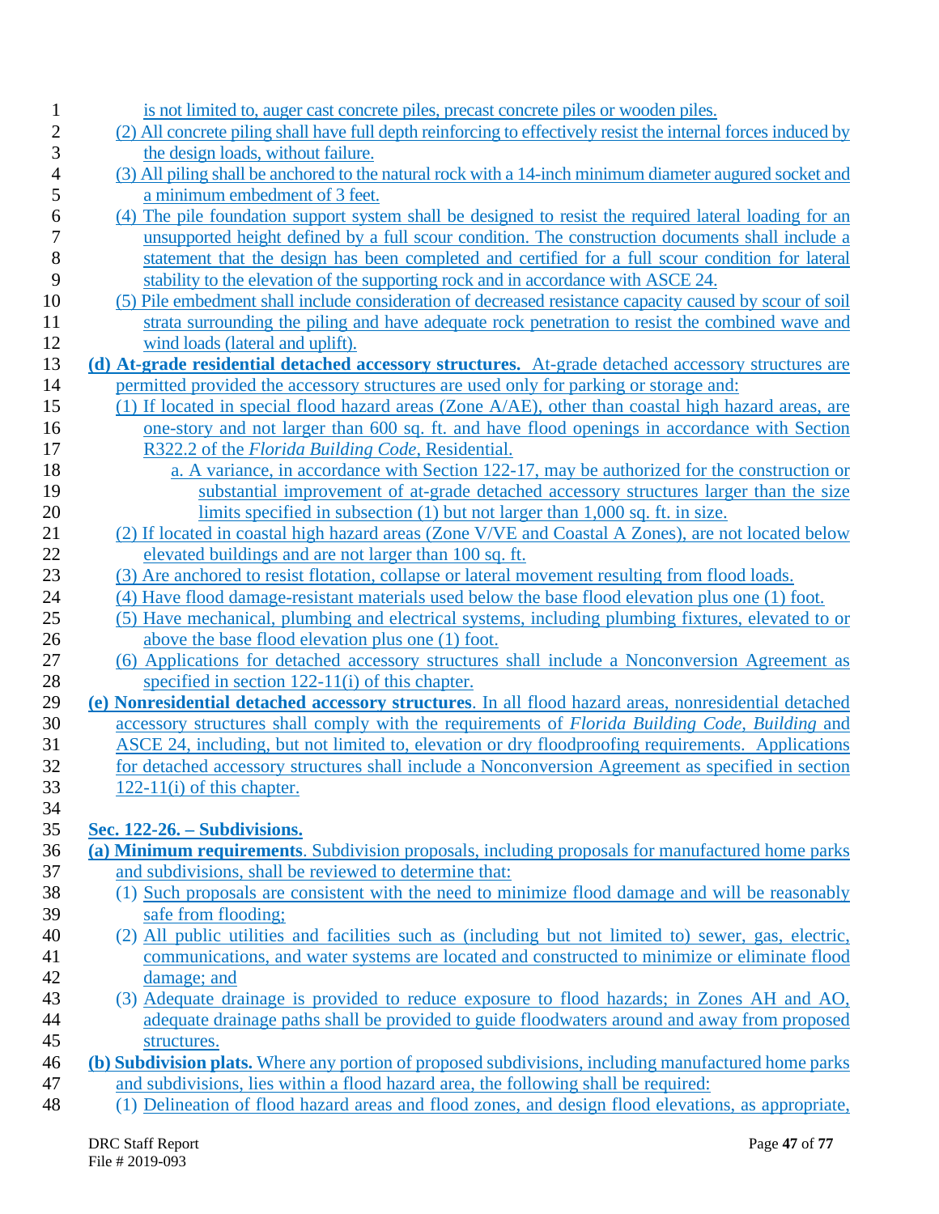is not limited to, auger cast concrete piles, precast concrete piles or wooden piles.

(2) All concrete piling shall have full depth reinforcing to effectively resist the internal forces induced by the design loads, without failure.

(3) All piling shall be anchored to the natural rock with a 14-inch minimum diameter augured socket and a minimum embedment of 3 feet.

(4) The pile foundation support system shall be designed to resist the required lateral loading for an unsupported height defined by a full scour condition. The construction documents shall include a statement that the design has been completed and certified for a full scour condition for lateral stability to the elevation of the supporting rock and in accordance with ASCE 24.

(5) Pile embedment shall include consideration of decreased resistance capacity caused by scour of soil strata surrounding the piling and have adequate rock penetration to resist the combined wave and wind loads (lateral and uplift).

**(d) At-grade residential detached accessory structures.** At-grade detached accessory structures are permitted provided the accessory structures are used only for parking or storage and:

(1) If located in special flood hazard areas (Zone A/AE), other than coastal high hazard areas, are one-story and not larger than 600 sq. ft. and have flood openings in accordance with Section R322.2 of the *Florida Building Code*, Residential.

a. A variance, in accordance with Section 122-17, may be authorized for the construction or substantial improvement of at-grade detached accessory structures larger than the size limits specified in subsection (1) but not larger than 1,000 sq. ft. in size.

(2) If located in coastal high hazard areas (Zone V/VE and Coastal A Zones), are not located below elevated buildings and are not larger than 100 sq. ft.

(3) Are anchored to resist flotation, collapse or lateral movement resulting from flood loads.

(4) Have flood damage-resistant materials used below the base flood elevation plus one (1) foot.

(5) Have mechanical, plumbing and electrical systems, including plumbing fixtures, elevated to or above the base flood elevation plus one (1) foot.

(6) Applications for detached accessory structures shall include a Nonconversion Agreement as specified in section 122-11(i) of this chapter.

**(e) Nonresidential detached accessory structures**. In all flood hazard areas, nonresidential detached accessory structures shall comply with the requirements of *Florida Building Code, Building* and ASCE 24, including, but not limited to, elevation or dry floodproofing requirements. Applications for detached accessory structures shall include a Nonconversion Agreement as specified in section 122-11(i) of this chapter.

## Sec. 122-26. – Subdivisions.

**(a) Minimum requirements**. Subdivision proposals, including proposals for manufactured home parks and subdivisions, shall be reviewed to determine that:

(1) Such proposals are consistent with the need to minimize flood damage and will be reasonably safe from flooding;

(2) All public utilities and facilities such as (including but not limited to) sewer, gas, electric, communications, and water systems are located and constructed to minimize or eliminate flood damage; and

(3) Adequate drainage is provided to reduce exposure to flood hazards; in Zones AH and AO, adequate drainage paths shall be provided to guide floodwaters around and away from proposed structures.

**(b) Subdivision plats.** Where any portion of proposed subdivisions, including manufactured home parks and subdivisions, lies within a flood hazard area, the following shall be required:

(1) Delineation of flood hazard areas and flood zones, and design flood elevations, as appropriate,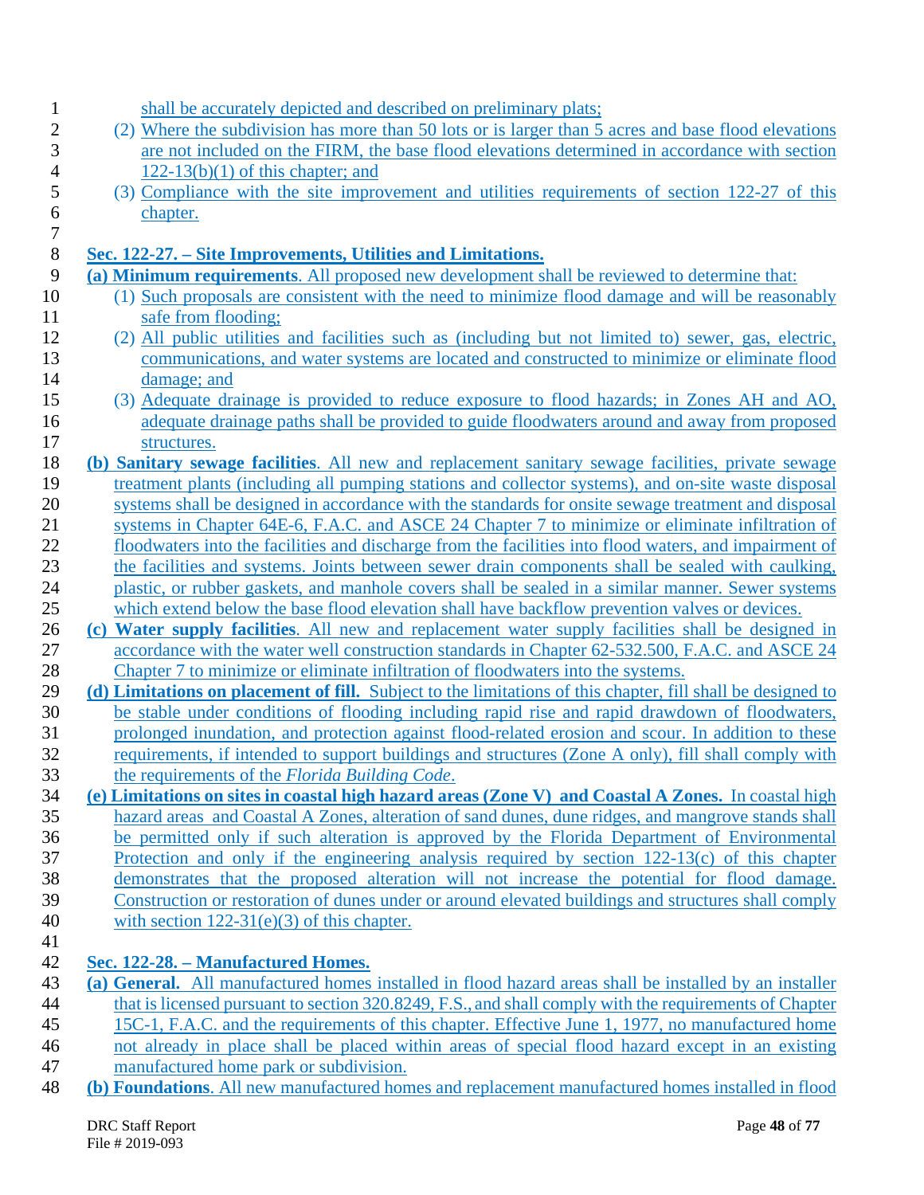shall be accurately depicted and described on preliminary plats;

(2) Where the subdivision has more than 50 lots or is larger than 5 acres and base flood elevations are not included on the FIRM, the base flood elevations determined in accordance with section 122-13(b)(1) of this chapter; and

(3) Compliance with the site improvement and utilities requirements of section 122-27 of this chapter.

## Sec. 122-27. – Site Improvements, Utilities and Limitations.

**(a) Minimum requirements**. All proposed new development shall be reviewed to determine that:

(1) Such proposals are consistent with the need to minimize flood damage and will be reasonably safe from flooding;

(2) All public utilities and facilities such as (including but not limited to) sewer, gas, electric, communications, and water systems are located and constructed to minimize or eliminate flood damage; and

(3) Adequate drainage is provided to reduce exposure to flood hazards; in Zones AH and AO, adequate drainage paths shall be provided to guide floodwaters around and away from proposed structures.

**(b) Sanitary sewage facilities**. All new and replacement sanitary sewage facilities, private sewage treatment plants (including all pumping stations and collector systems), and on-site waste disposal systems shall be designed in accordance with the standards for onsite sewage treatment and disposal systems in Chapter 64E-6, F.A.C. and ASCE 24 Chapter 7 to minimize or eliminate infiltration of floodwaters into the facilities and discharge from the facilities into flood waters, and impairment of the facilities and systems. Joints between sewer drain components shall be sealed with caulking, plastic, or rubber gaskets, and manhole covers shall be sealed in a similar manner. Sewer systems which extend below the base flood elevation shall have backflow prevention valves or devices.

**(c) Water supply facilities**. All new and replacement water supply facilities shall be designed in accordance with the water well construction standards in Chapter 62-532.500, F.A.C. and ASCE 24 Chapter 7 to minimize or eliminate infiltration of floodwaters into the systems.

**(d) Limitations on placement of fill.** Subject to the limitations of this chapter, fill shall be designed to be stable under conditions of flooding including rapid rise and rapid drawdown of floodwaters, prolonged inundation, and protection against flood-related erosion and scour. In addition to these requirements, if intended to support buildings and structures (Zone A only), fill shall comply with the requirements of the *Florida Building Code*.

**(e) Limitations on sites in coastal high hazard areas (Zone V) and Coastal A Zones.** In coastal high hazard areas and Coastal A Zones, alteration of sand dunes, dune ridges, and mangrove stands shall be permitted only if such alteration is approved by the Florida Department of Environmental Protection and only if the engineering analysis required by section 122-13(c) of this chapter demonstrates that the proposed alteration will not increase the potential for flood damage. Construction or restoration of dunes under or around elevated buildings and structures shall comply with section 122-31(e)(3) of this chapter.

## Sec. 122-28. – Manufactured Homes.

**(a) General.** All manufactured homes installed in flood hazard areas shall be installed by an installer that is licensed pursuant to section 320.8249, F.S., and shall comply with the requirements of Chapter 15C-1, F.A.C. and the requirements of this chapter. Effective June 1, 1977, no manufactured home not already in place shall be placed within areas of special flood hazard except in an existing manufactured home park or subdivision.

**(b) Foundations**. All new manufactured homes and replacement manufactured homes installed in flood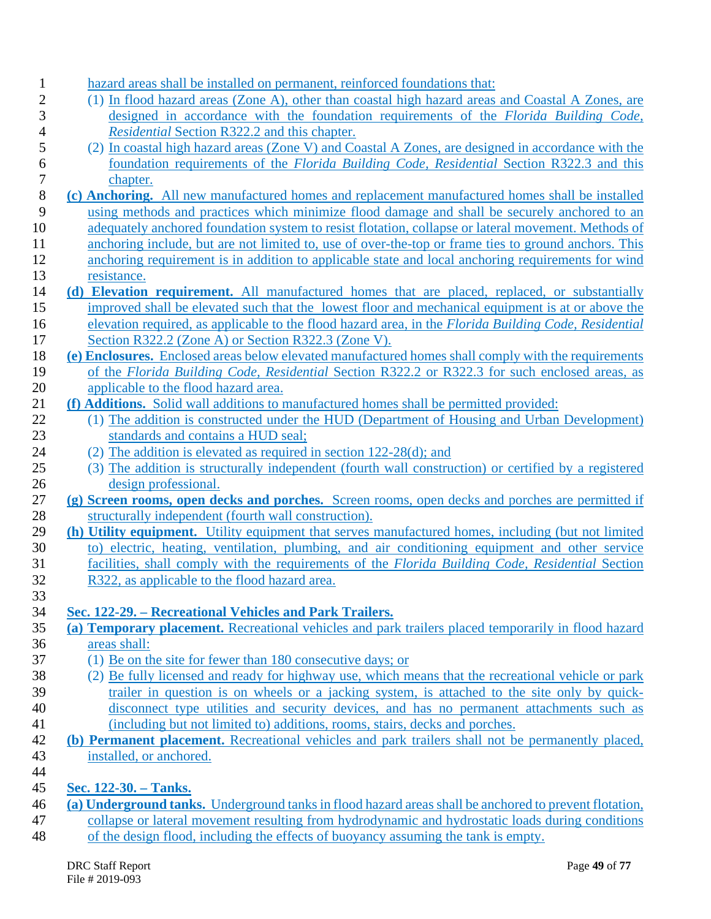hazard areas shall be installed on permanent, reinforced foundations that:

(1) In flood hazard areas (Zone A), other than coastal high hazard areas and Coastal A Zones, are designed in accordance with the foundation requirements of the *Florida Building Code, Residential* Section R322.2 and this chapter.

(2) In coastal high hazard areas (Zone V) and Coastal A Zones, are designed in accordance with the foundation requirements of the *Florida Building Code, Residential* Section R322.3 and this chapter.

**(c) Anchoring.** All new manufactured homes and replacement manufactured homes shall be installed using methods and practices which minimize flood damage and shall be securely anchored to an adequately anchored foundation system to resist flotation, collapse or lateral movement. Methods of anchoring include, but are not limited to, use of over-the-top or frame ties to ground anchors. This anchoring requirement is in addition to applicable state and local anchoring requirements for wind resistance.

**(d) Elevation requirement.** All manufactured homes that are placed, replaced, or substantially improved shall be elevated such that the lowest floor and mechanical equipment is at or above the elevation required, as applicable to the flood hazard area, in the *Florida Building Code, Residential* Section R322.2 (Zone A) or Section R322.3 (Zone V).

**(e) Enclosures.** Enclosed areas below elevated manufactured homes shall comply with the requirements of the *Florida Building Code, Residential* Section R322.2 or R322.3 for such enclosed areas, as applicable to the flood hazard area.

**(f) Additions.** Solid wall additions to manufactured homes shall be permitted provided:

(1) The addition is constructed under the HUD (Department of Housing and Urban Development) standards and contains a HUD seal;

(2) The addition is elevated as required in section 122-28(d); and

(3) The addition is structurally independent (fourth wall construction) or certified by a registered design professional.

**(g) Screen rooms, open decks and porches.** Screen rooms, open decks and porches are permitted if structurally independent (fourth wall construction).

**(h) Utility equipment.** Utility equipment that serves manufactured homes, including (but not limited to) electric, heating, ventilation, plumbing, and air conditioning equipment and other service facilities, shall comply with the requirements of the *Florida Building Code, Residential* Section R322, as applicable to the flood hazard area.

## Sec. 122-29. – Recreational Vehicles and Park Trailers.

**(a) Temporary placement.** Recreational vehicles and park trailers placed temporarily in flood hazard areas shall:

(1) Be on the site for fewer than 180 consecutive days; or

(2) Be fully licensed and ready for highway use, which means that the recreational vehicle or park trailer in question is on wheels or a jacking system, is attached to the site only by quick-disconnect type utilities and security devices, and has no permanent attachments such as (including but not limited to) additions, rooms, stairs, decks and porches.

**(b) Permanent placement.** Recreational vehicles and park trailers shall not be permanently placed, installed, or anchored.

## Sec. 122-30. – Tanks.

**(a) Underground tanks.** Underground tanks in flood hazard areas shall be anchored to prevent flotation, collapse or lateral movement resulting from hydrodynamic and hydrostatic loads during conditions of the design flood, including the effects of buoyancy assuming the tank is empty.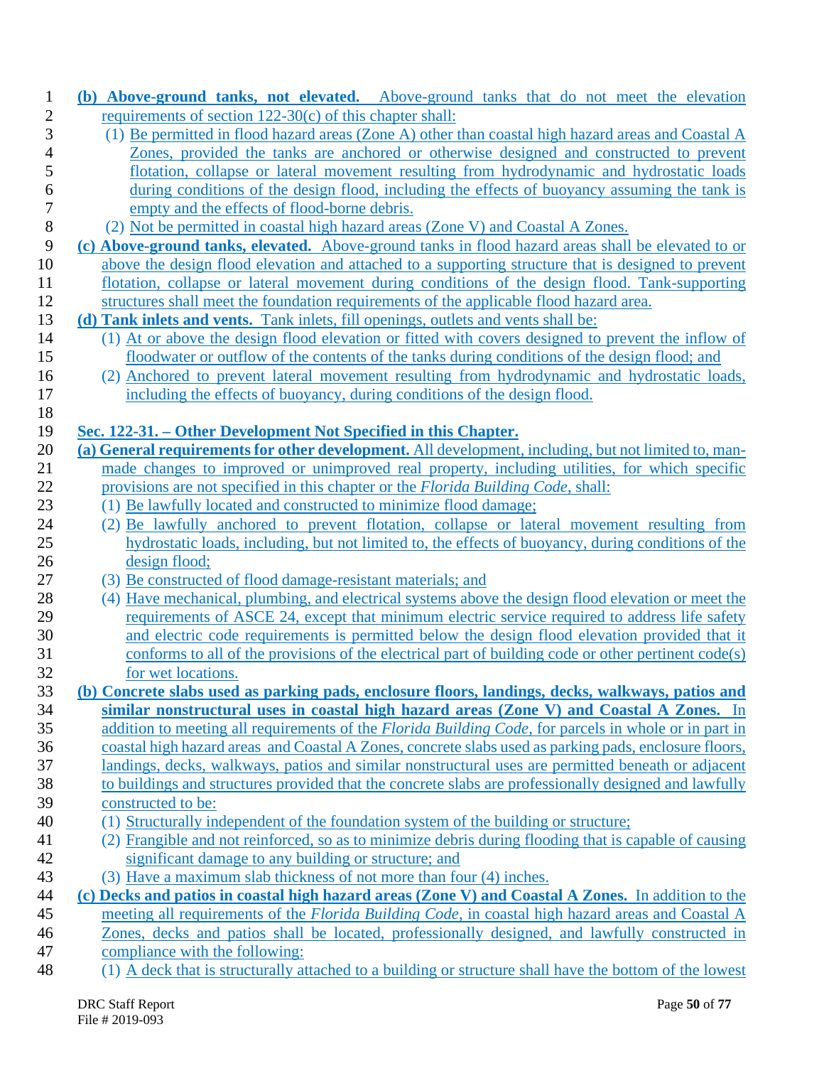**(b) Above-ground tanks, not elevated.** Above-ground tanks that do not meet the elevation requirements of section 122-30(c) of this chapter shall:

(1) Be permitted in flood hazard areas (Zone A) other than coastal high hazard areas and Coastal A Zones, provided the tanks are anchored or otherwise designed and constructed to prevent flotation, collapse or lateral movement resulting from hydrodynamic and hydrostatic loads during conditions of the design flood, including the effects of buoyancy assuming the tank is empty and the effects of flood-borne debris.

(2) Not be permitted in coastal high hazard areas (Zone V) and Coastal A Zones.

**(c) Above-ground tanks, elevated.** Above-ground tanks in flood hazard areas shall be elevated to or above the design flood elevation and attached to a supporting structure that is designed to prevent flotation, collapse or lateral movement during conditions of the design flood. Tank-supporting structures shall meet the foundation requirements of the applicable flood hazard area.

**(d) Tank inlets and vents.** Tank inlets, fill openings, outlets and vents shall be:

(1) At or above the design flood elevation or fitted with covers designed to prevent the inflow of floodwater or outflow of the contents of the tanks during conditions of the design flood; and

(2) Anchored to prevent lateral movement resulting from hydrodynamic and hydrostatic loads, including the effects of buoyancy, during conditions of the design flood.

**Sec. 122-31. – Other Development Not Specified in this Chapter.**

**(a) General requirements for other development.** All development, including, but not limited to, man-made changes to improved or unimproved real property, including utilities, for which specific provisions are not specified in this chapter or the *Florida Building Code*, shall:

(1) Be lawfully located and constructed to minimize flood damage;

(2) Be lawfully anchored to prevent flotation, collapse or lateral movement resulting from hydrostatic loads, including, but not limited to, the effects of buoyancy, during conditions of the design flood;

(3) Be constructed of flood damage-resistant materials; and

(4) Have mechanical, plumbing, and electrical systems above the design flood elevation or meet the requirements of ASCE 24, except that minimum electric service required to address life safety and electric code requirements is permitted below the design flood elevation provided that it conforms to all of the provisions of the electrical part of building code or other pertinent code(s) for wet locations.

**(b) Concrete slabs used as parking pads, enclosure floors, landings, decks, walkways, patios and similar nonstructural uses in coastal high hazard areas (Zone V) and Coastal A Zones.** In addition to meeting all requirements of the *Florida Building Code*, for parcels in whole or in part in coastal high hazard areas and Coastal A Zones, concrete slabs used as parking pads, enclosure floors, landings, decks, walkways, patios and similar nonstructural uses are permitted beneath or adjacent to buildings and structures provided that the concrete slabs are professionally designed and lawfully constructed to be:

(1) Structurally independent of the foundation system of the building or structure;

(2) Frangible and not reinforced, so as to minimize debris during flooding that is capable of causing significant damage to any building or structure; and

(3) Have a maximum slab thickness of not more than four (4) inches.

**(c) Decks and patios in coastal high hazard areas (Zone V) and Coastal A Zones.** In addition to the meeting all requirements of the *Florida Building Code*, in coastal high hazard areas and Coastal A Zones, decks and patios shall be located, professionally designed, and lawfully constructed in compliance with the following:

(1) A deck that is structurally attached to a building or structure shall have the bottom of the lowest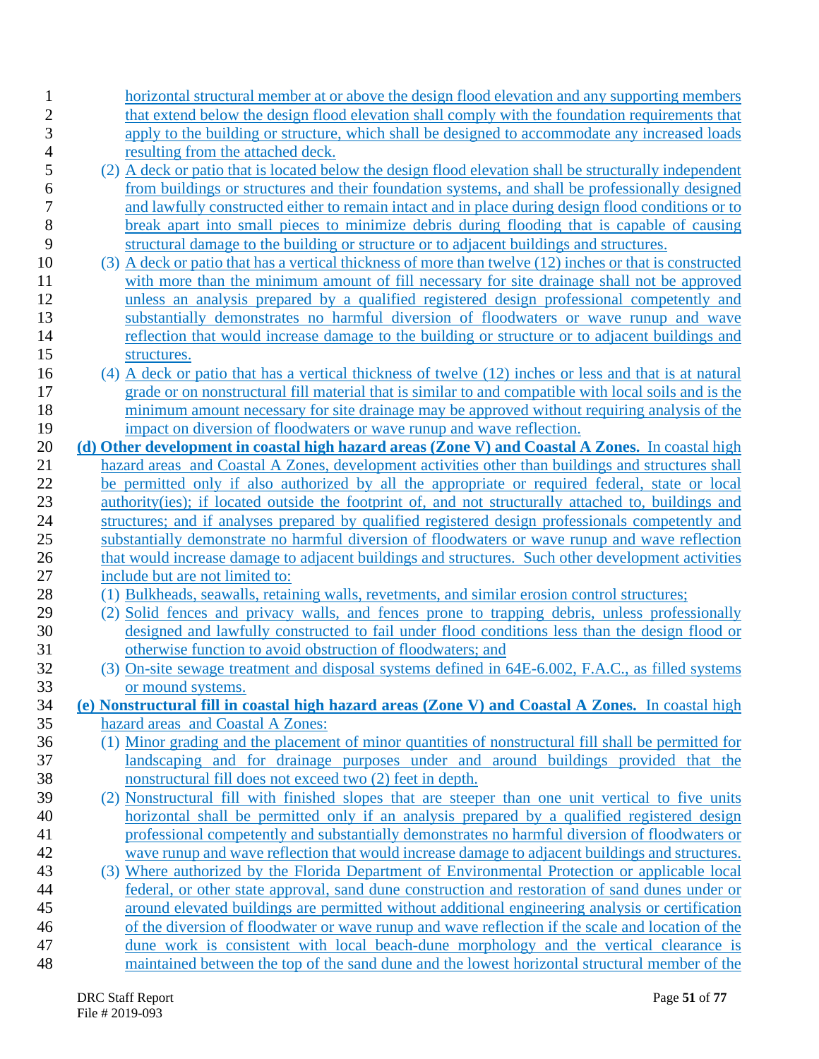horizontal structural member at or above the design flood elevation and any supporting members that extend below the design flood elevation shall comply with the foundation requirements that apply to the building or structure, which shall be designed to accommodate any increased loads resulting from the attached deck.

(2) A deck or patio that is located below the design flood elevation shall be structurally independent from buildings or structures and their foundation systems, and shall be professionally designed and lawfully constructed either to remain intact and in place during design flood conditions or to break apart into small pieces to minimize debris during flooding that is capable of causing structural damage to the building or structure or to adjacent buildings and structures.

(3) A deck or patio that has a vertical thickness of more than twelve (12) inches or that is constructed with more than the minimum amount of fill necessary for site drainage shall not be approved unless an analysis prepared by a qualified registered design professional competently and substantially demonstrates no harmful diversion of floodwaters or wave runup and wave reflection that would increase damage to the building or structure or to adjacent buildings and structures.

(4) A deck or patio that has a vertical thickness of twelve (12) inches or less and that is at natural grade or on nonstructural fill material that is similar to and compatible with local soils and is the minimum amount necessary for site drainage may be approved without requiring analysis of the impact on diversion of floodwaters or wave runup and wave reflection.

**(d) Other development in coastal high hazard areas (Zone V) and Coastal A Zones.** In coastal high hazard areas and Coastal A Zones, development activities other than buildings and structures shall be permitted only if also authorized by all the appropriate or required federal, state or local authority(ies); if located outside the footprint of, and not structurally attached to, buildings and structures; and if analyses prepared by qualified registered design professionals competently and substantially demonstrate no harmful diversion of floodwaters or wave runup and wave reflection that would increase damage to adjacent buildings and structures. Such other development activities include but are not limited to:

(1) Bulkheads, seawalls, retaining walls, revetments, and similar erosion control structures;

(2) Solid fences and privacy walls, and fences prone to trapping debris, unless professionally designed and lawfully constructed to fail under flood conditions less than the design flood or otherwise function to avoid obstruction of floodwaters; and

(3) On-site sewage treatment and disposal systems defined in 64E-6.002, F.A.C., as filled systems or mound systems.

**(e) Nonstructural fill in coastal high hazard areas (Zone V) and Coastal A Zones.** In coastal high hazard areas and Coastal A Zones:

(1) Minor grading and the placement of minor quantities of nonstructural fill shall be permitted for landscaping and for drainage purposes under and around buildings provided that the nonstructural fill does not exceed two (2) feet in depth.

(2) Nonstructural fill with finished slopes that are steeper than one unit vertical to five units horizontal shall be permitted only if an analysis prepared by a qualified registered design professional competently and substantially demonstrates no harmful diversion of floodwaters or wave runup and wave reflection that would increase damage to adjacent buildings and structures.

(3) Where authorized by the Florida Department of Environmental Protection or applicable local federal, or other state approval, sand dune construction and restoration of sand dunes under or around elevated buildings are permitted without additional engineering analysis or certification of the diversion of floodwater or wave runup and wave reflection if the scale and location of the dune work is consistent with local beach-dune morphology and the vertical clearance is maintained between the top of the sand dune and the lowest horizontal structural member of the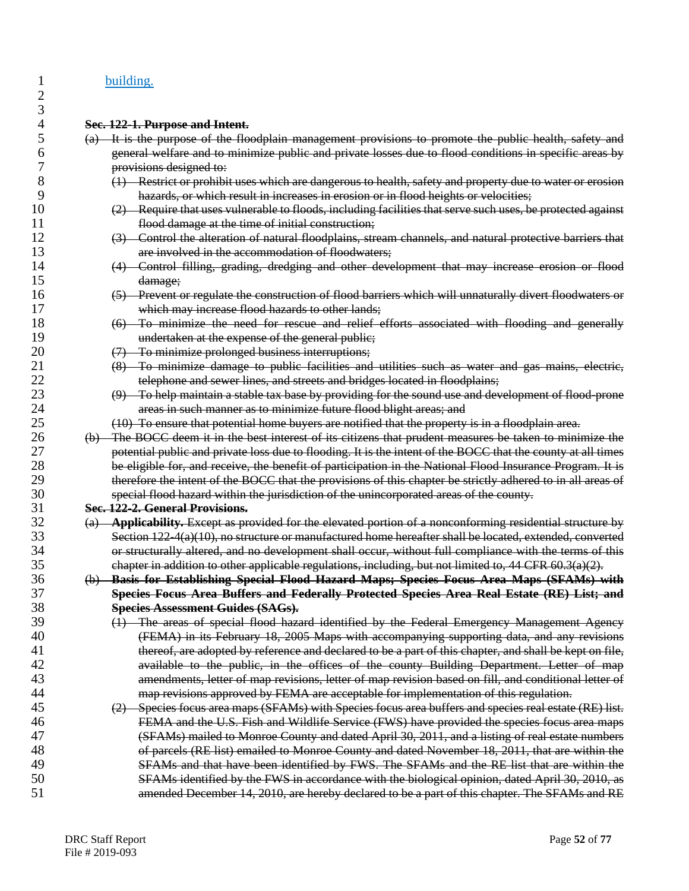building.

~~**Sec. 122-1. Purpose and Intent.**~~

~~(a) It is the purpose of the floodplain management provisions to promote the public health, safety and general welfare and to minimize public and private losses due to flood conditions in specific areas by provisions designed to:~~

~~(1) Restrict or prohibit uses which are dangerous to health, safety and property due to water or erosion hazards, or which result in increases in erosion or in flood heights or velocities;~~

~~(2) Require that uses vulnerable to floods, including facilities that serve such uses, be protected against flood damage at the time of initial construction;~~

~~(3) Control the alteration of natural floodplains, stream channels, and natural protective barriers that are involved in the accommodation of floodwaters;~~

~~(4) Control filling, grading, dredging and other development that may increase erosion or flood damage;~~

~~(5) Prevent or regulate the construction of flood barriers which will unnaturally divert floodwaters or which may increase flood hazards to other lands;~~

~~(6) To minimize the need for rescue and relief efforts associated with flooding and generally undertaken at the expense of the general public;~~

~~(7) To minimize prolonged business interruptions;~~

~~(8) To minimize damage to public facilities and utilities such as water and gas mains, electric, telephone and sewer lines, and streets and bridges located in floodplains;~~

~~(9) To help maintain a stable tax base by providing for the sound use and development of flood-prone areas in such manner as to minimize future flood blight areas; and~~

~~(10) To ensure that potential home buyers are notified that the property is in a floodplain area.~~

~~(b) The BOCC deem it in the best interest of its citizens that prudent measures be taken to minimize the potential public and private loss due to flooding. It is the intent of the BOCC that the county at all times be eligible for, and receive, the benefit of participation in the National Flood Insurance Program. It is therefore the intent of the BOCC that the provisions of this chapter be strictly adhered to in all areas of special flood hazard within the jurisdiction of the unincorporated areas of the county.~~

~~**Sec. 122-2. General Provisions.**~~

~~(a) **Applicability.** Except as provided for the elevated portion of a nonconforming residential structure by Section 122-4(a)(10), no structure or manufactured home hereafter shall be located, extended, converted or structurally altered, and no development shall occur, without full compliance with the terms of this chapter in addition to other applicable regulations, including, but not limited to, 44 CFR 60.3(a)(2).~~

~~(b) **Basis for Establishing Special Flood Hazard Maps; Species Focus Area Maps (SFAMs) with Species Focus Area Buffers and Federally Protected Species Area Real Estate (RE) List; and Species Assessment Guides (SAGs).**~~

~~(1) The areas of special flood hazard identified by the Federal Emergency Management Agency (FEMA) in its February 18, 2005 Maps with accompanying supporting data, and any revisions thereof, are adopted by reference and declared to be a part of this chapter, and shall be kept on file, available to the public, in the offices of the county Building Department. Letter of map amendments, letter of map revisions, letter of map revision based on fill, and conditional letter of map revisions approved by FEMA are acceptable for implementation of this regulation.~~

~~(2) Species focus area maps (SFAMs) with Species focus area buffers and species real estate (RE) list. FEMA and the U.S. Fish and Wildlife Service (FWS) have provided the species focus area maps (SFAMs) mailed to Monroe County and dated April 30, 2011, and a listing of real estate numbers of parcels (RE list) emailed to Monroe County and dated November 18, 2011, that are within the SFAMs and that have been identified by FWS. The SFAMs and the RE list that are within the SFAMs identified by the FWS in accordance with the biological opinion, dated April 30, 2010, as amended December 14, 2010, are hereby declared to be a part of this chapter. The SFAMs and RE~~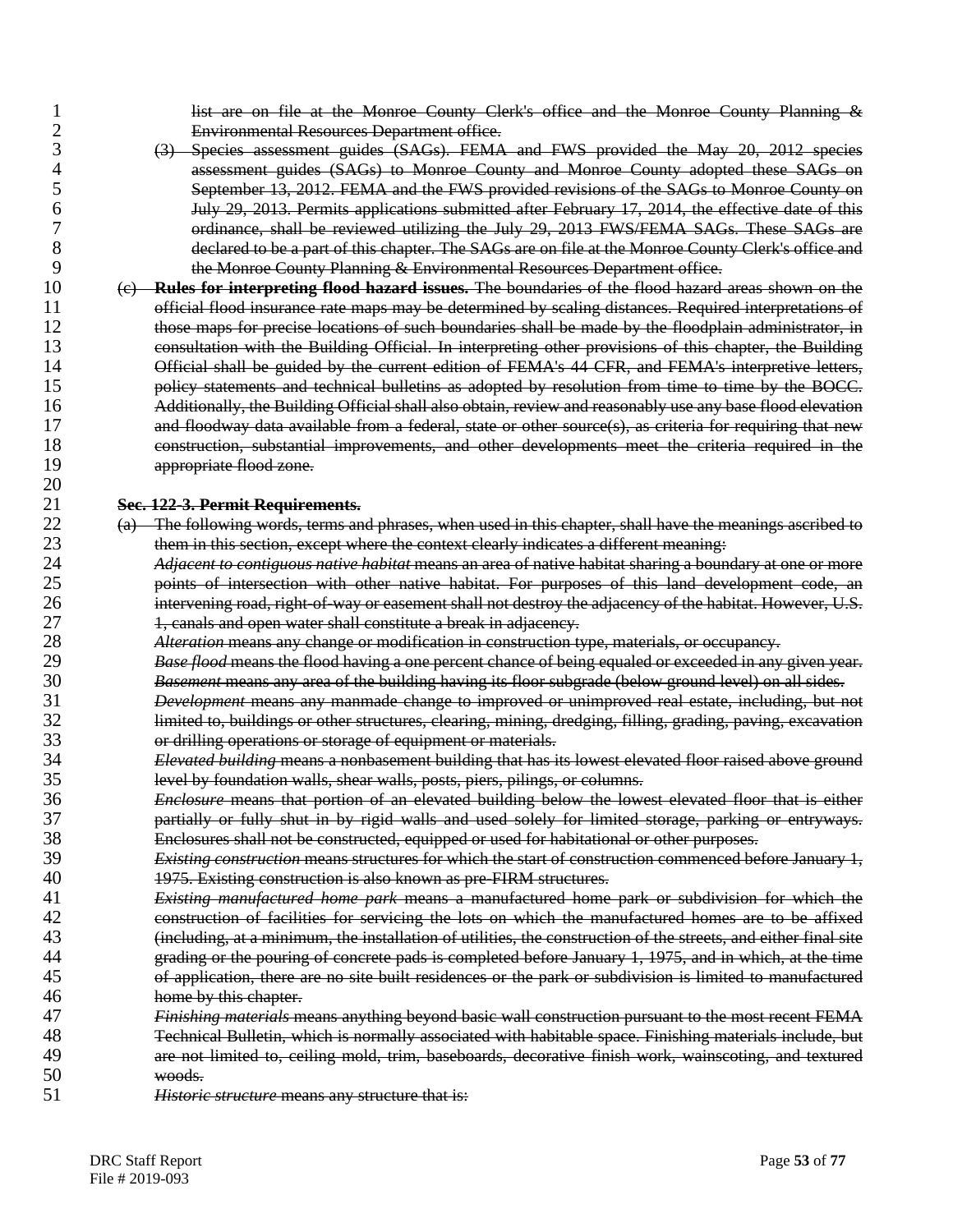list are on file at the Monroe County Clerk's office and the Monroe County Planning & Environmental Resources Department office.

(3) Species assessment guides (SAGs). FEMA and FWS provided the May 20, 2012 species assessment guides (SAGs) to Monroe County and Monroe County adopted these SAGs on September 13, 2012. FEMA and the FWS provided revisions of the SAGs to Monroe County on July 29, 2013. Permits applications submitted after February 17, 2014, the effective date of this ordinance, shall be reviewed utilizing the July 29, 2013 FWS/FEMA SAGs. These SAGs are declared to be a part of this chapter. The SAGs are on file at the Monroe County Clerk's office and the Monroe County Planning & Environmental Resources Department office.

(c) **Rules for interpreting flood hazard issues.** The boundaries of the flood hazard areas shown on the official flood insurance rate maps may be determined by scaling distances. Required interpretations of those maps for precise locations of such boundaries shall be made by the floodplain administrator, in consultation with the Building Official. In interpreting other provisions of this chapter, the Building Official shall be guided by the current edition of FEMA's 44 CFR, and FEMA's interpretive letters, policy statements and technical bulletins as adopted by resolution from time to time by the BOCC. Additionally, the Building Official shall also obtain, review and reasonably use any base flood elevation and floodway data available from a federal, state or other source(s), as criteria for requiring that new construction, substantial improvements, and other developments meet the criteria required in the appropriate flood zone.

**Sec. 122-3. Permit Requirements.**

(a) The following words, terms and phrases, when used in this chapter, shall have the meanings ascribed to them in this section, except where the context clearly indicates a different meaning:

*Adjacent to contiguous native habitat* means an area of native habitat sharing a boundary at one or more points of intersection with other native habitat. For purposes of this land development code, an intervening road, right-of-way or easement shall not destroy the adjacency of the habitat. However, U.S. 1, canals and open water shall constitute a break in adjacency.

*Alteration* means any change or modification in construction type, materials, or occupancy.

*Base flood* means the flood having a one percent chance of being equaled or exceeded in any given year.

*Basement* means any area of the building having its floor subgrade (below ground level) on all sides.

*Development* means any manmade change to improved or unimproved real estate, including, but not limited to, buildings or other structures, clearing, mining, dredging, filling, grading, paving, excavation or drilling operations or storage of equipment or materials.

*Elevated building* means a nonbasement building that has its lowest elevated floor raised above ground level by foundation walls, shear walls, posts, piers, pilings, or columns.

*Enclosure* means that portion of an elevated building below the lowest elevated floor that is either partially or fully shut in by rigid walls and used solely for limited storage, parking or entryways. Enclosures shall not be constructed, equipped or used for habitational or other purposes.

*Existing construction* means structures for which the start of construction commenced before January 1, 1975. Existing construction is also known as pre-FIRM structures.

*Existing manufactured home park* means a manufactured home park or subdivision for which the construction of facilities for servicing the lots on which the manufactured homes are to be affixed (including, at a minimum, the installation of utilities, the construction of the streets, and either final site grading or the pouring of concrete pads is completed before January 1, 1975, and in which, at the time of application, there are no site built residences or the park or subdivision is limited to manufactured home by this chapter.

*Finishing materials* means anything beyond basic wall construction pursuant to the most recent FEMA Technical Bulletin, which is normally associated with habitable space. Finishing materials include, but are not limited to, ceiling mold, trim, baseboards, decorative finish work, wainscoting, and textured woods.

*Historic structure* means any structure that is: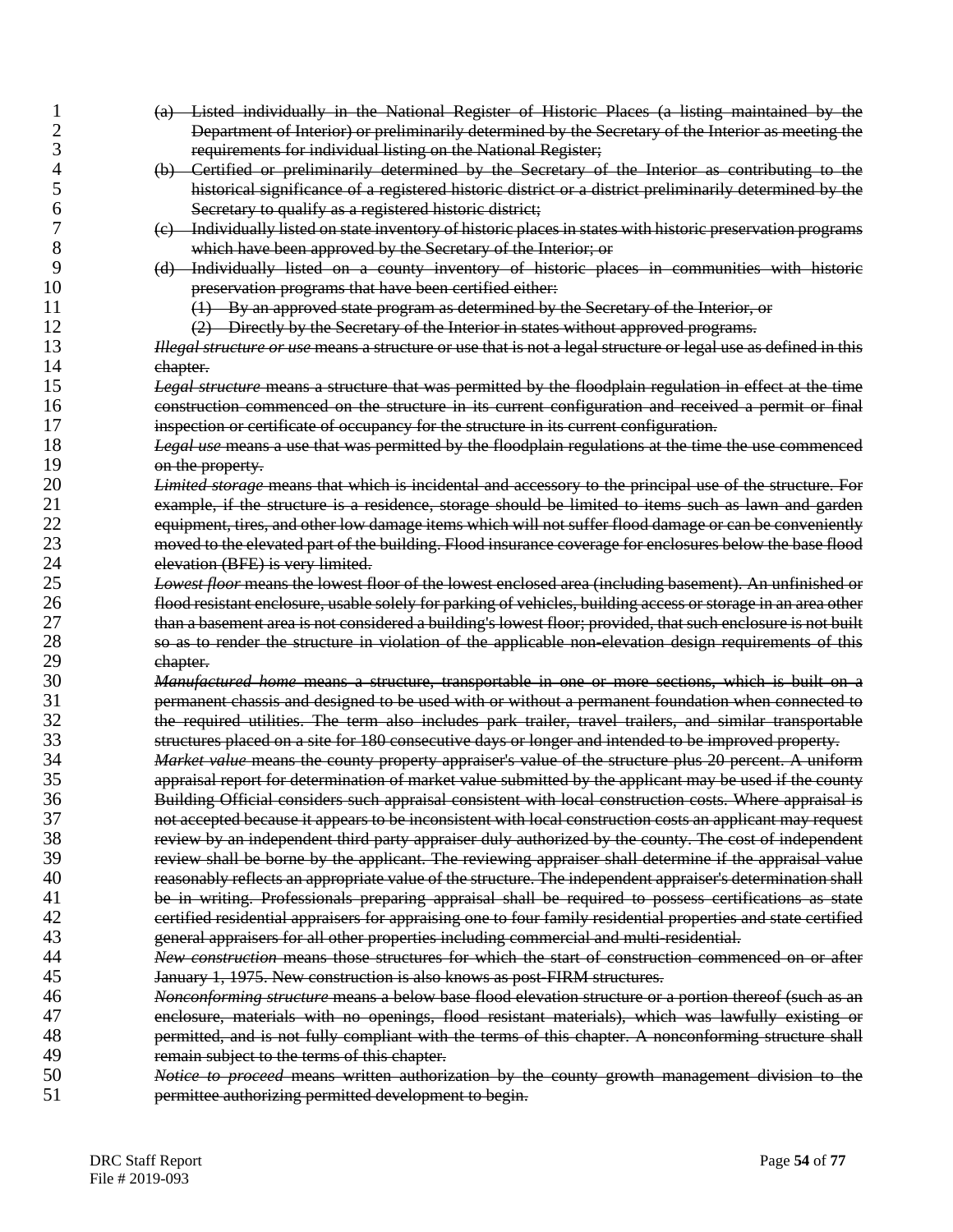(a) Listed individually in the National Register of Historic Places (a listing maintained by the Department of Interior) or preliminarily determined by the Secretary of the Interior as meeting the requirements for individual listing on the National Register;

(b) Certified or preliminarily determined by the Secretary of the Interior as contributing to the historical significance of a registered historic district or a district preliminarily determined by the Secretary to qualify as a registered historic district;

(c) Individually listed on state inventory of historic places in states with historic preservation programs which have been approved by the Secretary of the Interior; or

(d) Individually listed on a county inventory of historic places in communities with historic preservation programs that have been certified either:

(1) By an approved state program as determined by the Secretary of the Interior, or

(2) Directly by the Secretary of the Interior in states without approved programs.

*Illegal structure or use* means a structure or use that is not a legal structure or legal use as defined in this chapter.

*Legal structure* means a structure that was permitted by the floodplain regulation in effect at the time construction commenced on the structure in its current configuration and received a permit or final inspection or certificate of occupancy for the structure in its current configuration.

*Legal use* means a use that was permitted by the floodplain regulations at the time the use commenced on the property.

*Limited storage* means that which is incidental and accessory to the principal use of the structure. For example, if the structure is a residence, storage should be limited to items such as lawn and garden equipment, tires, and other low damage items which will not suffer flood damage or can be conveniently moved to the elevated part of the building. Flood insurance coverage for enclosures below the base flood elevation (BFE) is very limited.

*Lowest floor* means the lowest floor of the lowest enclosed area (including basement). An unfinished or flood resistant enclosure, usable solely for parking of vehicles, building access or storage in an area other than a basement area is not considered a building's lowest floor; provided, that such enclosure is not built so as to render the structure in violation of the applicable non-elevation design requirements of this chapter.

*Manufactured home* means a structure, transportable in one or more sections, which is built on a permanent chassis and designed to be used with or without a permanent foundation when connected to the required utilities. The term also includes park trailer, travel trailers, and similar transportable structures placed on a site for 180 consecutive days or longer and intended to be improved property.

*Market value* means the county property appraiser's value of the structure plus 20 percent. A uniform appraisal report for determination of market value submitted by the applicant may be used if the county Building Official considers such appraisal consistent with local construction costs. Where appraisal is not accepted because it appears to be inconsistent with local construction costs an applicant may request review by an independent third party appraiser duly authorized by the county. The cost of independent review shall be borne by the applicant. The reviewing appraiser shall determine if the appraisal value reasonably reflects an appropriate value of the structure. The independent appraiser's determination shall be in writing. Professionals preparing appraisal shall be required to possess certifications as state certified residential appraisers for appraising one to four family residential properties and state certified general appraisers for all other properties including commercial and multi-residential.

*New construction* means those structures for which the start of construction commenced on or after January 1, 1975. New construction is also knows as post-FIRM structures.

*Nonconforming structure* means a below base flood elevation structure or a portion thereof (such as an enclosure, materials with no openings, flood resistant materials), which was lawfully existing or permitted, and is not fully compliant with the terms of this chapter. A nonconforming structure shall remain subject to the terms of this chapter.

*Notice to proceed* means written authorization by the county growth management division to the permittee authorizing permitted development to begin.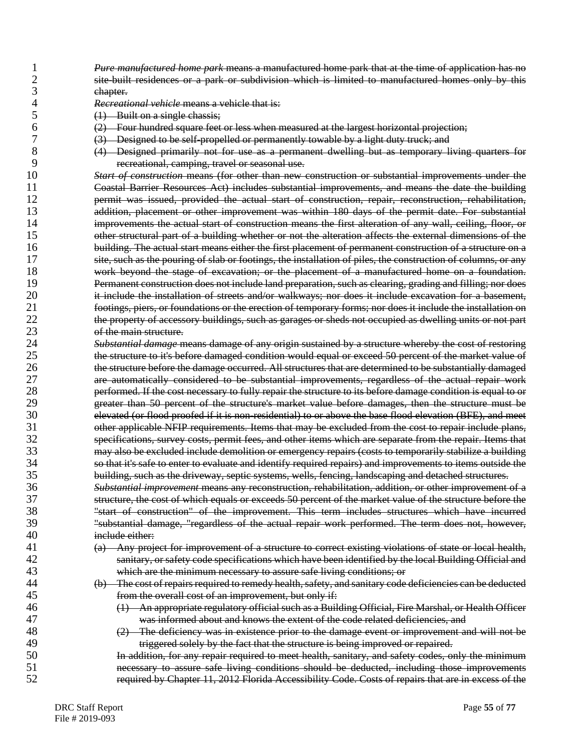~~*Pure manufactured home park* means a manufactured home park that at the time of application has no site-built residences or a park or subdivision which is limited to manufactured homes only by this chapter.~~

~~*Recreational vehicle* means a vehicle that is:~~

~~(1) Built on a single chassis;~~

~~(2) Four hundred square feet or less when measured at the largest horizontal projection;~~

~~(3) Designed to be self-propelled or permanently towable by a light duty truck; and~~

~~(4) Designed primarily not for use as a permanent dwelling but as temporary living quarters for recreational, camping, travel or seasonal use.~~

~~*Start of construction* means (for other than new construction or substantial improvements under the Coastal Barrier Resources Act) includes substantial improvements, and means the date the building permit was issued, provided the actual start of construction, repair, reconstruction, rehabilitation, addition, placement or other improvement was within 180 days of the permit date. For substantial improvements the actual start of construction means the first alteration of any wall, ceiling, floor, or other structural part of a building whether or not the alteration affects the external dimensions of the building. The actual start means either the first placement of permanent construction of a structure on a site, such as the pouring of slab or footings, the installation of piles, the construction of columns, or any work beyond the stage of excavation; or the placement of a manufactured home on a foundation. Permanent construction does not include land preparation, such as clearing, grading and filling; nor does it include the installation of streets and/or walkways; nor does it include excavation for a basement, footings, piers, or foundations or the erection of temporary forms; nor does it include the installation on the property of accessory buildings, such as garages or sheds not occupied as dwelling units or not part of the main structure.~~

~~*Substantial damage* means damage of any origin sustained by a structure whereby the cost of restoring the structure to it's before damaged condition would equal or exceed 50 percent of the market value of the structure before the damage occurred. All structures that are determined to be substantially damaged are automatically considered to be substantial improvements, regardless of the actual repair work performed. If the cost necessary to fully repair the structure to its before damage condition is equal to or greater than 50 percent of the structure's market value before damages, then the structure must be elevated (or flood proofed if it is non-residential) to or above the base flood elevation (BFE), and meet other applicable NFIP requirements. Items that may be excluded from the cost to repair include plans, specifications, survey costs, permit fees, and other items which are separate from the repair. Items that may also be excluded include demolition or emergency repairs (costs to temporarily stabilize a building so that it's safe to enter to evaluate and identify required repairs) and improvements to items outside the building, such as the driveway, septic systems, wells, fencing, landscaping and detached structures.~~

~~*Substantial improvement* means any reconstruction, rehabilitation, addition, or other improvement of a structure, the cost of which equals or exceeds 50 percent of the market value of the structure before the "start of construction" of the improvement. This term includes structures which have incurred "substantial damage, "regardless of the actual repair work performed. The term does not, however, include either:~~

~~(a) Any project for improvement of a structure to correct existing violations of state or local health, sanitary, or safety code specifications which have been identified by the local Building Official and which are the minimum necessary to assure safe living conditions; or~~

~~(b) The cost of repairs required to remedy health, safety, and sanitary code deficiencies can be deducted from the overall cost of an improvement, but only if:~~

~~(1) An appropriate regulatory official such as a Building Official, Fire Marshal, or Health Officer was informed about and knows the extent of the code related deficiencies, and~~

~~(2) The deficiency was in existence prior to the damage event or improvement and will not be triggered solely by the fact that the structure is being improved or repaired.~~

~~In addition, for any repair required to meet health, sanitary, and safety codes, only the minimum necessary to assure safe living conditions should be deducted, including those improvements required by Chapter 11, 2012 Florida Accessibility Code. Costs of repairs that are in excess of the~~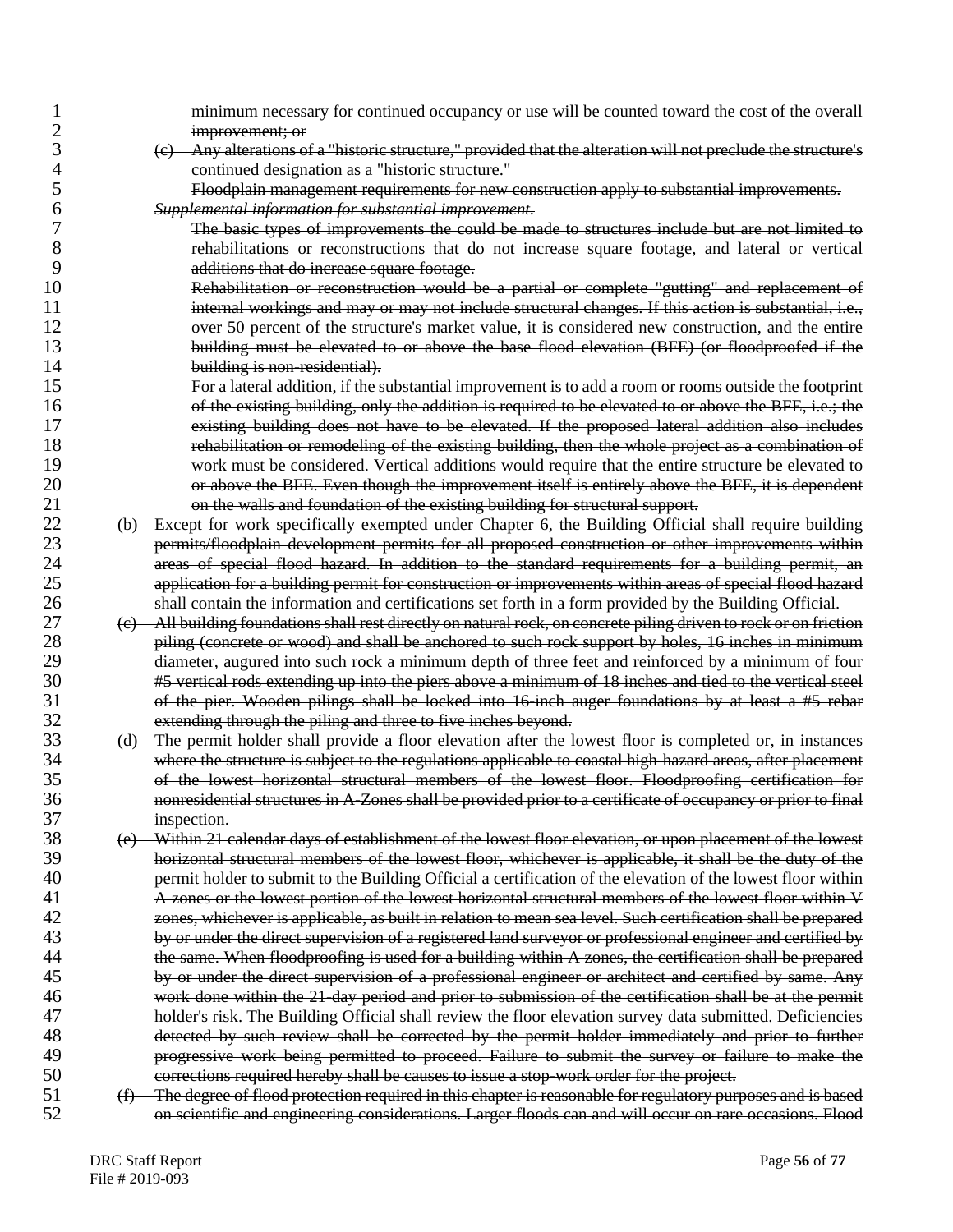~~minimum necessary for continued occupancy or use will be counted toward the cost of the overall improvement; or~~

~~(c) Any alterations of a "historic structure," provided that the alteration will not preclude the structure's continued designation as a "historic structure."~~

~~Floodplain management requirements for new construction apply to substantial improvements.~~

~~*Supplemental information for substantial improvement.*~~

~~The basic types of improvements the could be made to structures include but are not limited to rehabilitations or reconstructions that do not increase square footage, and lateral or vertical additions that do increase square footage.~~

~~Rehabilitation or reconstruction would be a partial or complete "gutting" and replacement of internal workings and may or may not include structural changes. If this action is substantial, i.e., over 50 percent of the structure's market value, it is considered new construction, and the entire building must be elevated to or above the base flood elevation (BFE) (or floodproofed if the building is non-residential).~~

~~For a lateral addition, if the substantial improvement is to add a room or rooms outside the footprint of the existing building, only the addition is required to be elevated to or above the BFE, i.e.; the existing building does not have to be elevated. If the proposed lateral addition also includes rehabilitation or remodeling of the existing building, then the whole project as a combination of work must be considered. Vertical additions would require that the entire structure be elevated to or above the BFE. Even though the improvement itself is entirely above the BFE, it is dependent on the walls and foundation of the existing building for structural support.~~

~~(b) Except for work specifically exempted under Chapter 6, the Building Official shall require building permits/floodplain development permits for all proposed construction or other improvements within areas of special flood hazard. In addition to the standard requirements for a building permit, an application for a building permit for construction or improvements within areas of special flood hazard shall contain the information and certifications set forth in a form provided by the Building Official.~~

~~(c) All building foundations shall rest directly on natural rock, on concrete piling driven to rock or on friction piling (concrete or wood) and shall be anchored to such rock support by holes, 16 inches in minimum diameter, augured into such rock a minimum depth of three feet and reinforced by a minimum of four #5 vertical rods extending up into the piers above a minimum of 18 inches and tied to the vertical steel of the pier. Wooden pilings shall be locked into 16-inch auger foundations by at least a #5 rebar extending through the piling and three to five inches beyond.~~

~~(d) The permit holder shall provide a floor elevation after the lowest floor is completed or, in instances where the structure is subject to the regulations applicable to coastal high-hazard areas, after placement of the lowest horizontal structural members of the lowest floor. Floodproofing certification for nonresidential structures in A-Zones shall be provided prior to a certificate of occupancy or prior to final inspection.~~

~~(e) Within 21 calendar days of establishment of the lowest floor elevation, or upon placement of the lowest horizontal structural members of the lowest floor, whichever is applicable, it shall be the duty of the permit holder to submit to the Building Official a certification of the elevation of the lowest floor within A zones or the lowest portion of the lowest horizontal structural members of the lowest floor within V zones, whichever is applicable, as built in relation to mean sea level. Such certification shall be prepared by or under the direct supervision of a registered land surveyor or professional engineer and certified by the same. When floodproofing is used for a building within A zones, the certification shall be prepared by or under the direct supervision of a professional engineer or architect and certified by same. Any work done within the 21-day period and prior to submission of the certification shall be at the permit holder's risk. The Building Official shall review the floor elevation survey data submitted. Deficiencies detected by such review shall be corrected by the permit holder immediately and prior to further progressive work being permitted to proceed. Failure to submit the survey or failure to make the corrections required hereby shall be causes to issue a stop-work order for the project.~~

~~(f) The degree of flood protection required in this chapter is reasonable for regulatory purposes and is based on scientific and engineering considerations. Larger floods can and will occur on rare occasions. Flood~~

DRC Staff Report
File # 2019-093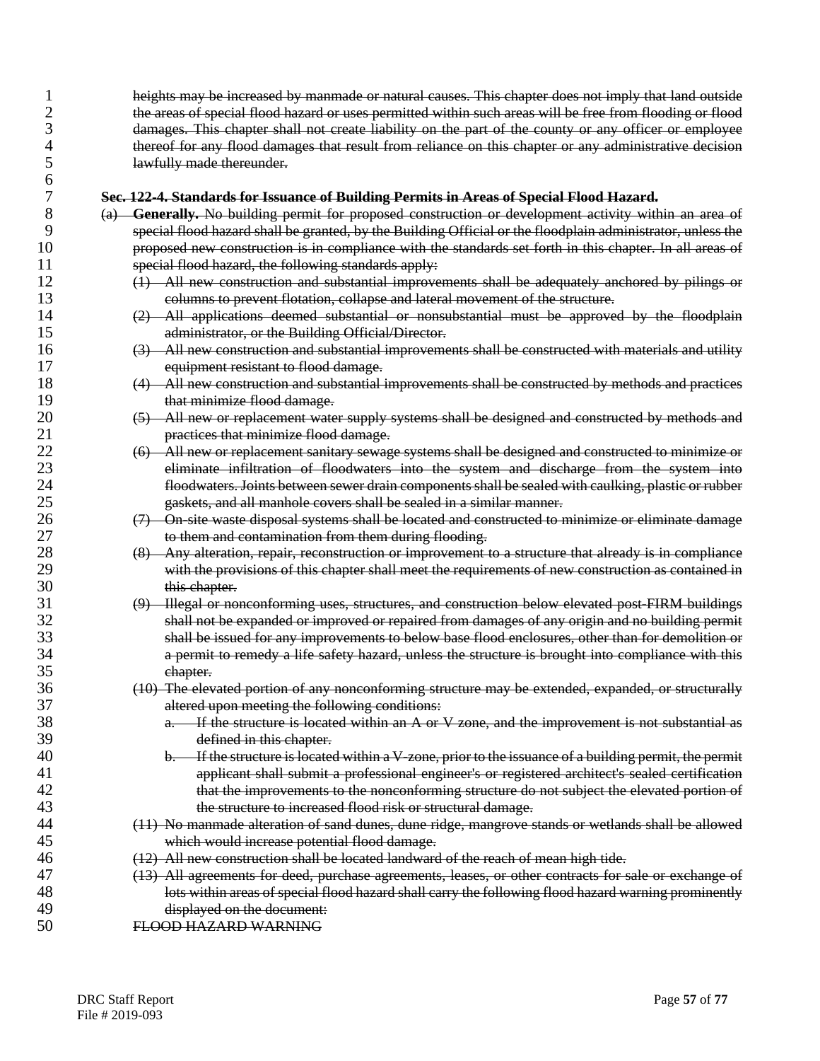~~heights may be increased by manmade or natural causes. This chapter does not imply that land outside the areas of special flood hazard or uses permitted within such areas will be free from flooding or flood damages. This chapter shall not create liability on the part of the county or any officer or employee thereof for any flood damages that result from reliance on this chapter or any administrative decision lawfully made thereunder.~~

~~**Sec. 122-4. Standards for Issuance of Building Permits in Areas of Special Flood Hazard.**~~

~~(a) **Generally.** No building permit for proposed construction or development activity within an area of special flood hazard shall be granted, by the Building Official or the floodplain administrator, unless the proposed new construction is in compliance with the standards set forth in this chapter. In all areas of special flood hazard, the following standards apply:~~

~~(1) All new construction and substantial improvements shall be adequately anchored by pilings or columns to prevent flotation, collapse and lateral movement of the structure.~~

~~(2) All applications deemed substantial or nonsubstantial must be approved by the floodplain administrator, or the Building Official/Director.~~

~~(3) All new construction and substantial improvements shall be constructed with materials and utility equipment resistant to flood damage.~~

~~(4) All new construction and substantial improvements shall be constructed by methods and practices that minimize flood damage.~~

~~(5) All new or replacement water supply systems shall be designed and constructed by methods and practices that minimize flood damage.~~

~~(6) All new or replacement sanitary sewage systems shall be designed and constructed to minimize or eliminate infiltration of floodwaters into the system and discharge from the system into floodwaters. Joints between sewer drain components shall be sealed with caulking, plastic or rubber gaskets, and all manhole covers shall be sealed in a similar manner.~~

~~(7) On-site waste disposal systems shall be located and constructed to minimize or eliminate damage to them and contamination from them during flooding.~~

~~(8) Any alteration, repair, reconstruction or improvement to a structure that already is in compliance with the provisions of this chapter shall meet the requirements of new construction as contained in this chapter.~~

~~(9) Illegal or nonconforming uses, structures, and construction below elevated post-FIRM buildings shall not be expanded or improved or repaired from damages of any origin and no building permit shall be issued for any improvements to below base flood enclosures, other than for demolition or a permit to remedy a life safety hazard, unless the structure is brought into compliance with this chapter.~~

~~(10) The elevated portion of any nonconforming structure may be extended, expanded, or structurally altered upon meeting the following conditions:~~

~~a. If the structure is located within an A or V zone, and the improvement is not substantial as defined in this chapter.~~

~~b. If the structure is located within a V-zone, prior to the issuance of a building permit, the permit applicant shall submit a professional engineer's or registered architect's sealed certification that the improvements to the nonconforming structure do not subject the elevated portion of the structure to increased flood risk or structural damage.~~

~~(11) No manmade alteration of sand dunes, dune ridge, mangrove stands or wetlands shall be allowed which would increase potential flood damage.~~

~~(12) All new construction shall be located landward of the reach of mean high tide.~~

~~(13) All agreements for deed, purchase agreements, leases, or other contracts for sale or exchange of lots within areas of special flood hazard shall carry the following flood hazard warning prominently displayed on the document:~~

~~FLOOD HAZARD WARNING~~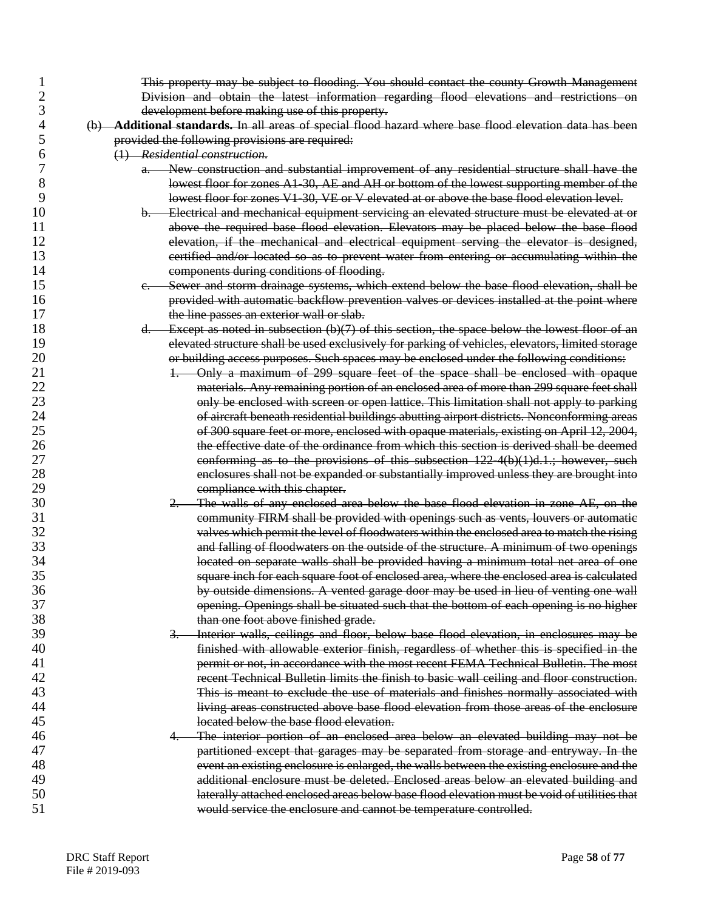~~This property may be subject to flooding. You should contact the county Growth Management Division and obtain the latest information regarding flood elevations and restrictions on development before making use of this property.~~

~~(b) **Additional standards.** In all areas of special flood hazard where base flood elevation data has been provided the following provisions are required:~~

~~(1) *Residential construction.*~~

~~a. New construction and substantial improvement of any residential structure shall have the lowest floor for zones A1-30, AE and AH or bottom of the lowest supporting member of the lowest floor for zones V1-30, VE or V elevated at or above the base flood elevation level.~~

~~b. Electrical and mechanical equipment servicing an elevated structure must be elevated at or above the required base flood elevation. Elevators may be placed below the base flood elevation, if the mechanical and electrical equipment serving the elevator is designed, certified and/or located so as to prevent water from entering or accumulating within the components during conditions of flooding.~~

~~c. Sewer and storm drainage systems, which extend below the base flood elevation, shall be provided with automatic backflow prevention valves or devices installed at the point where the line passes an exterior wall or slab.~~

~~d. Except as noted in subsection (b)(7) of this section, the space below the lowest floor of an elevated structure shall be used exclusively for parking of vehicles, elevators, limited storage or building access purposes. Such spaces may be enclosed under the following conditions:~~

~~1. Only a maximum of 299 square feet of the space shall be enclosed with opaque materials. Any remaining portion of an enclosed area of more than 299 square feet shall only be enclosed with screen or open lattice. This limitation shall not apply to parking of aircraft beneath residential buildings abutting airport districts. Nonconforming areas of 300 square feet or more, enclosed with opaque materials, existing on April 12, 2004, the effective date of the ordinance from which this section is derived shall be deemed conforming as to the provisions of this subsection 122-4(b)(1)d.1.; however, such enclosures shall not be expanded or substantially improved unless they are brought into compliance with this chapter.~~

~~2. The walls of any enclosed area below the base flood elevation in zone AE, on the community FIRM shall be provided with openings such as vents, louvers or automatic valves which permit the level of floodwaters within the enclosed area to match the rising and falling of floodwaters on the outside of the structure. A minimum of two openings located on separate walls shall be provided having a minimum total net area of one square inch for each square foot of enclosed area, where the enclosed area is calculated by outside dimensions. A vented garage door may be used in lieu of venting one wall opening. Openings shall be situated such that the bottom of each opening is no higher than one foot above finished grade.~~

~~3. Interior walls, ceilings and floor, below base flood elevation, in enclosures may be finished with allowable exterior finish, regardless of whether this is specified in the permit or not, in accordance with the most recent FEMA Technical Bulletin. The most recent Technical Bulletin limits the finish to basic wall ceiling and floor construction. This is meant to exclude the use of materials and finishes normally associated with living areas constructed above base flood elevation from those areas of the enclosure located below the base flood elevation.~~

~~4. The interior portion of an enclosed area below an elevated building may not be partitioned except that garages may be separated from storage and entryway. In the event an existing enclosure is enlarged, the walls between the existing enclosure and the additional enclosure must be deleted. Enclosed areas below an elevated building and laterally attached enclosed areas below base flood elevation must be void of utilities that would service the enclosure and cannot be temperature controlled.~~

DRC Staff Report
File # 2019-093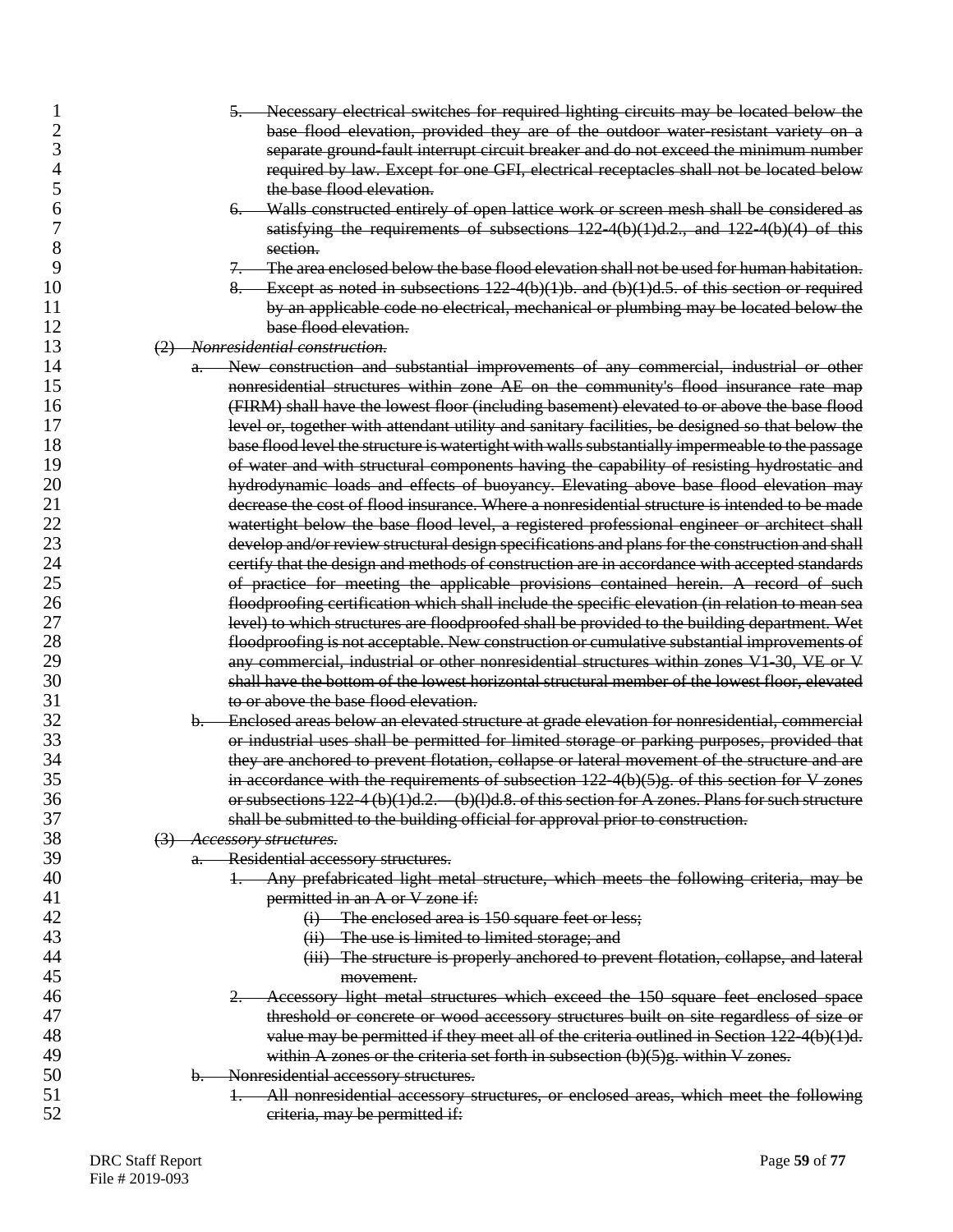~~5. Necessary electrical switches for required lighting circuits may be located below the base flood elevation, provided they are of the outdoor water-resistant variety on a separate ground-fault interrupt circuit breaker and do not exceed the minimum number required by law. Except for one GFI, electrical receptacles shall not be located below the base flood elevation.~~

~~6. Walls constructed entirely of open lattice work or screen mesh shall be considered as satisfying the requirements of subsections 122-4(b)(1)d.2., and 122-4(b)(4) of this section.~~

~~7. The area enclosed below the base flood elevation shall not be used for human habitation.~~

~~8. Except as noted in subsections 122-4(b)(1)b. and (b)(1)d.5. of this section or required by an applicable code no electrical, mechanical or plumbing may be located below the base flood elevation.~~

~~(2) *Nonresidential construction.*~~

~~a. New construction and substantial improvements of any commercial, industrial or other nonresidential structures within zone AE on the community's flood insurance rate map (FIRM) shall have the lowest floor (including basement) elevated to or above the base flood level or, together with attendant utility and sanitary facilities, be designed so that below the base flood level the structure is watertight with walls substantially impermeable to the passage of water and with structural components having the capability of resisting hydrostatic and hydrodynamic loads and effects of buoyancy. Elevating above base flood elevation may decrease the cost of flood insurance. Where a nonresidential structure is intended to be made watertight below the base flood level, a registered professional engineer or architect shall develop and/or review structural design specifications and plans for the construction and shall certify that the design and methods of construction are in accordance with accepted standards of practice for meeting the applicable provisions contained herein. A record of such floodproofing certification which shall include the specific elevation (in relation to mean sea level) to which structures are floodproofed shall be provided to the building department. Wet floodproofing is not acceptable. New construction or cumulative substantial improvements of any commercial, industrial or other nonresidential structures within zones V1-30, VE or V shall have the bottom of the lowest horizontal structural member of the lowest floor, elevated to or above the base flood elevation.~~

~~b. Enclosed areas below an elevated structure at grade elevation for nonresidential, commercial or industrial uses shall be permitted for limited storage or parking purposes, provided that they are anchored to prevent flotation, collapse or lateral movement of the structure and are in accordance with the requirements of subsection 122-4(b)(5)g. of this section for V zones or subsections 122-4 (b)(1)d.2. – (b)(l)d.8. of this section for A zones. Plans for such structure shall be submitted to the building official for approval prior to construction.~~

~~(3) *Accessory structures.*~~

~~a. Residential accessory structures.~~

~~1. Any prefabricated light metal structure, which meets the following criteria, may be permitted in an A or V zone if:~~

~~(i) The enclosed area is 150 square feet or less;~~

~~(ii) The use is limited to limited storage; and~~

~~(iii) The structure is properly anchored to prevent flotation, collapse, and lateral movement.~~

~~2. Accessory light metal structures which exceed the 150 square feet enclosed space threshold or concrete or wood accessory structures built on site regardless of size or value may be permitted if they meet all of the criteria outlined in Section 122-4(b)(1)d. within A zones or the criteria set forth in subsection (b)(5)g. within V zones.~~

~~b. Nonresidential accessory structures.~~

~~1. All nonresidential accessory structures, or enclosed areas, which meet the following criteria, may be permitted if:~~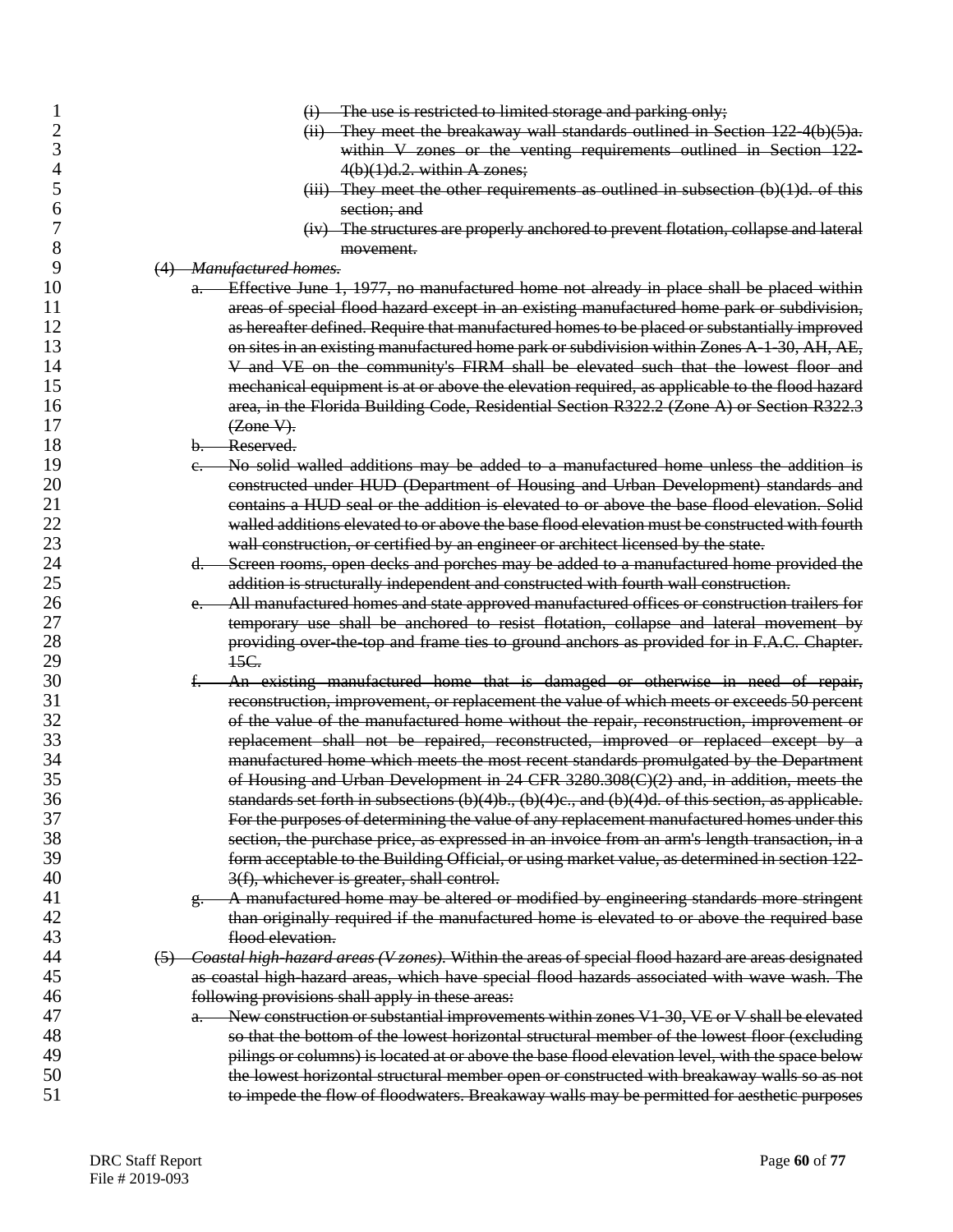~~(i) The use is restricted to limited storage and parking only;~~

~~(ii) They meet the breakaway wall standards outlined in Section 122-4(b)(5)a. within V zones or the venting requirements outlined in Section 122-4(b)(1)d.2. within A zones;~~

~~(iii) They meet the other requirements as outlined in subsection (b)(1)d. of this section; and~~

~~(iv) The structures are properly anchored to prevent flotation, collapse and lateral movement.~~

~~(4) *Manufactured homes.*~~

~~a. Effective June 1, 1977, no manufactured home not already in place shall be placed within areas of special flood hazard except in an existing manufactured home park or subdivision, as hereafter defined. Require that manufactured homes to be placed or substantially improved on sites in an existing manufactured home park or subdivision within Zones A-1-30, AH, AE, V and VE on the community's FIRM shall be elevated such that the lowest floor and mechanical equipment is at or above the elevation required, as applicable to the flood hazard area, in the Florida Building Code, Residential Section R322.2 (Zone A) or Section R322.3 (Zone V).~~

~~b. Reserved.~~

~~c. No solid walled additions may be added to a manufactured home unless the addition is constructed under HUD (Department of Housing and Urban Development) standards and contains a HUD seal or the addition is elevated to or above the base flood elevation. Solid walled additions elevated to or above the base flood elevation must be constructed with fourth wall construction, or certified by an engineer or architect licensed by the state.~~

~~d. Screen rooms, open decks and porches may be added to a manufactured home provided the addition is structurally independent and constructed with fourth wall construction.~~

~~e. All manufactured homes and state approved manufactured offices or construction trailers for temporary use shall be anchored to resist flotation, collapse and lateral movement by providing over-the-top and frame ties to ground anchors as provided for in F.A.C. Chapter. 15C.~~

~~f. An existing manufactured home that is damaged or otherwise in need of repair, reconstruction, improvement, or replacement the value of which meets or exceeds 50 percent of the value of the manufactured home without the repair, reconstruction, improvement or replacement shall not be repaired, reconstructed, improved or replaced except by a manufactured home which meets the most recent standards promulgated by the Department of Housing and Urban Development in 24 CFR 3280.308(C)(2) and, in addition, meets the standards set forth in subsections (b)(4)b., (b)(4)c., and (b)(4)d. of this section, as applicable. For the purposes of determining the value of any replacement manufactured homes under this section, the purchase price, as expressed in an invoice from an arm's length transaction, in a form acceptable to the Building Official, or using market value, as determined in section 122-3(f), whichever is greater, shall control.~~

~~g. A manufactured home may be altered or modified by engineering standards more stringent than originally required if the manufactured home is elevated to or above the required base flood elevation.~~

~~(5) *Coastal high-hazard areas (V zones).* Within the areas of special flood hazard are areas designated as coastal high-hazard areas, which have special flood hazards associated with wave wash. The following provisions shall apply in these areas:~~

~~a. New construction or substantial improvements within zones V1-30, VE or V shall be elevated so that the bottom of the lowest horizontal structural member of the lowest floor (excluding pilings or columns) is located at or above the base flood elevation level, with the space below the lowest horizontal structural member open or constructed with breakaway walls so as not to impede the flow of floodwaters. Breakaway walls may be permitted for aesthetic purposes~~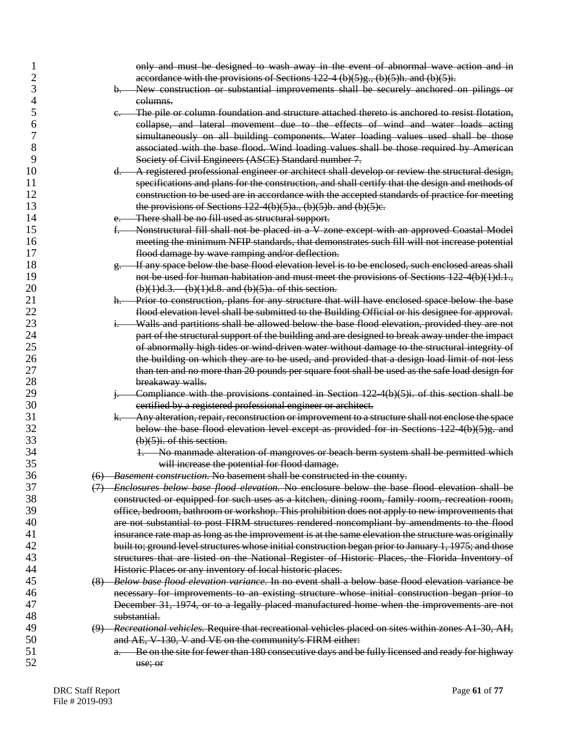~~only and must be designed to wash away in the event of abnormal wave action and in accordance with the provisions of Sections 122-4 (b)(5)g., (b)(5)h. and (b)(5)i.~~

b. ~~New construction or substantial improvements shall be securely anchored on pilings or columns.~~

c. ~~The pile or column foundation and structure attached thereto is anchored to resist flotation, collapse, and lateral movement due to the effects of wind and water loads acting simultaneously on all building components. Water loading values used shall be those associated with the base flood. Wind loading values shall be those required by American Society of Civil Engineers (ASCE) Standard number 7.~~

d. ~~A registered professional engineer or architect shall develop or review the structural design, specifications and plans for the construction, and shall certify that the design and methods of construction to be used are in accordance with the accepted standards of practice for meeting the provisions of Sections 122-4(b)(5)a., (b)(5)b. and (b)(5)c.~~

e. ~~There shall be no fill used as structural support.~~

f. ~~Nonstructural fill shall not be placed in a V zone except with an approved Coastal Model meeting the minimum NFIP standards, that demonstrates such fill will not increase potential flood damage by wave ramping and/or deflection.~~

g. ~~If any space below the base flood elevation level is to be enclosed, such enclosed areas shall not be used for human habitation and must meet the provisions of Sections 122-4(b)(1)d.1., (b)(1)d.3. – (b)(1)d.8. and (b)(5)a. of this section.~~

h. ~~Prior to construction, plans for any structure that will have enclosed space below the base flood elevation level shall be submitted to the Building Official or his designee for approval.~~

i. ~~Walls and partitions shall be allowed below the base flood elevation, provided they are not part of the structural support of the building and are designed to break away under the impact of abnormally high tides or wind-driven water without damage to the structural integrity of the building on which they are to be used, and provided that a design load limit of not less than ten and no more than 20 pounds per square foot shall be used as the safe load design for breakaway walls.~~

j. ~~Compliance with the provisions contained in Section 122-4(b)(5)i. of this section shall be certified by a registered professional engineer or architect.~~

k. ~~Any alteration, repair, reconstruction or improvement to a structure shall not enclose the space below the base flood elevation level except as provided for in Sections 122-4(b)(5)g. and (b)(5)i. of this section.~~

   1. ~~No manmade alteration of mangroves or beach berm system shall be permitted which will increase the potential for flood damage.~~

~~(6) *Basement construction.* No basement shall be constructed in the county.~~

~~(7) *Enclosures below base flood elevation.* No enclosure below the base flood elevation shall be constructed or equipped for such uses as a kitchen, dining room, family room, recreation room, office, bedroom, bathroom or workshop. This prohibition does not apply to new improvements that are not substantial to post FIRM structures rendered noncompliant by amendments to the flood insurance rate map as long as the improvement is at the same elevation the structure was originally built to; ground level structures whose initial construction began prior to January 1, 1975; and those structures that are listed on the National Register of Historic Places, the Florida Inventory of Historic Places or any inventory of local historic places.~~

~~(8) *Below base flood elevation variance.* In no event shall a below base flood elevation variance be necessary for improvements to an existing structure whose initial construction began prior to December 31, 1974, or to a legally placed manufactured home when the improvements are not substantial.~~

~~(9) *Recreational vehicles.* Require that recreational vehicles placed on sites within zones A1-30, AH, and AE, V-130, V and VE on the community's FIRM either:~~

a. ~~Be on the site for fewer than 180 consecutive days and be fully licensed and ready for highway use; or~~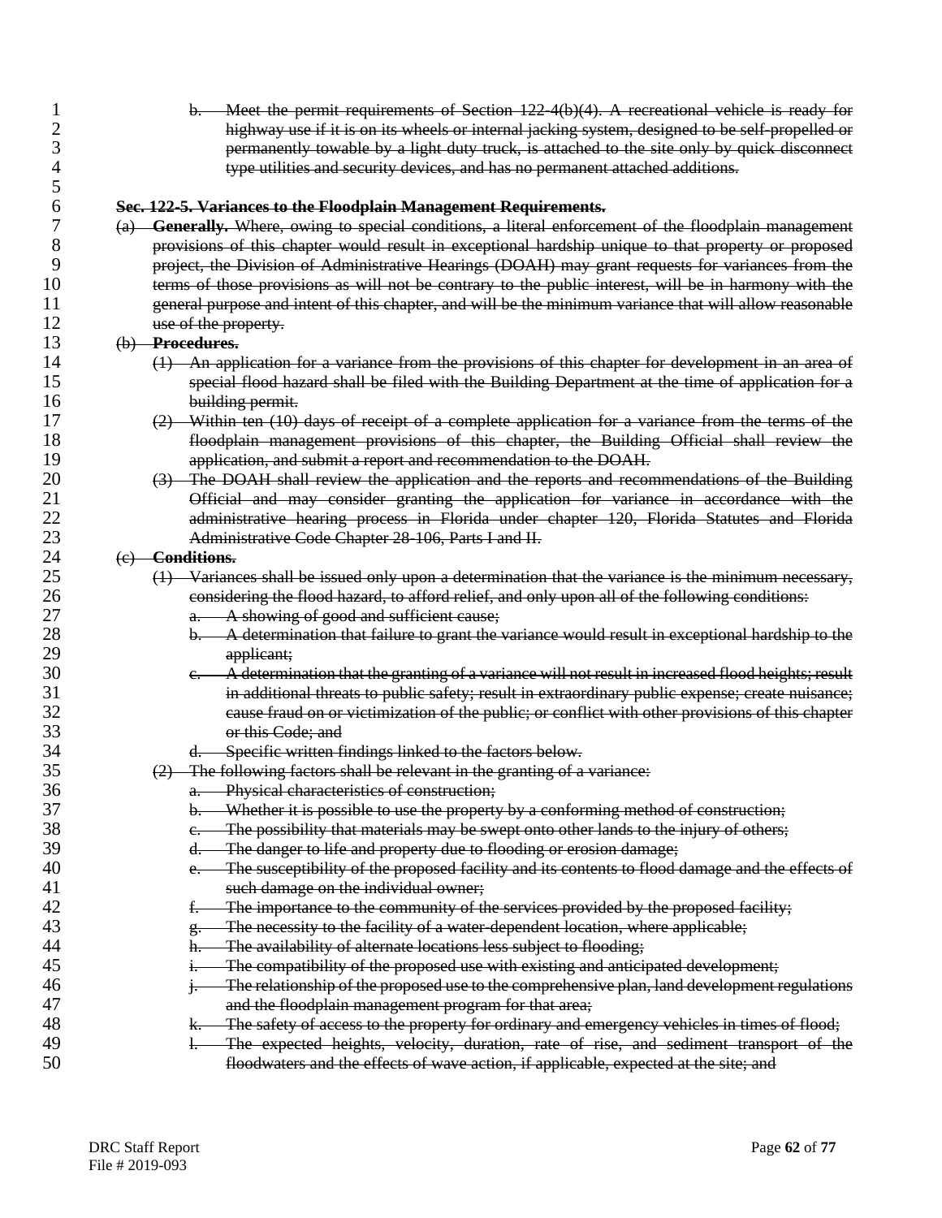~~b. Meet the permit requirements of Section 122-4(b)(4). A recreational vehicle is ready for highway use if it is on its wheels or internal jacking system, designed to be self-propelled or permanently towable by a light duty truck, is attached to the site only by quick disconnect type utilities and security devices, and has no permanent attached additions.~~

~~**Sec. 122-5. Variances to the Floodplain Management Requirements.**~~

~~(a) **Generally.** Where, owing to special conditions, a literal enforcement of the floodplain management provisions of this chapter would result in exceptional hardship unique to that property or proposed project, the Division of Administrative Hearings (DOAH) may grant requests for variances from the terms of those provisions as will not be contrary to the public interest, will be in harmony with the general purpose and intent of this chapter, and will be the minimum variance that will allow reasonable use of the property.~~

~~(b) **Procedures.**~~

~~(1) An application for a variance from the provisions of this chapter for development in an area of special flood hazard shall be filed with the Building Department at the time of application for a building permit.~~

~~(2) Within ten (10) days of receipt of a complete application for a variance from the terms of the floodplain management provisions of this chapter, the Building Official shall review the application, and submit a report and recommendation to the DOAH.~~

~~(3) The DOAH shall review the application and the reports and recommendations of the Building Official and may consider granting the application for variance in accordance with the administrative hearing process in Florida under chapter 120, Florida Statutes and Florida Administrative Code Chapter 28-106, Parts I and II.~~

~~(c) **Conditions.**~~

~~(1) Variances shall be issued only upon a determination that the variance is the minimum necessary, considering the flood hazard, to afford relief, and only upon all of the following conditions:~~

~~a. A showing of good and sufficient cause;~~

~~b. A determination that failure to grant the variance would result in exceptional hardship to the applicant;~~

~~c. A determination that the granting of a variance will not result in increased flood heights; result in additional threats to public safety; result in extraordinary public expense; create nuisance; cause fraud on or victimization of the public; or conflict with other provisions of this chapter or this Code; and~~

~~d. Specific written findings linked to the factors below.~~

~~(2) The following factors shall be relevant in the granting of a variance:~~

~~a. Physical characteristics of construction;~~

~~b. Whether it is possible to use the property by a conforming method of construction;~~

~~c. The possibility that materials may be swept onto other lands to the injury of others;~~

~~d. The danger to life and property due to flooding or erosion damage;~~

~~e. The susceptibility of the proposed facility and its contents to flood damage and the effects of such damage on the individual owner;~~

~~f. The importance to the community of the services provided by the proposed facility;~~

~~g. The necessity to the facility of a water-dependent location, where applicable;~~

~~h. The availability of alternate locations less subject to flooding;~~

~~i. The compatibility of the proposed use with existing and anticipated development;~~

~~j. The relationship of the proposed use to the comprehensive plan, land development regulations and the floodplain management program for that area;~~

~~k. The safety of access to the property for ordinary and emergency vehicles in times of flood;~~

~~l. The expected heights, velocity, duration, rate of rise, and sediment transport of the floodwaters and the effects of wave action, if applicable, expected at the site; and~~

DRC Staff Report
File # 2019-093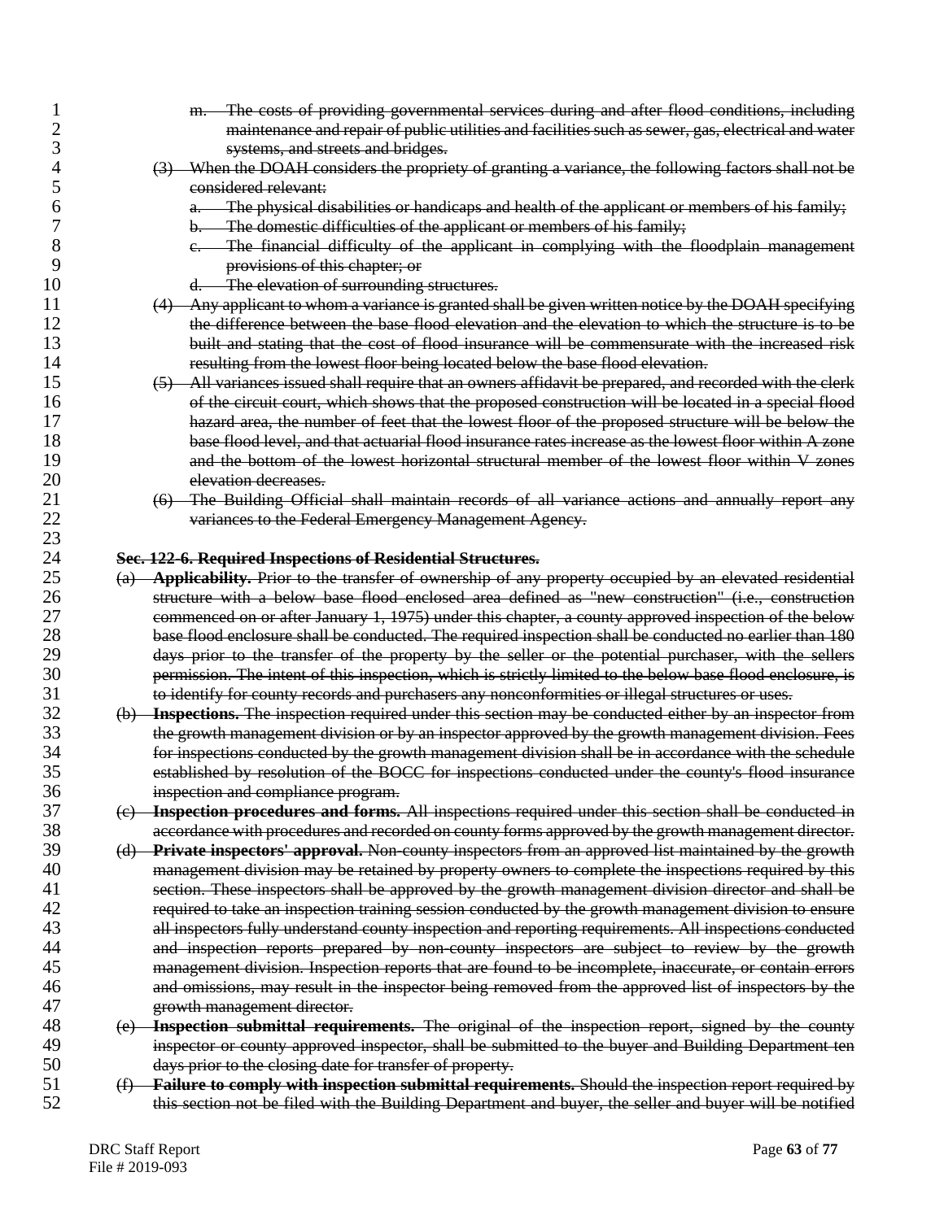~~m. The costs of providing governmental services during and after flood conditions, including maintenance and repair of public utilities and facilities such as sewer, gas, electrical and water systems, and streets and bridges.~~

~~(3) When the DOAH considers the propriety of granting a variance, the following factors shall not be considered relevant:~~

~~a. The physical disabilities or handicaps and health of the applicant or members of his family;~~

~~b. The domestic difficulties of the applicant or members of his family;~~

~~c. The financial difficulty of the applicant in complying with the floodplain management provisions of this chapter; or~~

~~d. The elevation of surrounding structures.~~

~~(4) Any applicant to whom a variance is granted shall be given written notice by the DOAH specifying the difference between the base flood elevation and the elevation to which the structure is to be built and stating that the cost of flood insurance will be commensurate with the increased risk resulting from the lowest floor being located below the base flood elevation.~~

~~(5) All variances issued shall require that an owners affidavit be prepared, and recorded with the clerk of the circuit court, which shows that the proposed construction will be located in a special flood hazard area, the number of feet that the lowest floor of the proposed structure will be below the base flood level, and that actuarial flood insurance rates increase as the lowest floor within A zone and the bottom of the lowest horizontal structural member of the lowest floor within V zones elevation decreases.~~

~~(6) The Building Official shall maintain records of all variance actions and annually report any variances to the Federal Emergency Management Agency.~~

~~**Sec. 122-6. Required Inspections of Residential Structures.**~~

~~(a) **Applicability.** Prior to the transfer of ownership of any property occupied by an elevated residential structure with a below base flood enclosed area defined as "new construction" (i.e., construction commenced on or after January 1, 1975) under this chapter, a county approved inspection of the below base flood enclosure shall be conducted. The required inspection shall be conducted no earlier than 180 days prior to the transfer of the property by the seller or the potential purchaser, with the sellers permission. The intent of this inspection, which is strictly limited to the below base flood enclosure, is to identify for county records and purchasers any nonconformities or illegal structures or uses.~~

~~(b) **Inspections.** The inspection required under this section may be conducted either by an inspector from the growth management division or by an inspector approved by the growth management division. Fees for inspections conducted by the growth management division shall be in accordance with the schedule established by resolution of the BOCC for inspections conducted under the county's flood insurance inspection and compliance program.~~

~~(c) **Inspection procedures and forms.** All inspections required under this section shall be conducted in accordance with procedures and recorded on county forms approved by the growth management director.~~

~~(d) **Private inspectors' approval.** Non-county inspectors from an approved list maintained by the growth management division may be retained by property owners to complete the inspections required by this section. These inspectors shall be approved by the growth management division director and shall be required to take an inspection training session conducted by the growth management division to ensure all inspectors fully understand county inspection and reporting requirements. All inspections conducted and inspection reports prepared by non-county inspectors are subject to review by the growth management division. Inspection reports that are found to be incomplete, inaccurate, or contain errors and omissions, may result in the inspector being removed from the approved list of inspectors by the growth management director.~~

~~(e) **Inspection submittal requirements.** The original of the inspection report, signed by the county inspector or county approved inspector, shall be submitted to the buyer and Building Department ten days prior to the closing date for transfer of property.~~

~~(f) **Failure to comply with inspection submittal requirements.** Should the inspection report required by this section not be filed with the Building Department and buyer, the seller and buyer will be notified~~

DRC Staff Report
File # 2019-093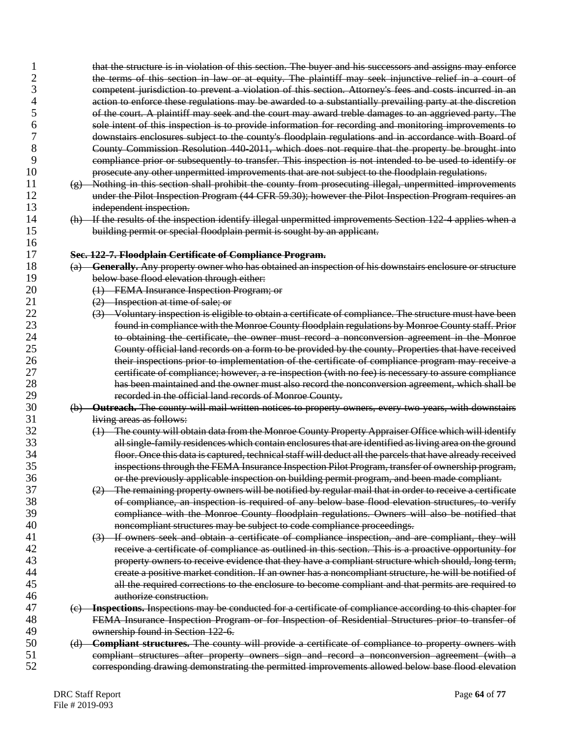~~that the structure is in violation of this section. The buyer and his successors and assigns may enforce the terms of this section in law or at equity. The plaintiff may seek injunctive relief in a court of competent jurisdiction to prevent a violation of this section. Attorney's fees and costs incurred in an action to enforce these regulations may be awarded to a substantially prevailing party at the discretion of the court. A plaintiff may seek and the court may award treble damages to an aggrieved party. The sole intent of this inspection is to provide information for recording and monitoring improvements to downstairs enclosures subject to the county's floodplain regulations and in accordance with Board of County Commission Resolution 440-2011, which does not require that the property be brought into compliance prior or subsequently to transfer. This inspection is not intended to be used to identify or prosecute any other unpermitted improvements that are not subject to the floodplain regulations.~~

~~(g) Nothing in this section shall prohibit the county from prosecuting illegal, unpermitted improvements under the Pilot Inspection Program (44 CFR 59.30); however the Pilot Inspection Program requires an independent inspection.~~

~~(h) If the results of the inspection identify illegal unpermitted improvements Section 122-4 applies when a building permit or special floodplain permit is sought by an applicant.~~

~~**Sec. 122-7. Floodplain Certificate of Compliance Program.**~~

~~(a) **Generally.** Any property owner who has obtained an inspection of his downstairs enclosure or structure below base flood elevation through either:~~

~~(1) FEMA Insurance Inspection Program; or~~

~~(2) Inspection at time of sale; or~~

~~(3) Voluntary inspection is eligible to obtain a certificate of compliance. The structure must have been found in compliance with the Monroe County floodplain regulations by Monroe County staff. Prior to obtaining the certificate, the owner must record a nonconversion agreement in the Monroe County official land records on a form to be provided by the county. Properties that have received their inspections prior to implementation of the certificate of compliance program may receive a certificate of compliance; however, a re-inspection (with no fee) is necessary to assure compliance has been maintained and the owner must also record the nonconversion agreement, which shall be recorded in the official land records of Monroe County.~~

~~(b) **Outreach.** The county will mail written notices to property owners, every two years, with downstairs living areas as follows:~~

~~(1) The county will obtain data from the Monroe County Property Appraiser Office which will identify all single-family residences which contain enclosures that are identified as living area on the ground floor. Once this data is captured, technical staff will deduct all the parcels that have already received inspections through the FEMA Insurance Inspection Pilot Program, transfer of ownership program, or the previously applicable inspection on building permit program, and been made compliant.~~

~~(2) The remaining property owners will be notified by regular mail that in order to receive a certificate of compliance, an inspection is required of any below base flood elevation structures, to verify compliance with the Monroe County floodplain regulations. Owners will also be notified that noncompliant structures may be subject to code compliance proceedings.~~

~~(3) If owners seek and obtain a certificate of compliance inspection, and are compliant, they will receive a certificate of compliance as outlined in this section. This is a proactive opportunity for property owners to receive evidence that they have a compliant structure which should, long term, create a positive market condition. If an owner has a noncompliant structure, he will be notified of all the required corrections to the enclosure to become compliant and that permits are required to authorize construction.~~

~~(c) **Inspections.** Inspections may be conducted for a certificate of compliance according to this chapter for FEMA Insurance Inspection Program or for Inspection of Residential Structures prior to transfer of ownership found in Section 122-6.~~

~~(d) **Compliant structures.** The county will provide a certificate of compliance to property owners with compliant structures after property owners sign and record a nonconversion agreement (with a corresponding drawing demonstrating the permitted improvements allowed below base flood elevation~~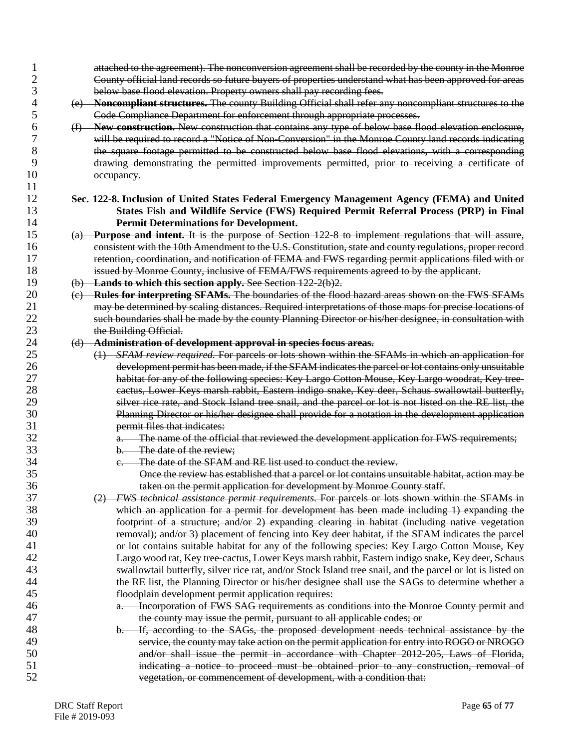~~attached to the agreement). The nonconversion agreement shall be recorded by the county in the Monroe County official land records so future buyers of properties understand what has been approved for areas below base flood elevation. Property owners shall pay recording fees.~~

~~(e) **Noncompliant structures.** The county Building Official shall refer any noncompliant structures to the Code Compliance Department for enforcement through appropriate processes.~~

~~(f) **New construction.** New construction that contains any type of below base flood elevation enclosure, will be required to record a "Notice of Non-Conversion" in the Monroe County land records indicating the square footage permitted to be constructed below base flood elevations, with a corresponding drawing demonstrating the permitted improvements permitted, prior to receiving a certificate of occupancy.~~

~~**Sec. 122-8. Inclusion of United States Federal Emergency Management Agency (FEMA) and United States Fish and Wildlife Service (FWS) Required Permit Referral Process (PRP) in Final Permit Determinations for Development.**~~

~~(a) **Purpose and intent.** It is the purpose of Section 122-8 to implement regulations that will assure, consistent with the 10th Amendment to the U.S. Constitution, state and county regulations, proper record retention, coordination, and notification of FEMA and FWS regarding permit applications filed with or issued by Monroe County, inclusive of FEMA/FWS requirements agreed to by the applicant.~~

~~(b) **Lands to which this section apply.** See Section 122-2(b)2.~~

~~(c) **Rules for interpreting SFAMs.** The boundaries of the flood hazard areas shown on the FWS SFAMs may be determined by scaling distances. Required interpretations of those maps for precise locations of such boundaries shall be made by the county Planning Director or his/her designee, in consultation with the Building Official.~~

~~(d) **Administration of development approval in species focus areas.**~~

~~(1) *SFAM review required.* For parcels or lots shown within the SFAMs in which an application for development permit has been made, if the SFAM indicates the parcel or lot contains only unsuitable habitat for any of the following species: Key Largo Cotton Mouse, Key Largo woodrat, Key tree-cactus, Lower Keys marsh rabbit, Eastern indigo snake, Key deer, Schaus swallowtail butterfly, silver rice rate, and Stock Island tree snail, and the parcel or lot is not listed on the RE list, the Planning Director or his/her designee shall provide for a notation in the development application permit files that indicates:~~

~~a. The name of the official that reviewed the development application for FWS requirements;~~

~~b. The date of the review;~~

~~c. The date of the SFAM and RE list used to conduct the review.~~

~~Once the review has established that a parcel or lot contains unsuitable habitat, action may be taken on the permit application for development by Monroe County staff.~~

~~(2) *FWS technical assistance permit requirements.* For parcels or lots shown within the SFAMs in which an application for a permit for development has been made including 1) expanding the footprint of a structure; and/or 2) expanding clearing in habitat (including native vegetation removal); and/or 3) placement of fencing into Key deer habitat, if the SFAM indicates the parcel or lot contains suitable habitat for any of the following species: Key Largo Cotton Mouse, Key Largo wood rat, Key tree-cactus, Lower Keys marsh rabbit, Eastern indigo snake, Key deer, Schaus swallowtail butterfly, silver rice rat, and/or Stock Island tree snail, and the parcel or lot is listed on the RE list, the Planning Director or his/her designee shall use the SAGs to determine whether a floodplain development permit application requires:~~

~~a. Incorporation of FWS SAG requirements as conditions into the Monroe County permit and the county may issue the permit, pursuant to all applicable codes; or~~

~~b. If, according to the SAGs, the proposed development needs technical assistance by the service, the county may take action on the permit application for entry into ROGO or NROGO and/or shall issue the permit in accordance with Chapter 2012-205, Laws of Florida, indicating a notice to proceed must be obtained prior to any construction, removal of vegetation, or commencement of development, with a condition that:~~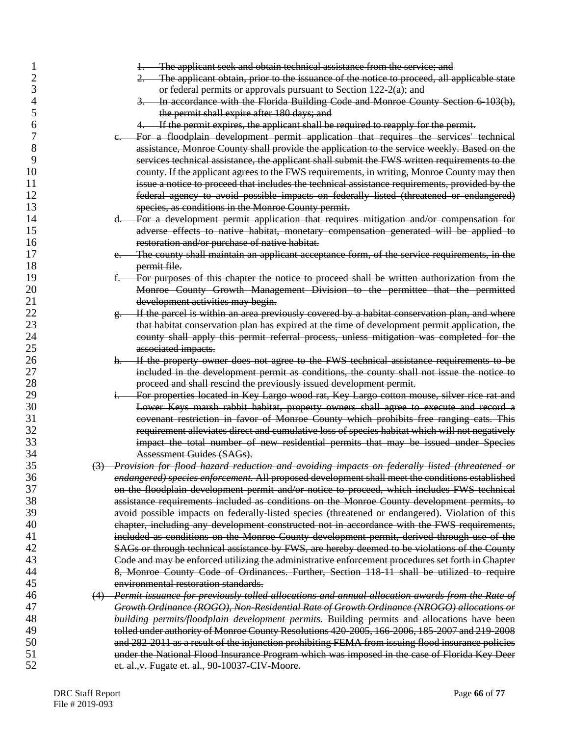~~1. The applicant seek and obtain technical assistance from the service; and~~

~~2. The applicant obtain, prior to the issuance of the notice to proceed, all applicable state or federal permits or approvals pursuant to Section 122-2(a); and~~

~~3. In accordance with the Florida Building Code and Monroe County Section 6-103(b), the permit shall expire after 180 days; and~~

~~4. If the permit expires, the applicant shall be required to reapply for the permit.~~

~~c. For a floodplain development permit application that requires the services' technical assistance, Monroe County shall provide the application to the service weekly. Based on the services technical assistance, the applicant shall submit the FWS written requirements to the county. If the applicant agrees to the FWS requirements, in writing, Monroe County may then issue a notice to proceed that includes the technical assistance requirements, provided by the federal agency to avoid possible impacts on federally listed (threatened or endangered) species, as conditions in the Monroe County permit.~~

~~d. For a development permit application that requires mitigation and/or compensation for adverse effects to native habitat, monetary compensation generated will be applied to restoration and/or purchase of native habitat.~~

~~e. The county shall maintain an applicant acceptance form, of the service requirements, in the permit file.~~

~~f. For purposes of this chapter the notice to proceed shall be written authorization from the Monroe County Growth Management Division to the permittee that the permitted development activities may begin.~~

~~g. If the parcel is within an area previously covered by a habitat conservation plan, and where that habitat conservation plan has expired at the time of development permit application, the county shall apply this permit referral process, unless mitigation was completed for the associated impacts.~~

~~h. If the property owner does not agree to the FWS technical assistance requirements to be included in the development permit as conditions, the county shall not issue the notice to proceed and shall rescind the previously issued development permit.~~

~~i. For properties located in Key Largo wood rat, Key Largo cotton mouse, silver rice rat and Lower Keys marsh rabbit habitat, property owners shall agree to execute and record a covenant restriction in favor of Monroe County which prohibits free ranging cats. This requirement alleviates direct and cumulative loss of species habitat which will not negatively impact the total number of new residential permits that may be issued under Species Assessment Guides (SAGs).~~

~~(3) *Provision for flood hazard reduction and avoiding impacts on federally listed (threatened or endangered) species enforcement.* All proposed development shall meet the conditions established on the floodplain development permit and/or notice to proceed, which includes FWS technical assistance requirements included as conditions on the Monroe County development permits, to avoid possible impacts on federally-listed species (threatened or endangered). Violation of this chapter, including any development constructed not in accordance with the FWS requirements, included as conditions on the Monroe County development permit, derived through use of the SAGs or through technical assistance by FWS, are hereby deemed to be violations of the County Code and may be enforced utilizing the administrative enforcement procedures set forth in Chapter 8, Monroe County Code of Ordinances. Further, Section 118-11 shall be utilized to require environmental restoration standards.~~

~~(4) *Permit issuance for previously tolled allocations and annual allocation awards from the Rate of Growth Ordinance (ROGO), Non-Residential Rate of Growth Ordinance (NROGO) allocations or building permits/floodplain development permits.* Building permits and allocations have been tolled under authority of Monroe County Resolutions 420-2005, 166-2006, 185-2007 and 219-2008 and 282-2011 as a result of the injunction prohibiting FEMA from issuing flood insurance policies under the National Flood Insurance Program which was imposed in the case of Florida Key Deer et. al.,v. Fugate et. al., 90-10037-CIV-Moore.~~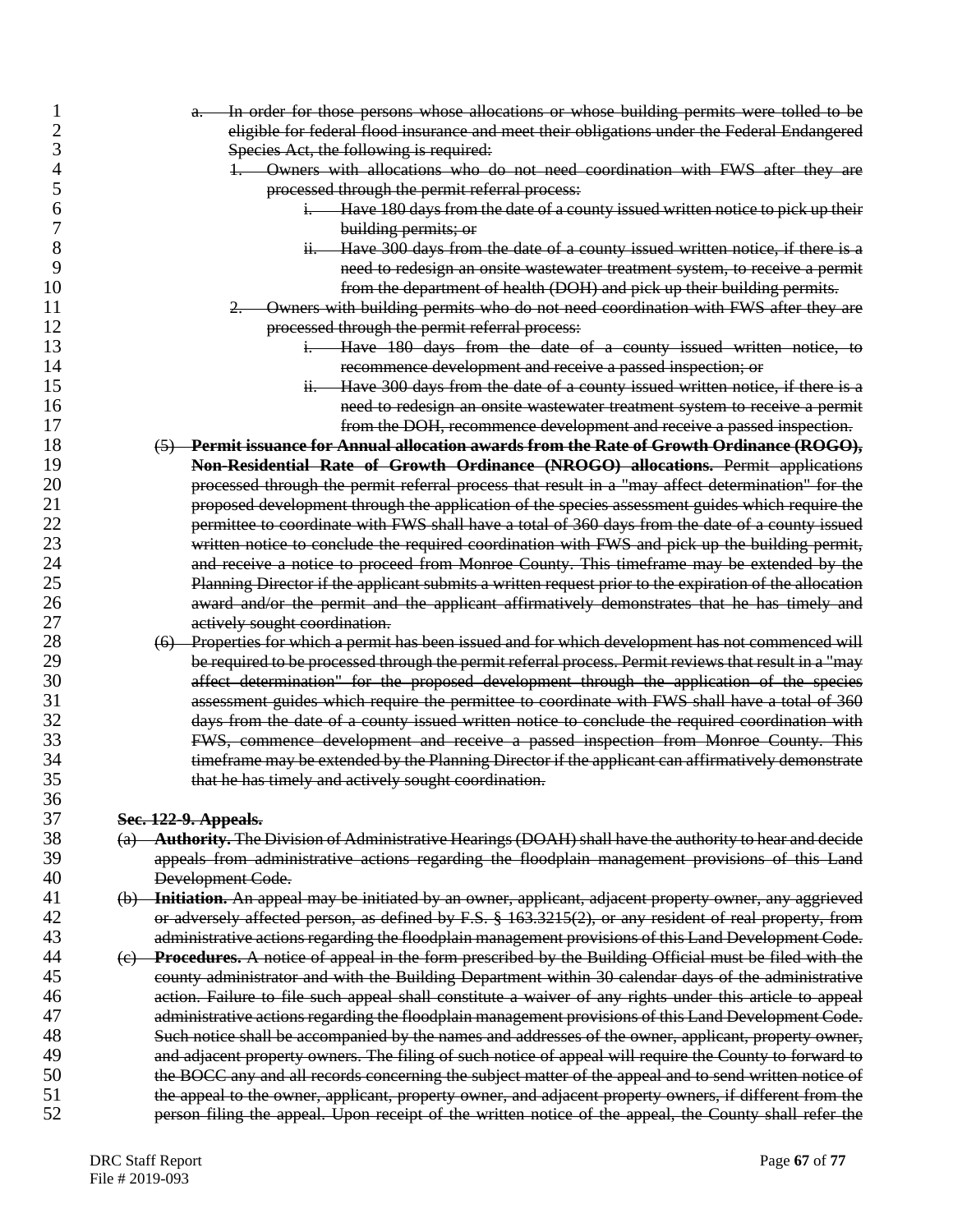a. In order for those persons whose allocations or whose building permits were tolled to be eligible for federal flood insurance and meet their obligations under the Federal Endangered Species Act, the following is required:

    1. Owners with allocations who do not need coordination with FWS after they are processed through the permit referral process:

        i. Have 180 days from the date of a county issued written notice to pick up their building permits; or

        ii. Have 300 days from the date of a county issued written notice, if there is a need to redesign an onsite wastewater treatment system, to receive a permit from the department of health (DOH) and pick up their building permits.

    2. Owners with building permits who do not need coordination with FWS after they are processed through the permit referral process:

        i. Have 180 days from the date of a county issued written notice, to recommence development and receive a passed inspection; or

        ii. Have 300 days from the date of a county issued written notice, if there is a need to redesign an onsite wastewater treatment system to receive a permit from the DOH, recommence development and receive a passed inspection.

(5) **Permit issuance for Annual allocation awards from the Rate of Growth Ordinance (ROGO), Non-Residential Rate of Growth Ordinance (NROGO) allocations.** Permit applications processed through the permit referral process that result in a "may affect determination" for the proposed development through the application of the species assessment guides which require the permittee to coordinate with FWS shall have a total of 360 days from the date of a county issued written notice to conclude the required coordination with FWS and pick up the building permit, and receive a notice to proceed from Monroe County. This timeframe may be extended by the Planning Director if the applicant submits a written request prior to the expiration of the allocation award and/or the permit and the applicant affirmatively demonstrates that he has timely and actively sought coordination.

(6) Properties for which a permit has been issued and for which development has not commenced will be required to be processed through the permit referral process. Permit reviews that result in a "may affect determination" for the proposed development through the application of the species assessment guides which require the permittee to coordinate with FWS shall have a total of 360 days from the date of a county issued written notice to conclude the required coordination with FWS, commence development and receive a passed inspection from Monroe County. This timeframe may be extended by the Planning Director if the applicant can affirmatively demonstrate that he has timely and actively sought coordination.

**Sec. 122-9. Appeals.**

(a) **Authority.** The Division of Administrative Hearings (DOAH) shall have the authority to hear and decide appeals from administrative actions regarding the floodplain management provisions of this Land Development Code.

(b) **Initiation.** An appeal may be initiated by an owner, applicant, adjacent property owner, any aggrieved or adversely affected person, as defined by F.S. § 163.3215(2), or any resident of real property, from administrative actions regarding the floodplain management provisions of this Land Development Code.

(c) **Procedures.** A notice of appeal in the form prescribed by the Building Official must be filed with the county administrator and with the Building Department within 30 calendar days of the administrative action. Failure to file such appeal shall constitute a waiver of any rights under this article to appeal administrative actions regarding the floodplain management provisions of this Land Development Code. Such notice shall be accompanied by the names and addresses of the owner, applicant, property owner, and adjacent property owners. The filing of such notice of appeal will require the County to forward to the BOCC any and all records concerning the subject matter of the appeal and to send written notice of the appeal to the owner, applicant, property owner, and adjacent property owners, if different from the person filing the appeal. Upon receipt of the written notice of the appeal, the County shall refer the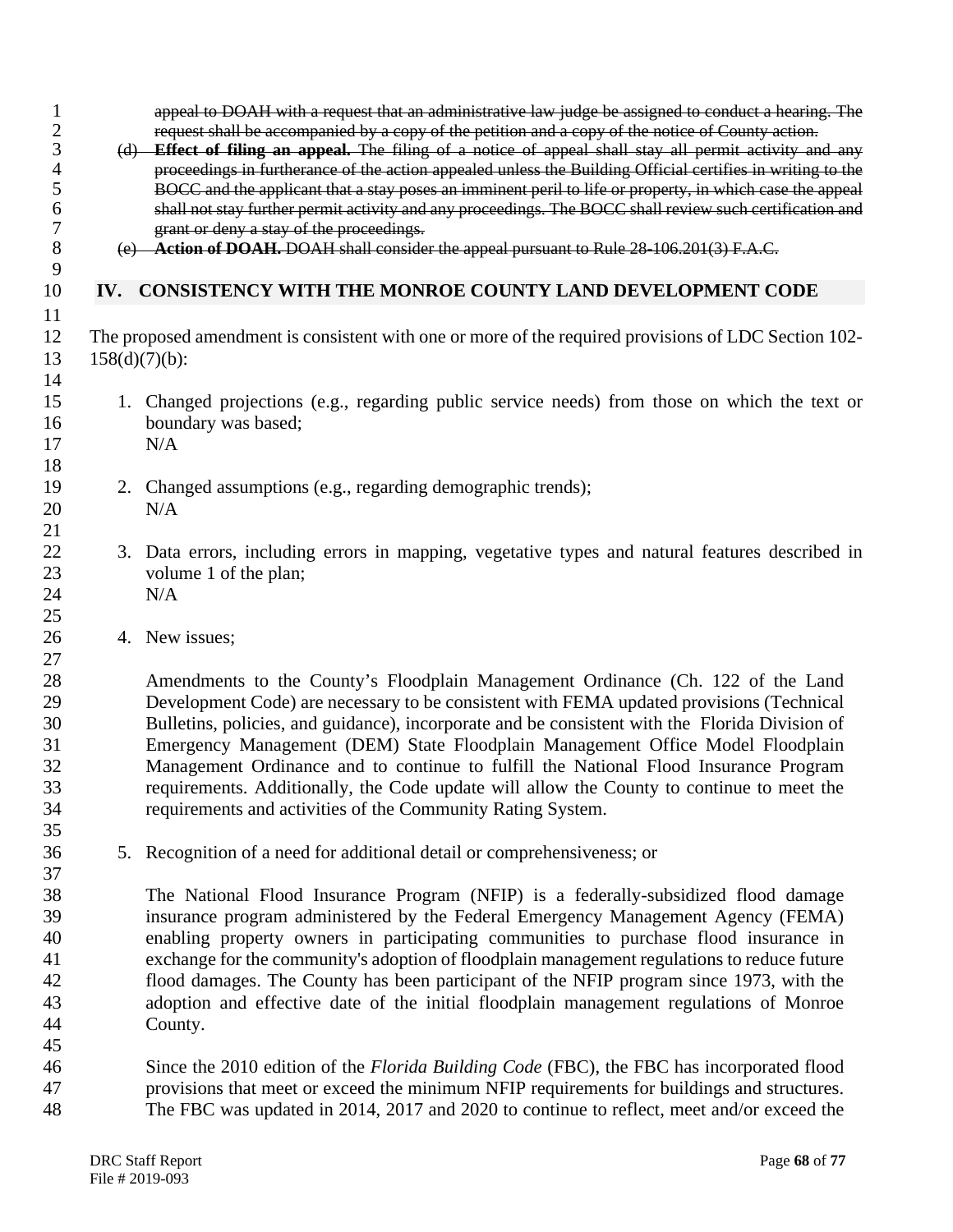~~appeal to DOAH with a request that an administrative law judge be assigned to conduct a hearing. The request shall be accompanied by a copy of the petition and a copy of the notice of County action.~~

~~(d) **Effect of filing an appeal.** The filing of a notice of appeal shall stay all permit activity and any proceedings in furtherance of the action appealed unless the Building Official certifies in writing to the BOCC and the applicant that a stay poses an imminent peril to life or property, in which case the appeal shall not stay further permit activity and any proceedings. The BOCC shall review such certification and grant or deny a stay of the proceedings.~~

~~(e) **Action of DOAH.** DOAH shall consider the appeal pursuant to Rule 28-106.201(3) F.A.C.~~

## IV. CONSISTENCY WITH THE MONROE COUNTY LAND DEVELOPMENT CODE

The proposed amendment is consistent with one or more of the required provisions of LDC Section 102-158(d)(7)(b):

1. Changed projections (e.g., regarding public service needs) from those on which the text or boundary was based;
   N/A

2. Changed assumptions (e.g., regarding demographic trends);
   N/A

3. Data errors, including errors in mapping, vegetative types and natural features described in volume 1 of the plan;
   N/A

4. New issues;

   Amendments to the County's Floodplain Management Ordinance (Ch. 122 of the Land Development Code) are necessary to be consistent with FEMA updated provisions (Technical Bulletins, policies, and guidance), incorporate and be consistent with the Florida Division of Emergency Management (DEM) State Floodplain Management Office Model Floodplain Management Ordinance and to continue to fulfill the National Flood Insurance Program requirements. Additionally, the Code update will allow the County to continue to meet the requirements and activities of the Community Rating System.

5. Recognition of a need for additional detail or comprehensiveness; or

   The National Flood Insurance Program (NFIP) is a federally-subsidized flood damage insurance program administered by the Federal Emergency Management Agency (FEMA) enabling property owners in participating communities to purchase flood insurance in exchange for the community's adoption of floodplain management regulations to reduce future flood damages. The County has been participant of the NFIP program since 1973, with the adoption and effective date of the initial floodplain management regulations of Monroe County.

   Since the 2010 edition of the *Florida Building Code* (FBC), the FBC has incorporated flood provisions that meet or exceed the minimum NFIP requirements for buildings and structures. The FBC was updated in 2014, 2017 and 2020 to continue to reflect, meet and/or exceed the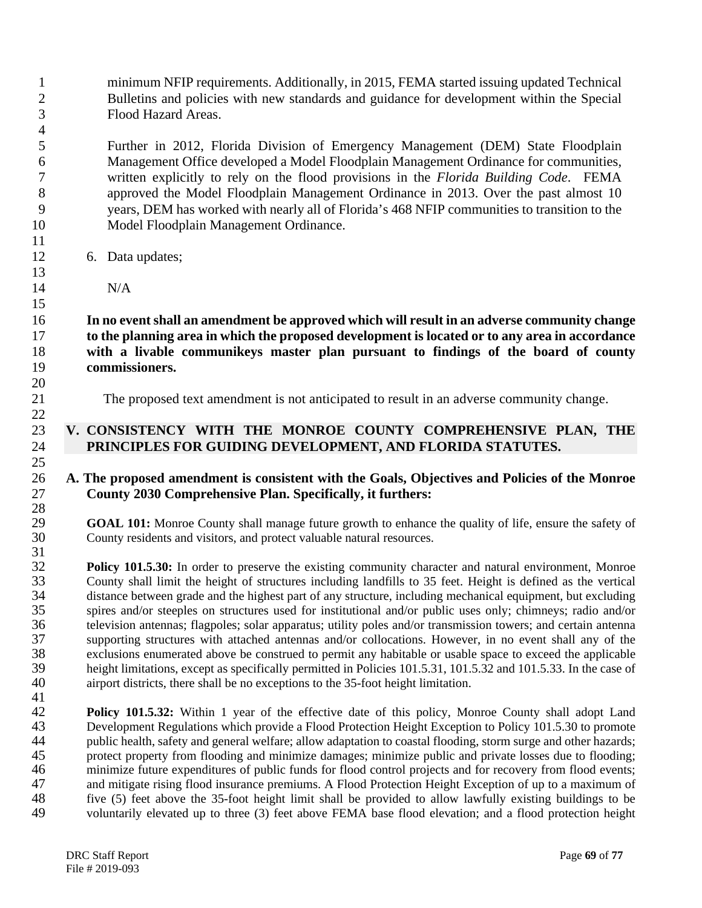minimum NFIP requirements. Additionally, in 2015, FEMA started issuing updated Technical Bulletins and policies with new standards and guidance for development within the Special Flood Hazard Areas.

Further in 2012, Florida Division of Emergency Management (DEM) State Floodplain Management Office developed a Model Floodplain Management Ordinance for communities, written explicitly to rely on the flood provisions in the *Florida Building Code*. FEMA approved the Model Floodplain Management Ordinance in 2013. Over the past almost 10 years, DEM has worked with nearly all of Florida's 468 NFIP communities to transition to the Model Floodplain Management Ordinance.

6. Data updates;

   N/A

**In no event shall an amendment be approved which will result in an adverse community change to the planning area in which the proposed development is located or to any area in accordance with a livable communikeys master plan pursuant to findings of the board of county commissioners.**

The proposed text amendment is not anticipated to result in an adverse community change.

## V. CONSISTENCY WITH THE MONROE COUNTY COMPREHENSIVE PLAN, THE PRINCIPLES FOR GUIDING DEVELOPMENT, AND FLORIDA STATUTES.

### A. The proposed amendment is consistent with the Goals, Objectives and Policies of the Monroe County 2030 Comprehensive Plan. Specifically, it furthers:

**GOAL 101:** Monroe County shall manage future growth to enhance the quality of life, ensure the safety of County residents and visitors, and protect valuable natural resources.

**Policy 101.5.30:** In order to preserve the existing community character and natural environment, Monroe County shall limit the height of structures including landfills to 35 feet. Height is defined as the vertical distance between grade and the highest part of any structure, including mechanical equipment, but excluding spires and/or steeples on structures used for institutional and/or public uses only; chimneys; radio and/or television antennas; flagpoles; solar apparatus; utility poles and/or transmission towers; and certain antenna supporting structures with attached antennas and/or collocations. However, in no event shall any of the exclusions enumerated above be construed to permit any habitable or usable space to exceed the applicable height limitations, except as specifically permitted in Policies 101.5.31, 101.5.32 and 101.5.33. In the case of airport districts, there shall be no exceptions to the 35-foot height limitation.

**Policy 101.5.32:** Within 1 year of the effective date of this policy, Monroe County shall adopt Land Development Regulations which provide a Flood Protection Height Exception to Policy 101.5.30 to promote public health, safety and general welfare; allow adaptation to coastal flooding, storm surge and other hazards; protect property from flooding and minimize damages; minimize public and private losses due to flooding; minimize future expenditures of public funds for flood control projects and for recovery from flood events; and mitigate rising flood insurance premiums. A Flood Protection Height Exception of up to a maximum of five (5) feet above the 35-foot height limit shall be provided to allow lawfully existing buildings to be voluntarily elevated up to three (3) feet above FEMA base flood elevation; and a flood protection height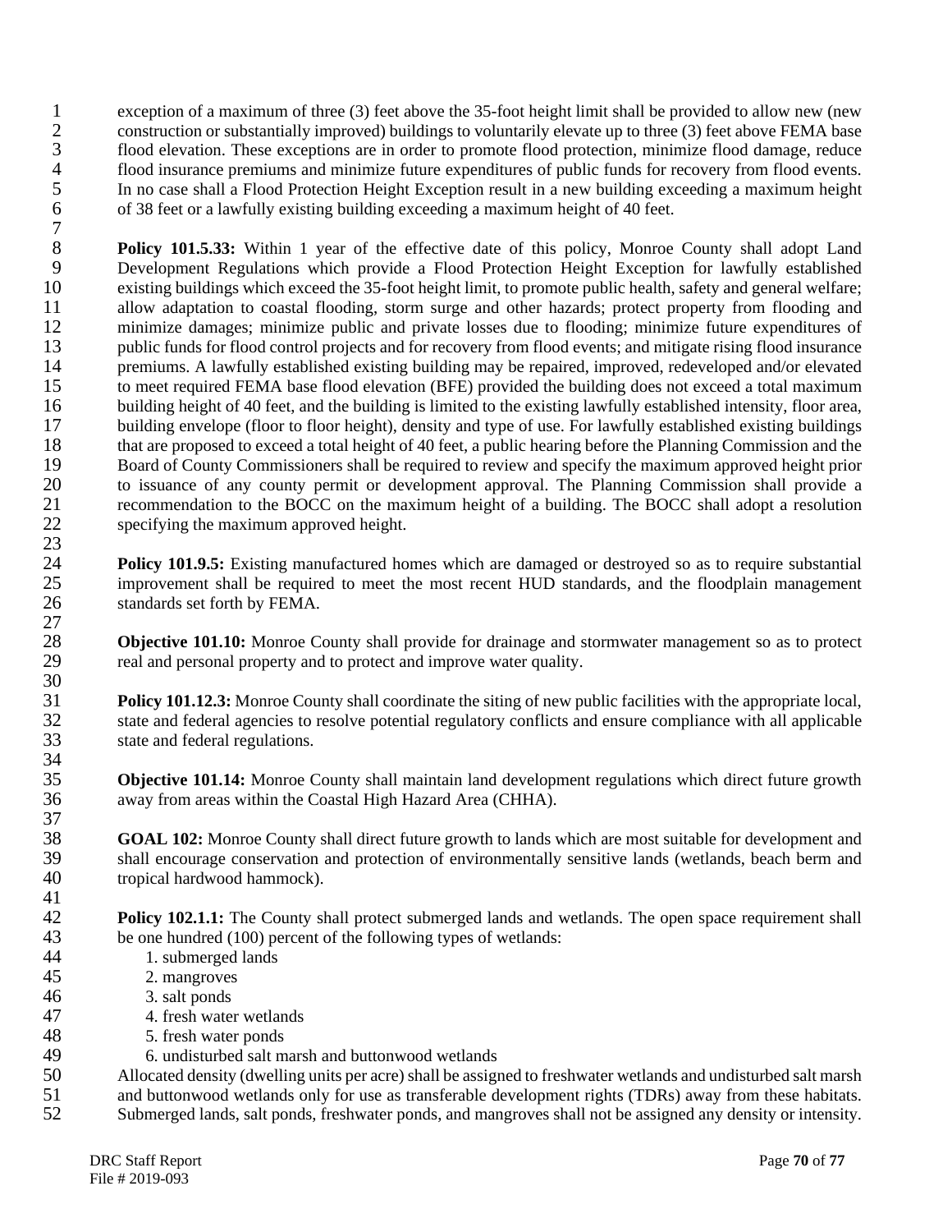exception of a maximum of three (3) feet above the 35-foot height limit shall be provided to allow new (new construction or substantially improved) buildings to voluntarily elevate up to three (3) feet above FEMA base flood elevation. These exceptions are in order to promote flood protection, minimize flood damage, reduce flood insurance premiums and minimize future expenditures of public funds for recovery from flood events. In no case shall a Flood Protection Height Exception result in a new building exceeding a maximum height of 38 feet or a lawfully existing building exceeding a maximum height of 40 feet.

**Policy 101.5.33:** Within 1 year of the effective date of this policy, Monroe County shall adopt Land Development Regulations which provide a Flood Protection Height Exception for lawfully established existing buildings which exceed the 35-foot height limit, to promote public health, safety and general welfare; allow adaptation to coastal flooding, storm surge and other hazards; protect property from flooding and minimize damages; minimize public and private losses due to flooding; minimize future expenditures of public funds for flood control projects and for recovery from flood events; and mitigate rising flood insurance premiums. A lawfully established existing building may be repaired, improved, redeveloped and/or elevated to meet required FEMA base flood elevation (BFE) provided the building does not exceed a total maximum building height of 40 feet, and the building is limited to the existing lawfully established intensity, floor area, building envelope (floor to floor height), density and type of use. For lawfully established existing buildings that are proposed to exceed a total height of 40 feet, a public hearing before the Planning Commission and the Board of County Commissioners shall be required to review and specify the maximum approved height prior to issuance of any county permit or development approval. The Planning Commission shall provide a recommendation to the BOCC on the maximum height of a building. The BOCC shall adopt a resolution specifying the maximum approved height.

**Policy 101.9.5:** Existing manufactured homes which are damaged or destroyed so as to require substantial improvement shall be required to meet the most recent HUD standards, and the floodplain management standards set forth by FEMA.

**Objective 101.10:** Monroe County shall provide for drainage and stormwater management so as to protect real and personal property and to protect and improve water quality.

**Policy 101.12.3:** Monroe County shall coordinate the siting of new public facilities with the appropriate local, state and federal agencies to resolve potential regulatory conflicts and ensure compliance with all applicable state and federal regulations.

**Objective 101.14:** Monroe County shall maintain land development regulations which direct future growth away from areas within the Coastal High Hazard Area (CHHA).

**GOAL 102:** Monroe County shall direct future growth to lands which are most suitable for development and shall encourage conservation and protection of environmentally sensitive lands (wetlands, beach berm and tropical hardwood hammock).

**Policy 102.1.1:** The County shall protect submerged lands and wetlands. The open space requirement shall be one hundred (100) percent of the following types of wetlands:

1. submerged lands
2. mangroves
3. salt ponds
4. fresh water wetlands
5. fresh water ponds
6. undisturbed salt marsh and buttonwood wetlands

Allocated density (dwelling units per acre) shall be assigned to freshwater wetlands and undisturbed salt marsh and buttonwood wetlands only for use as transferable development rights (TDRs) away from these habitats. Submerged lands, salt ponds, freshwater ponds, and mangroves shall not be assigned any density or intensity.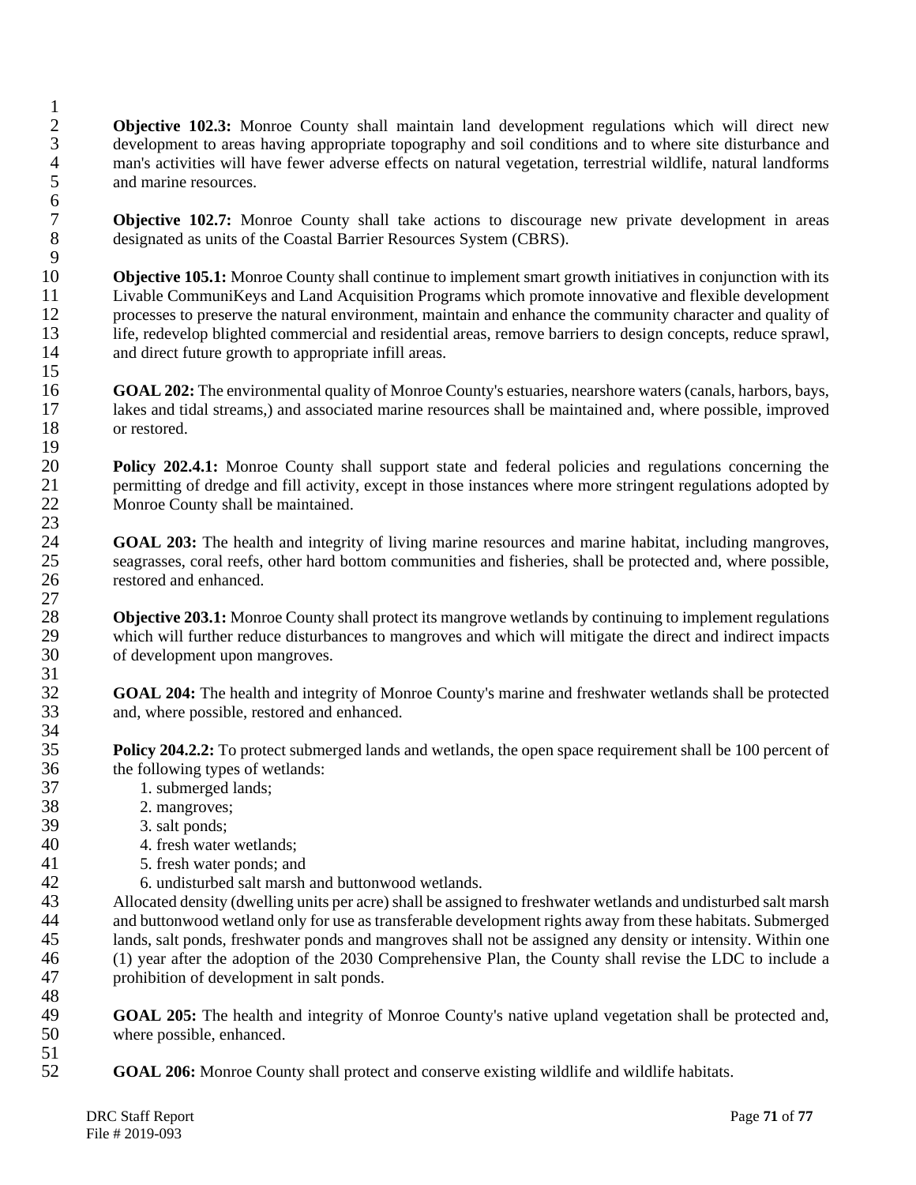**Objective 102.3:** Monroe County shall maintain land development regulations which will direct new development to areas having appropriate topography and soil conditions and to where site disturbance and man's activities will have fewer adverse effects on natural vegetation, terrestrial wildlife, natural landforms and marine resources.

**Objective 102.7:** Monroe County shall take actions to discourage new private development in areas designated as units of the Coastal Barrier Resources System (CBRS).

**Objective 105.1:** Monroe County shall continue to implement smart growth initiatives in conjunction with its Livable CommuniKeys and Land Acquisition Programs which promote innovative and flexible development processes to preserve the natural environment, maintain and enhance the community character and quality of life, redevelop blighted commercial and residential areas, remove barriers to design concepts, reduce sprawl, and direct future growth to appropriate infill areas.

**GOAL 202:** The environmental quality of Monroe County's estuaries, nearshore waters (canals, harbors, bays, lakes and tidal streams,) and associated marine resources shall be maintained and, where possible, improved or restored.

**Policy 202.4.1:** Monroe County shall support state and federal policies and regulations concerning the permitting of dredge and fill activity, except in those instances where more stringent regulations adopted by Monroe County shall be maintained.

**GOAL 203:** The health and integrity of living marine resources and marine habitat, including mangroves, seagrasses, coral reefs, other hard bottom communities and fisheries, shall be protected and, where possible, restored and enhanced.

**Objective 203.1:** Monroe County shall protect its mangrove wetlands by continuing to implement regulations which will further reduce disturbances to mangroves and which will mitigate the direct and indirect impacts of development upon mangroves.

**GOAL 204:** The health and integrity of Monroe County's marine and freshwater wetlands shall be protected and, where possible, restored and enhanced.

**Policy 204.2.2:** To protect submerged lands and wetlands, the open space requirement shall be 100 percent of the following types of wetlands:

1. submerged lands;
2. mangroves;
3. salt ponds;
4. fresh water wetlands;
5. fresh water ponds; and
6. undisturbed salt marsh and buttonwood wetlands.

Allocated density (dwelling units per acre) shall be assigned to freshwater wetlands and undisturbed salt marsh and buttonwood wetland only for use as transferable development rights away from these habitats. Submerged lands, salt ponds, freshwater ponds and mangroves shall not be assigned any density or intensity. Within one (1) year after the adoption of the 2030 Comprehensive Plan, the County shall revise the LDC to include a prohibition of development in salt ponds.

**GOAL 205:** The health and integrity of Monroe County's native upland vegetation shall be protected and, where possible, enhanced.

**GOAL 206:** Monroe County shall protect and conserve existing wildlife and wildlife habitats.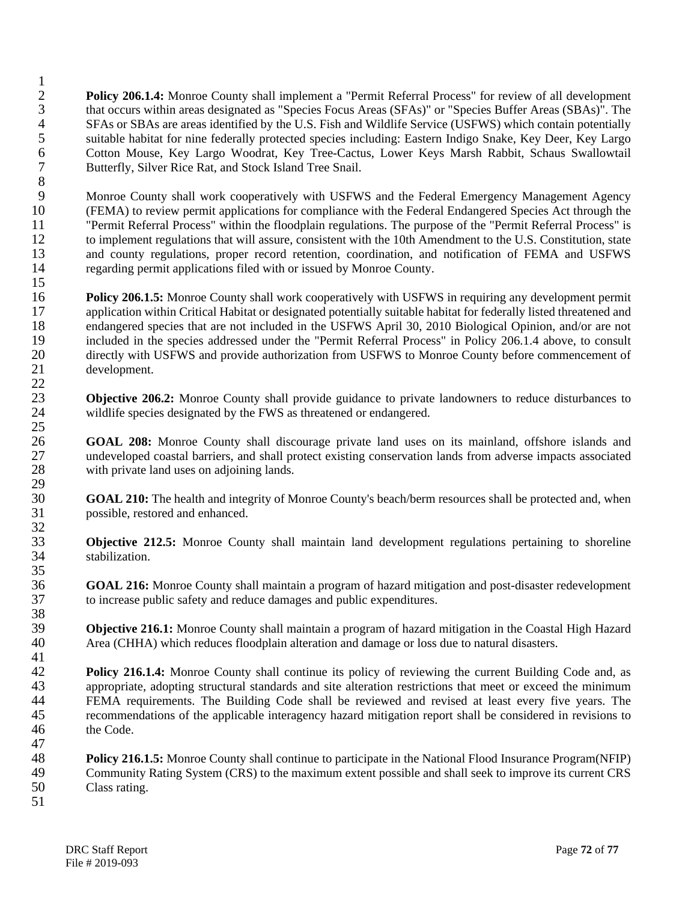**Policy 206.1.4:** Monroe County shall implement a "Permit Referral Process" for review of all development that occurs within areas designated as "Species Focus Areas (SFAs)" or "Species Buffer Areas (SBAs)". The SFAs or SBAs are areas identified by the U.S. Fish and Wildlife Service (USFWS) which contain potentially suitable habitat for nine federally protected species including: Eastern Indigo Snake, Key Deer, Key Largo Cotton Mouse, Key Largo Woodrat, Key Tree-Cactus, Lower Keys Marsh Rabbit, Schaus Swallowtail Butterfly, Silver Rice Rat, and Stock Island Tree Snail.

Monroe County shall work cooperatively with USFWS and the Federal Emergency Management Agency (FEMA) to review permit applications for compliance with the Federal Endangered Species Act through the "Permit Referral Process" within the floodplain regulations. The purpose of the "Permit Referral Process" is to implement regulations that will assure, consistent with the 10th Amendment to the U.S. Constitution, state and county regulations, proper record retention, coordination, and notification of FEMA and USFWS regarding permit applications filed with or issued by Monroe County.

**Policy 206.1.5:** Monroe County shall work cooperatively with USFWS in requiring any development permit application within Critical Habitat or designated potentially suitable habitat for federally listed threatened and endangered species that are not included in the USFWS April 30, 2010 Biological Opinion, and/or are not included in the species addressed under the "Permit Referral Process" in Policy 206.1.4 above, to consult directly with USFWS and provide authorization from USFWS to Monroe County before commencement of development.

**Objective 206.2:** Monroe County shall provide guidance to private landowners to reduce disturbances to wildlife species designated by the FWS as threatened or endangered.

**GOAL 208:** Monroe County shall discourage private land uses on its mainland, offshore islands and undeveloped coastal barriers, and shall protect existing conservation lands from adverse impacts associated with private land uses on adjoining lands.

**GOAL 210:** The health and integrity of Monroe County's beach/berm resources shall be protected and, when possible, restored and enhanced.

**Objective 212.5:** Monroe County shall maintain land development regulations pertaining to shoreline stabilization.

**GOAL 216:** Monroe County shall maintain a program of hazard mitigation and post-disaster redevelopment to increase public safety and reduce damages and public expenditures.

**Objective 216.1:** Monroe County shall maintain a program of hazard mitigation in the Coastal High Hazard Area (CHHA) which reduces floodplain alteration and damage or loss due to natural disasters.

**Policy 216.1.4:** Monroe County shall continue its policy of reviewing the current Building Code and, as appropriate, adopting structural standards and site alteration restrictions that meet or exceed the minimum FEMA requirements. The Building Code shall be reviewed and revised at least every five years. The recommendations of the applicable interagency hazard mitigation report shall be considered in revisions to the Code.

**Policy 216.1.5:** Monroe County shall continue to participate in the National Flood Insurance Program(NFIP) Community Rating System (CRS) to the maximum extent possible and shall seek to improve its current CRS Class rating.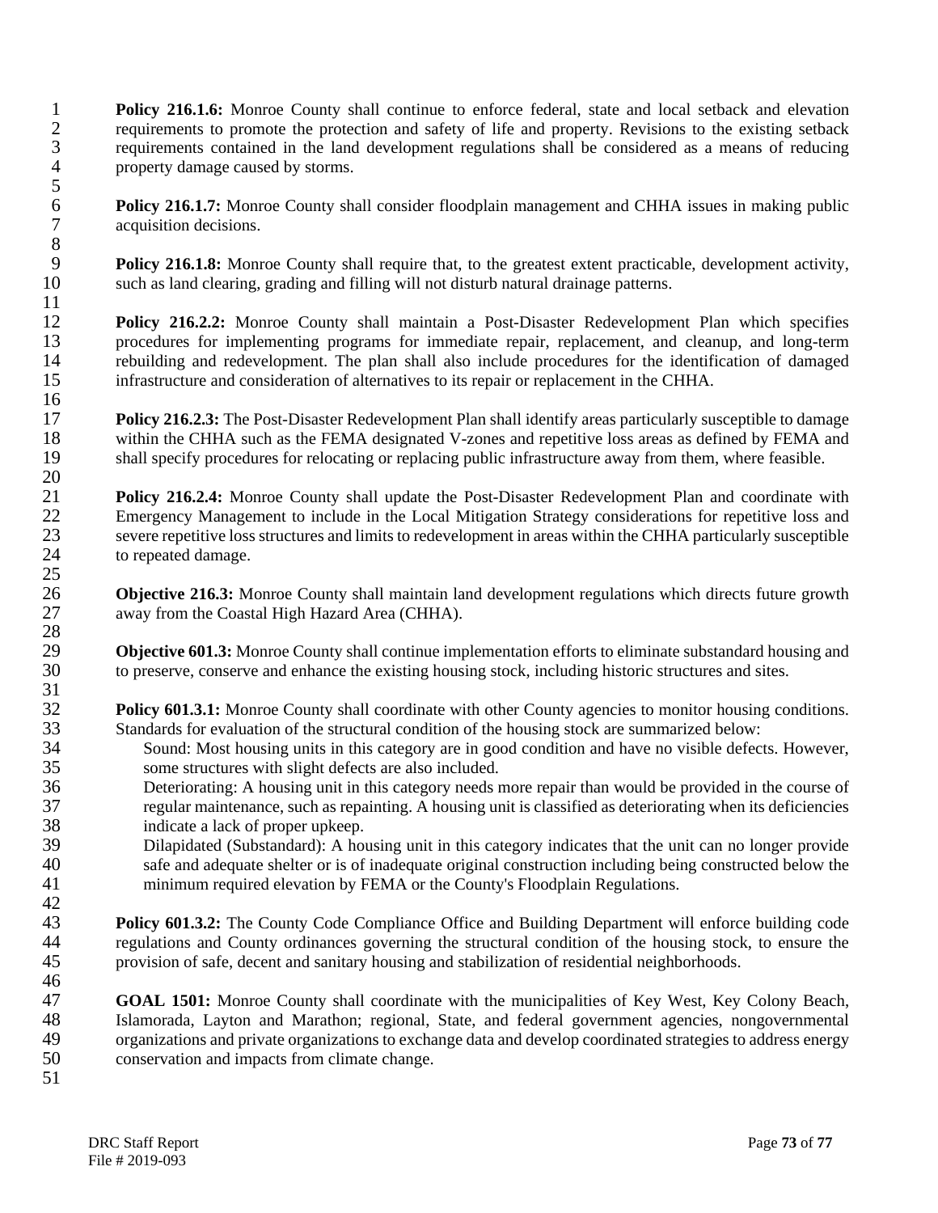**Policy 216.1.6:** Monroe County shall continue to enforce federal, state and local setback and elevation requirements to promote the protection and safety of life and property. Revisions to the existing setback requirements contained in the land development regulations shall be considered as a means of reducing property damage caused by storms.

**Policy 216.1.7:** Monroe County shall consider floodplain management and CHHA issues in making public acquisition decisions.

**Policy 216.1.8:** Monroe County shall require that, to the greatest extent practicable, development activity, such as land clearing, grading and filling will not disturb natural drainage patterns.

**Policy 216.2.2:** Monroe County shall maintain a Post-Disaster Redevelopment Plan which specifies procedures for implementing programs for immediate repair, replacement, and cleanup, and long-term rebuilding and redevelopment. The plan shall also include procedures for the identification of damaged infrastructure and consideration of alternatives to its repair or replacement in the CHHA.

**Policy 216.2.3:** The Post-Disaster Redevelopment Plan shall identify areas particularly susceptible to damage within the CHHA such as the FEMA designated V-zones and repetitive loss areas as defined by FEMA and shall specify procedures for relocating or replacing public infrastructure away from them, where feasible.

**Policy 216.2.4:** Monroe County shall update the Post-Disaster Redevelopment Plan and coordinate with Emergency Management to include in the Local Mitigation Strategy considerations for repetitive loss and severe repetitive loss structures and limits to redevelopment in areas within the CHHA particularly susceptible to repeated damage.

**Objective 216.3:** Monroe County shall maintain land development regulations which directs future growth away from the Coastal High Hazard Area (CHHA).

**Objective 601.3:** Monroe County shall continue implementation efforts to eliminate substandard housing and to preserve, conserve and enhance the existing housing stock, including historic structures and sites.

**Policy 601.3.1:** Monroe County shall coordinate with other County agencies to monitor housing conditions. Standards for evaluation of the structural condition of the housing stock are summarized below:

Sound: Most housing units in this category are in good condition and have no visible defects. However, some structures with slight defects are also included.

Deteriorating: A housing unit in this category needs more repair than would be provided in the course of regular maintenance, such as repainting. A housing unit is classified as deteriorating when its deficiencies indicate a lack of proper upkeep.

Dilapidated (Substandard): A housing unit in this category indicates that the unit can no longer provide safe and adequate shelter or is of inadequate original construction including being constructed below the minimum required elevation by FEMA or the County's Floodplain Regulations.

**Policy 601.3.2:** The County Code Compliance Office and Building Department will enforce building code regulations and County ordinances governing the structural condition of the housing stock, to ensure the provision of safe, decent and sanitary housing and stabilization of residential neighborhoods.

**GOAL 1501:** Monroe County shall coordinate with the municipalities of Key West, Key Colony Beach, Islamorada, Layton and Marathon; regional, State, and federal government agencies, nongovernmental organizations and private organizations to exchange data and develop coordinated strategies to address energy conservation and impacts from climate change.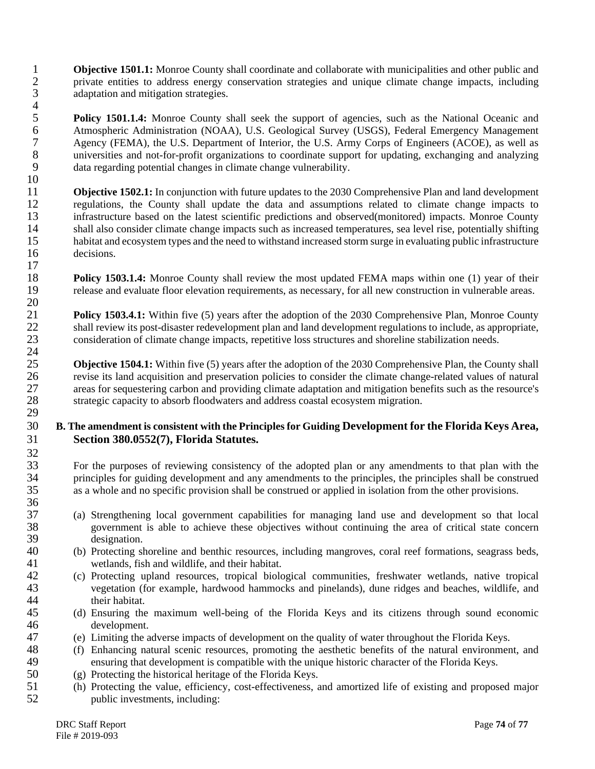**Objective 1501.1:** Monroe County shall coordinate and collaborate with municipalities and other public and private entities to address energy conservation strategies and unique climate change impacts, including adaptation and mitigation strategies.

**Policy 1501.1.4:** Monroe County shall seek the support of agencies, such as the National Oceanic and Atmospheric Administration (NOAA), U.S. Geological Survey (USGS), Federal Emergency Management Agency (FEMA), the U.S. Department of Interior, the U.S. Army Corps of Engineers (ACOE), as well as universities and not-for-profit organizations to coordinate support for updating, exchanging and analyzing data regarding potential changes in climate change vulnerability.

**Objective 1502.1:** In conjunction with future updates to the 2030 Comprehensive Plan and land development regulations, the County shall update the data and assumptions related to climate change impacts to infrastructure based on the latest scientific predictions and observed(monitored) impacts. Monroe County shall also consider climate change impacts such as increased temperatures, sea level rise, potentially shifting habitat and ecosystem types and the need to withstand increased storm surge in evaluating public infrastructure decisions.

**Policy 1503.1.4:** Monroe County shall review the most updated FEMA maps within one (1) year of their release and evaluate floor elevation requirements, as necessary, for all new construction in vulnerable areas.

**Policy 1503.4.1:** Within five (5) years after the adoption of the 2030 Comprehensive Plan, Monroe County shall review its post-disaster redevelopment plan and land development regulations to include, as appropriate, consideration of climate change impacts, repetitive loss structures and shoreline stabilization needs.

**Objective 1504.1:** Within five (5) years after the adoption of the 2030 Comprehensive Plan, the County shall revise its land acquisition and preservation policies to consider the climate change-related values of natural areas for sequestering carbon and providing climate adaptation and mitigation benefits such as the resource's strategic capacity to absorb floodwaters and address coastal ecosystem migration.

## B. The amendment is consistent with the Principles for Guiding Development for the Florida Keys Area, Section 380.0552(7), Florida Statutes.

For the purposes of reviewing consistency of the adopted plan or any amendments to that plan with the principles for guiding development and any amendments to the principles, the principles shall be construed as a whole and no specific provision shall be construed or applied in isolation from the other provisions.

(a) Strengthening local government capabilities for managing land use and development so that local government is able to achieve these objectives without continuing the area of critical state concern designation.

(b) Protecting shoreline and benthic resources, including mangroves, coral reef formations, seagrass beds, wetlands, fish and wildlife, and their habitat.

(c) Protecting upland resources, tropical biological communities, freshwater wetlands, native tropical vegetation (for example, hardwood hammocks and pinelands), dune ridges and beaches, wildlife, and their habitat.

(d) Ensuring the maximum well-being of the Florida Keys and its citizens through sound economic development.

(e) Limiting the adverse impacts of development on the quality of water throughout the Florida Keys.

(f) Enhancing natural scenic resources, promoting the aesthetic benefits of the natural environment, and ensuring that development is compatible with the unique historic character of the Florida Keys.

(g) Protecting the historical heritage of the Florida Keys.

(h) Protecting the value, efficiency, cost-effectiveness, and amortized life of existing and proposed major public investments, including: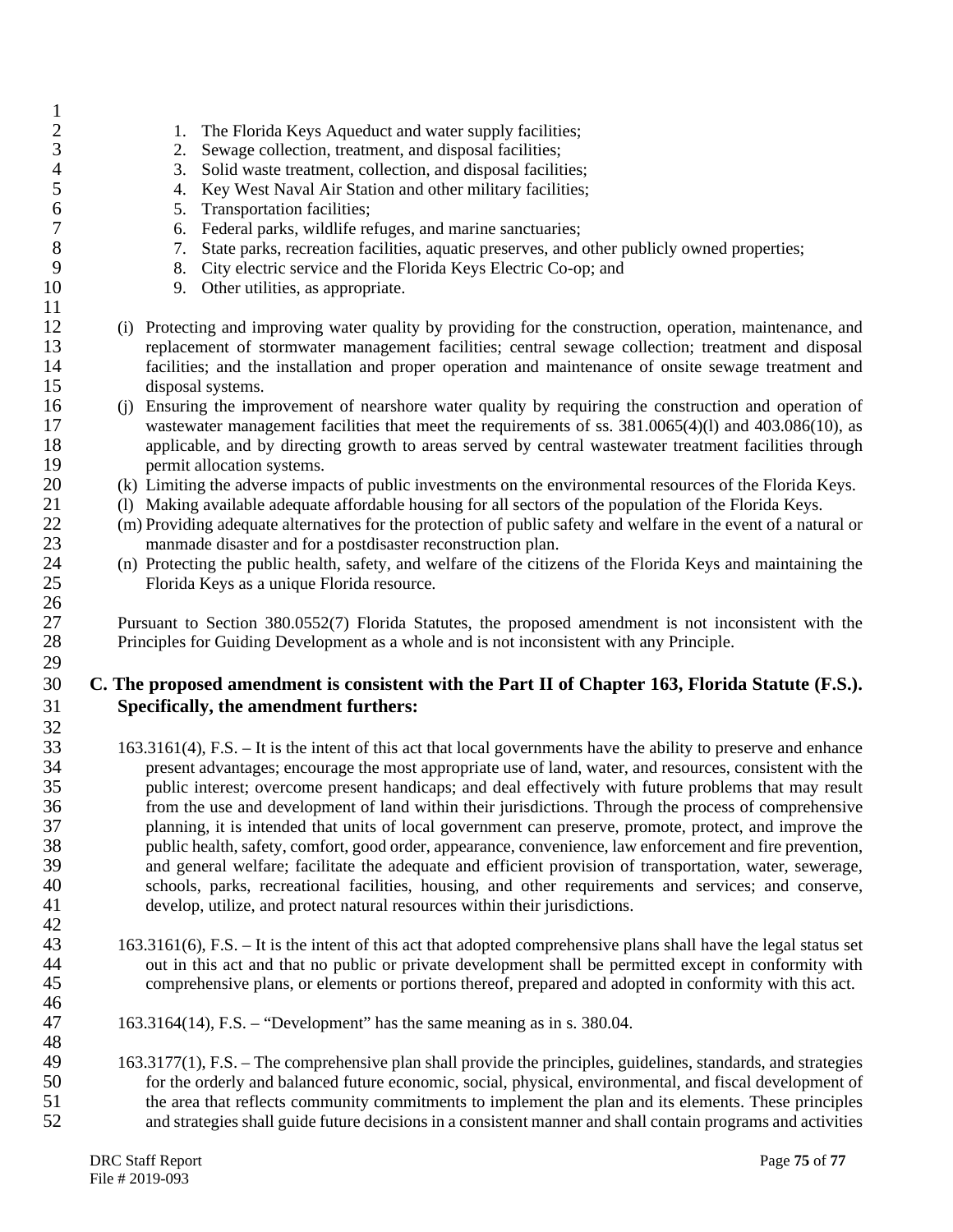1. The Florida Keys Aqueduct and water supply facilities;
2. Sewage collection, treatment, and disposal facilities;
3. Solid waste treatment, collection, and disposal facilities;
4. Key West Naval Air Station and other military facilities;
5. Transportation facilities;
6. Federal parks, wildlife refuges, and marine sanctuaries;
7. State parks, recreation facilities, aquatic preserves, and other publicly owned properties;
8. City electric service and the Florida Keys Electric Co-op; and
9. Other utilities, as appropriate.

(i) Protecting and improving water quality by providing for the construction, operation, maintenance, and replacement of stormwater management facilities; central sewage collection; treatment and disposal facilities; and the installation and proper operation and maintenance of onsite sewage treatment and disposal systems.

(j) Ensuring the improvement of nearshore water quality by requiring the construction and operation of wastewater management facilities that meet the requirements of ss. 381.0065(4)(l) and 403.086(10), as applicable, and by directing growth to areas served by central wastewater treatment facilities through permit allocation systems.

(k) Limiting the adverse impacts of public investments on the environmental resources of the Florida Keys.

(l) Making available adequate affordable housing for all sectors of the population of the Florida Keys.

(m) Providing adequate alternatives for the protection of public safety and welfare in the event of a natural or manmade disaster and for a postdisaster reconstruction plan.

(n) Protecting the public health, safety, and welfare of the citizens of the Florida Keys and maintaining the Florida Keys as a unique Florida resource.

Pursuant to Section 380.0552(7) Florida Statutes, the proposed amendment is not inconsistent with the Principles for Guiding Development as a whole and is not inconsistent with any Principle.

**C. The proposed amendment is consistent with the Part II of Chapter 163, Florida Statute (F.S.). Specifically, the amendment furthers:**

163.3161(4), F.S. – It is the intent of this act that local governments have the ability to preserve and enhance present advantages; encourage the most appropriate use of land, water, and resources, consistent with the public interest; overcome present handicaps; and deal effectively with future problems that may result from the use and development of land within their jurisdictions. Through the process of comprehensive planning, it is intended that units of local government can preserve, promote, protect, and improve the public health, safety, comfort, good order, appearance, convenience, law enforcement and fire prevention, and general welfare; facilitate the adequate and efficient provision of transportation, water, sewerage, schools, parks, recreational facilities, housing, and other requirements and services; and conserve, develop, utilize, and protect natural resources within their jurisdictions.

163.3161(6), F.S. – It is the intent of this act that adopted comprehensive plans shall have the legal status set out in this act and that no public or private development shall be permitted except in conformity with comprehensive plans, or elements or portions thereof, prepared and adopted in conformity with this act.

163.3164(14), F.S. – "Development" has the same meaning as in s. 380.04.

163.3177(1), F.S. – The comprehensive plan shall provide the principles, guidelines, standards, and strategies for the orderly and balanced future economic, social, physical, environmental, and fiscal development of the area that reflects community commitments to implement the plan and its elements. These principles and strategies shall guide future decisions in a consistent manner and shall contain programs and activities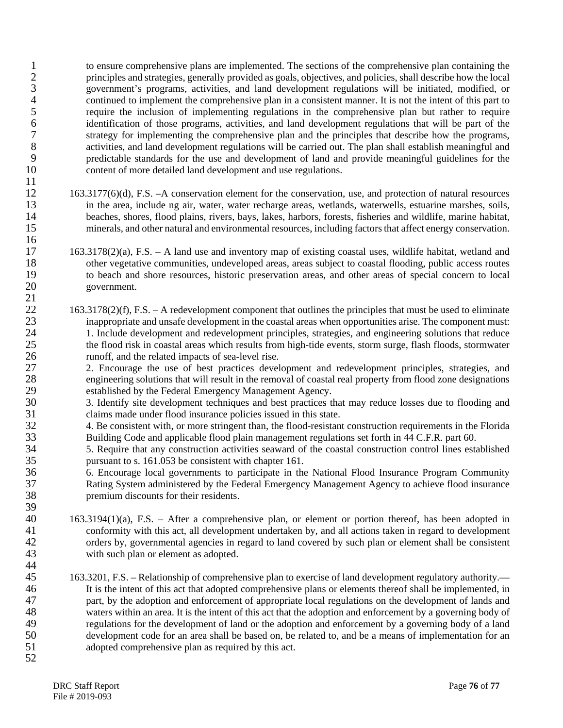to ensure comprehensive plans are implemented. The sections of the comprehensive plan containing the principles and strategies, generally provided as goals, objectives, and policies, shall describe how the local government's programs, activities, and land development regulations will be initiated, modified, or continued to implement the comprehensive plan in a consistent manner. It is not the intent of this part to require the inclusion of implementing regulations in the comprehensive plan but rather to require identification of those programs, activities, and land development regulations that will be part of the strategy for implementing the comprehensive plan and the principles that describe how the programs, activities, and land development regulations will be carried out. The plan shall establish meaningful and predictable standards for the use and development of land and provide meaningful guidelines for the content of more detailed land development and use regulations.

163.3177(6)(d), F.S. –A conservation element for the conservation, use, and protection of natural resources in the area, include ng air, water, water recharge areas, wetlands, waterwells, estuarine marshes, soils, beaches, shores, flood plains, rivers, bays, lakes, harbors, forests, fisheries and wildlife, marine habitat, minerals, and other natural and environmental resources, including factors that affect energy conservation.

163.3178(2)(a), F.S. – A land use and inventory map of existing coastal uses, wildlife habitat, wetland and other vegetative communities, undeveloped areas, areas subject to coastal flooding, public access routes to beach and shore resources, historic preservation areas, and other areas of special concern to local government.

163.3178(2)(f), F.S. – A redevelopment component that outlines the principles that must be used to eliminate inappropriate and unsafe development in the coastal areas when opportunities arise. The component must:
1. Include development and redevelopment principles, strategies, and engineering solutions that reduce the flood risk in coastal areas which results from high-tide events, storm surge, flash floods, stormwater runoff, and the related impacts of sea-level rise.
2. Encourage the use of best practices development and redevelopment principles, strategies, and engineering solutions that will result in the removal of coastal real property from flood zone designations established by the Federal Emergency Management Agency.
3. Identify site development techniques and best practices that may reduce losses due to flooding and claims made under flood insurance policies issued in this state.
4. Be consistent with, or more stringent than, the flood-resistant construction requirements in the Florida Building Code and applicable flood plain management regulations set forth in 44 C.F.R. part 60.
5. Require that any construction activities seaward of the coastal construction control lines established pursuant to s. 161.053 be consistent with chapter 161.
6. Encourage local governments to participate in the National Flood Insurance Program Community Rating System administered by the Federal Emergency Management Agency to achieve flood insurance premium discounts for their residents.

163.3194(1)(a), F.S. – After a comprehensive plan, or element or portion thereof, has been adopted in conformity with this act, all development undertaken by, and all actions taken in regard to development orders by, governmental agencies in regard to land covered by such plan or element shall be consistent with such plan or element as adopted.

163.3201, F.S. – Relationship of comprehensive plan to exercise of land development regulatory authority.— It is the intent of this act that adopted comprehensive plans or elements thereof shall be implemented, in part, by the adoption and enforcement of appropriate local regulations on the development of lands and waters within an area. It is the intent of this act that the adoption and enforcement by a governing body of regulations for the development of land or the adoption and enforcement by a governing body of a land development code for an area shall be based on, be related to, and be a means of implementation for an adopted comprehensive plan as required by this act.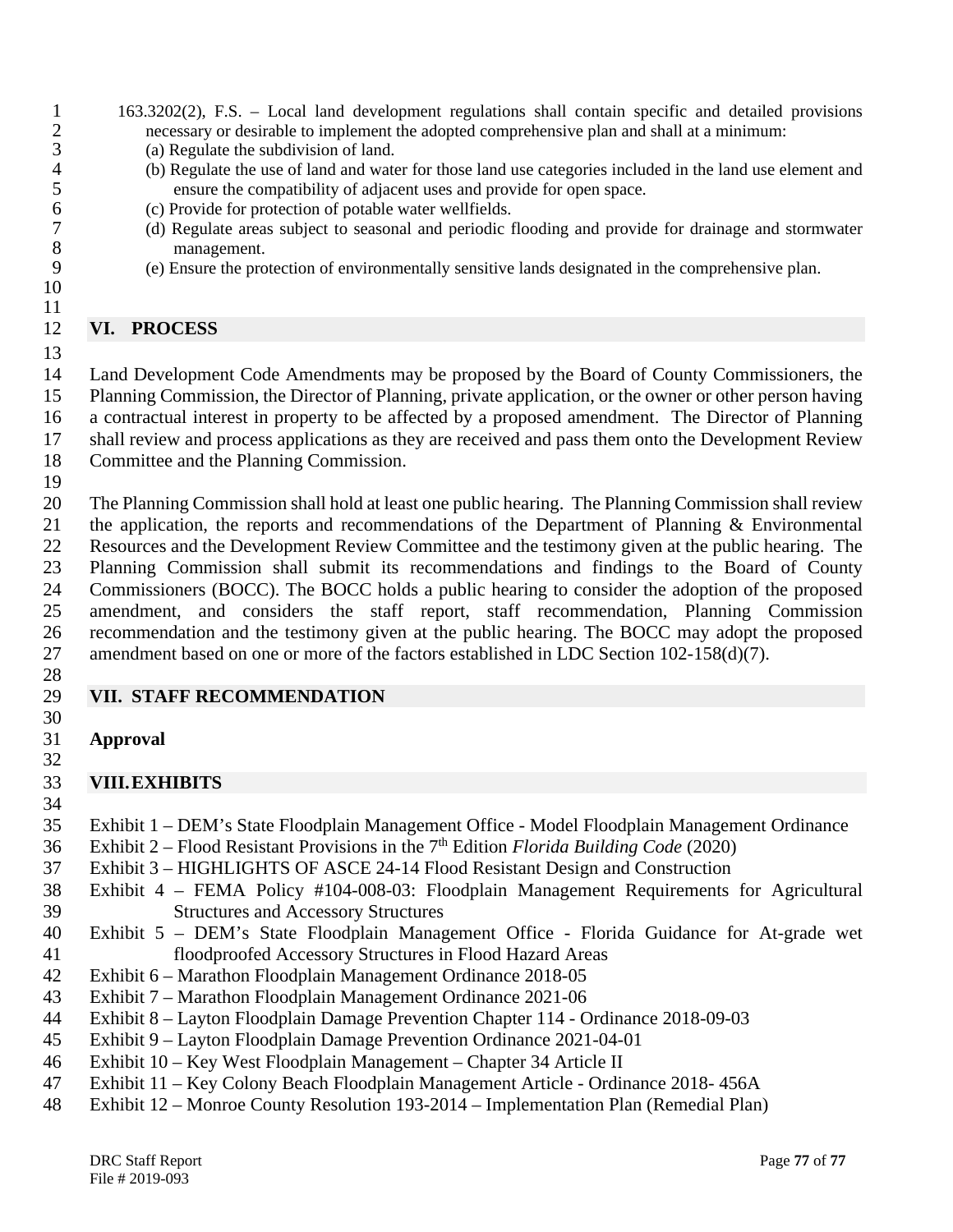163.3202(2), F.S. – Local land development regulations shall contain specific and detailed provisions necessary or desirable to implement the adopted comprehensive plan and shall at a minimum:

(a) Regulate the subdivision of land.

(b) Regulate the use of land and water for those land use categories included in the land use element and ensure the compatibility of adjacent uses and provide for open space.

(c) Provide for protection of potable water wellfields.

(d) Regulate areas subject to seasonal and periodic flooding and provide for drainage and stormwater management.

(e) Ensure the protection of environmentally sensitive lands designated in the comprehensive plan.

## VI. PROCESS

Land Development Code Amendments may be proposed by the Board of County Commissioners, the Planning Commission, the Director of Planning, private application, or the owner or other person having a contractual interest in property to be affected by a proposed amendment. The Director of Planning shall review and process applications as they are received and pass them onto the Development Review Committee and the Planning Commission.

The Planning Commission shall hold at least one public hearing. The Planning Commission shall review the application, the reports and recommendations of the Department of Planning & Environmental Resources and the Development Review Committee and the testimony given at the public hearing. The Planning Commission shall submit its recommendations and findings to the Board of County Commissioners (BOCC). The BOCC holds a public hearing to consider the adoption of the proposed amendment, and considers the staff report, staff recommendation, Planning Commission recommendation and the testimony given at the public hearing. The BOCC may adopt the proposed amendment based on one or more of the factors established in LDC Section 102-158(d)(7).

## VII. STAFF RECOMMENDATION

**Approval**

## VIII. EXHIBITS

Exhibit 1 – DEM's State Floodplain Management Office - Model Floodplain Management Ordinance

Exhibit 2 – Flood Resistant Provisions in the 7th Edition *Florida Building Code* (2020)

Exhibit 3 – HIGHLIGHTS OF ASCE 24-14 Flood Resistant Design and Construction

Exhibit 4 – FEMA Policy #104-008-03: Floodplain Management Requirements for Agricultural Structures and Accessory Structures

Exhibit 5 – DEM's State Floodplain Management Office - Florida Guidance for At-grade wet floodproofed Accessory Structures in Flood Hazard Areas

Exhibit 6 – Marathon Floodplain Management Ordinance 2018-05

Exhibit 7 – Marathon Floodplain Management Ordinance 2021-06

Exhibit 8 – Layton Floodplain Damage Prevention Chapter 114 - Ordinance 2018-09-03

Exhibit 9 – Layton Floodplain Damage Prevention Ordinance 2021-04-01

Exhibit 10 – Key West Floodplain Management – Chapter 34 Article II

Exhibit 11 – Key Colony Beach Floodplain Management Article - Ordinance 2018- 456A

Exhibit 12 – Monroe County Resolution 193-2014 – Implementation Plan (Remedial Plan)